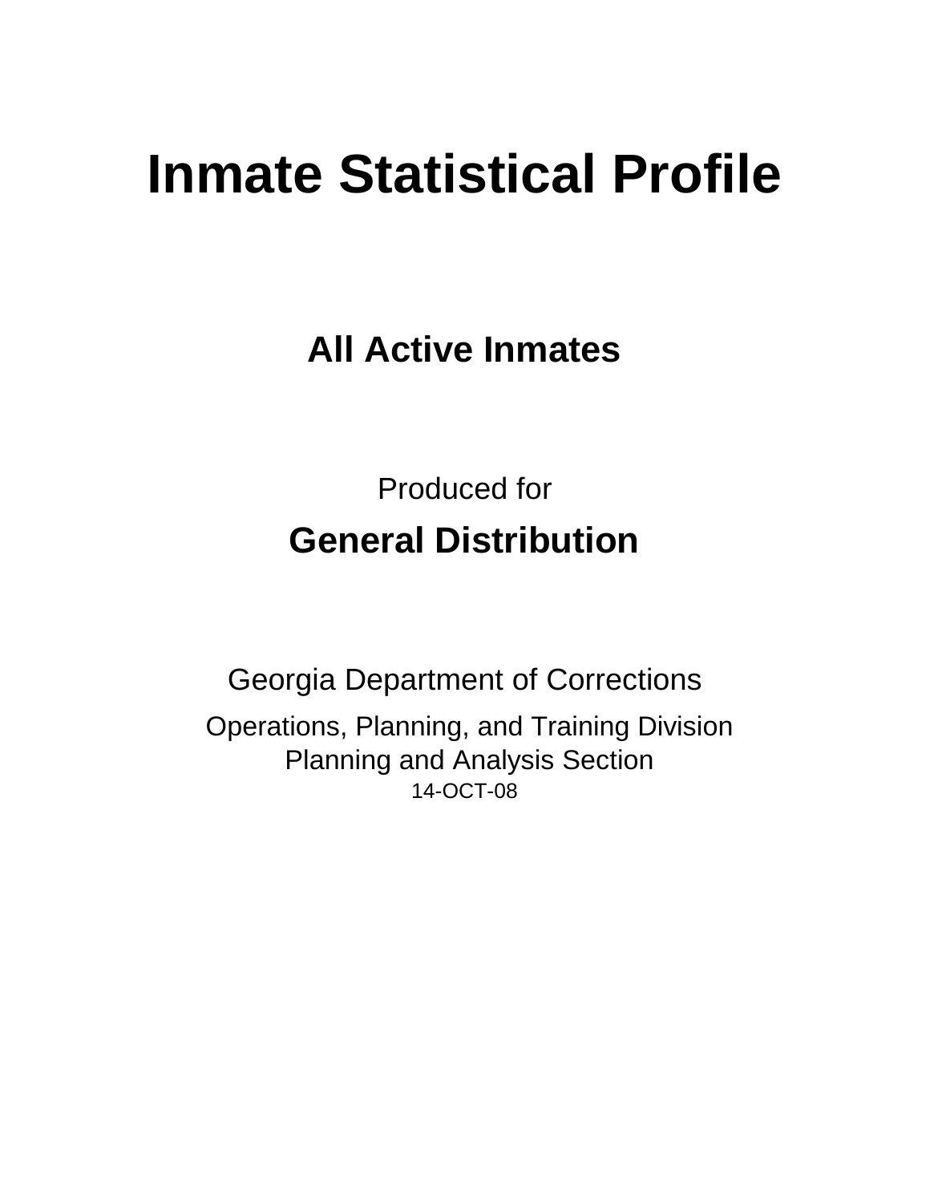# Inmate Statistical Profile

## All Active Inmates

Produced for

## General Distribution

Georgia Department of Corrections

Operations, Planning, and Training Division
Planning and Analysis Section
14-OCT-08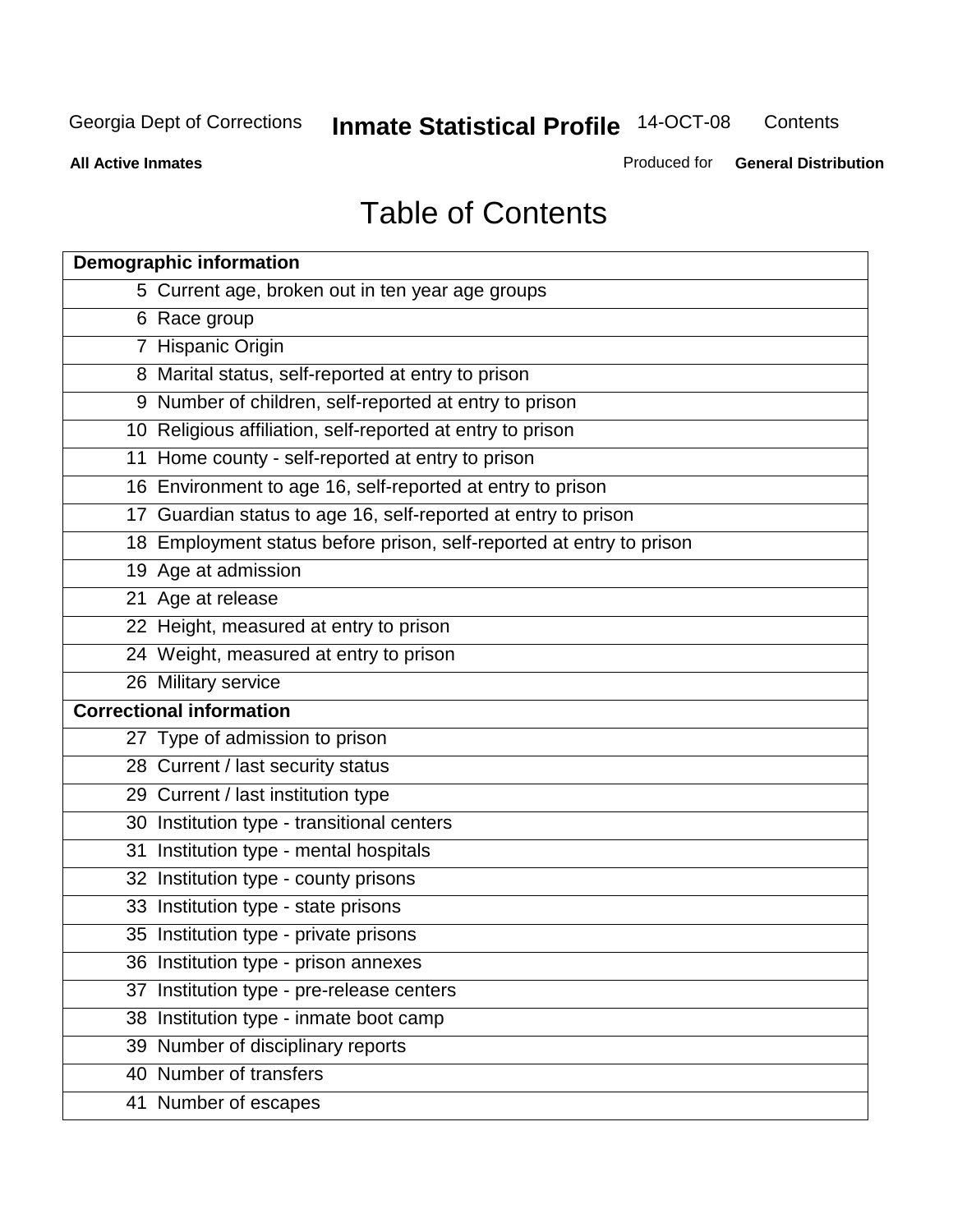# Table of Contents

| Demographic information | |
|---|---|
| 5 | Current age, broken out in ten year age groups |
| 6 | Race group |
| 7 | Hispanic Origin |
| 8 | Marital status, self-reported at entry to prison |
| 9 | Number of children, self-reported at entry to prison |
| 10 | Religious affiliation, self-reported at entry to prison |
| 11 | Home county - self-reported at entry to prison |
| 16 | Environment to age 16, self-reported at entry to prison |
| 17 | Guardian status to age 16, self-reported at entry to prison |
| 18 | Employment status before prison, self-reported at entry to prison |
| 19 | Age at admission |
| 21 | Age at release |
| 22 | Height, measured at entry to prison |
| 24 | Weight, measured at entry to prison |
| 26 | Military service |
| **Correctional information** | |
| 27 | Type of admission to prison |
| 28 | Current / last security status |
| 29 | Current / last institution type |
| 30 | Institution type - transitional centers |
| 31 | Institution type - mental hospitals |
| 32 | Institution type - county prisons |
| 33 | Institution type - state prisons |
| 35 | Institution type - private prisons |
| 36 | Institution type - prison annexes |
| 37 | Institution type - pre-release centers |
| 38 | Institution type - inmate boot camp |
| 39 | Number of disciplinary reports |
| 40 | Number of transfers |
| 41 | Number of escapes |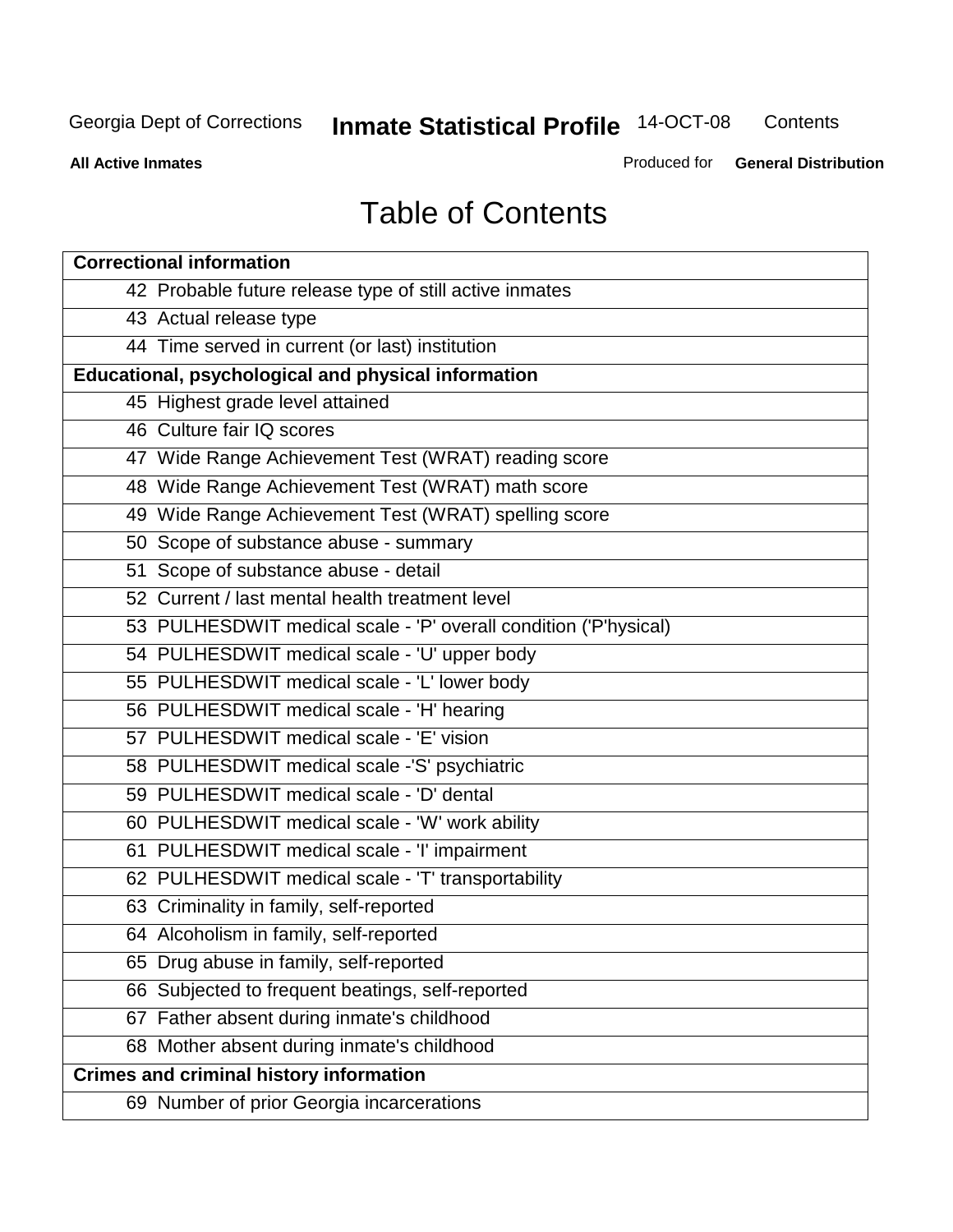# Table of Contents

| Correctional information | |
|---|---|
| 42 | Probable future release type of still active inmates |
| 43 | Actual release type |
| 44 | Time served in current (or last) institution |
| **Educational, psychological and physical information** | |
| 45 | Highest grade level attained |
| 46 | Culture fair IQ scores |
| 47 | Wide Range Achievement Test (WRAT) reading score |
| 48 | Wide Range Achievement Test (WRAT) math score |
| 49 | Wide Range Achievement Test (WRAT) spelling score |
| 50 | Scope of substance abuse - summary |
| 51 | Scope of substance abuse - detail |
| 52 | Current / last mental health treatment level |
| 53 | PULHESDWIT medical scale - 'P' overall condition ('P'hysical) |
| 54 | PULHESDWIT medical scale - 'U' upper body |
| 55 | PULHESDWIT medical scale - 'L' lower body |
| 56 | PULHESDWIT medical scale - 'H' hearing |
| 57 | PULHESDWIT medical scale - 'E' vision |
| 58 | PULHESDWIT medical scale -'S' psychiatric |
| 59 | PULHESDWIT medical scale - 'D' dental |
| 60 | PULHESDWIT medical scale - 'W' work ability |
| 61 | PULHESDWIT medical scale - 'I' impairment |
| 62 | PULHESDWIT medical scale - 'T' transportability |
| 63 | Criminality in family, self-reported |
| 64 | Alcoholism in family, self-reported |
| 65 | Drug abuse in family, self-reported |
| 66 | Subjected to frequent beatings, self-reported |
| 67 | Father absent during inmate's childhood |
| 68 | Mother absent during inmate's childhood |
| **Crimes and criminal history information** | |
| 69 | Number of prior Georgia incarcerations |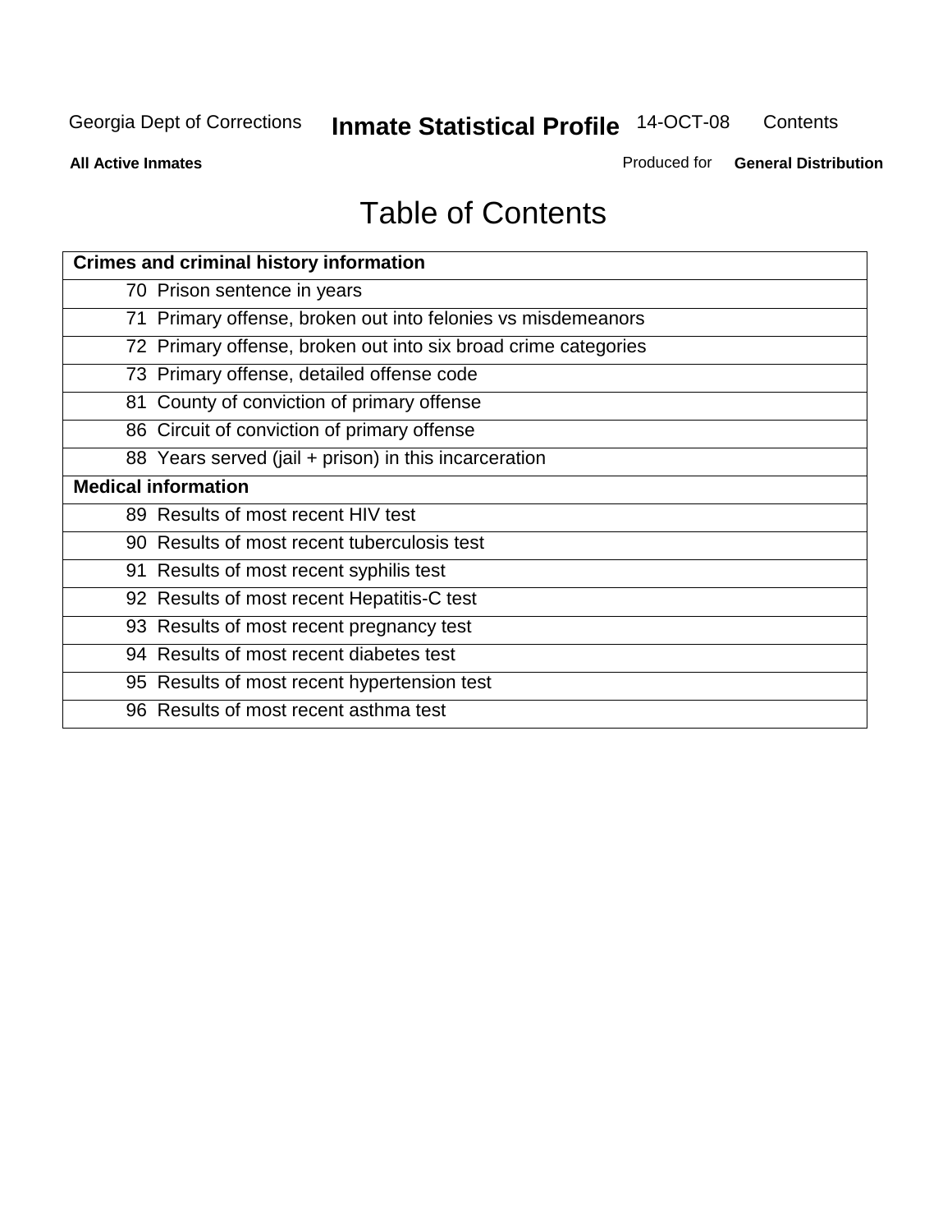# Table of Contents

| Crimes and criminal history information | |
|---|---|
| 70 | Prison sentence in years |
| 71 | Primary offense, broken out into felonies vs misdemeanors |
| 72 | Primary offense, broken out into six broad crime categories |
| 73 | Primary offense, detailed offense code |
| 81 | County of conviction of primary offense |
| 86 | Circuit of conviction of primary offense |
| 88 | Years served (jail + prison) in this incarceration |
| **Medical information** | |
| 89 | Results of most recent HIV test |
| 90 | Results of most recent tuberculosis test |
| 91 | Results of most recent syphilis test |
| 92 | Results of most recent Hepatitis-C test |
| 93 | Results of most recent pregnancy test |
| 94 | Results of most recent diabetes test |
| 95 | Results of most recent hypertension test |
| 96 | Results of most recent asthma test |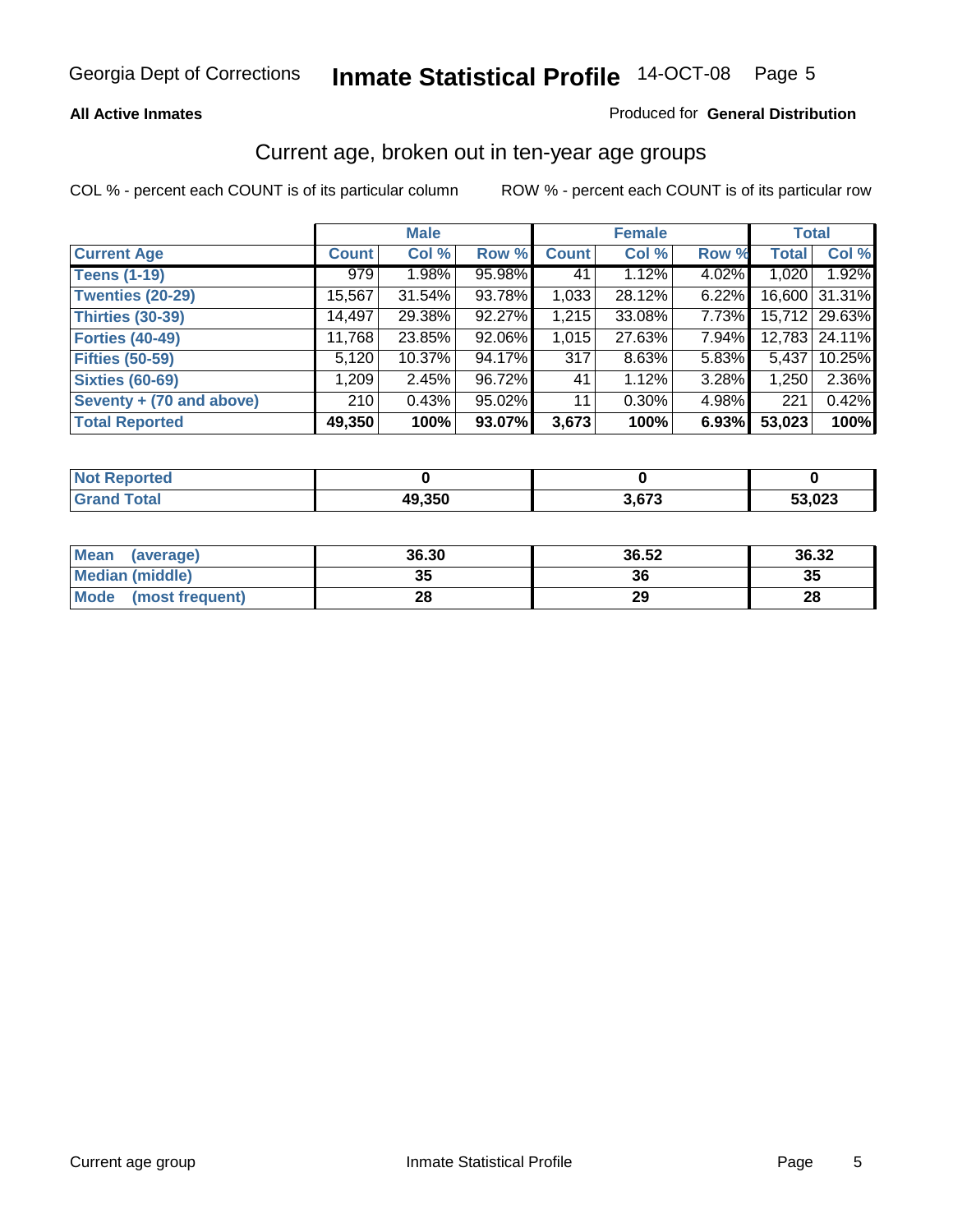Georgia Dept of Corrections **Inmate Statistical Profile** 14-OCT-08 Page 5

**All Active Inmates**

Produced for **General Distribution**

## Current age, broken out in ten-year age groups

COL % - percent each COUNT is of its particular column

ROW % - percent each COUNT is of its particular row

| | Male | | | Female | | | Total | |
|---|---|---|---|---|---|---|---|---|
| **Current Age** | **Count** | **Col %** | **Row %** | **Count** | **Col %** | **Row %** | **Total** | **Col %** |
| **Teens (1-19)** | 979 | 1.98% | 95.98% | 41 | 1.12% | 4.02% | 1,020 | 1.92% |
| **Twenties (20-29)** | 15,567 | 31.54% | 93.78% | 1,033 | 28.12% | 6.22% | 16,600 | 31.31% |
| **Thirties (30-39)** | 14,497 | 29.38% | 92.27% | 1,215 | 33.08% | 7.73% | 15,712 | 29.63% |
| **Forties (40-49)** | 11,768 | 23.85% | 92.06% | 1,015 | 27.63% | 7.94% | 12,783 | 24.11% |
| **Fifties (50-59)** | 5,120 | 10.37% | 94.17% | 317 | 8.63% | 5.83% | 5,437 | 10.25% |
| **Sixties (60-69)** | 1,209 | 2.45% | 96.72% | 41 | 1.12% | 3.28% | 1,250 | 2.36% |
| **Seventy + (70 and above)** | 210 | 0.43% | 95.02% | 11 | 0.30% | 4.98% | 221 | 0.42% |
| **Total Reported** | **49,350** | **100%** | **93.07%** | **3,673** | **100%** | **6.93%** | **53,023** | **100%** |

| | Male | Female | Total |
|---|---|---|---|
| **Not Reported** | **0** | **0** | **0** |
| **Grand Total** | **49,350** | **3,673** | **53,023** |

| | Male | Female | Total |
|---|---|---|---|
| **Mean (average)** | **36.30** | **36.52** | **36.32** |
| **Median (middle)** | **35** | **36** | **35** |
| **Mode (most frequent)** | **28** | **29** | **28** |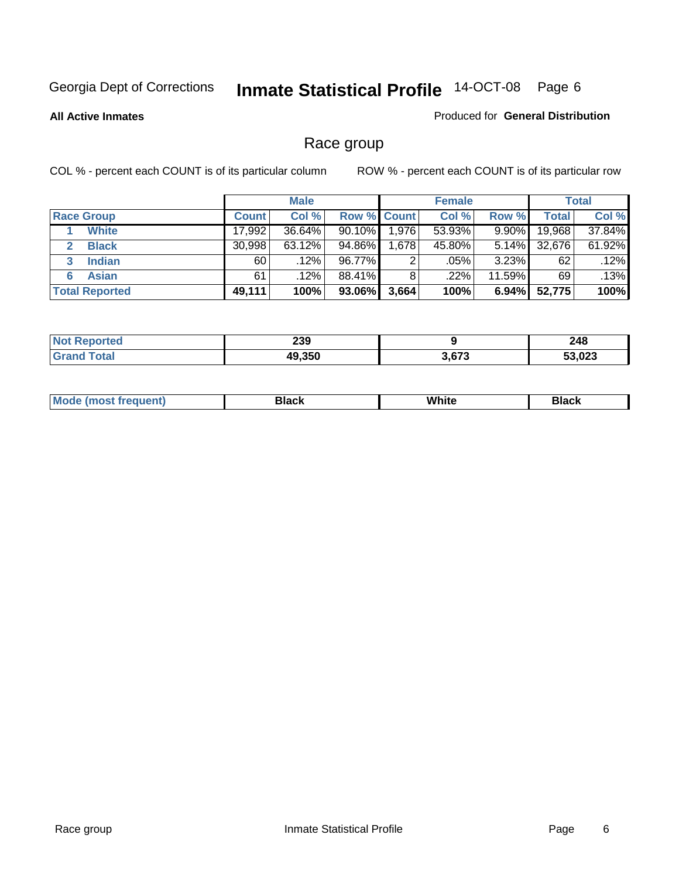Georgia Dept of Corrections **Inmate Statistical Profile** 14-OCT-08

**All Active Inmates**

Produced for **General Distribution**

## Race group

COL % - percent each COUNT is of its particular column    ROW % - percent each COUNT is of its particular row

| | Male | | | Female | | | Total | |
|---|---|---|---|---|---|---|---|---|
| **Race Group** | **Count** | **Col %** | **Row %** | **Count** | **Col %** | **Row %** | **Total** | **Col %** |
| 1 **White** | 17,992 | 36.64% | 90.10% | 1,976 | 53.93% | 9.90% | 19,968 | 37.84% |
| 2 **Black** | 30,998 | 63.12% | 94.86% | 1,678 | 45.80% | 5.14% | 32,676 | 61.92% |
| 3 **Indian** | 60 | .12% | 96.77% | 2 | .05% | 3.23% | 62 | .12% |
| 6 **Asian** | 61 | .12% | 88.41% | 8 | .22% | 11.59% | 69 | .13% |
| **Total Reported** | **49,111** | **100%** | **93.06%** | **3,664** | **100%** | **6.94%** | **52,775** | **100%** |

| | Male | Female | Total |
|---|---|---|---|
| **Not Reported** | **239** | **9** | **248** |
| **Grand Total** | **49,350** | **3,673** | **53,023** |

| | Male | Female | Total |
|---|---|---|---|
| **Mode (most frequent)** | **Black** | **White** | **Black** |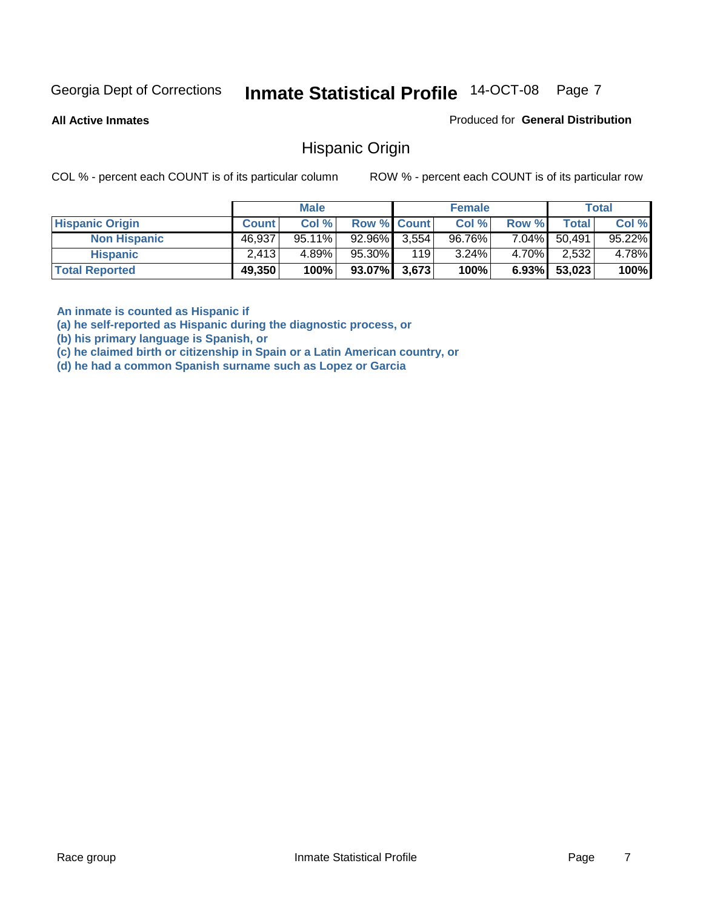Georgia Dept of Corrections **Inmate Statistical Profile** 14-OCT-08

**All Active Inmates**

Produced for **General Distribution**

## Hispanic Origin

COL % - percent each COUNT is of its particular column ROW % - percent each COUNT is of its particular row

| | Male | | | Female | | | Total | |
|---|---|---|---|---|---|---|---|---|
| **Hispanic Origin** | **Count** | **Col %** | **Row %** | **Count** | **Col %** | **Row %** | **Total** | **Col %** |
| **Non Hispanic** | 46,937 | 95.11% | 92.96% | 3,554 | 96.76% | 7.04% | 50,491 | 95.22% |
| **Hispanic** | 2,413 | 4.89% | 95.30% | 119 | 3.24% | 4.70% | 2,532 | 4.78% |
| **Total Reported** | **49,350** | **100%** | **93.07%** | **3,673** | **100%** | **6.93%** | **53,023** | **100%** |

**An inmate is counted as Hispanic if**
**(a) he self-reported as Hispanic during the diagnostic process, or**
**(b) his primary language is Spanish, or**
**(c) he claimed birth or citizenship in Spain or a Latin American country, or**
**(d) he had a common Spanish surname such as Lopez or Garcia**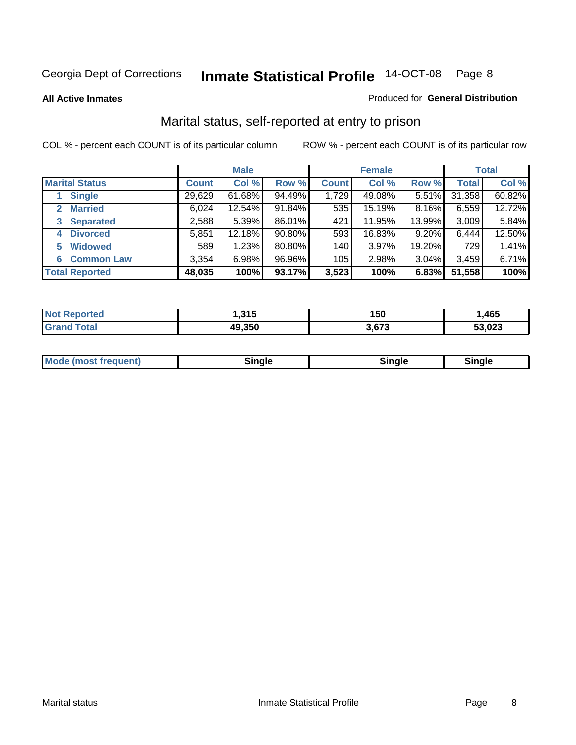Georgia Dept of Corrections **Inmate Statistical Profile** 14-OCT-08

**All Active Inmates**

Produced for **General Distribution**

## Marital status, self-reported at entry to prison

COL % - percent each COUNT is of its particular column

ROW % - percent each COUNT is of its particular row

| | Male | | | Female | | | Total | |
|---|---|---|---|---|---|---|---|---|
| **Marital Status** | **Count** | **Col %** | **Row %** | **Count** | **Col %** | **Row %** | **Total** | **Col %** |
| 1 Single | 29,629 | 61.68% | 94.49% | 1,729 | 49.08% | 5.51% | 31,358 | 60.82% |
| 2 Married | 6,024 | 12.54% | 91.84% | 535 | 15.19% | 8.16% | 6,559 | 12.72% |
| 3 Separated | 2,588 | 5.39% | 86.01% | 421 | 11.95% | 13.99% | 3,009 | 5.84% |
| 4 Divorced | 5,851 | 12.18% | 90.80% | 593 | 16.83% | 9.20% | 6,444 | 12.50% |
| 5 Widowed | 589 | 1.23% | 80.80% | 140 | 3.97% | 19.20% | 729 | 1.41% |
| 6 Common Law | 3,354 | 6.98% | 96.96% | 105 | 2.98% | 3.04% | 3,459 | 6.71% |
| **Total Reported** | **48,035** | **100%** | **93.17%** | **3,523** | **100%** | **6.83%** | **51,558** | **100%** |

| | Male | Female | Total |
|---|---|---|---|
| **Not Reported** | **1,315** | **150** | **1,465** |
| **Grand Total** | **49,350** | **3,673** | **53,023** |

| | Male | Female | Total |
|---|---|---|---|
| **Mode (most frequent)** | **Single** | **Single** | **Single** |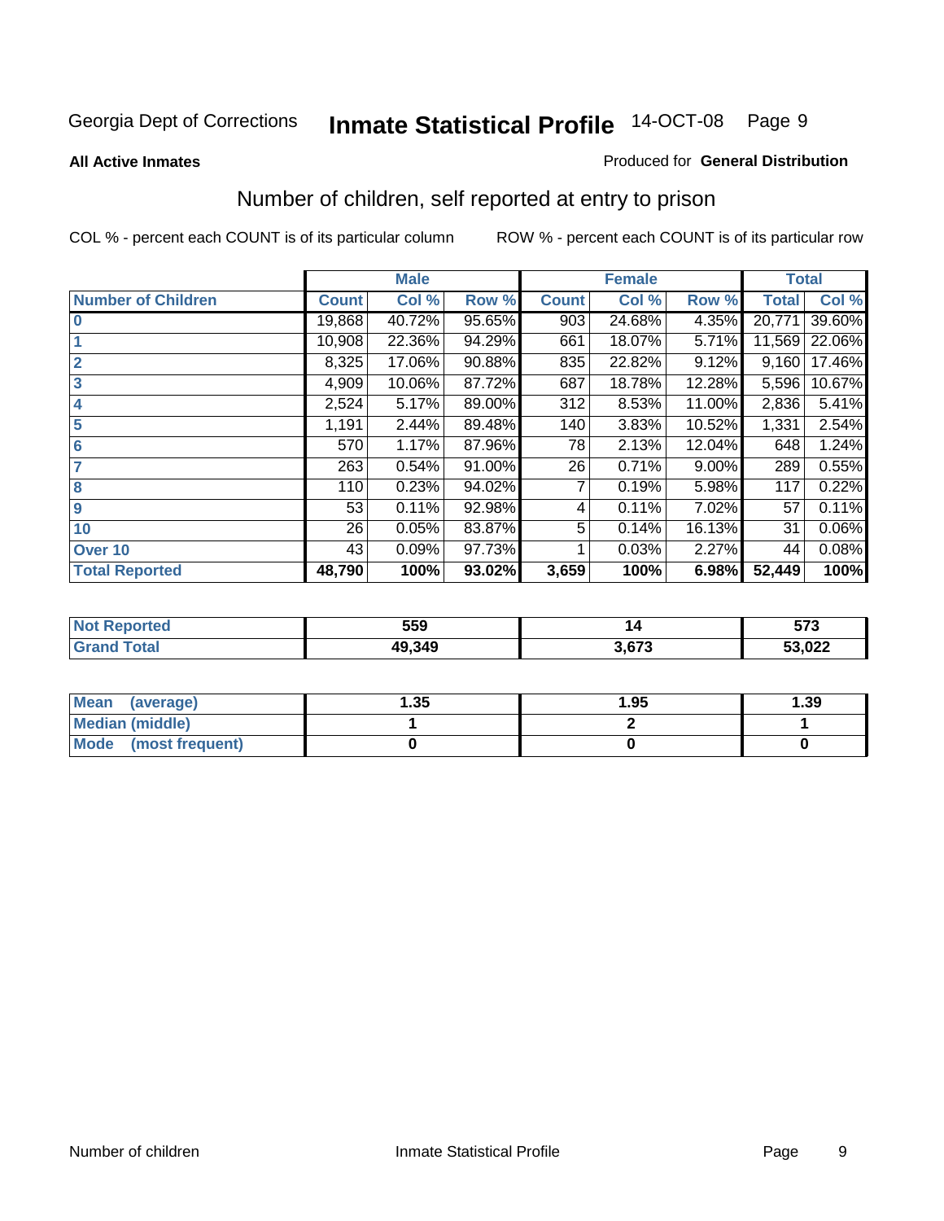Georgia Dept of Corrections **Inmate Statistical Profile** 14-OCT-08

**All Active Inmates**

Produced for **General Distribution**

## Number of children, self reported at entry to prison

COL % - percent each COUNT is of its particular column

ROW % - percent each COUNT is of its particular row

| | Male | | | Female | | | Total | |
|---|---|---|---|---|---|---|---|---|
| **Number of Children** | **Count** | **Col %** | **Row %** | **Count** | **Col %** | **Row %** | **Total** | **Col %** |
| **0** | 19,868 | 40.72% | 95.65% | 903 | 24.68% | 4.35% | 20,771 | 39.60% |
| **1** | 10,908 | 22.36% | 94.29% | 661 | 18.07% | 5.71% | 11,569 | 22.06% |
| **2** | 8,325 | 17.06% | 90.88% | 835 | 22.82% | 9.12% | 9,160 | 17.46% |
| **3** | 4,909 | 10.06% | 87.72% | 687 | 18.78% | 12.28% | 5,596 | 10.67% |
| **4** | 2,524 | 5.17% | 89.00% | 312 | 8.53% | 11.00% | 2,836 | 5.41% |
| **5** | 1,191 | 2.44% | 89.48% | 140 | 3.83% | 10.52% | 1,331 | 2.54% |
| **6** | 570 | 1.17% | 87.96% | 78 | 2.13% | 12.04% | 648 | 1.24% |
| **7** | 263 | 0.54% | 91.00% | 26 | 0.71% | 9.00% | 289 | 0.55% |
| **8** | 110 | 0.23% | 94.02% | 7 | 0.19% | 5.98% | 117 | 0.22% |
| **9** | 53 | 0.11% | 92.98% | 4 | 0.11% | 7.02% | 57 | 0.11% |
| **10** | 26 | 0.05% | 83.87% | 5 | 0.14% | 16.13% | 31 | 0.06% |
| **Over 10** | 43 | 0.09% | 97.73% | 1 | 0.03% | 2.27% | 44 | 0.08% |
| **Total Reported** | **48,790** | **100%** | **93.02%** | **3,659** | **100%** | **6.98%** | **52,449** | **100%** |

| | Male | Female | Total |
|---|---|---|---|
| **Not Reported** | **559** | **14** | **573** |
| **Grand Total** | **49,349** | **3,673** | **53,022** |

| | Male | Female | Total |
|---|---|---|---|
| **Mean (average)** | **1.35** | **1.95** | **1.39** |
| **Median (middle)** | **1** | **2** | **1** |
| **Mode (most frequent)** | **0** | **0** | **0** |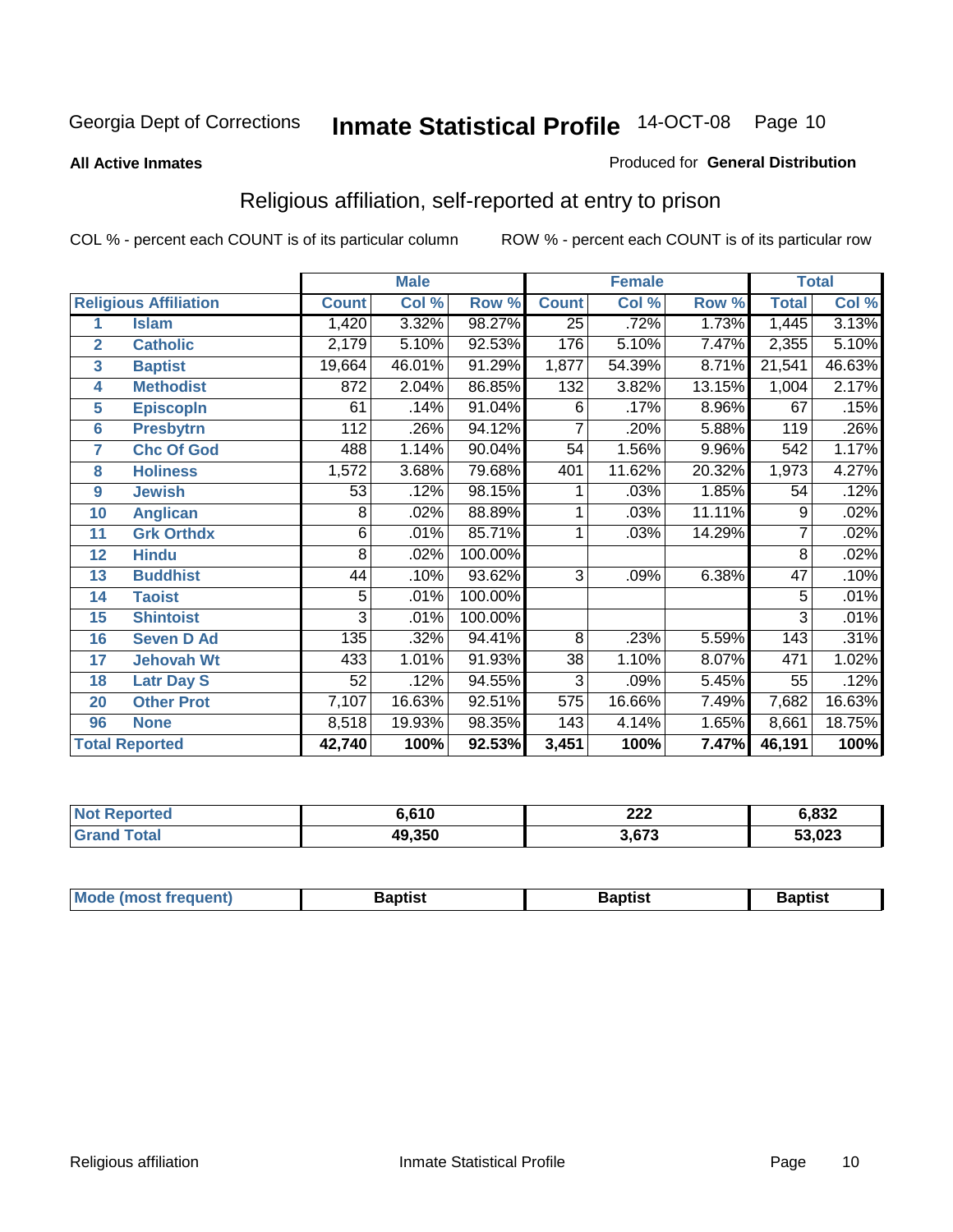Georgia Dept of Corrections **Inmate Statistical Profile** 14-OCT-08

**All Active Inmates**

Produced for **General Distribution**

## Religious affiliation, self-reported at entry to prison

COL % - percent each COUNT is of its particular column

ROW % - percent each COUNT is of its particular row

| | | Male | | | Female | | | Total | |
|---|---|---|---|---|---|---|---|---|---|
| **Religious Affiliation** | | **Count** | **Col %** | **Row %** | **Count** | **Col %** | **Row %** | **Total** | **Col %** |
| 1 | Islam | 1,420 | 3.32% | 98.27% | 25 | .72% | 1.73% | 1,445 | 3.13% |
| 2 | Catholic | 2,179 | 5.10% | 92.53% | 176 | 5.10% | 7.47% | 2,355 | 5.10% |
| 3 | Baptist | 19,664 | 46.01% | 91.29% | 1,877 | 54.39% | 8.71% | 21,541 | 46.63% |
| 4 | Methodist | 872 | 2.04% | 86.85% | 132 | 3.82% | 13.15% | 1,004 | 2.17% |
| 5 | Episcopln | 61 | .14% | 91.04% | 6 | .17% | 8.96% | 67 | .15% |
| 6 | Presbytrn | 112 | .26% | 94.12% | 7 | .20% | 5.88% | 119 | .26% |
| 7 | Chc Of God | 488 | 1.14% | 90.04% | 54 | 1.56% | 9.96% | 542 | 1.17% |
| 8 | Holiness | 1,572 | 3.68% | 79.68% | 401 | 11.62% | 20.32% | 1,973 | 4.27% |
| 9 | Jewish | 53 | .12% | 98.15% | 1 | .03% | 1.85% | 54 | .12% |
| 10 | Anglican | 8 | .02% | 88.89% | 1 | .03% | 11.11% | 9 | .02% |
| 11 | Grk Orthdx | 6 | .01% | 85.71% | 1 | .03% | 14.29% | 7 | .02% |
| 12 | Hindu | 8 | .02% | 100.00% | | | | 8 | .02% |
| 13 | Buddhist | 44 | .10% | 93.62% | 3 | .09% | 6.38% | 47 | .10% |
| 14 | Taoist | 5 | .01% | 100.00% | | | | 5 | .01% |
| 15 | Shintoist | 3 | .01% | 100.00% | | | | 3 | .01% |
| 16 | Seven D Ad | 135 | .32% | 94.41% | 8 | .23% | 5.59% | 143 | .31% |
| 17 | Jehovah Wt | 433 | 1.01% | 91.93% | 38 | 1.10% | 8.07% | 471 | 1.02% |
| 18 | Latr Day S | 52 | .12% | 94.55% | 3 | .09% | 5.45% | 55 | .12% |
| 20 | Other Prot | 7,107 | 16.63% | 92.51% | 575 | 16.66% | 7.49% | 7,682 | 16.63% |
| 96 | None | 8,518 | 19.93% | 98.35% | 143 | 4.14% | 1.65% | 8,661 | 18.75% |
| **Total Reported** | | **42,740** | **100%** | **92.53%** | **3,451** | **100%** | **7.47%** | **46,191** | **100%** |

| | Male | Female | Total |
|---|---|---|---|
| Not Reported | 6,610 | 222 | 6,832 |
| Grand Total | 49,350 | 3,673 | 53,023 |

| | Male | Female | Total |
|---|---|---|---|
| Mode (most frequent) | Baptist | Baptist | Baptist |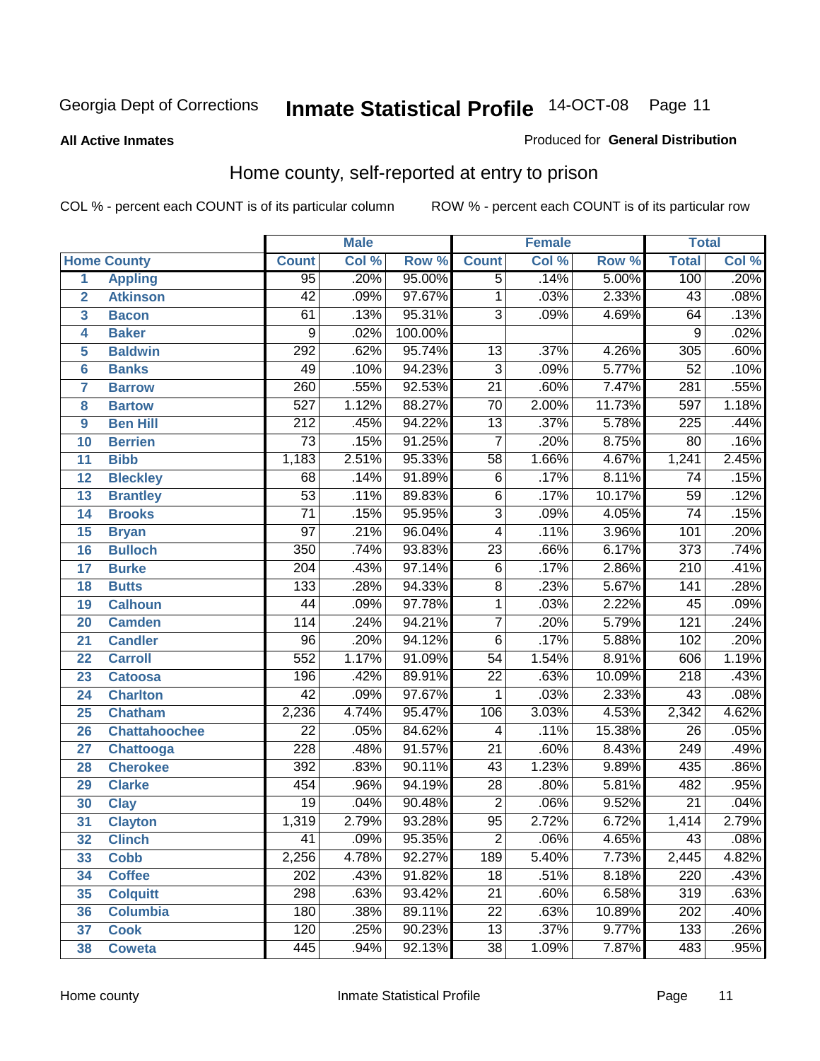Georgia Dept of Corrections **Inmate Statistical Profile** 14-OCT-08

**All Active Inmates**

Produced for **General Distribution**

## Home county, self-reported at entry to prison

COL % - percent each COUNT is of its particular column ROW % - percent each COUNT is of its particular row

| | | Male | | | Female | | | Total | |
|---|---|---|---|---|---|---|---|---|---|
| Home County | | Count | Col % | Row % | Count | Col % | Row % | Total | Col % |
| 1 | Appling | 95 | .20% | 95.00% | 5 | .14% | 5.00% | 100 | .20% |
| 2 | Atkinson | 42 | .09% | 97.67% | 1 | .03% | 2.33% | 43 | .08% |
| 3 | Bacon | 61 | .13% | 95.31% | 3 | .09% | 4.69% | 64 | .13% |
| 4 | Baker | 9 | .02% | 100.00% | | | | 9 | .02% |
| 5 | Baldwin | 292 | .62% | 95.74% | 13 | .37% | 4.26% | 305 | .60% |
| 6 | Banks | 49 | .10% | 94.23% | 3 | .09% | 5.77% | 52 | .10% |
| 7 | Barrow | 260 | .55% | 92.53% | 21 | .60% | 7.47% | 281 | .55% |
| 8 | Bartow | 527 | 1.12% | 88.27% | 70 | 2.00% | 11.73% | 597 | 1.18% |
| 9 | Ben Hill | 212 | .45% | 94.22% | 13 | .37% | 5.78% | 225 | .44% |
| 10 | Berrien | 73 | .15% | 91.25% | 7 | .20% | 8.75% | 80 | .16% |
| 11 | Bibb | 1,183 | 2.51% | 95.33% | 58 | 1.66% | 4.67% | 1,241 | 2.45% |
| 12 | Bleckley | 68 | .14% | 91.89% | 6 | .17% | 8.11% | 74 | .15% |
| 13 | Brantley | 53 | .11% | 89.83% | 6 | .17% | 10.17% | 59 | .12% |
| 14 | Brooks | 71 | .15% | 95.95% | 3 | .09% | 4.05% | 74 | .15% |
| 15 | Bryan | 97 | .21% | 96.04% | 4 | .11% | 3.96% | 101 | .20% |
| 16 | Bulloch | 350 | .74% | 93.83% | 23 | .66% | 6.17% | 373 | .74% |
| 17 | Burke | 204 | .43% | 97.14% | 6 | .17% | 2.86% | 210 | .41% |
| 18 | Butts | 133 | .28% | 94.33% | 8 | .23% | 5.67% | 141 | .28% |
| 19 | Calhoun | 44 | .09% | 97.78% | 1 | .03% | 2.22% | 45 | .09% |
| 20 | Camden | 114 | .24% | 94.21% | 7 | .20% | 5.79% | 121 | .24% |
| 21 | Candler | 96 | .20% | 94.12% | 6 | .17% | 5.88% | 102 | .20% |
| 22 | Carroll | 552 | 1.17% | 91.09% | 54 | 1.54% | 8.91% | 606 | 1.19% |
| 23 | Catoosa | 196 | .42% | 89.91% | 22 | .63% | 10.09% | 218 | .43% |
| 24 | Charlton | 42 | .09% | 97.67% | 1 | .03% | 2.33% | 43 | .08% |
| 25 | Chatham | 2,236 | 4.74% | 95.47% | 106 | 3.03% | 4.53% | 2,342 | 4.62% |
| 26 | Chattahoochee | 22 | .05% | 84.62% | 4 | .11% | 15.38% | 26 | .05% |
| 27 | Chattooga | 228 | .48% | 91.57% | 21 | .60% | 8.43% | 249 | .49% |
| 28 | Cherokee | 392 | .83% | 90.11% | 43 | 1.23% | 9.89% | 435 | .86% |
| 29 | Clarke | 454 | .96% | 94.19% | 28 | .80% | 5.81% | 482 | .95% |
| 30 | Clay | 19 | .04% | 90.48% | 2 | .06% | 9.52% | 21 | .04% |
| 31 | Clayton | 1,319 | 2.79% | 93.28% | 95 | 2.72% | 6.72% | 1,414 | 2.79% |
| 32 | Clinch | 41 | .09% | 95.35% | 2 | .06% | 4.65% | 43 | .08% |
| 33 | Cobb | 2,256 | 4.78% | 92.27% | 189 | 5.40% | 7.73% | 2,445 | 4.82% |
| 34 | Coffee | 202 | .43% | 91.82% | 18 | .51% | 8.18% | 220 | .43% |
| 35 | Colquitt | 298 | .63% | 93.42% | 21 | .60% | 6.58% | 319 | .63% |
| 36 | Columbia | 180 | .38% | 89.11% | 22 | .63% | 10.89% | 202 | .40% |
| 37 | Cook | 120 | .25% | 90.23% | 13 | .37% | 9.77% | 133 | .26% |
| 38 | Coweta | 445 | .94% | 92.13% | 38 | 1.09% | 7.87% | 483 | .95% |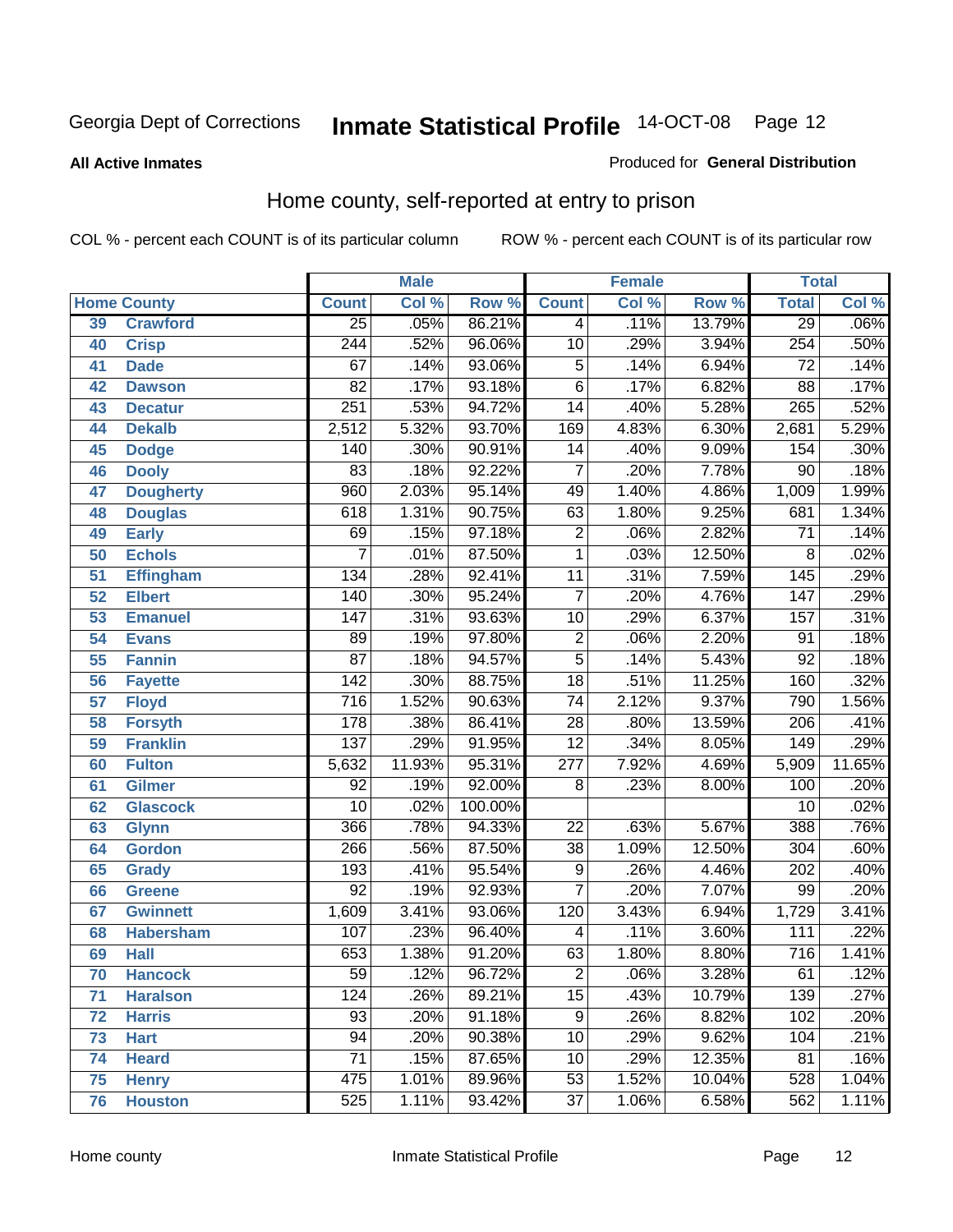Georgia Dept of Corrections **Inmate Statistical Profile** 14-OCT-08

**All Active Inmates**

Produced for **General Distribution**

## Home county, self-reported at entry to prison

COL % - percent each COUNT is of its particular column

ROW % - percent each COUNT is of its particular row

| Home County | | Male | | | Female | | | Total | |
|---|---|---|---|---|---|---|---|---|---|
| | | Count | Col % | Row % | Count | Col % | Row % | Total | Col % |
| 39 | Crawford | 25 | .05% | 86.21% | 4 | .11% | 13.79% | 29 | .06% |
| 40 | Crisp | 244 | .52% | 96.06% | 10 | .29% | 3.94% | 254 | .50% |
| 41 | Dade | 67 | .14% | 93.06% | 5 | .14% | 6.94% | 72 | .14% |
| 42 | Dawson | 82 | .17% | 93.18% | 6 | .17% | 6.82% | 88 | .17% |
| 43 | Decatur | 251 | .53% | 94.72% | 14 | .40% | 5.28% | 265 | .52% |
| 44 | Dekalb | 2,512 | 5.32% | 93.70% | 169 | 4.83% | 6.30% | 2,681 | 5.29% |
| 45 | Dodge | 140 | .30% | 90.91% | 14 | .40% | 9.09% | 154 | .30% |
| 46 | Dooly | 83 | .18% | 92.22% | 7 | .20% | 7.78% | 90 | .18% |
| 47 | Dougherty | 960 | 2.03% | 95.14% | 49 | 1.40% | 4.86% | 1,009 | 1.99% |
| 48 | Douglas | 618 | 1.31% | 90.75% | 63 | 1.80% | 9.25% | 681 | 1.34% |
| 49 | Early | 69 | .15% | 97.18% | 2 | .06% | 2.82% | 71 | .14% |
| 50 | Echols | 7 | .01% | 87.50% | 1 | .03% | 12.50% | 8 | .02% |
| 51 | Effingham | 134 | .28% | 92.41% | 11 | .31% | 7.59% | 145 | .29% |
| 52 | Elbert | 140 | .30% | 95.24% | 7 | .20% | 4.76% | 147 | .29% |
| 53 | Emanuel | 147 | .31% | 93.63% | 10 | .29% | 6.37% | 157 | .31% |
| 54 | Evans | 89 | .19% | 97.80% | 2 | .06% | 2.20% | 91 | .18% |
| 55 | Fannin | 87 | .18% | 94.57% | 5 | .14% | 5.43% | 92 | .18% |
| 56 | Fayette | 142 | .30% | 88.75% | 18 | .51% | 11.25% | 160 | .32% |
| 57 | Floyd | 716 | 1.52% | 90.63% | 74 | 2.12% | 9.37% | 790 | 1.56% |
| 58 | Forsyth | 178 | .38% | 86.41% | 28 | .80% | 13.59% | 206 | .41% |
| 59 | Franklin | 137 | .29% | 91.95% | 12 | .34% | 8.05% | 149 | .29% |
| 60 | Fulton | 5,632 | 11.93% | 95.31% | 277 | 7.92% | 4.69% | 5,909 | 11.65% |
| 61 | Gilmer | 92 | .19% | 92.00% | 8 | .23% | 8.00% | 100 | .20% |
| 62 | Glascock | 10 | .02% | 100.00% | | | | 10 | .02% |
| 63 | Glynn | 366 | .78% | 94.33% | 22 | .63% | 5.67% | 388 | .76% |
| 64 | Gordon | 266 | .56% | 87.50% | 38 | 1.09% | 12.50% | 304 | .60% |
| 65 | Grady | 193 | .41% | 95.54% | 9 | .26% | 4.46% | 202 | .40% |
| 66 | Greene | 92 | .19% | 92.93% | 7 | .20% | 7.07% | 99 | .20% |
| 67 | Gwinnett | 1,609 | 3.41% | 93.06% | 120 | 3.43% | 6.94% | 1,729 | 3.41% |
| 68 | Habersham | 107 | .23% | 96.40% | 4 | .11% | 3.60% | 111 | .22% |
| 69 | Hall | 653 | 1.38% | 91.20% | 63 | 1.80% | 8.80% | 716 | 1.41% |
| 70 | Hancock | 59 | .12% | 96.72% | 2 | .06% | 3.28% | 61 | .12% |
| 71 | Haralson | 124 | .26% | 89.21% | 15 | .43% | 10.79% | 139 | .27% |
| 72 | Harris | 93 | .20% | 91.18% | 9 | .26% | 8.82% | 102 | .20% |
| 73 | Hart | 94 | .20% | 90.38% | 10 | .29% | 9.62% | 104 | .21% |
| 74 | Heard | 71 | .15% | 87.65% | 10 | .29% | 12.35% | 81 | .16% |
| 75 | Henry | 475 | 1.01% | 89.96% | 53 | 1.52% | 10.04% | 528 | 1.04% |
| 76 | Houston | 525 | 1.11% | 93.42% | 37 | 1.06% | 6.58% | 562 | 1.11% |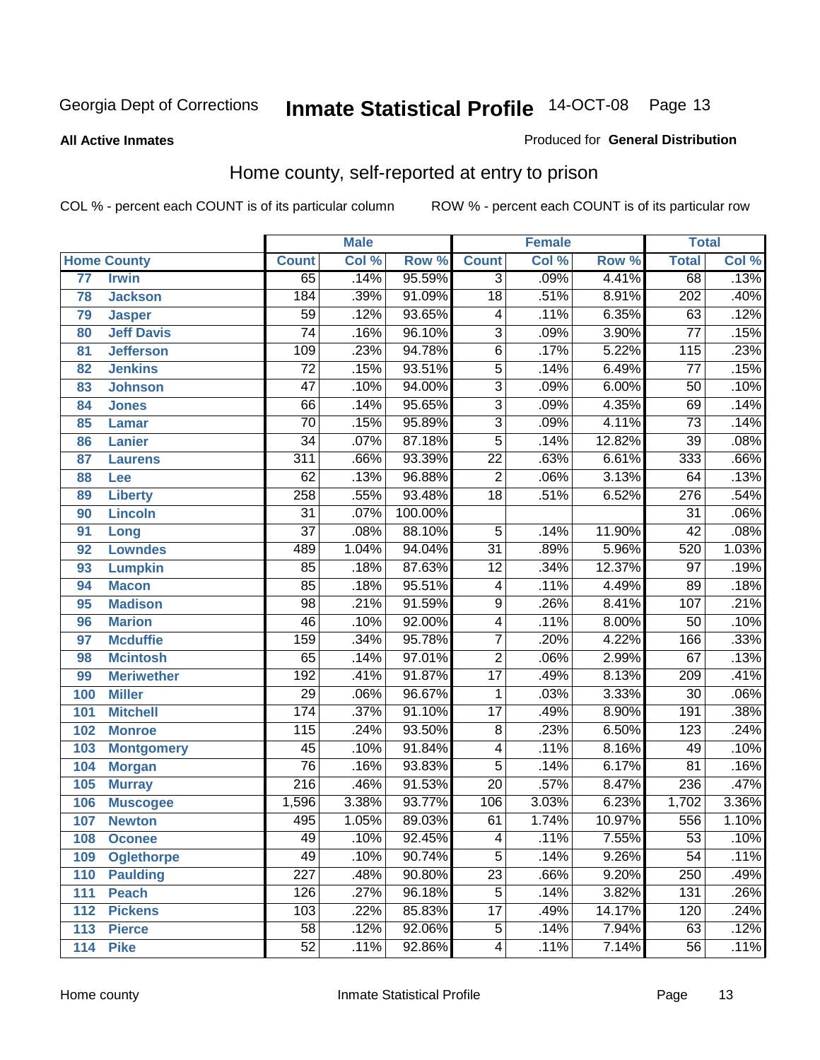Georgia Dept of Corrections **Inmate Statistical Profile** 14-OCT-08 Page 13

**All Active Inmates**

Produced for **General Distribution**

## Home county, self-reported at entry to prison

COL % - percent each COUNT is of its particular column ROW % - percent each COUNT is of its particular row

| Home County | | Male | | | Female | | | Total | |
|---|---|---|---|---|---|---|---|---|---|
| | | Count | Col % | Row % | Count | Col % | Row % | Total | Col % |
| 77 | Irwin | 65 | .14% | 95.59% | 3 | .09% | 4.41% | 68 | .13% |
| 78 | Jackson | 184 | .39% | 91.09% | 18 | .51% | 8.91% | 202 | .40% |
| 79 | Jasper | 59 | .12% | 93.65% | 4 | .11% | 6.35% | 63 | .12% |
| 80 | Jeff Davis | 74 | .16% | 96.10% | 3 | .09% | 3.90% | 77 | .15% |
| 81 | Jefferson | 109 | .23% | 94.78% | 6 | .17% | 5.22% | 115 | .23% |
| 82 | Jenkins | 72 | .15% | 93.51% | 5 | .14% | 6.49% | 77 | .15% |
| 83 | Johnson | 47 | .10% | 94.00% | 3 | .09% | 6.00% | 50 | .10% |
| 84 | Jones | 66 | .14% | 95.65% | 3 | .09% | 4.35% | 69 | .14% |
| 85 | Lamar | 70 | .15% | 95.89% | 3 | .09% | 4.11% | 73 | .14% |
| 86 | Lanier | 34 | .07% | 87.18% | 5 | .14% | 12.82% | 39 | .08% |
| 87 | Laurens | 311 | .66% | 93.39% | 22 | .63% | 6.61% | 333 | .66% |
| 88 | Lee | 62 | .13% | 96.88% | 2 | .06% | 3.13% | 64 | .13% |
| 89 | Liberty | 258 | .55% | 93.48% | 18 | .51% | 6.52% | 276 | .54% |
| 90 | Lincoln | 31 | .07% | 100.00% | | | | 31 | .06% |
| 91 | Long | 37 | .08% | 88.10% | 5 | .14% | 11.90% | 42 | .08% |
| 92 | Lowndes | 489 | 1.04% | 94.04% | 31 | .89% | 5.96% | 520 | 1.03% |
| 93 | Lumpkin | 85 | .18% | 87.63% | 12 | .34% | 12.37% | 97 | .19% |
| 94 | Macon | 85 | .18% | 95.51% | 4 | .11% | 4.49% | 89 | .18% |
| 95 | Madison | 98 | .21% | 91.59% | 9 | .26% | 8.41% | 107 | .21% |
| 96 | Marion | 46 | .10% | 92.00% | 4 | .11% | 8.00% | 50 | .10% |
| 97 | Mcduffie | 159 | .34% | 95.78% | 7 | .20% | 4.22% | 166 | .33% |
| 98 | Mcintosh | 65 | .14% | 97.01% | 2 | .06% | 2.99% | 67 | .13% |
| 99 | Meriwether | 192 | .41% | 91.87% | 17 | .49% | 8.13% | 209 | .41% |
| 100 | Miller | 29 | .06% | 96.67% | 1 | .03% | 3.33% | 30 | .06% |
| 101 | Mitchell | 174 | .37% | 91.10% | 17 | .49% | 8.90% | 191 | .38% |
| 102 | Monroe | 115 | .24% | 93.50% | 8 | .23% | 6.50% | 123 | .24% |
| 103 | Montgomery | 45 | .10% | 91.84% | 4 | .11% | 8.16% | 49 | .10% |
| 104 | Morgan | 76 | .16% | 93.83% | 5 | .14% | 6.17% | 81 | .16% |
| 105 | Murray | 216 | .46% | 91.53% | 20 | .57% | 8.47% | 236 | .47% |
| 106 | Muscogee | 1,596 | 3.38% | 93.77% | 106 | 3.03% | 6.23% | 1,702 | 3.36% |
| 107 | Newton | 495 | 1.05% | 89.03% | 61 | 1.74% | 10.97% | 556 | 1.10% |
| 108 | Oconee | 49 | .10% | 92.45% | 4 | .11% | 7.55% | 53 | .10% |
| 109 | Oglethorpe | 49 | .10% | 90.74% | 5 | .14% | 9.26% | 54 | .11% |
| 110 | Paulding | 227 | .48% | 90.80% | 23 | .66% | 9.20% | 250 | .49% |
| 111 | Peach | 126 | .27% | 96.18% | 5 | .14% | 3.82% | 131 | .26% |
| 112 | Pickens | 103 | .22% | 85.83% | 17 | .49% | 14.17% | 120 | .24% |
| 113 | Pierce | 58 | .12% | 92.06% | 5 | .14% | 7.94% | 63 | .12% |
| 114 | Pike | 52 | .11% | 92.86% | 4 | .11% | 7.14% | 56 | .11% |

Home county Inmate Statistical Profile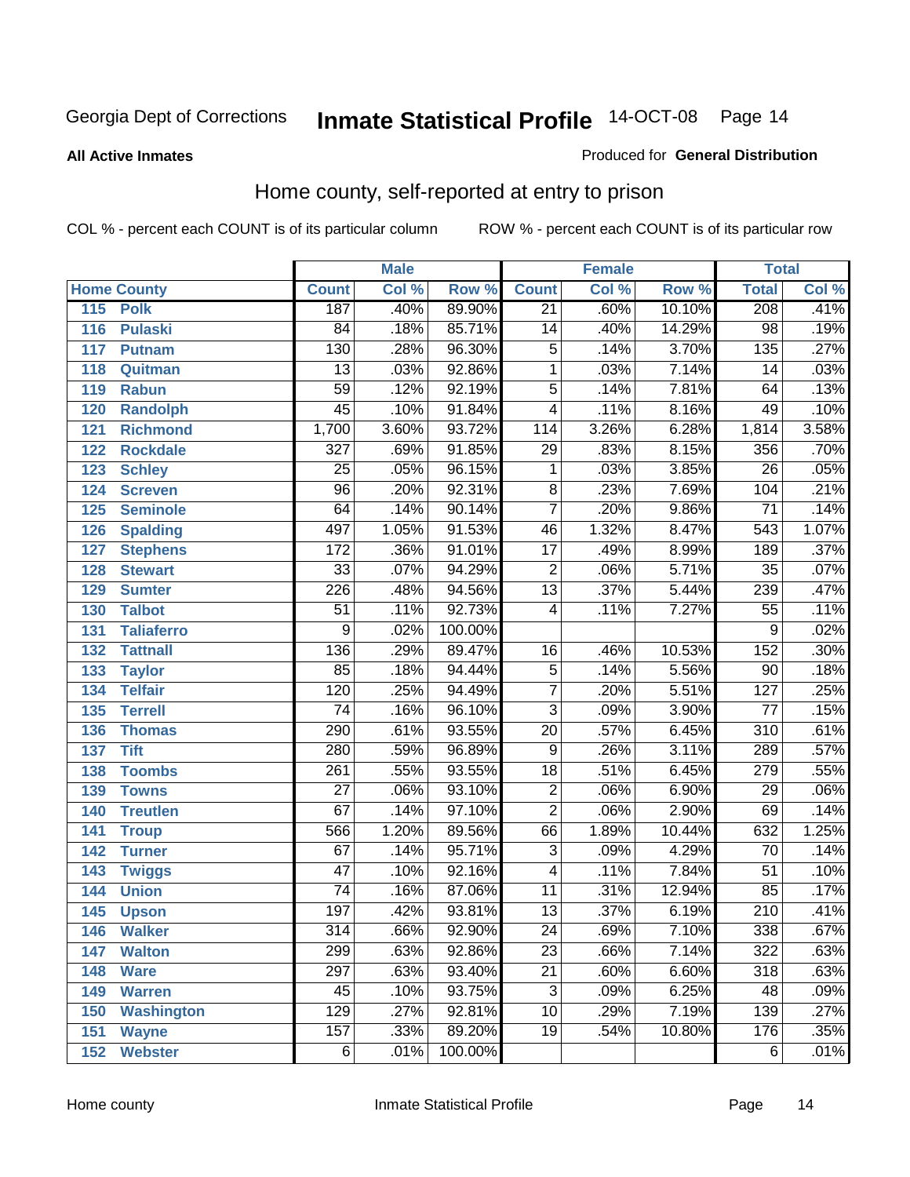Georgia Dept of Corrections **Inmate Statistical Profile** 14-OCT-08

**All Active Inmates**

Produced for **General Distribution**

## Home county, self-reported at entry to prison

COL % - percent each COUNT is of its particular column ROW % - percent each COUNT is of its particular row

| Home County | | Male | | | Female | | | Total | |
|---|---|---|---|---|---|---|---|---|---|
| | | Count | Col % | Row % | Count | Col % | Row % | Total | Col % |
| 115 | Polk | 187 | .40% | 89.90% | 21 | .60% | 10.10% | 208 | .41% |
| 116 | Pulaski | 84 | .18% | 85.71% | 14 | .40% | 14.29% | 98 | .19% |
| 117 | Putnam | 130 | .28% | 96.30% | 5 | .14% | 3.70% | 135 | .27% |
| 118 | Quitman | 13 | .03% | 92.86% | 1 | .03% | 7.14% | 14 | .03% |
| 119 | Rabun | 59 | .12% | 92.19% | 5 | .14% | 7.81% | 64 | .13% |
| 120 | Randolph | 45 | .10% | 91.84% | 4 | .11% | 8.16% | 49 | .10% |
| 121 | Richmond | 1,700 | 3.60% | 93.72% | 114 | 3.26% | 6.28% | 1,814 | 3.58% |
| 122 | Rockdale | 327 | .69% | 91.85% | 29 | .83% | 8.15% | 356 | .70% |
| 123 | Schley | 25 | .05% | 96.15% | 1 | .03% | 3.85% | 26 | .05% |
| 124 | Screven | 96 | .20% | 92.31% | 8 | .23% | 7.69% | 104 | .21% |
| 125 | Seminole | 64 | .14% | 90.14% | 7 | .20% | 9.86% | 71 | .14% |
| 126 | Spalding | 497 | 1.05% | 91.53% | 46 | 1.32% | 8.47% | 543 | 1.07% |
| 127 | Stephens | 172 | .36% | 91.01% | 17 | .49% | 8.99% | 189 | .37% |
| 128 | Stewart | 33 | .07% | 94.29% | 2 | .06% | 5.71% | 35 | .07% |
| 129 | Sumter | 226 | .48% | 94.56% | 13 | .37% | 5.44% | 239 | .47% |
| 130 | Talbot | 51 | .11% | 92.73% | 4 | .11% | 7.27% | 55 | .11% |
| 131 | Taliaferro | 9 | .02% | 100.00% | | | | 9 | .02% |
| 132 | Tattnall | 136 | .29% | 89.47% | 16 | .46% | 10.53% | 152 | .30% |
| 133 | Taylor | 85 | .18% | 94.44% | 5 | .14% | 5.56% | 90 | .18% |
| 134 | Telfair | 120 | .25% | 94.49% | 7 | .20% | 5.51% | 127 | .25% |
| 135 | Terrell | 74 | .16% | 96.10% | 3 | .09% | 3.90% | 77 | .15% |
| 136 | Thomas | 290 | .61% | 93.55% | 20 | .57% | 6.45% | 310 | .61% |
| 137 | Tift | 280 | .59% | 96.89% | 9 | .26% | 3.11% | 289 | .57% |
| 138 | Toombs | 261 | .55% | 93.55% | 18 | .51% | 6.45% | 279 | .55% |
| 139 | Towns | 27 | .06% | 93.10% | 2 | .06% | 6.90% | 29 | .06% |
| 140 | Treutlen | 67 | .14% | 97.10% | 2 | .06% | 2.90% | 69 | .14% |
| 141 | Troup | 566 | 1.20% | 89.56% | 66 | 1.89% | 10.44% | 632 | 1.25% |
| 142 | Turner | 67 | .14% | 95.71% | 3 | .09% | 4.29% | 70 | .14% |
| 143 | Twiggs | 47 | .10% | 92.16% | 4 | .11% | 7.84% | 51 | .10% |
| 144 | Union | 74 | .16% | 87.06% | 11 | .31% | 12.94% | 85 | .17% |
| 145 | Upson | 197 | .42% | 93.81% | 13 | .37% | 6.19% | 210 | .41% |
| 146 | Walker | 314 | .66% | 92.90% | 24 | .69% | 7.10% | 338 | .67% |
| 147 | Walton | 299 | .63% | 92.86% | 23 | .66% | 7.14% | 322 | .63% |
| 148 | Ware | 297 | .63% | 93.40% | 21 | .60% | 6.60% | 318 | .63% |
| 149 | Warren | 45 | .10% | 93.75% | 3 | .09% | 6.25% | 48 | .09% |
| 150 | Washington | 129 | .27% | 92.81% | 10 | .29% | 7.19% | 139 | .27% |
| 151 | Wayne | 157 | .33% | 89.20% | 19 | .54% | 10.80% | 176 | .35% |
| 152 | Webster | 6 | .01% | 100.00% | | | | 6 | .01% |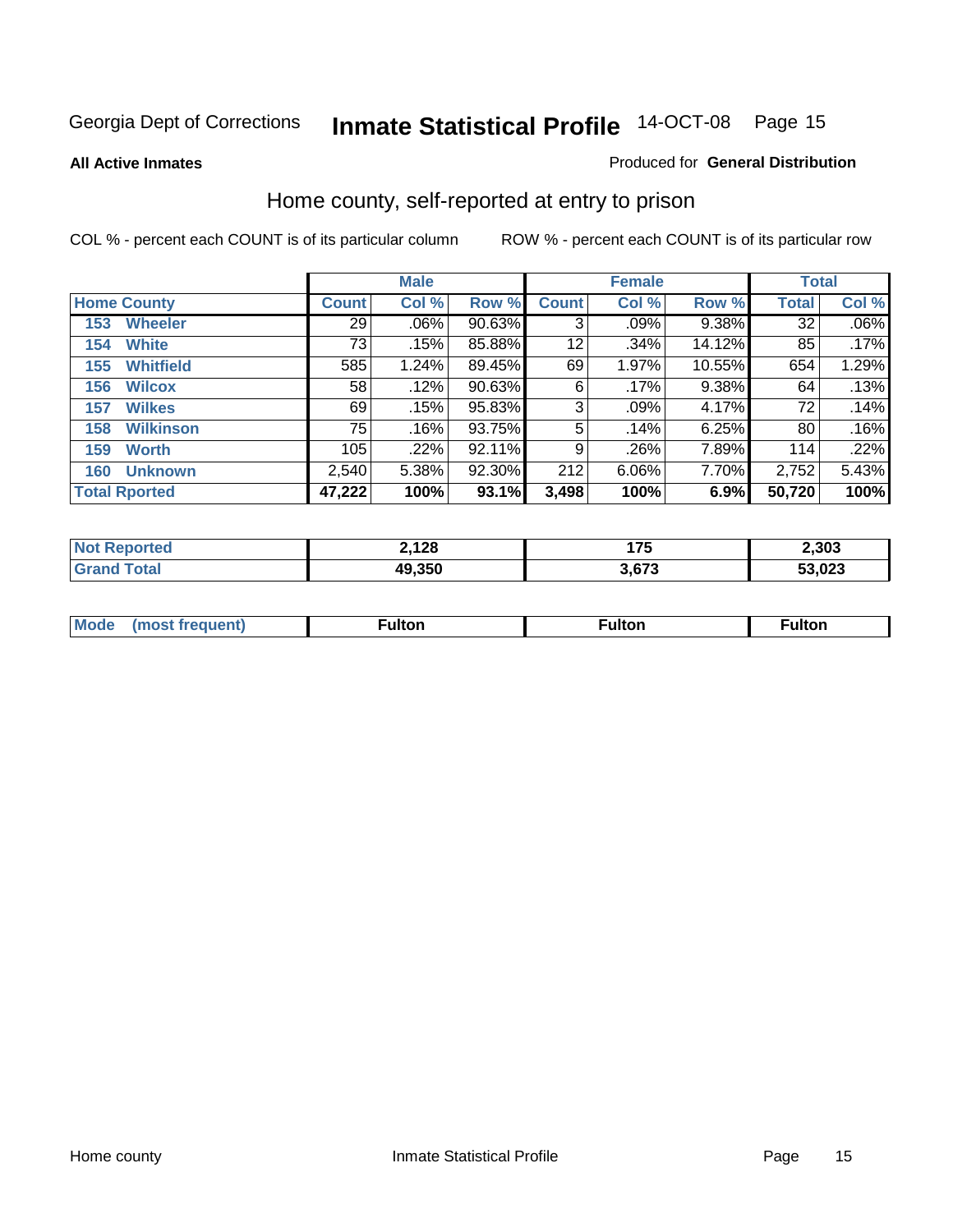Georgia Dept of Corrections **Inmate Statistical Profile** 14-OCT-08

**All Active Inmates**

Produced for **General Distribution**

## Home county, self-reported at entry to prison

COL % - percent each COUNT is of its particular column    ROW % - percent each COUNT is of its particular row

| | Male | | | Female | | | Total | |
|---|---|---|---|---|---|---|---|---|
| **Home County** | **Count** | **Col %** | **Row %** | **Count** | **Col %** | **Row %** | **Total** | **Col %** |
| 153 Wheeler | 29 | .06% | 90.63% | 3 | .09% | 9.38% | 32 | .06% |
| 154 White | 73 | .15% | 85.88% | 12 | .34% | 14.12% | 85 | .17% |
| 155 Whitfield | 585 | 1.24% | 89.45% | 69 | 1.97% | 10.55% | 654 | 1.29% |
| 156 Wilcox | 58 | .12% | 90.63% | 6 | .17% | 9.38% | 64 | .13% |
| 157 Wilkes | 69 | .15% | 95.83% | 3 | .09% | 4.17% | 72 | .14% |
| 158 Wilkinson | 75 | .16% | 93.75% | 5 | .14% | 6.25% | 80 | .16% |
| 159 Worth | 105 | .22% | 92.11% | 9 | .26% | 7.89% | 114 | .22% |
| 160 Unknown | 2,540 | 5.38% | 92.30% | 212 | 6.06% | 7.70% | 2,752 | 5.43% |
| **Total Rported** | **47,222** | **100%** | **93.1%** | **3,498** | **100%** | **6.9%** | **50,720** | **100%** |

| | Male | Female | Total |
|---|---|---|---|
| **Not Reported** | **2,128** | **175** | **2,303** |
| **Grand Total** | **49,350** | **3,673** | **53,023** |

| | Male | Female | Total |
|---|---|---|---|
| **Mode (most frequent)** | **Fulton** | **Fulton** | **Fulton** |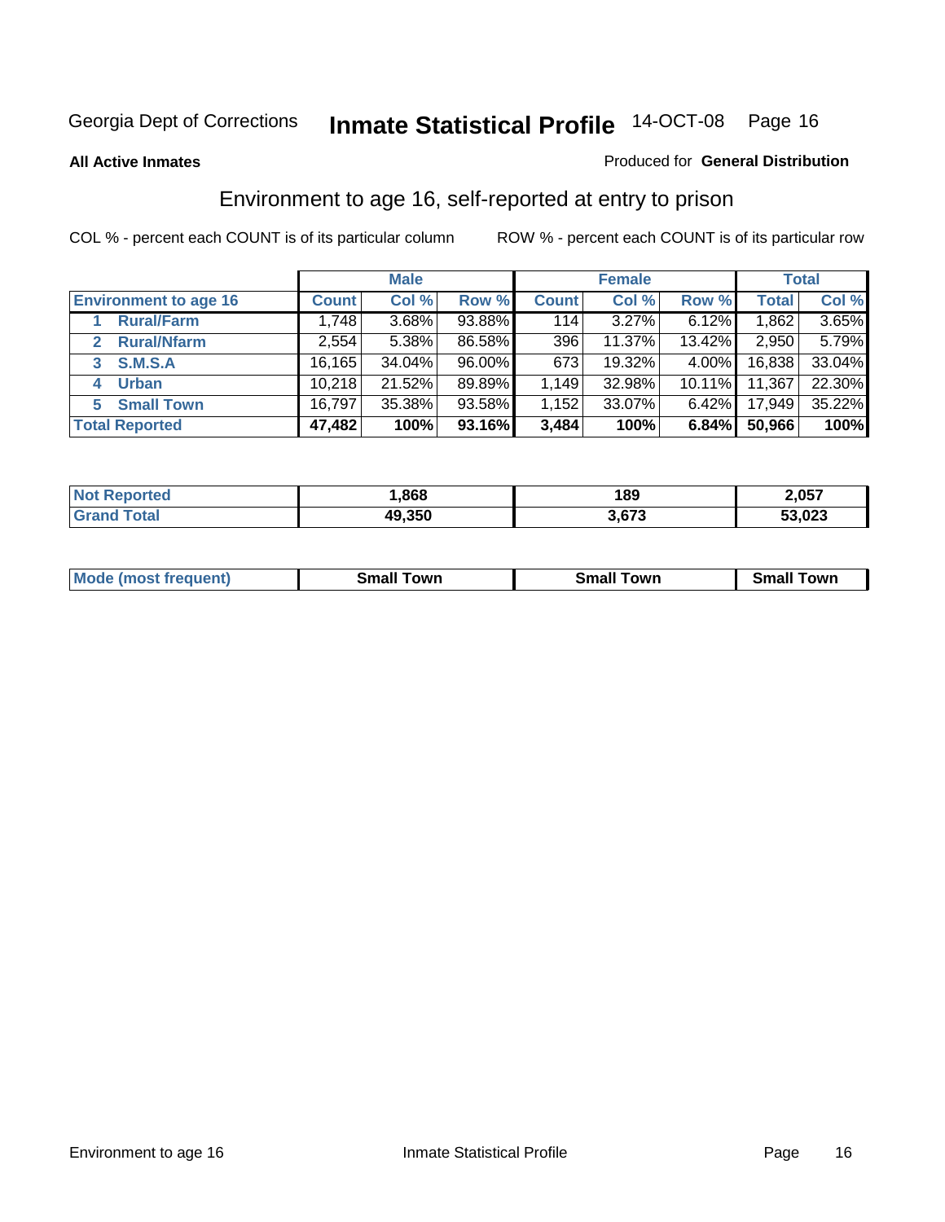Georgia Dept of Corrections **Inmate Statistical Profile** 14-OCT-08

**All Active Inmates**

Produced for **General Distribution**

## Environment to age 16, self-reported at entry to prison

COL % - percent each COUNT is of its particular column    ROW % - percent each COUNT is of its particular row

| | Male | | | Female | | | Total | |
|---|---|---|---|---|---|---|---|---|
| **Environment to age 16** | **Count** | **Col %** | **Row %** | **Count** | **Col %** | **Row %** | **Total** | **Col %** |
| 1 **Rural/Farm** | 1,748 | 3.68% | 93.88% | 114 | 3.27% | 6.12% | 1,862 | 3.65% |
| 2 **Rural/Nfarm** | 2,554 | 5.38% | 86.58% | 396 | 11.37% | 13.42% | 2,950 | 5.79% |
| 3 **S.M.S.A** | 16,165 | 34.04% | 96.00% | 673 | 19.32% | 4.00% | 16,838 | 33.04% |
| 4 **Urban** | 10,218 | 21.52% | 89.89% | 1,149 | 32.98% | 10.11% | 11,367 | 22.30% |
| 5 **Small Town** | 16,797 | 35.38% | 93.58% | 1,152 | 33.07% | 6.42% | 17,949 | 35.22% |
| **Total Reported** | **47,482** | **100%** | **93.16%** | **3,484** | **100%** | **6.84%** | **50,966** | **100%** |

| | Male | Female | Total |
|---|---|---|---|
| **Not Reported** | **1,868** | **189** | **2,057** |
| **Grand Total** | **49,350** | **3,673** | **53,023** |

| | Male | Female | Total |
|---|---|---|---|
| **Mode (most frequent)** | **Small Town** | **Small Town** | **Small Town** |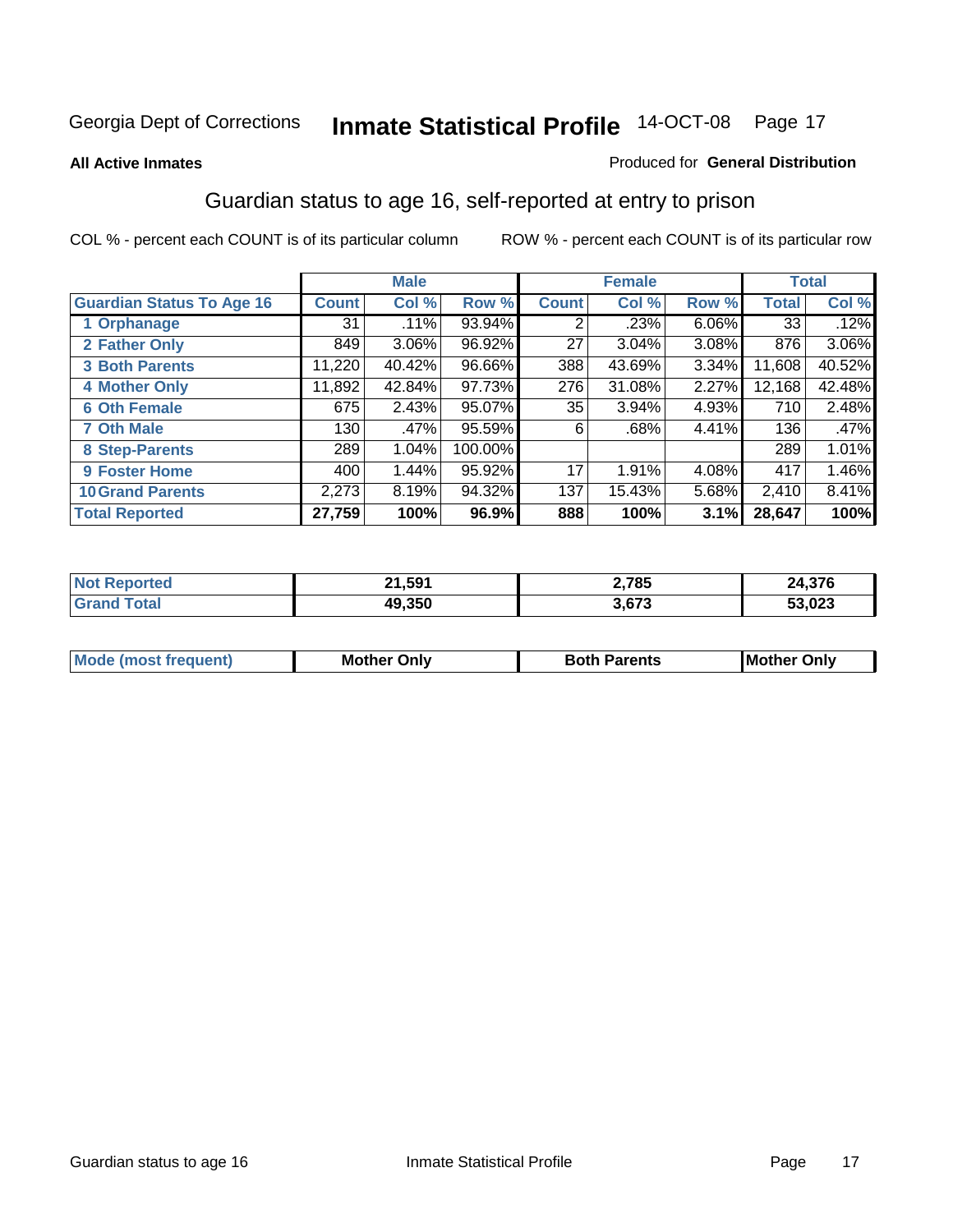Georgia Dept of Corrections **Inmate Statistical Profile** 14-OCT-08

**All Active Inmates**

Produced for **General Distribution**

## Guardian status to age 16, self-reported at entry to prison

COL % - percent each COUNT is of its particular column     ROW % - percent each COUNT is of its particular row

| | Male | | | Female | | | Total | |
|---|---|---|---|---|---|---|---|---|
| **Guardian Status To Age 16** | **Count** | **Col %** | **Row %** | **Count** | **Col %** | **Row %** | **Total** | **Col %** |
| 1 Orphanage | 31 | .11% | 93.94% | 2 | .23% | 6.06% | 33 | .12% |
| 2 Father Only | 849 | 3.06% | 96.92% | 27 | 3.04% | 3.08% | 876 | 3.06% |
| 3 Both Parents | 11,220 | 40.42% | 96.66% | 388 | 43.69% | 3.34% | 11,608 | 40.52% |
| 4 Mother Only | 11,892 | 42.84% | 97.73% | 276 | 31.08% | 2.27% | 12,168 | 42.48% |
| 6 Oth Female | 675 | 2.43% | 95.07% | 35 | 3.94% | 4.93% | 710 | 2.48% |
| 7 Oth Male | 130 | .47% | 95.59% | 6 | .68% | 4.41% | 136 | .47% |
| 8 Step-Parents | 289 | 1.04% | 100.00% | | | | 289 | 1.01% |
| 9 Foster Home | 400 | 1.44% | 95.92% | 17 | 1.91% | 4.08% | 417 | 1.46% |
| 10 Grand Parents | 2,273 | 8.19% | 94.32% | 137 | 15.43% | 5.68% | 2,410 | 8.41% |
| **Total Reported** | **27,759** | **100%** | **96.9%** | **888** | **100%** | **3.1%** | **28,647** | **100%** |

| | Male | Female | Total |
|---|---|---|---|
| Not Reported | 21,591 | 2,785 | 24,376 |
| Grand Total | 49,350 | 3,673 | 53,023 |

| | Male | Female | Total |
|---|---|---|---|
| Mode (most frequent) | Mother Only | Both Parents | Mother Only |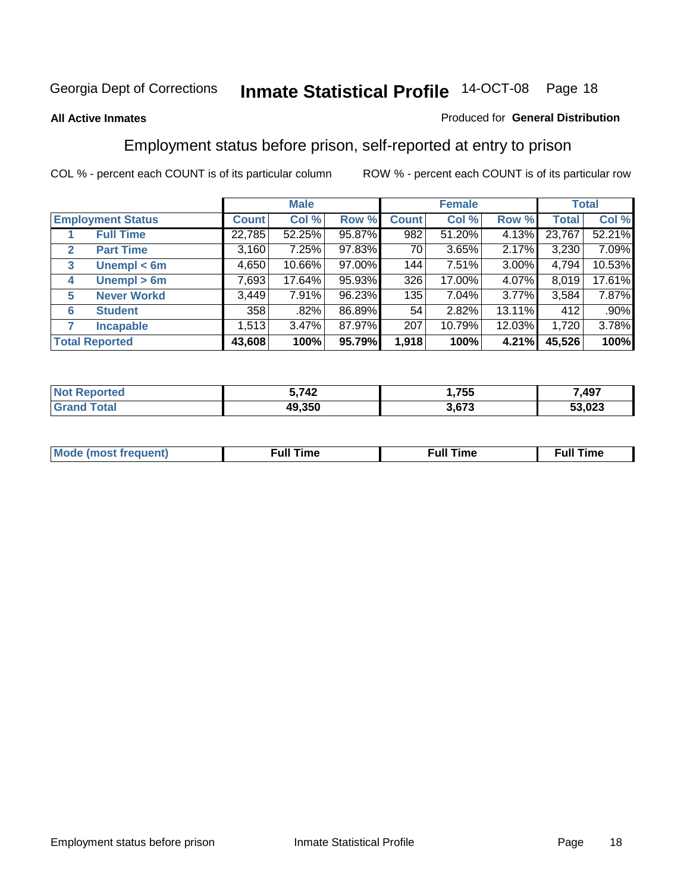Georgia Dept of Corrections **Inmate Statistical Profile** 14-OCT-08

**All Active Inmates**

Produced for **General Distribution**

## Employment status before prison, self-reported at entry to prison

COL % - percent each COUNT is of its particular column

ROW % - percent each COUNT is of its particular row

| | | Male | | | Female | | | Total | |
|---|---|---|---|---|---|---|---|---|---|
| **Employment Status** | | **Count** | **Col %** | **Row %** | **Count** | **Col %** | **Row %** | **Total** | **Col %** |
| 1 | Full Time | 22,785 | 52.25% | 95.87% | 982 | 51.20% | 4.13% | 23,767 | 52.21% |
| 2 | Part Time | 3,160 | 7.25% | 97.83% | 70 | 3.65% | 2.17% | 3,230 | 7.09% |
| 3 | Unempl < 6m | 4,650 | 10.66% | 97.00% | 144 | 7.51% | 3.00% | 4,794 | 10.53% |
| 4 | Unempl > 6m | 7,693 | 17.64% | 95.93% | 326 | 17.00% | 4.07% | 8,019 | 17.61% |
| 5 | Never Workd | 3,449 | 7.91% | 96.23% | 135 | 7.04% | 3.77% | 3,584 | 7.87% |
| 6 | Student | 358 | .82% | 86.89% | 54 | 2.82% | 13.11% | 412 | .90% |
| 7 | Incapable | 1,513 | 3.47% | 87.97% | 207 | 10.79% | 12.03% | 1,720 | 3.78% |
| **Total Reported** | | **43,608** | **100%** | **95.79%** | **1,918** | **100%** | **4.21%** | **45,526** | **100%** |

| | Male | Female | Total |
|---|---|---|---|
| Not Reported | 5,742 | 1,755 | 7,497 |
| Grand Total | 49,350 | 3,673 | 53,023 |

| | Male | Female | Total |
|---|---|---|---|
| Mode (most frequent) | Full Time | Full Time | Full Time |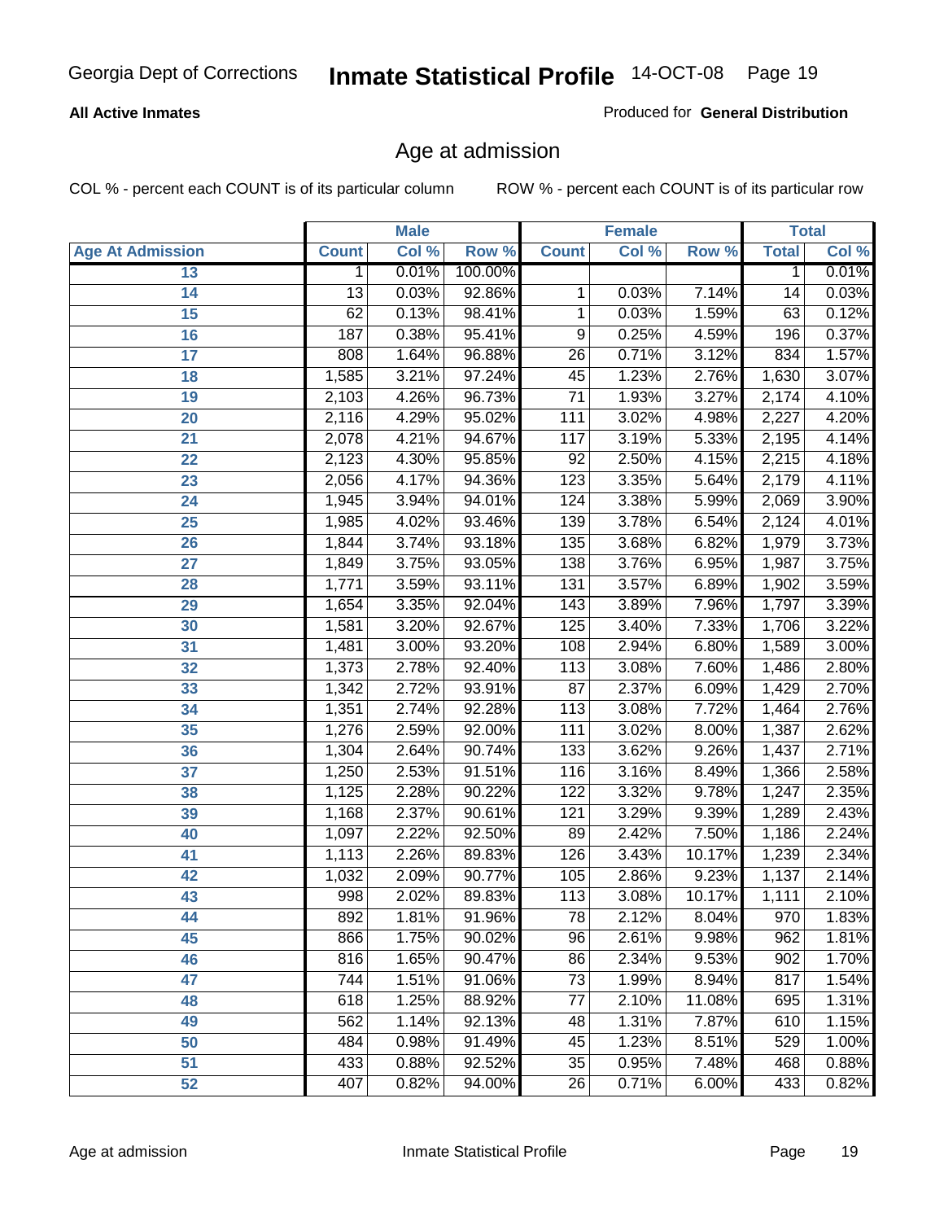Georgia Dept of Corrections **Inmate Statistical Profile** 14-OCT-08

**All Active Inmates**

Produced for **General Distribution**

## Age at admission

COL % - percent each COUNT is of its particular column

ROW % - percent each COUNT is of its particular row

| Age At Admission | Male | | | Female | | | Total | |
|---|---|---|---|---|---|---|---|---|
| | Count | Col % | Row % | Count | Col % | Row % | Total | Col % |
| 13 | 1 | 0.01% | 100.00% | | | | 1 | 0.01% |
| 14 | 13 | 0.03% | 92.86% | 1 | 0.03% | 7.14% | 14 | 0.03% |
| 15 | 62 | 0.13% | 98.41% | 1 | 0.03% | 1.59% | 63 | 0.12% |
| 16 | 187 | 0.38% | 95.41% | 9 | 0.25% | 4.59% | 196 | 0.37% |
| 17 | 808 | 1.64% | 96.88% | 26 | 0.71% | 3.12% | 834 | 1.57% |
| 18 | 1,585 | 3.21% | 97.24% | 45 | 1.23% | 2.76% | 1,630 | 3.07% |
| 19 | 2,103 | 4.26% | 96.73% | 71 | 1.93% | 3.27% | 2,174 | 4.10% |
| 20 | 2,116 | 4.29% | 95.02% | 111 | 3.02% | 4.98% | 2,227 | 4.20% |
| 21 | 2,078 | 4.21% | 94.67% | 117 | 3.19% | 5.33% | 2,195 | 4.14% |
| 22 | 2,123 | 4.30% | 95.85% | 92 | 2.50% | 4.15% | 2,215 | 4.18% |
| 23 | 2,056 | 4.17% | 94.36% | 123 | 3.35% | 5.64% | 2,179 | 4.11% |
| 24 | 1,945 | 3.94% | 94.01% | 124 | 3.38% | 5.99% | 2,069 | 3.90% |
| 25 | 1,985 | 4.02% | 93.46% | 139 | 3.78% | 6.54% | 2,124 | 4.01% |
| 26 | 1,844 | 3.74% | 93.18% | 135 | 3.68% | 6.82% | 1,979 | 3.73% |
| 27 | 1,849 | 3.75% | 93.05% | 138 | 3.76% | 6.95% | 1,987 | 3.75% |
| 28 | 1,771 | 3.59% | 93.11% | 131 | 3.57% | 6.89% | 1,902 | 3.59% |
| 29 | 1,654 | 3.35% | 92.04% | 143 | 3.89% | 7.96% | 1,797 | 3.39% |
| 30 | 1,581 | 3.20% | 92.67% | 125 | 3.40% | 7.33% | 1,706 | 3.22% |
| 31 | 1,481 | 3.00% | 93.20% | 108 | 2.94% | 6.80% | 1,589 | 3.00% |
| 32 | 1,373 | 2.78% | 92.40% | 113 | 3.08% | 7.60% | 1,486 | 2.80% |
| 33 | 1,342 | 2.72% | 93.91% | 87 | 2.37% | 6.09% | 1,429 | 2.70% |
| 34 | 1,351 | 2.74% | 92.28% | 113 | 3.08% | 7.72% | 1,464 | 2.76% |
| 35 | 1,276 | 2.59% | 92.00% | 111 | 3.02% | 8.00% | 1,387 | 2.62% |
| 36 | 1,304 | 2.64% | 90.74% | 133 | 3.62% | 9.26% | 1,437 | 2.71% |
| 37 | 1,250 | 2.53% | 91.51% | 116 | 3.16% | 8.49% | 1,366 | 2.58% |
| 38 | 1,125 | 2.28% | 90.22% | 122 | 3.32% | 9.78% | 1,247 | 2.35% |
| 39 | 1,168 | 2.37% | 90.61% | 121 | 3.29% | 9.39% | 1,289 | 2.43% |
| 40 | 1,097 | 2.22% | 92.50% | 89 | 2.42% | 7.50% | 1,186 | 2.24% |
| 41 | 1,113 | 2.26% | 89.83% | 126 | 3.43% | 10.17% | 1,239 | 2.34% |
| 42 | 1,032 | 2.09% | 90.77% | 105 | 2.86% | 9.23% | 1,137 | 2.14% |
| 43 | 998 | 2.02% | 89.83% | 113 | 3.08% | 10.17% | 1,111 | 2.10% |
| 44 | 892 | 1.81% | 91.96% | 78 | 2.12% | 8.04% | 970 | 1.83% |
| 45 | 866 | 1.75% | 90.02% | 96 | 2.61% | 9.98% | 962 | 1.81% |
| 46 | 816 | 1.65% | 90.47% | 86 | 2.34% | 9.53% | 902 | 1.70% |
| 47 | 744 | 1.51% | 91.06% | 73 | 1.99% | 8.94% | 817 | 1.54% |
| 48 | 618 | 1.25% | 88.92% | 77 | 2.10% | 11.08% | 695 | 1.31% |
| 49 | 562 | 1.14% | 92.13% | 48 | 1.31% | 7.87% | 610 | 1.15% |
| 50 | 484 | 0.98% | 91.49% | 45 | 1.23% | 8.51% | 529 | 1.00% |
| 51 | 433 | 0.88% | 92.52% | 35 | 0.95% | 7.48% | 468 | 0.88% |
| 52 | 407 | 0.82% | 94.00% | 26 | 0.71% | 6.00% | 433 | 0.82% |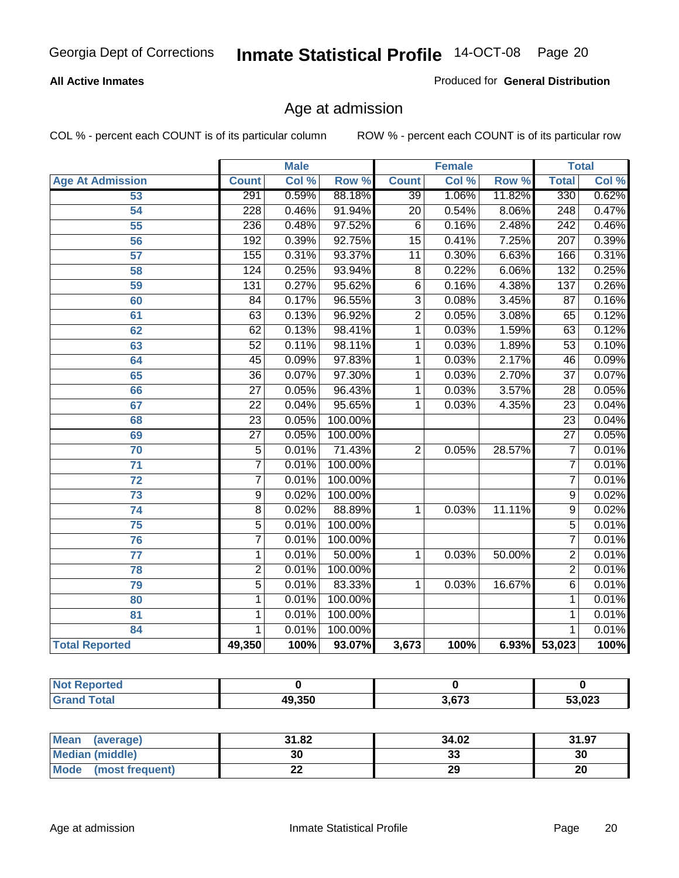Georgia Dept of Corrections **Inmate Statistical Profile** 14-OCT-08

**All Active Inmates**

Produced for **General Distribution**

## Age at admission

COL % - percent each COUNT is of its particular column ROW % - percent each COUNT is of its particular row

| | Male | | | Female | | | Total | |
|---|---|---|---|---|---|---|---|---|
| **Age At Admission** | **Count** | **Col %** | **Row %** | **Count** | **Col %** | **Row %** | **Total** | **Col %** |
| 53 | 291 | 0.59% | 88.18% | 39 | 1.06% | 11.82% | 330 | 0.62% |
| 54 | 228 | 0.46% | 91.94% | 20 | 0.54% | 8.06% | 248 | 0.47% |
| 55 | 236 | 0.48% | 97.52% | 6 | 0.16% | 2.48% | 242 | 0.46% |
| 56 | 192 | 0.39% | 92.75% | 15 | 0.41% | 7.25% | 207 | 0.39% |
| 57 | 155 | 0.31% | 93.37% | 11 | 0.30% | 6.63% | 166 | 0.31% |
| 58 | 124 | 0.25% | 93.94% | 8 | 0.22% | 6.06% | 132 | 0.25% |
| 59 | 131 | 0.27% | 95.62% | 6 | 0.16% | 4.38% | 137 | 0.26% |
| 60 | 84 | 0.17% | 96.55% | 3 | 0.08% | 3.45% | 87 | 0.16% |
| 61 | 63 | 0.13% | 96.92% | 2 | 0.05% | 3.08% | 65 | 0.12% |
| 62 | 62 | 0.13% | 98.41% | 1 | 0.03% | 1.59% | 63 | 0.12% |
| 63 | 52 | 0.11% | 98.11% | 1 | 0.03% | 1.89% | 53 | 0.10% |
| 64 | 45 | 0.09% | 97.83% | 1 | 0.03% | 2.17% | 46 | 0.09% |
| 65 | 36 | 0.07% | 97.30% | 1 | 0.03% | 2.70% | 37 | 0.07% |
| 66 | 27 | 0.05% | 96.43% | 1 | 0.03% | 3.57% | 28 | 0.05% |
| 67 | 22 | 0.04% | 95.65% | 1 | 0.03% | 4.35% | 23 | 0.04% |
| 68 | 23 | 0.05% | 100.00% | | | | 23 | 0.04% |
| 69 | 27 | 0.05% | 100.00% | | | | 27 | 0.05% |
| 70 | 5 | 0.01% | 71.43% | 2 | 0.05% | 28.57% | 7 | 0.01% |
| 71 | 7 | 0.01% | 100.00% | | | | 7 | 0.01% |
| 72 | 7 | 0.01% | 100.00% | | | | 7 | 0.01% |
| 73 | 9 | 0.02% | 100.00% | | | | 9 | 0.02% |
| 74 | 8 | 0.02% | 88.89% | 1 | 0.03% | 11.11% | 9 | 0.02% |
| 75 | 5 | 0.01% | 100.00% | | | | 5 | 0.01% |
| 76 | 7 | 0.01% | 100.00% | | | | 7 | 0.01% |
| 77 | 1 | 0.01% | 50.00% | 1 | 0.03% | 50.00% | 2 | 0.01% |
| 78 | 2 | 0.01% | 100.00% | | | | 2 | 0.01% |
| 79 | 5 | 0.01% | 83.33% | 1 | 0.03% | 16.67% | 6 | 0.01% |
| 80 | 1 | 0.01% | 100.00% | | | | 1 | 0.01% |
| 81 | 1 | 0.01% | 100.00% | | | | 1 | 0.01% |
| 84 | 1 | 0.01% | 100.00% | | | | 1 | 0.01% |
| **Total Reported** | **49,350** | **100%** | **93.07%** | **3,673** | **100%** | **6.93%** | **53,023** | **100%** |

| | Male | Female | Total |
|---|---|---|---|
| **Not Reported** | **0** | **0** | **0** |
| **Grand Total** | **49,350** | **3,673** | **53,023** |

| | Male | Female | Total |
|---|---|---|---|
| **Mean (average)** | **31.82** | **34.02** | **31.97** |
| **Median (middle)** | **30** | **33** | **30** |
| **Mode (most frequent)** | **22** | **29** | **20** |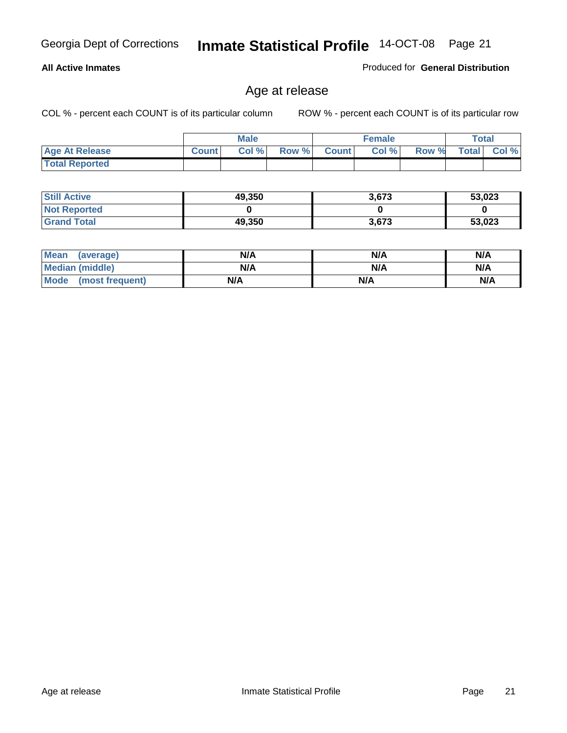**All Active Inmates** Produced for **General Distribution**

## Age at release

COL % - percent each COUNT is of its particular column ROW % - percent each COUNT is of its particular row

| | Male | | | Female | | | Total | |
|---|---|---|---|---|---|---|---|---|
| **Age At Release** | **Count** | **Col %** | **Row %** | **Count** | **Col %** | **Row %** | **Total** | **Col %** |
| **Total Reported** | | | | | | | | |

| | Male | Female | Total |
|---|---|---|---|
| **Still Active** | **49,350** | **3,673** | **53,023** |
| **Not Reported** | **0** | **0** | **0** |
| **Grand Total** | **49,350** | **3,673** | **53,023** |

| | Male | Female | Total |
|---|---|---|---|
| **Mean (average)** | **N/A** | **N/A** | **N/A** |
| **Median (middle)** | **N/A** | **N/A** | **N/A** |
| **Mode (most frequent)** | **N/A** | **N/A** | **N/A** |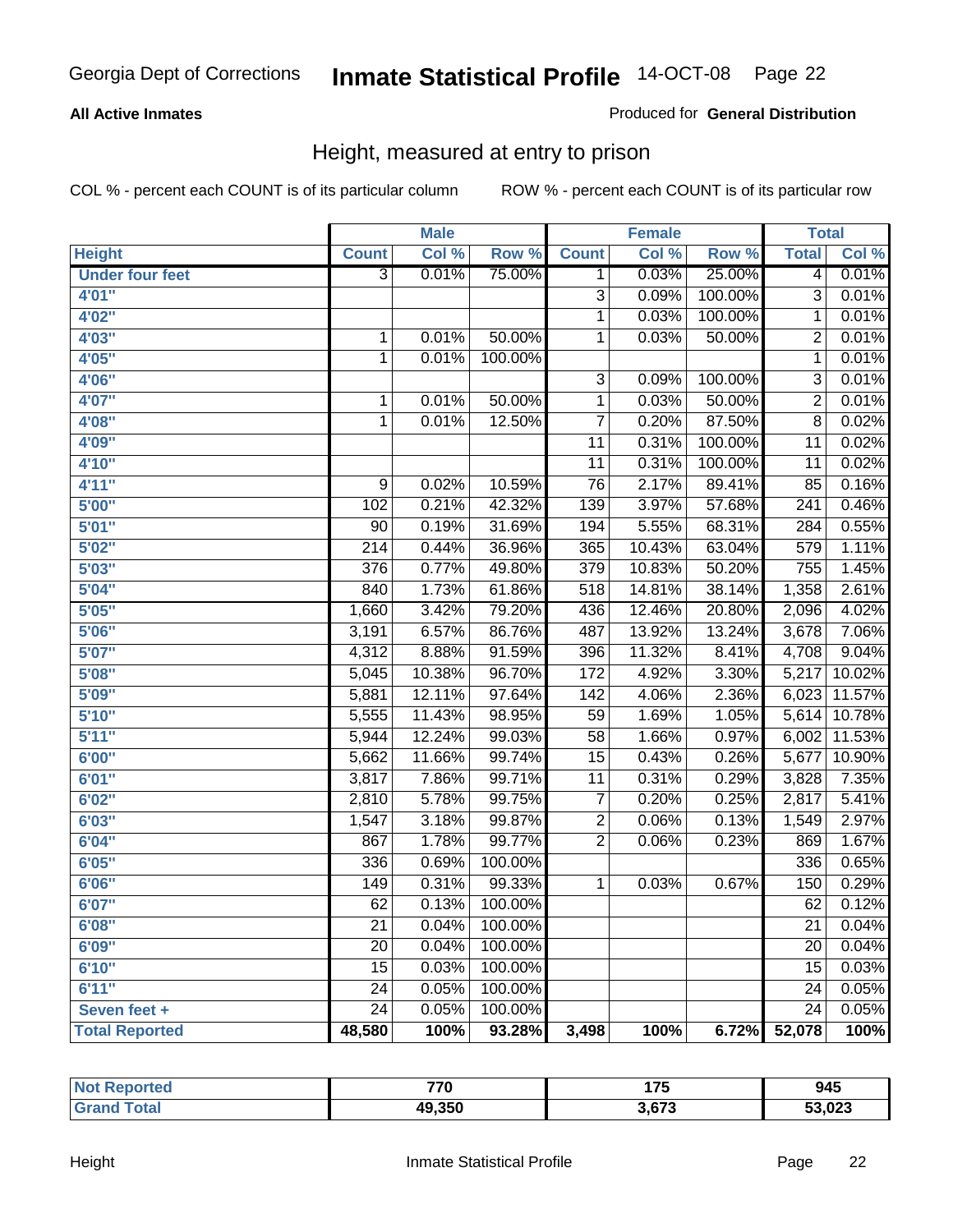Georgia Dept of Corrections **Inmate Statistical Profile** 14-OCT-08

**All Active Inmates** Produced for **General Distribution**

## Height, measured at entry to prison

COL % - percent each COUNT is of its particular column ROW % - percent each COUNT is of its particular row

| | Male | | | Female | | | Total | |
|---|---|---|---|---|---|---|---|---|
| Height | Count | Col % | Row % | Count | Col % | Row % | Total | Col % |
| Under four feet | 3 | 0.01% | 75.00% | 1 | 0.03% | 25.00% | 4 | 0.01% |
| 4'01" | | | | 3 | 0.09% | 100.00% | 3 | 0.01% |
| 4'02" | | | | 1 | 0.03% | 100.00% | 1 | 0.01% |
| 4'03" | 1 | 0.01% | 50.00% | 1 | 0.03% | 50.00% | 2 | 0.01% |
| 4'05" | 1 | 0.01% | 100.00% | | | | 1 | 0.01% |
| 4'06" | | | | 3 | 0.09% | 100.00% | 3 | 0.01% |
| 4'07" | 1 | 0.01% | 50.00% | 1 | 0.03% | 50.00% | 2 | 0.01% |
| 4'08" | 1 | 0.01% | 12.50% | 7 | 0.20% | 87.50% | 8 | 0.02% |
| 4'09" | | | | 11 | 0.31% | 100.00% | 11 | 0.02% |
| 4'10" | | | | 11 | 0.31% | 100.00% | 11 | 0.02% |
| 4'11" | 9 | 0.02% | 10.59% | 76 | 2.17% | 89.41% | 85 | 0.16% |
| 5'00" | 102 | 0.21% | 42.32% | 139 | 3.97% | 57.68% | 241 | 0.46% |
| 5'01" | 90 | 0.19% | 31.69% | 194 | 5.55% | 68.31% | 284 | 0.55% |
| 5'02" | 214 | 0.44% | 36.96% | 365 | 10.43% | 63.04% | 579 | 1.11% |
| 5'03" | 376 | 0.77% | 49.80% | 379 | 10.83% | 50.20% | 755 | 1.45% |
| 5'04" | 840 | 1.73% | 61.86% | 518 | 14.81% | 38.14% | 1,358 | 2.61% |
| 5'05" | 1,660 | 3.42% | 79.20% | 436 | 12.46% | 20.80% | 2,096 | 4.02% |
| 5'06" | 3,191 | 6.57% | 86.76% | 487 | 13.92% | 13.24% | 3,678 | 7.06% |
| 5'07" | 4,312 | 8.88% | 91.59% | 396 | 11.32% | 8.41% | 4,708 | 9.04% |
| 5'08" | 5,045 | 10.38% | 96.70% | 172 | 4.92% | 3.30% | 5,217 | 10.02% |
| 5'09" | 5,881 | 12.11% | 97.64% | 142 | 4.06% | 2.36% | 6,023 | 11.57% |
| 5'10" | 5,555 | 11.43% | 98.95% | 59 | 1.69% | 1.05% | 5,614 | 10.78% |
| 5'11" | 5,944 | 12.24% | 99.03% | 58 | 1.66% | 0.97% | 6,002 | 11.53% |
| 6'00" | 5,662 | 11.66% | 99.74% | 15 | 0.43% | 0.26% | 5,677 | 10.90% |
| 6'01" | 3,817 | 7.86% | 99.71% | 11 | 0.31% | 0.29% | 3,828 | 7.35% |
| 6'02" | 2,810 | 5.78% | 99.75% | 7 | 0.20% | 0.25% | 2,817 | 5.41% |
| 6'03" | 1,547 | 3.18% | 99.87% | 2 | 0.06% | 0.13% | 1,549 | 2.97% |
| 6'04" | 867 | 1.78% | 99.77% | 2 | 0.06% | 0.23% | 869 | 1.67% |
| 6'05" | 336 | 0.69% | 100.00% | | | | 336 | 0.65% |
| 6'06" | 149 | 0.31% | 99.33% | 1 | 0.03% | 0.67% | 150 | 0.29% |
| 6'07" | 62 | 0.13% | 100.00% | | | | 62 | 0.12% |
| 6'08" | 21 | 0.04% | 100.00% | | | | 21 | 0.04% |
| 6'09" | 20 | 0.04% | 100.00% | | | | 20 | 0.04% |
| 6'10" | 15 | 0.03% | 100.00% | | | | 15 | 0.03% |
| 6'11" | 24 | 0.05% | 100.00% | | | | 24 | 0.05% |
| Seven feet + | 24 | 0.05% | 100.00% | | | | 24 | 0.05% |
| **Total Reported** | **48,580** | **100%** | **93.28%** | **3,498** | **100%** | **6.72%** | **52,078** | **100%** |

| | Male | Female | Total |
|---|---|---|---|
| Not Reported | 770 | 175 | 945 |
| Grand Total | 49,350 | 3,673 | 53,023 |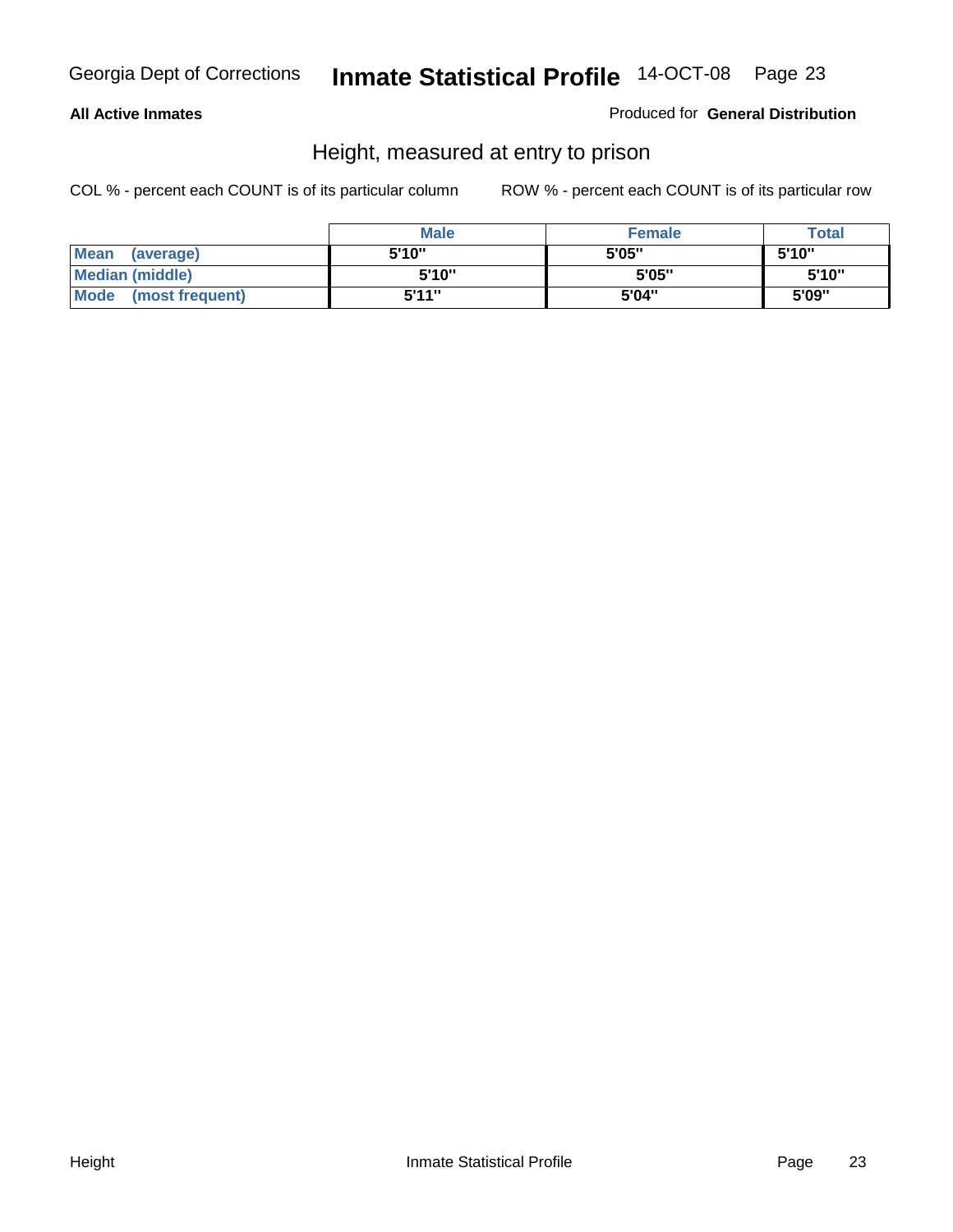**All Active Inmates**

Produced for **General Distribution**

## Height, measured at entry to prison

COL % - percent each COUNT is of its particular column

ROW % - percent each COUNT is of its particular row

| | Male | Female | Total |
|---|---|---|---|
| **Mean (average)** | 5'10" | 5'05" | 5'10" |
| **Median (middle)** | 5'10" | 5'05" | 5'10" |
| **Mode (most frequent)** | 5'11" | 5'04" | 5'09" |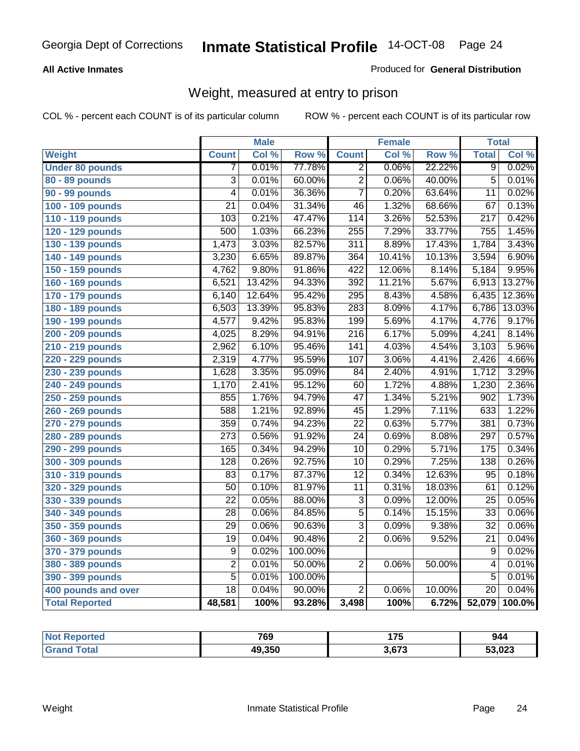Georgia Dept of Corrections **Inmate Statistical Profile** 14-OCT-08

**All Active Inmates**

Produced for **General Distribution**

## Weight, measured at entry to prison

COL % - percent each COUNT is of its particular column ROW % - percent each COUNT is of its particular row

| | Male | | | Female | | | Total | |
|---|---|---|---|---|---|---|---|---|
| **Weight** | **Count** | **Col %** | **Row %** | **Count** | **Col %** | **Row %** | **Total** | **Col %** |
| **Under 80 pounds** | 7 | 0.01% | 77.78% | 2 | 0.06% | 22.22% | 9 | 0.02% |
| **80 - 89 pounds** | 3 | 0.01% | 60.00% | 2 | 0.06% | 40.00% | 5 | 0.01% |
| **90 - 99 pounds** | 4 | 0.01% | 36.36% | 7 | 0.20% | 63.64% | 11 | 0.02% |
| **100 - 109 pounds** | 21 | 0.04% | 31.34% | 46 | 1.32% | 68.66% | 67 | 0.13% |
| **110 - 119 pounds** | 103 | 0.21% | 47.47% | 114 | 3.26% | 52.53% | 217 | 0.42% |
| **120 - 129 pounds** | 500 | 1.03% | 66.23% | 255 | 7.29% | 33.77% | 755 | 1.45% |
| **130 - 139 pounds** | 1,473 | 3.03% | 82.57% | 311 | 8.89% | 17.43% | 1,784 | 3.43% |
| **140 - 149 pounds** | 3,230 | 6.65% | 89.87% | 364 | 10.41% | 10.13% | 3,594 | 6.90% |
| **150 - 159 pounds** | 4,762 | 9.80% | 91.86% | 422 | 12.06% | 8.14% | 5,184 | 9.95% |
| **160 - 169 pounds** | 6,521 | 13.42% | 94.33% | 392 | 11.21% | 5.67% | 6,913 | 13.27% |
| **170 - 179 pounds** | 6,140 | 12.64% | 95.42% | 295 | 8.43% | 4.58% | 6,435 | 12.36% |
| **180 - 189 pounds** | 6,503 | 13.39% | 95.83% | 283 | 8.09% | 4.17% | 6,786 | 13.03% |
| **190 - 199 pounds** | 4,577 | 9.42% | 95.83% | 199 | 5.69% | 4.17% | 4,776 | 9.17% |
| **200 - 209 pounds** | 4,025 | 8.29% | 94.91% | 216 | 6.17% | 5.09% | 4,241 | 8.14% |
| **210 - 219 pounds** | 2,962 | 6.10% | 95.46% | 141 | 4.03% | 4.54% | 3,103 | 5.96% |
| **220 - 229 pounds** | 2,319 | 4.77% | 95.59% | 107 | 3.06% | 4.41% | 2,426 | 4.66% |
| **230 - 239 pounds** | 1,628 | 3.35% | 95.09% | 84 | 2.40% | 4.91% | 1,712 | 3.29% |
| **240 - 249 pounds** | 1,170 | 2.41% | 95.12% | 60 | 1.72% | 4.88% | 1,230 | 2.36% |
| **250 - 259 pounds** | 855 | 1.76% | 94.79% | 47 | 1.34% | 5.21% | 902 | 1.73% |
| **260 - 269 pounds** | 588 | 1.21% | 92.89% | 45 | 1.29% | 7.11% | 633 | 1.22% |
| **270 - 279 pounds** | 359 | 0.74% | 94.23% | 22 | 0.63% | 5.77% | 381 | 0.73% |
| **280 - 289 pounds** | 273 | 0.56% | 91.92% | 24 | 0.69% | 8.08% | 297 | 0.57% |
| **290 - 299 pounds** | 165 | 0.34% | 94.29% | 10 | 0.29% | 5.71% | 175 | 0.34% |
| **300 - 309 pounds** | 128 | 0.26% | 92.75% | 10 | 0.29% | 7.25% | 138 | 0.26% |
| **310 - 319 pounds** | 83 | 0.17% | 87.37% | 12 | 0.34% | 12.63% | 95 | 0.18% |
| **320 - 329 pounds** | 50 | 0.10% | 81.97% | 11 | 0.31% | 18.03% | 61 | 0.12% |
| **330 - 339 pounds** | 22 | 0.05% | 88.00% | 3 | 0.09% | 12.00% | 25 | 0.05% |
| **340 - 349 pounds** | 28 | 0.06% | 84.85% | 5 | 0.14% | 15.15% | 33 | 0.06% |
| **350 - 359 pounds** | 29 | 0.06% | 90.63% | 3 | 0.09% | 9.38% | 32 | 0.06% |
| **360 - 369 pounds** | 19 | 0.04% | 90.48% | 2 | 0.06% | 9.52% | 21 | 0.04% |
| **370 - 379 pounds** | 9 | 0.02% | 100.00% | | | | 9 | 0.02% |
| **380 - 389 pounds** | 2 | 0.01% | 50.00% | 2 | 0.06% | 50.00% | 4 | 0.01% |
| **390 - 399 pounds** | 5 | 0.01% | 100.00% | | | | 5 | 0.01% |
| **400 pounds and over** | 18 | 0.04% | 90.00% | 2 | 0.06% | 10.00% | 20 | 0.04% |
| **Total Reported** | **48,581** | **100%** | **93.28%** | **3,498** | **100%** | **6.72%** | **52,079** | **100.0%** |

| | Male | Female | Total |
|---|---|---|---|
| **Not Reported** | **769** | **175** | **944** |
| **Grand Total** | **49,350** | **3,673** | **53,023** |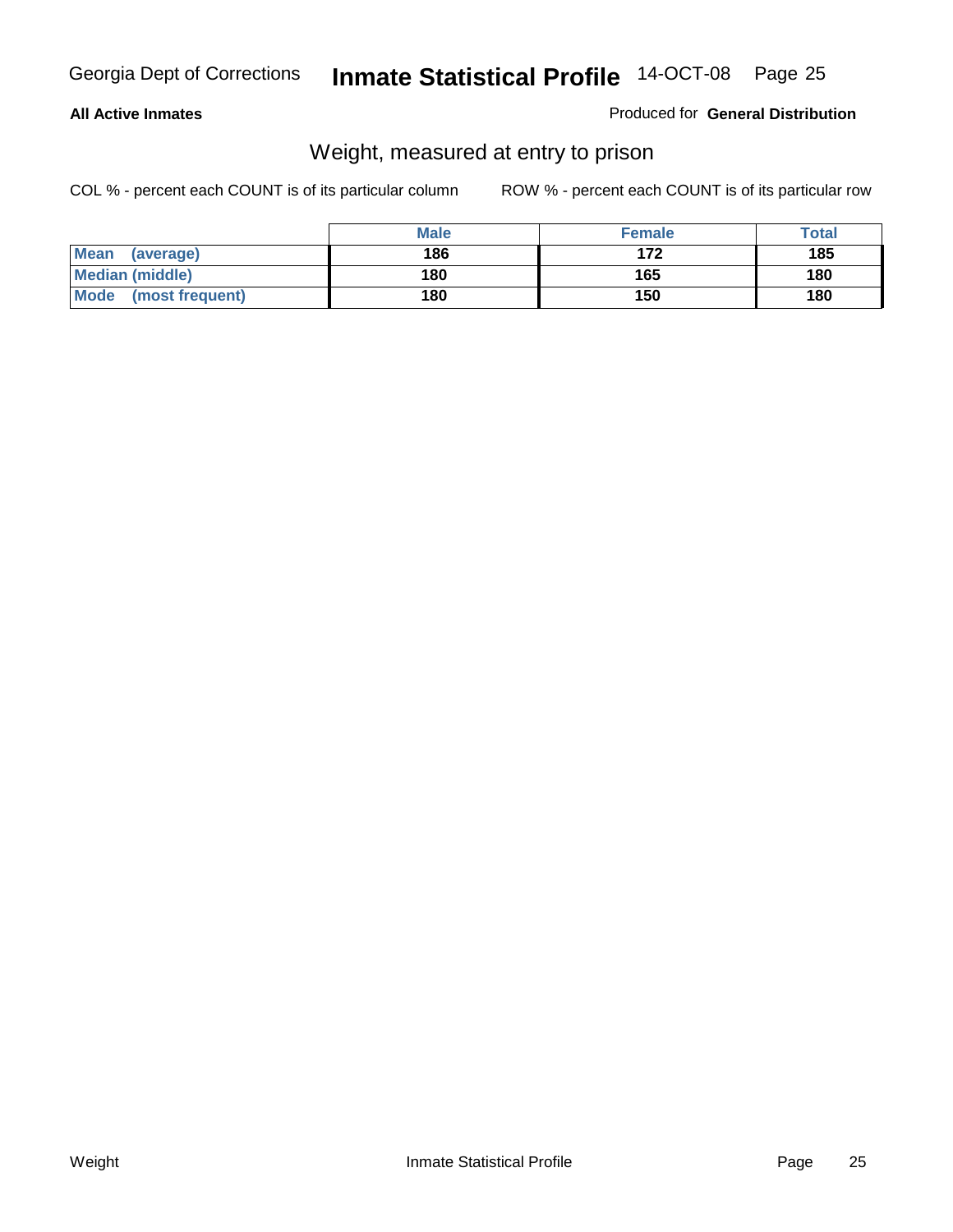**All Active Inmates**

Produced for **General Distribution**

## Weight, measured at entry to prison

COL % - percent each COUNT is of its particular column

ROW % - percent each COUNT is of its particular row

| | Male | Female | Total |
|---|---|---|---|
| **Mean (average)** | **186** | **172** | **185** |
| **Median (middle)** | **180** | **165** | **180** |
| **Mode (most frequent)** | **180** | **150** | **180** |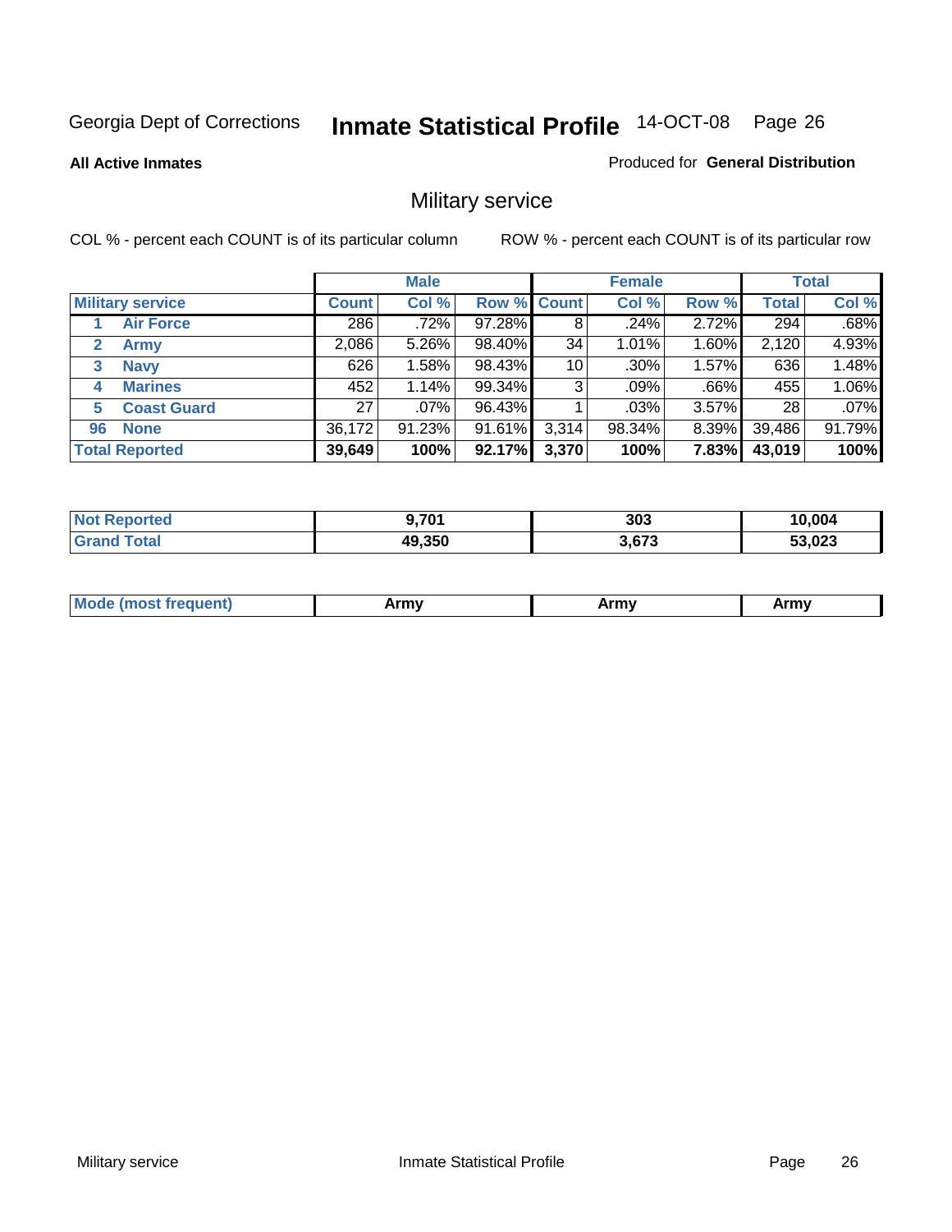Georgia Dept of Corrections **Inmate Statistical Profile** 14-OCT-08 Page 26

**All Active Inmates**

Produced for **General Distribution**

## Military service

COL % - percent each COUNT is of its particular column ROW % - percent each COUNT is of its particular row

| | Male | | | Female | | | Total | |
|---|---|---|---|---|---|---|---|---|
| **Military service** | **Count** | **Col %** | **Row %** | **Count** | **Col %** | **Row %** | **Total** | **Col %** |
| 1 Air Force | 286 | .72% | 97.28% | 8 | .24% | 2.72% | 294 | .68% |
| 2 Army | 2,086 | 5.26% | 98.40% | 34 | 1.01% | 1.60% | 2,120 | 4.93% |
| 3 Navy | 626 | 1.58% | 98.43% | 10 | .30% | 1.57% | 636 | 1.48% |
| 4 Marines | 452 | 1.14% | 99.34% | 3 | .09% | .66% | 455 | 1.06% |
| 5 Coast Guard | 27 | .07% | 96.43% | 1 | .03% | 3.57% | 28 | .07% |
| 96 None | 36,172 | 91.23% | 91.61% | 3,314 | 98.34% | 8.39% | 39,486 | 91.79% |
| **Total Reported** | **39,649** | **100%** | **92.17%** | **3,370** | **100%** | **7.83%** | **43,019** | **100%** |

| | Male | Female | Total |
|---|---|---|---|
| Not Reported | 9,701 | 303 | 10,004 |
| Grand Total | 49,350 | 3,673 | 53,023 |

| | Male | Female | Total |
|---|---|---|---|
| Mode (most frequent) | Army | Army | Army |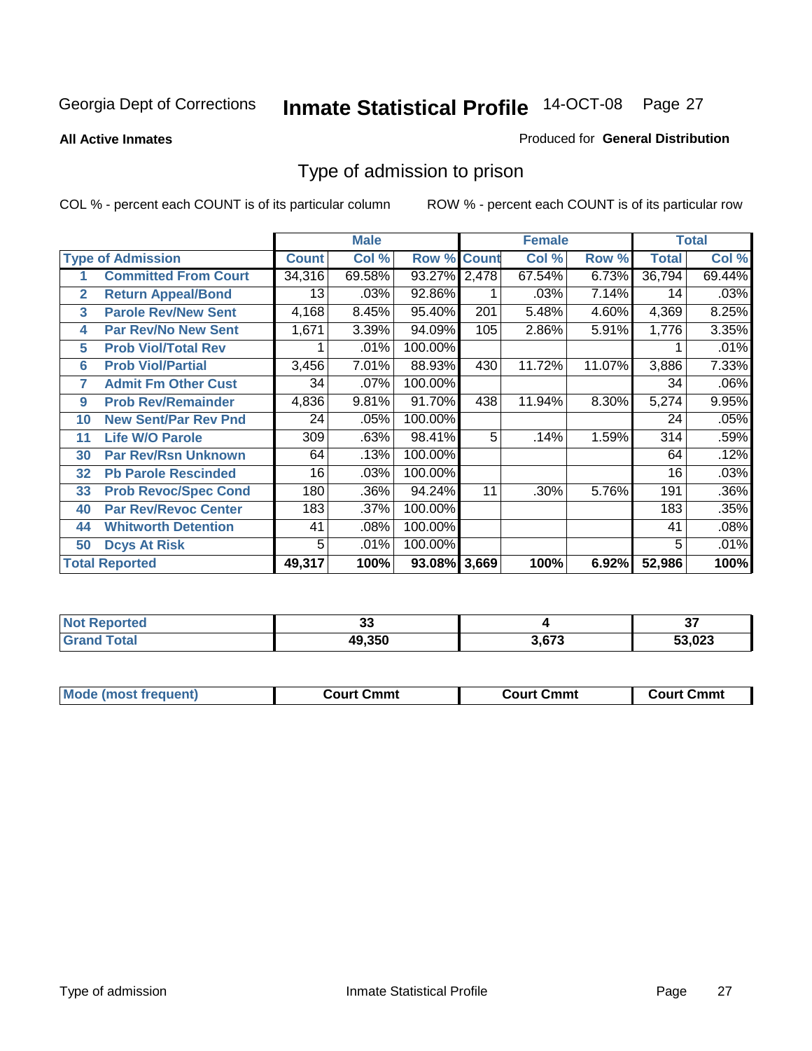Georgia Dept of Corrections **Inmate Statistical Profile** 14-OCT-08

**All Active Inmates**

Produced for **General Distribution**

## Type of admission to prison

COL % - percent each COUNT is of its particular column

ROW % - percent each COUNT is of its particular row

| | | Male | | | Female | | | Total | |
|---|---|---|---|---|---|---|---|---|---|
| **Type of Admission** | | **Count** | **Col %** | **Row %** | **Count** | **Col %** | **Row %** | **Total** | **Col %** |
| 1 | **Committed From Court** | 34,316 | 69.58% | 93.27% | 2,478 | 67.54% | 6.73% | 36,794 | 69.44% |
| 2 | **Return Appeal/Bond** | 13 | .03% | 92.86% | 1 | .03% | 7.14% | 14 | .03% |
| 3 | **Parole Rev/New Sent** | 4,168 | 8.45% | 95.40% | 201 | 5.48% | 4.60% | 4,369 | 8.25% |
| 4 | **Par Rev/No New Sent** | 1,671 | 3.39% | 94.09% | 105 | 2.86% | 5.91% | 1,776 | 3.35% |
| 5 | **Prob Viol/Total Rev** | 1 | .01% | 100.00% | | | | 1 | .01% |
| 6 | **Prob Viol/Partial** | 3,456 | 7.01% | 88.93% | 430 | 11.72% | 11.07% | 3,886 | 7.33% |
| 7 | **Admit Fm Other Cust** | 34 | .07% | 100.00% | | | | 34 | .06% |
| 9 | **Prob Rev/Remainder** | 4,836 | 9.81% | 91.70% | 438 | 11.94% | 8.30% | 5,274 | 9.95% |
| 10 | **New Sent/Par Rev Pnd** | 24 | .05% | 100.00% | | | | 24 | .05% |
| 11 | **Life W/O Parole** | 309 | .63% | 98.41% | 5 | .14% | 1.59% | 314 | .59% |
| 30 | **Par Rev/Rsn Unknown** | 64 | .13% | 100.00% | | | | 64 | .12% |
| 32 | **Pb Parole Rescinded** | 16 | .03% | 100.00% | | | | 16 | .03% |
| 33 | **Prob Revoc/Spec Cond** | 180 | .36% | 94.24% | 11 | .30% | 5.76% | 191 | .36% |
| 40 | **Par Rev/Revoc Center** | 183 | .37% | 100.00% | | | | 183 | .35% |
| 44 | **Whitworth Detention** | 41 | .08% | 100.00% | | | | 41 | .08% |
| 50 | **Dcys At Risk** | 5 | .01% | 100.00% | | | | 5 | .01% |
| **Total Reported** | | **49,317** | **100%** | **93.08%** | **3,669** | **100%** | **6.92%** | **52,986** | **100%** |

| | Male | Female | Total |
|---|---|---|---|
| **Not Reported** | **33** | **4** | **37** |
| **Grand Total** | **49,350** | **3,673** | **53,023** |

| | Male | Female | Total |
|---|---|---|---|
| **Mode (most frequent)** | **Court Cmmt** | **Court Cmmt** | **Court Cmmt** |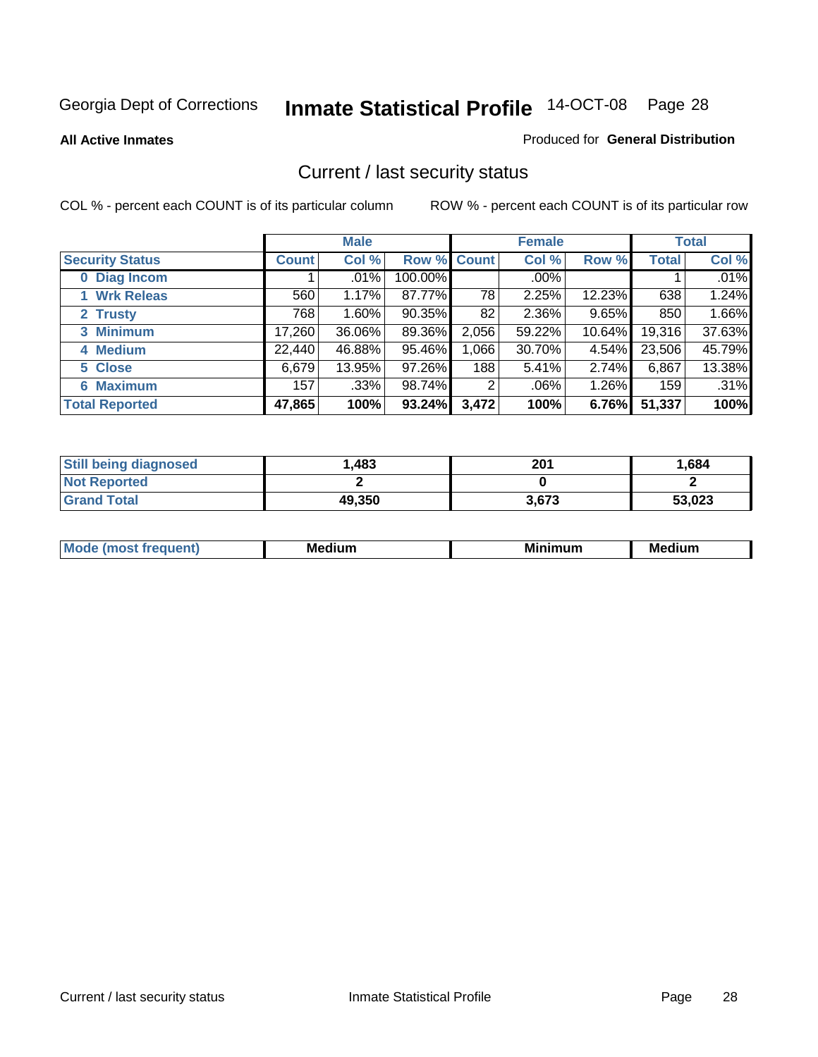Georgia Dept of Corrections **Inmate Statistical Profile** 14-OCT-08 Page 28

**All Active Inmates**

Produced for **General Distribution**

## Current / last security status

COL % - percent each COUNT is of its particular column

ROW % - percent each COUNT is of its particular row

| | Male | | | Female | | | Total | |
|---|---|---|---|---|---|---|---|---|
| **Security Status** | **Count** | **Col %** | **Row %** | **Count** | **Col %** | **Row %** | **Total** | **Col %** |
| 0 Diag Incom | 1 | .01% | 100.00% | | .00% | | 1 | .01% |
| 1 Wrk Releas | 560 | 1.17% | 87.77% | 78 | 2.25% | 12.23% | 638 | 1.24% |
| 2 Trusty | 768 | 1.60% | 90.35% | 82 | 2.36% | 9.65% | 850 | 1.66% |
| 3 Minimum | 17,260 | 36.06% | 89.36% | 2,056 | 59.22% | 10.64% | 19,316 | 37.63% |
| 4 Medium | 22,440 | 46.88% | 95.46% | 1,066 | 30.70% | 4.54% | 23,506 | 45.79% |
| 5 Close | 6,679 | 13.95% | 97.26% | 188 | 5.41% | 2.74% | 6,867 | 13.38% |
| 6 Maximum | 157 | .33% | 98.74% | 2 | .06% | 1.26% | 159 | .31% |
| **Total Reported** | **47,865** | **100%** | **93.24%** | **3,472** | **100%** | **6.76%** | **51,337** | **100%** |

| | Male | Female | Total |
|---|---|---|---|
| Still being diagnosed | 1,483 | 201 | 1,684 |
| Not Reported | 2 | 0 | 2 |
| Grand Total | 49,350 | 3,673 | 53,023 |

| | Male | Female | Total |
|---|---|---|---|
| Mode (most frequent) | Medium | Minimum | Medium |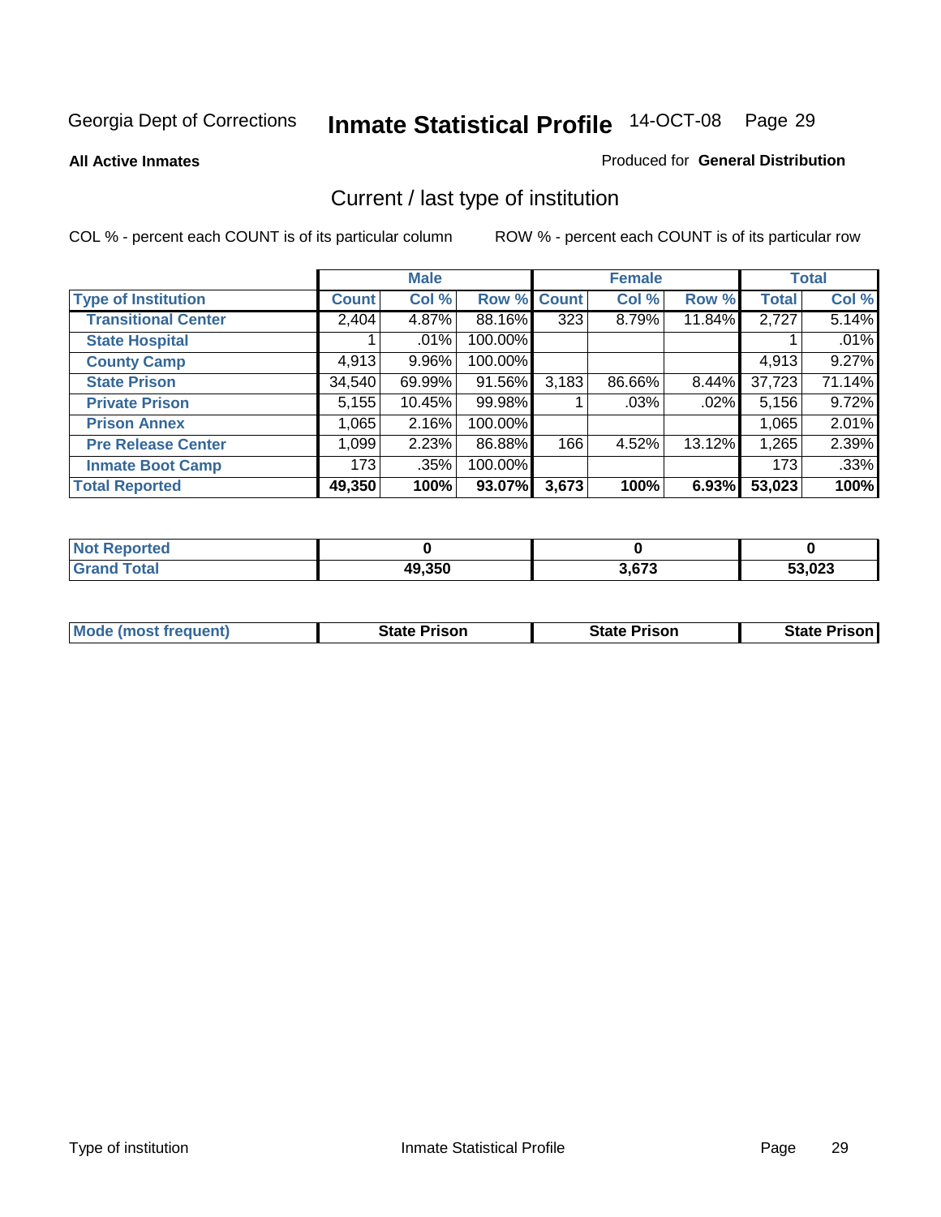Georgia Dept of Corrections **Inmate Statistical Profile** 14-OCT-08

**All Active Inmates**

Produced for **General Distribution**

## Current / last type of institution

COL % - percent each COUNT is of its particular column

ROW % - percent each COUNT is of its particular row

| | Male | | | Female | | | Total | |
|---|---|---|---|---|---|---|---|---|
| **Type of Institution** | **Count** | **Col %** | **Row %** | **Count** | **Col %** | **Row %** | **Total** | **Col %** |
| **Transitional Center** | 2,404 | 4.87% | 88.16% | 323 | 8.79% | 11.84% | 2,727 | 5.14% |
| **State Hospital** | 1 | .01% | 100.00% | | | | 1 | .01% |
| **County Camp** | 4,913 | 9.96% | 100.00% | | | | 4,913 | 9.27% |
| **State Prison** | 34,540 | 69.99% | 91.56% | 3,183 | 86.66% | 8.44% | 37,723 | 71.14% |
| **Private Prison** | 5,155 | 10.45% | 99.98% | 1 | .03% | .02% | 5,156 | 9.72% |
| **Prison Annex** | 1,065 | 2.16% | 100.00% | | | | 1,065 | 2.01% |
| **Pre Release Center** | 1,099 | 2.23% | 86.88% | 166 | 4.52% | 13.12% | 1,265 | 2.39% |
| **Inmate Boot Camp** | 173 | .35% | 100.00% | | | | 173 | .33% |
| **Total Reported** | **49,350** | **100%** | **93.07%** | **3,673** | **100%** | **6.93%** | **53,023** | **100%** |

| | Male | Female | Total |
|---|---|---|---|
| **Not Reported** | **0** | **0** | **0** |
| **Grand Total** | **49,350** | **3,673** | **53,023** |

| | Male | Female | Total |
|---|---|---|---|
| **Mode (most frequent)** | **State Prison** | **State Prison** | **State Prison** |

Type of institution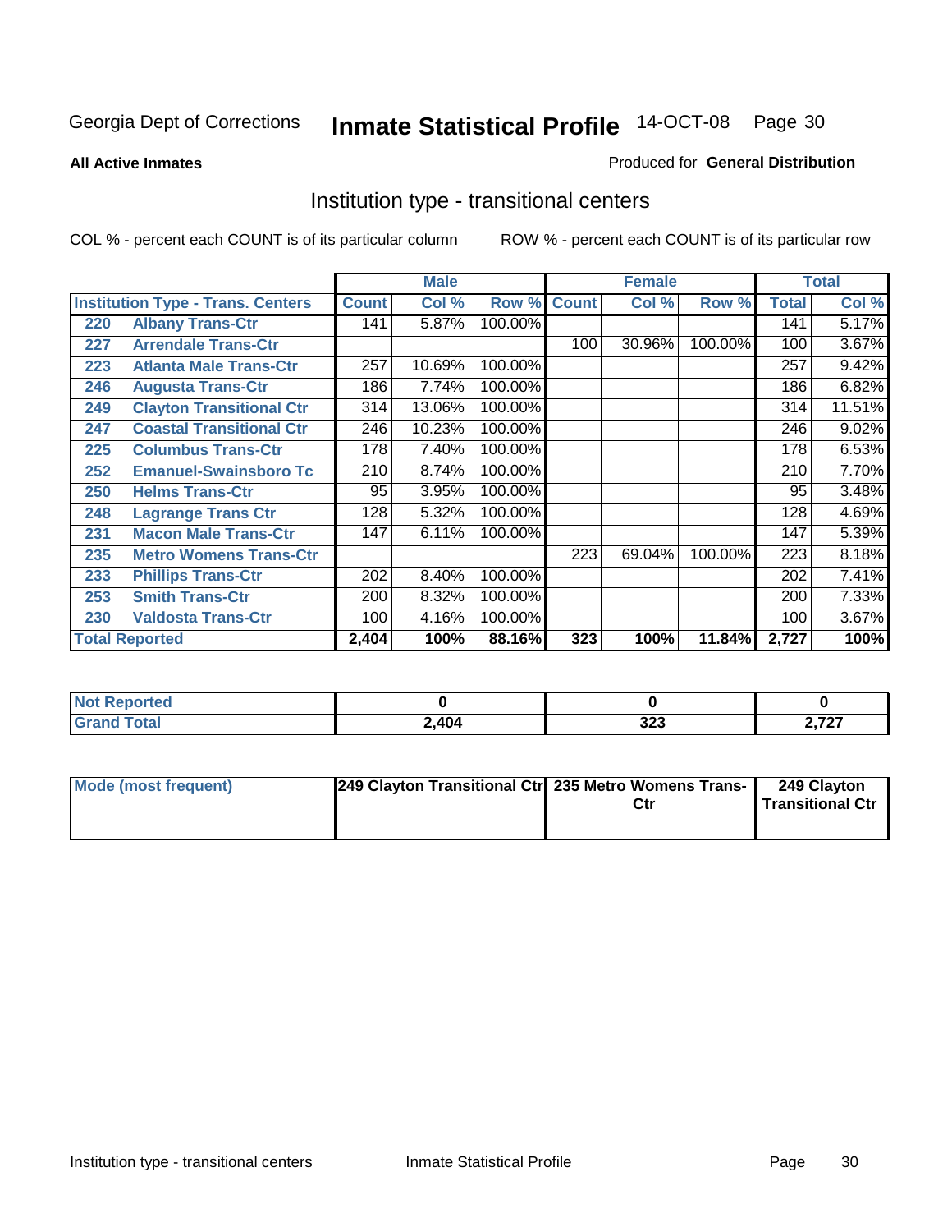Georgia Dept of Corrections **Inmate Statistical Profile** 14-OCT-08

**All Active Inmates**

Produced for **General Distribution**

## Institution type - transitional centers

COL % - percent each COUNT is of its particular column

ROW % - percent each COUNT is of its particular row

| | | Male | | | Female | | | Total | |
|---|---|---|---|---|---|---|---|---|---|
| **Institution Type - Trans. Centers** | | **Count** | **Col %** | **Row %** | **Count** | **Col %** | **Row %** | **Total** | **Col %** |
| 220 | Albany Trans-Ctr | 141 | 5.87% | 100.00% | | | | 141 | 5.17% |
| 227 | Arrendale Trans-Ctr | | | | 100 | 30.96% | 100.00% | 100 | 3.67% |
| 223 | Atlanta Male Trans-Ctr | 257 | 10.69% | 100.00% | | | | 257 | 9.42% |
| 246 | Augusta Trans-Ctr | 186 | 7.74% | 100.00% | | | | 186 | 6.82% |
| 249 | Clayton Transitional Ctr | 314 | 13.06% | 100.00% | | | | 314 | 11.51% |
| 247 | Coastal Transitional Ctr | 246 | 10.23% | 100.00% | | | | 246 | 9.02% |
| 225 | Columbus Trans-Ctr | 178 | 7.40% | 100.00% | | | | 178 | 6.53% |
| 252 | Emanuel-Swainsboro Tc | 210 | 8.74% | 100.00% | | | | 210 | 7.70% |
| 250 | Helms Trans-Ctr | 95 | 3.95% | 100.00% | | | | 95 | 3.48% |
| 248 | Lagrange Trans Ctr | 128 | 5.32% | 100.00% | | | | 128 | 4.69% |
| 231 | Macon Male Trans-Ctr | 147 | 6.11% | 100.00% | | | | 147 | 5.39% |
| 235 | Metro Womens Trans-Ctr | | | | 223 | 69.04% | 100.00% | 223 | 8.18% |
| 233 | Phillips Trans-Ctr | 202 | 8.40% | 100.00% | | | | 202 | 7.41% |
| 253 | Smith Trans-Ctr | 200 | 8.32% | 100.00% | | | | 200 | 7.33% |
| 230 | Valdosta Trans-Ctr | 100 | 4.16% | 100.00% | | | | 100 | 3.67% |
| **Total Reported** | | **2,404** | **100%** | **88.16%** | **323** | **100%** | **11.84%** | **2,727** | **100%** |

| | Male | Female | Total |
|---|---|---|---|
| **Not Reported** | **0** | **0** | **0** |
| **Grand Total** | **2,404** | **323** | **2,727** |

| | Male | Female | Total |
|---|---|---|---|
| **Mode (most frequent)** | **249 Clayton Transitional Ctr** | **235 Metro Womens Trans-Ctr** | **249 Clayton Transitional Ctr** |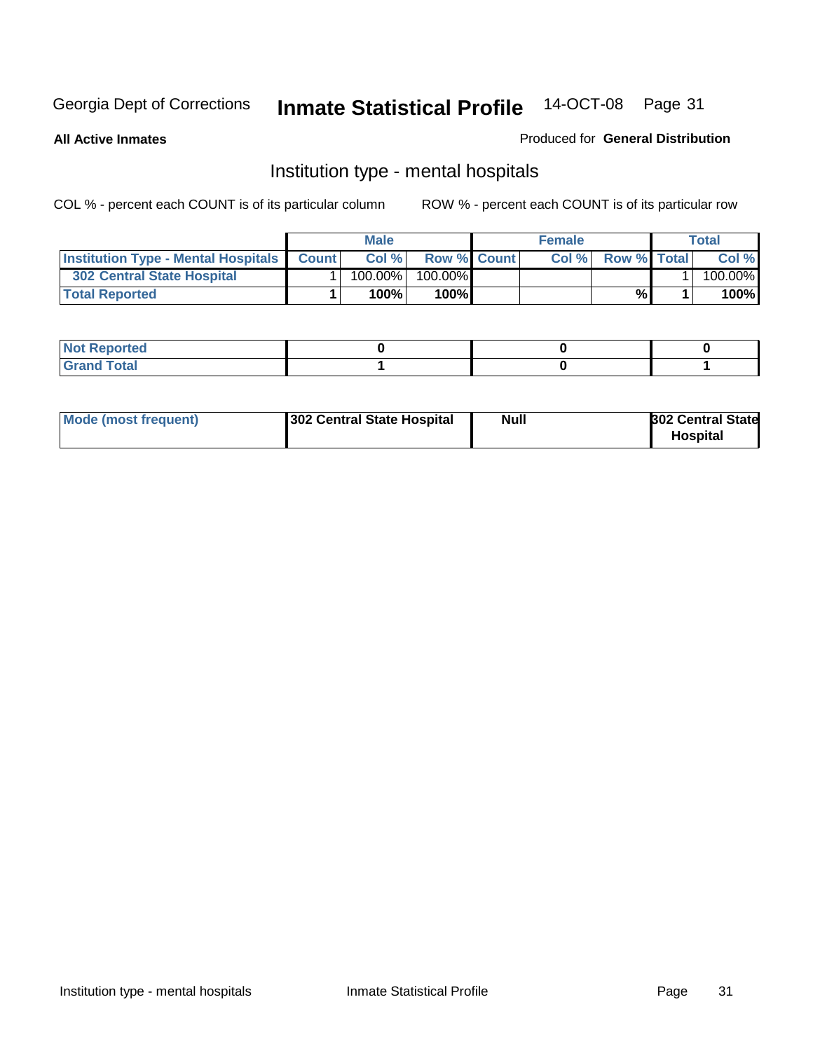Georgia Dept of Corrections **Inmate Statistical Profile** 14-OCT-08

**All Active Inmates**

Produced for **General Distribution**

## Institution type - mental hospitals

COL % - percent each COUNT is of its particular column

ROW % - percent each COUNT is of its particular row

| | Male | | | Female | | | Total | |
|---|---|---|---|---|---|---|---|---|
| **Institution Type - Mental Hospitals** | **Count** | **Col %** | **Row %** | **Count** | **Col %** | **Row %** | **Total** | **Col %** |
| **302 Central State Hospital** | 1 | 100.00% | 100.00% | | | | 1 | 100.00% |
| **Total Reported** | **1** | **100%** | **100%** | | | **%** | **1** | **100%** |

| | Male | Female | Total |
|---|---|---|---|
| **Not Reported** | **0** | **0** | **0** |
| **Grand Total** | **1** | **0** | **1** |

| | Male | Female | Total |
|---|---|---|---|
| **Mode (most frequent)** | **302 Central State Hospital** | **Null** | **302 Central State Hospital** |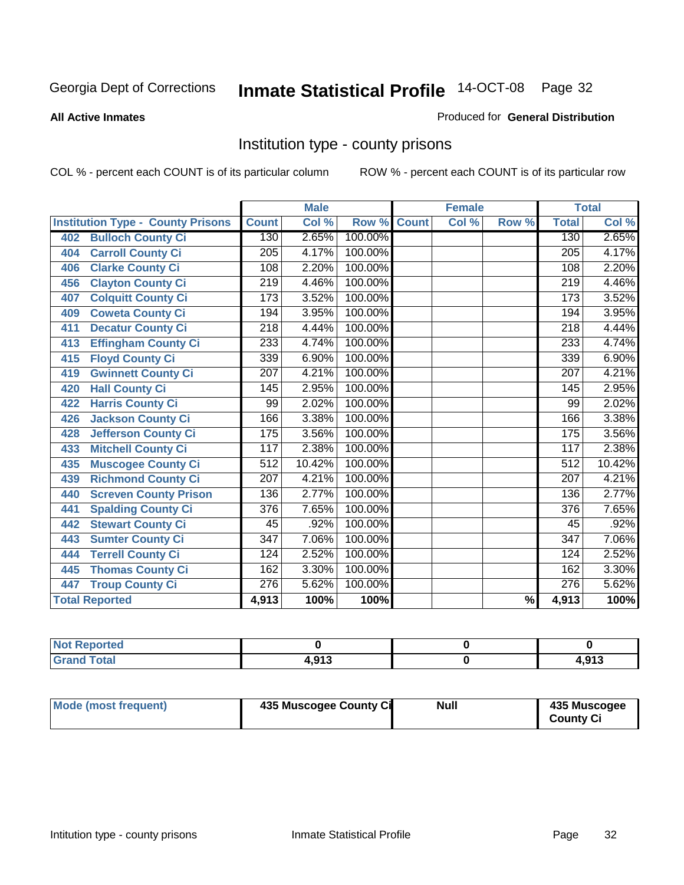Georgia Dept of Corrections **Inmate Statistical Profile** 14-OCT-08

**All Active Inmates**

Produced for **General Distribution**

## Institution type - county prisons

COL % - percent each COUNT is of its particular column

ROW % - percent each COUNT is of its particular row

| | Male | | | Female | | | Total | |
|---|---|---|---|---|---|---|---|---|
| **Institution Type - County Prisons** | **Count** | **Col %** | **Row %** | **Count** | **Col %** | **Row %** | **Total** | **Col %** |
| **402 Bulloch County Ci** | 130 | 2.65% | 100.00% | | | | 130 | 2.65% |
| **404 Carroll County Ci** | 205 | 4.17% | 100.00% | | | | 205 | 4.17% |
| **406 Clarke County Ci** | 108 | 2.20% | 100.00% | | | | 108 | 2.20% |
| **456 Clayton County Ci** | 219 | 4.46% | 100.00% | | | | 219 | 4.46% |
| **407 Colquitt County Ci** | 173 | 3.52% | 100.00% | | | | 173 | 3.52% |
| **409 Coweta County Ci** | 194 | 3.95% | 100.00% | | | | 194 | 3.95% |
| **411 Decatur County Ci** | 218 | 4.44% | 100.00% | | | | 218 | 4.44% |
| **413 Effingham County Ci** | 233 | 4.74% | 100.00% | | | | 233 | 4.74% |
| **415 Floyd County Ci** | 339 | 6.90% | 100.00% | | | | 339 | 6.90% |
| **419 Gwinnett County Ci** | 207 | 4.21% | 100.00% | | | | 207 | 4.21% |
| **420 Hall County Ci** | 145 | 2.95% | 100.00% | | | | 145 | 2.95% |
| **422 Harris County Ci** | 99 | 2.02% | 100.00% | | | | 99 | 2.02% |
| **426 Jackson County Ci** | 166 | 3.38% | 100.00% | | | | 166 | 3.38% |
| **428 Jefferson County Ci** | 175 | 3.56% | 100.00% | | | | 175 | 3.56% |
| **433 Mitchell County Ci** | 117 | 2.38% | 100.00% | | | | 117 | 2.38% |
| **435 Muscogee County Ci** | 512 | 10.42% | 100.00% | | | | 512 | 10.42% |
| **439 Richmond County Ci** | 207 | 4.21% | 100.00% | | | | 207 | 4.21% |
| **440 Screven County Prison** | 136 | 2.77% | 100.00% | | | | 136 | 2.77% |
| **441 Spalding County Ci** | 376 | 7.65% | 100.00% | | | | 376 | 7.65% |
| **442 Stewart County Ci** | 45 | .92% | 100.00% | | | | 45 | .92% |
| **443 Sumter County Ci** | 347 | 7.06% | 100.00% | | | | 347 | 7.06% |
| **444 Terrell County Ci** | 124 | 2.52% | 100.00% | | | | 124 | 2.52% |
| **445 Thomas County Ci** | 162 | 3.30% | 100.00% | | | | 162 | 3.30% |
| **447 Troup County Ci** | 276 | 5.62% | 100.00% | | | | 276 | 5.62% |
| **Total Reported** | **4,913** | **100%** | **100%** | | | **%** | **4,913** | **100%** |

| | Male | Female | Total |
|---|---|---|---|
| **Not Reported** | **0** | **0** | **0** |
| **Grand Total** | **4,913** | **0** | **4,913** |

| | Male | Female | Total |
|---|---|---|---|
| **Mode (most frequent)** | **435 Muscogee County Ci** | **Null** | **435 Muscogee County Ci** |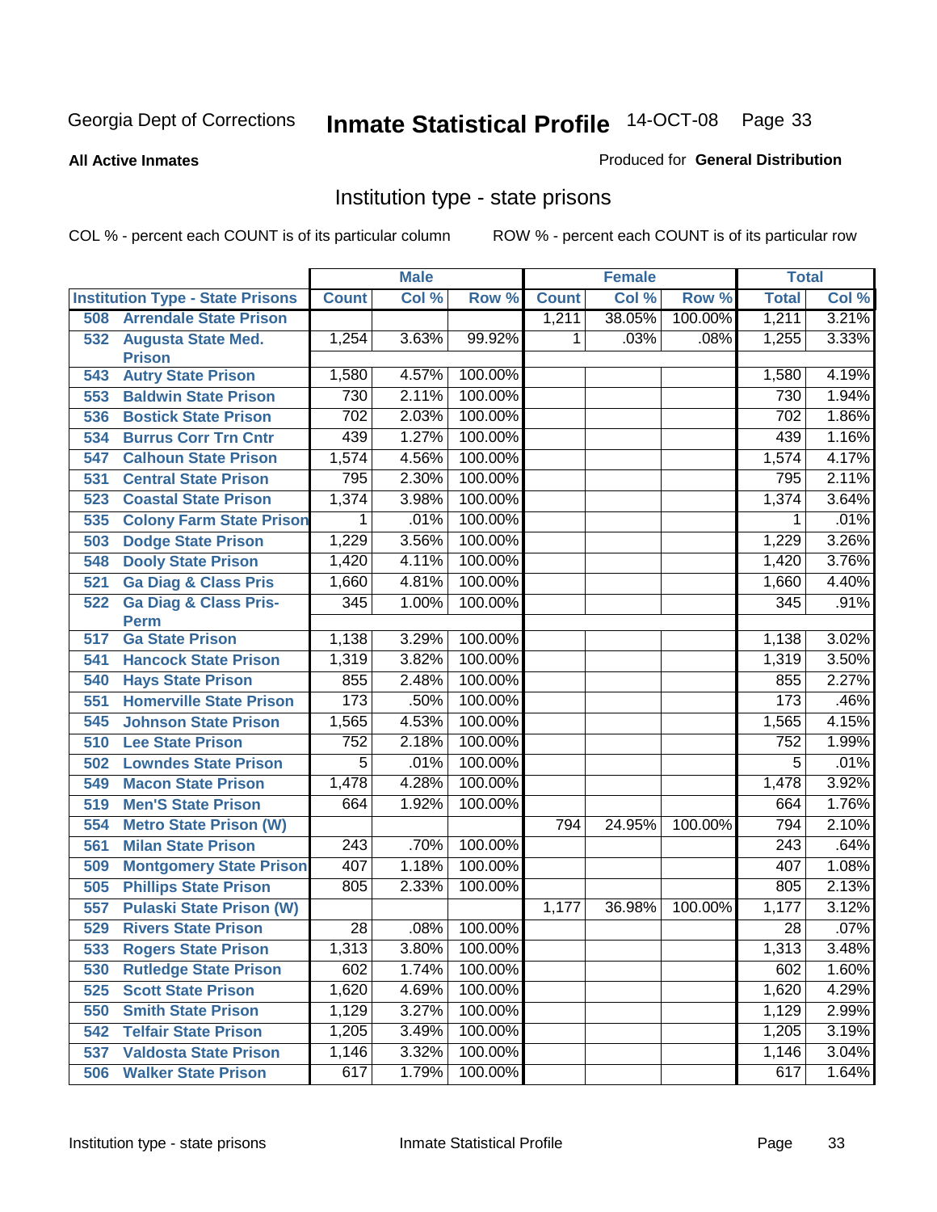Georgia Dept of Corrections **Inmate Statistical Profile** 14-OCT-08

**All Active Inmates**

Produced for **General Distribution**

## Institution type - state prisons

COL % - percent each COUNT is of its particular column ROW % - percent each COUNT is of its particular row

| Institution Type - State Prisons | Male | | | Female | | | Total | |
|---|---|---|---|---|---|---|---|---|
| | Count | Col % | Row % | Count | Col % | Row % | Total | Col % |
| 508 Arrendale State Prison | | | | 1,211 | 38.05% | 100.00% | 1,211 | 3.21% |
| 532 Augusta State Med. Prison | 1,254 | 3.63% | 99.92% | 1 | .03% | .08% | 1,255 | 3.33% |
| 543 Autry State Prison | 1,580 | 4.57% | 100.00% | | | | 1,580 | 4.19% |
| 553 Baldwin State Prison | 730 | 2.11% | 100.00% | | | | 730 | 1.94% |
| 536 Bostick State Prison | 702 | 2.03% | 100.00% | | | | 702 | 1.86% |
| 534 Burrus Corr Trn Cntr | 439 | 1.27% | 100.00% | | | | 439 | 1.16% |
| 547 Calhoun State Prison | 1,574 | 4.56% | 100.00% | | | | 1,574 | 4.17% |
| 531 Central State Prison | 795 | 2.30% | 100.00% | | | | 795 | 2.11% |
| 523 Coastal State Prison | 1,374 | 3.98% | 100.00% | | | | 1,374 | 3.64% |
| 535 Colony Farm State Prison | 1 | .01% | 100.00% | | | | 1 | .01% |
| 503 Dodge State Prison | 1,229 | 3.56% | 100.00% | | | | 1,229 | 3.26% |
| 548 Dooly State Prison | 1,420 | 4.11% | 100.00% | | | | 1,420 | 3.76% |
| 521 Ga Diag & Class Pris | 1,660 | 4.81% | 100.00% | | | | 1,660 | 4.40% |
| 522 Ga Diag & Class Pris-Perm | 345 | 1.00% | 100.00% | | | | 345 | .91% |
| 517 Ga State Prison | 1,138 | 3.29% | 100.00% | | | | 1,138 | 3.02% |
| 541 Hancock State Prison | 1,319 | 3.82% | 100.00% | | | | 1,319 | 3.50% |
| 540 Hays State Prison | 855 | 2.48% | 100.00% | | | | 855 | 2.27% |
| 551 Homerville State Prison | 173 | .50% | 100.00% | | | | 173 | .46% |
| 545 Johnson State Prison | 1,565 | 4.53% | 100.00% | | | | 1,565 | 4.15% |
| 510 Lee State Prison | 752 | 2.18% | 100.00% | | | | 752 | 1.99% |
| 502 Lowndes State Prison | 5 | .01% | 100.00% | | | | 5 | .01% |
| 549 Macon State Prison | 1,478 | 4.28% | 100.00% | | | | 1,478 | 3.92% |
| 519 Men'S State Prison | 664 | 1.92% | 100.00% | | | | 664 | 1.76% |
| 554 Metro State Prison (W) | | | | 794 | 24.95% | 100.00% | 794 | 2.10% |
| 561 Milan State Prison | 243 | .70% | 100.00% | | | | 243 | .64% |
| 509 Montgomery State Prison | 407 | 1.18% | 100.00% | | | | 407 | 1.08% |
| 505 Phillips State Prison | 805 | 2.33% | 100.00% | | | | 805 | 2.13% |
| 557 Pulaski State Prison (W) | | | | 1,177 | 36.98% | 100.00% | 1,177 | 3.12% |
| 529 Rivers State Prison | 28 | .08% | 100.00% | | | | 28 | .07% |
| 533 Rogers State Prison | 1,313 | 3.80% | 100.00% | | | | 1,313 | 3.48% |
| 530 Rutledge State Prison | 602 | 1.74% | 100.00% | | | | 602 | 1.60% |
| 525 Scott State Prison | 1,620 | 4.69% | 100.00% | | | | 1,620 | 4.29% |
| 550 Smith State Prison | 1,129 | 3.27% | 100.00% | | | | 1,129 | 2.99% |
| 542 Telfair State Prison | 1,205 | 3.49% | 100.00% | | | | 1,205 | 3.19% |
| 537 Valdosta State Prison | 1,146 | 3.32% | 100.00% | | | | 1,146 | 3.04% |
| 506 Walker State Prison | 617 | 1.79% | 100.00% | | | | 617 | 1.64% |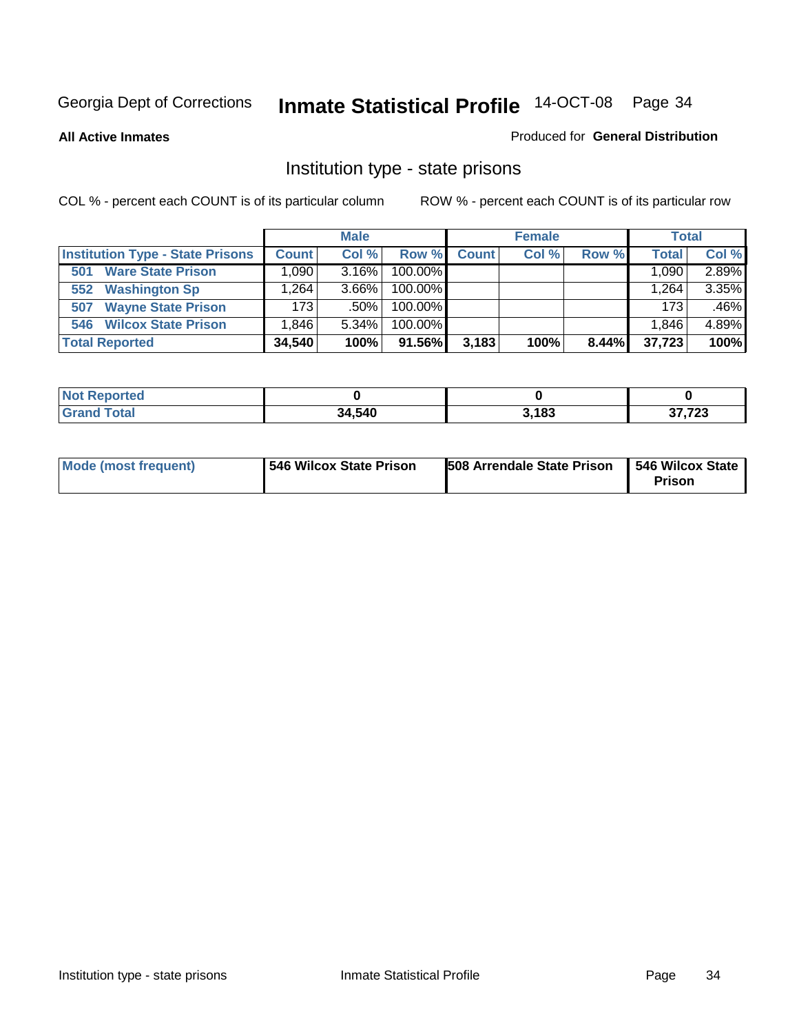Georgia Dept of Corrections **Inmate Statistical Profile** 14-OCT-08

**All Active Inmates**

Produced for **General Distribution**

## Institution type - state prisons

COL % - percent each COUNT is of its particular column    ROW % - percent each COUNT is of its particular row

| | Male | | | Female | | | Total | |
|---|---|---|---|---|---|---|---|---|
| **Institution Type - State Prisons** | **Count** | **Col %** | **Row %** | **Count** | **Col %** | **Row %** | **Total** | **Col %** |
| **501 Ware State Prison** | 1,090 | 3.16% | 100.00% | | | | 1,090 | 2.89% |
| **552 Washington Sp** | 1,264 | 3.66% | 100.00% | | | | 1,264 | 3.35% |
| **507 Wayne State Prison** | 173 | .50% | 100.00% | | | | 173 | .46% |
| **546 Wilcox State Prison** | 1,846 | 5.34% | 100.00% | | | | 1,846 | 4.89% |
| **Total Reported** | **34,540** | **100%** | **91.56%** | **3,183** | **100%** | **8.44%** | **37,723** | **100%** |

| | Male | Female | Total |
|---|---|---|---|
| **Not Reported** | **0** | **0** | **0** |
| **Grand Total** | **34,540** | **3,183** | **37,723** |

| | Male | Female | Total |
|---|---|---|---|
| **Mode (most frequent)** | **546 Wilcox State Prison** | **508 Arrendale State Prison** | **546 Wilcox State Prison** |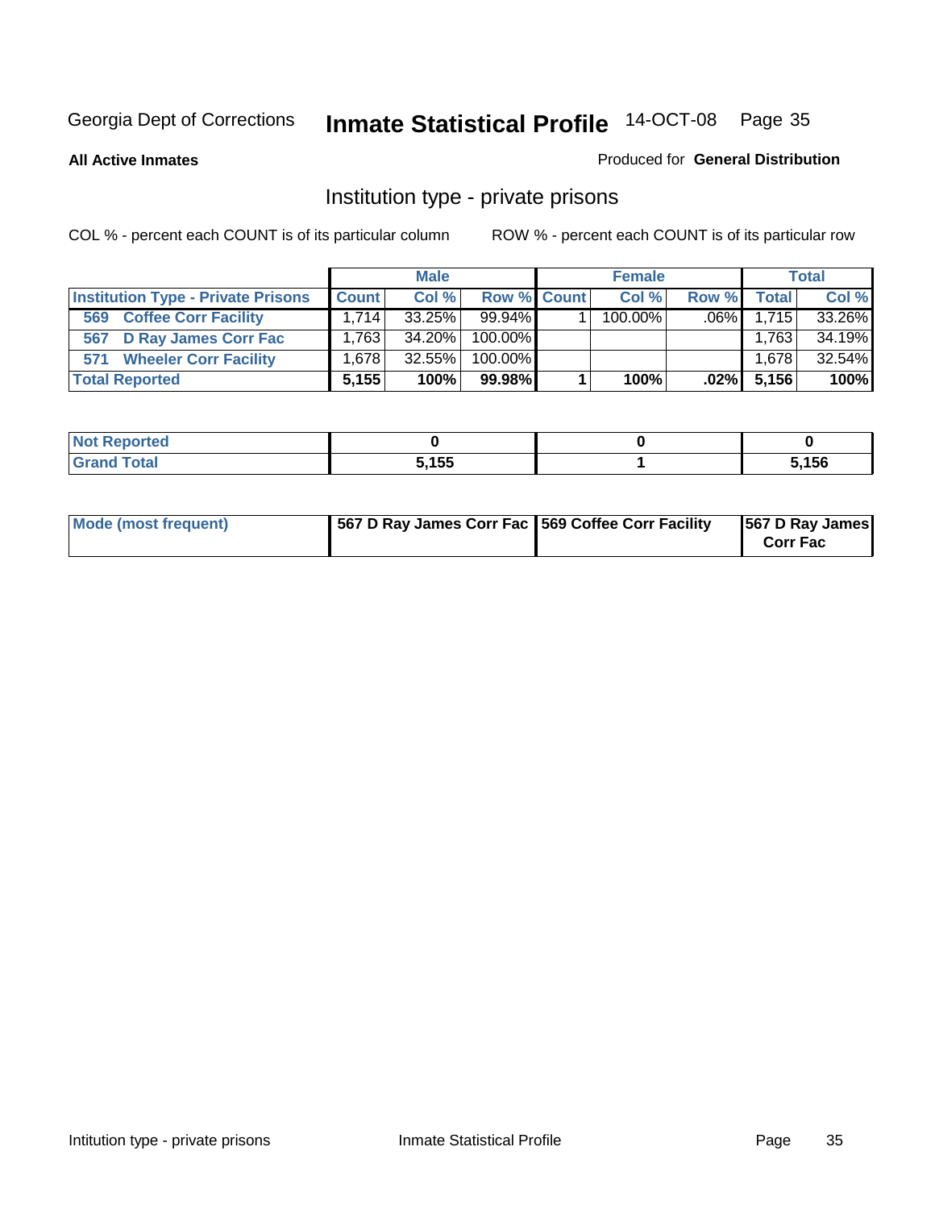Georgia Dept of Corrections

# Inmate Statistical Profile 14-OCT-08 Page 35

**All Active Inmates**

Produced for **General Distribution**

## Institution type - private prisons

COL % - percent each COUNT is of its particular column

ROW % - percent each COUNT is of its particular row

| | Male | | | Female | | | Total | |
|---|---|---|---|---|---|---|---|---|
| **Institution Type - Private Prisons** | **Count** | **Col %** | **Row %** | **Count** | **Col %** | **Row %** | **Total** | **Col %** |
| **569 Coffee Corr Facility** | 1,714 | 33.25% | 99.94% | 1 | 100.00% | .06% | 1,715 | 33.26% |
| **567 D Ray James Corr Fac** | 1,763 | 34.20% | 100.00% | | | | 1,763 | 34.19% |
| **571 Wheeler Corr Facility** | 1,678 | 32.55% | 100.00% | | | | 1,678 | 32.54% |
| **Total Reported** | **5,155** | **100%** | **99.98%** | **1** | **100%** | **.02%** | **5,156** | **100%** |

| | Male | Female | Total |
|---|---|---|---|
| **Not Reported** | **0** | **0** | **0** |
| **Grand Total** | **5,155** | **1** | **5,156** |

| | Male | Female | Total |
|---|---|---|---|
| **Mode (most frequent)** | **567 D Ray James Corr Fac** | **569 Coffee Corr Facility** | **567 D Ray James Corr Fac** |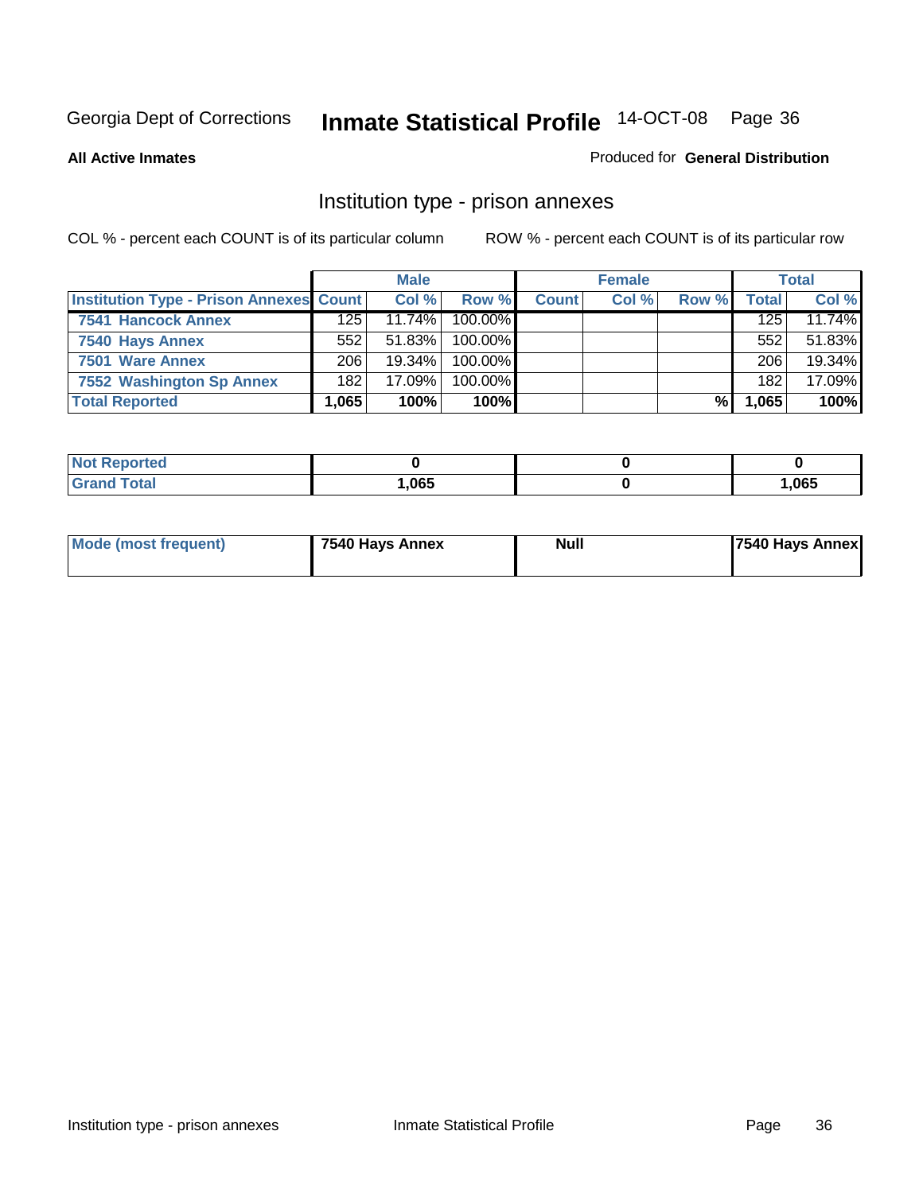Georgia Dept of Corrections **Inmate Statistical Profile** 14-OCT-08 Page 36

**All Active Inmates**

Produced for **General Distribution**

## Institution type - prison annexes

COL % - percent each COUNT is of its particular column

ROW % - percent each COUNT is of its particular row

| | Male | | | Female | | | Total | |
|---|---|---|---|---|---|---|---|---|
| **Institution Type - Prison Annexes** | **Count** | **Col %** | **Row %** | **Count** | **Col %** | **Row %** | **Total** | **Col %** |
| **7541 Hancock Annex** | 125 | 11.74% | 100.00% | | | | 125 | 11.74% |
| **7540 Hays Annex** | 552 | 51.83% | 100.00% | | | | 552 | 51.83% |
| **7501 Ware Annex** | 206 | 19.34% | 100.00% | | | | 206 | 19.34% |
| **7552 Washington Sp Annex** | 182 | 17.09% | 100.00% | | | | 182 | 17.09% |
| **Total Reported** | **1,065** | **100%** | **100%** | | | **%** | **1,065** | **100%** |

| | Male | Female | Total |
|---|---|---|---|
| **Not Reported** | **0** | **0** | **0** |
| **Grand Total** | **1,065** | **0** | **1,065** |

| | Male | Female | Total |
|---|---|---|---|
| **Mode (most frequent)** | **7540 Hays Annex** | **Null** | **7540 Hays Annex** |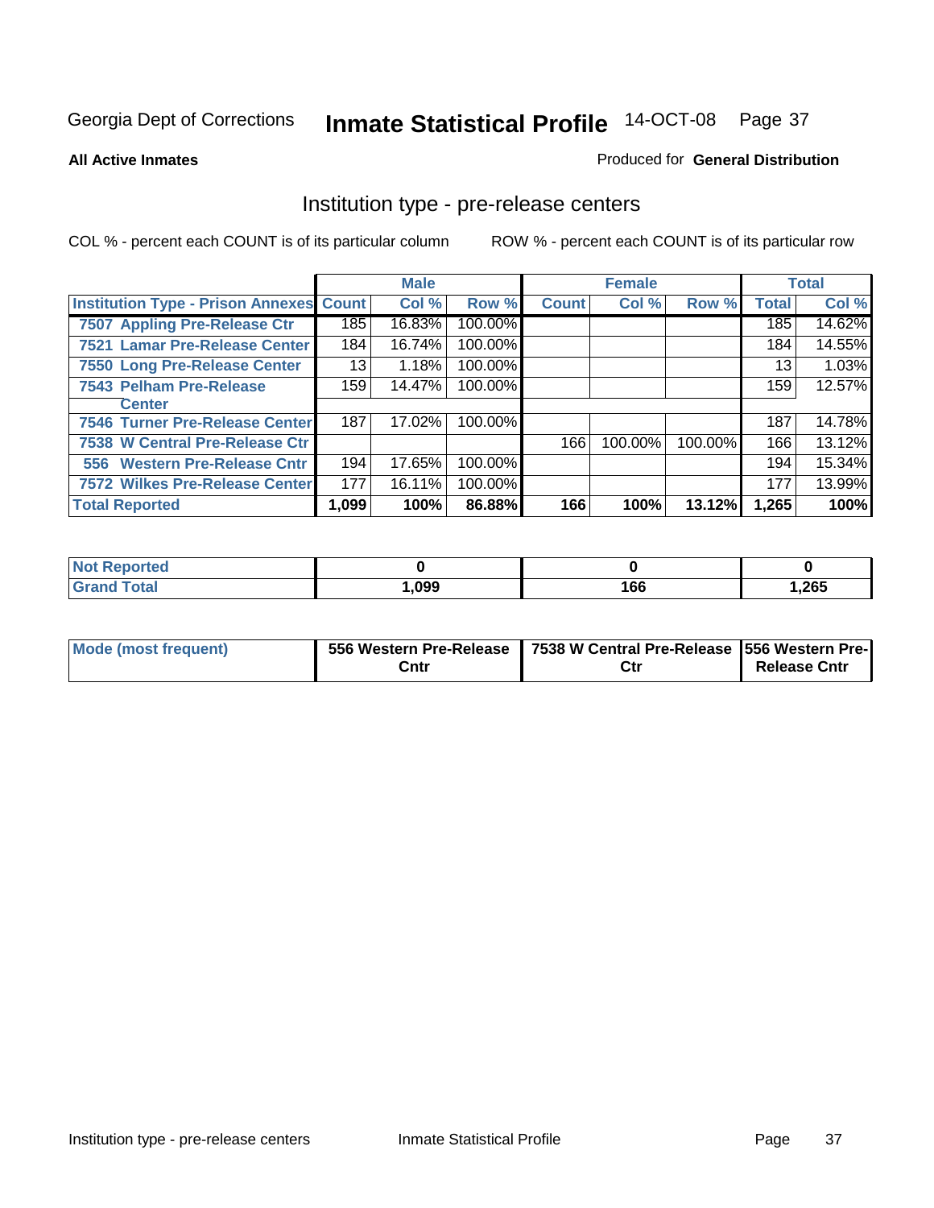Georgia Dept of Corrections **Inmate Statistical Profile** 14-OCT-08

**All Active Inmates**

Produced for **General Distribution**

## Institution type - pre-release centers

COL % - percent each COUNT is of its particular column ROW % - percent each COUNT is of its particular row

| | Male | | | Female | | | Total | |
|---|---|---|---|---|---|---|---|---|
| **Institution Type - Prison Annexes** | **Count** | **Col %** | **Row %** | **Count** | **Col %** | **Row %** | **Total** | **Col %** |
| 7507 Appling Pre-Release Ctr | 185 | 16.83% | 100.00% | | | | 185 | 14.62% |
| 7521 Lamar Pre-Release Center | 184 | 16.74% | 100.00% | | | | 184 | 14.55% |
| 7550 Long Pre-Release Center | 13 | 1.18% | 100.00% | | | | 13 | 1.03% |
| 7543 Pelham Pre-Release Center | 159 | 14.47% | 100.00% | | | | 159 | 12.57% |
| 7546 Turner Pre-Release Center | 187 | 17.02% | 100.00% | | | | 187 | 14.78% |
| 7538 W Central Pre-Release Ctr | | | | 166 | 100.00% | 100.00% | 166 | 13.12% |
| 556 Western Pre-Release Cntr | 194 | 17.65% | 100.00% | | | | 194 | 15.34% |
| 7572 Wilkes Pre-Release Center | 177 | 16.11% | 100.00% | | | | 177 | 13.99% |
| **Total Reported** | **1,099** | **100%** | **86.88%** | **166** | **100%** | **13.12%** | **1,265** | **100%** |

| | Male | Female | Total |
|---|---|---|---|
| **Not Reported** | **0** | **0** | **0** |
| **Grand Total** | **1,099** | **166** | **1,265** |

| | Male | Female | Total |
|---|---|---|---|
| **Mode (most frequent)** | **556 Western Pre-Release Cntr** | **7538 W Central Pre-Release Ctr** | **556 Western Pre-Release Cntr** |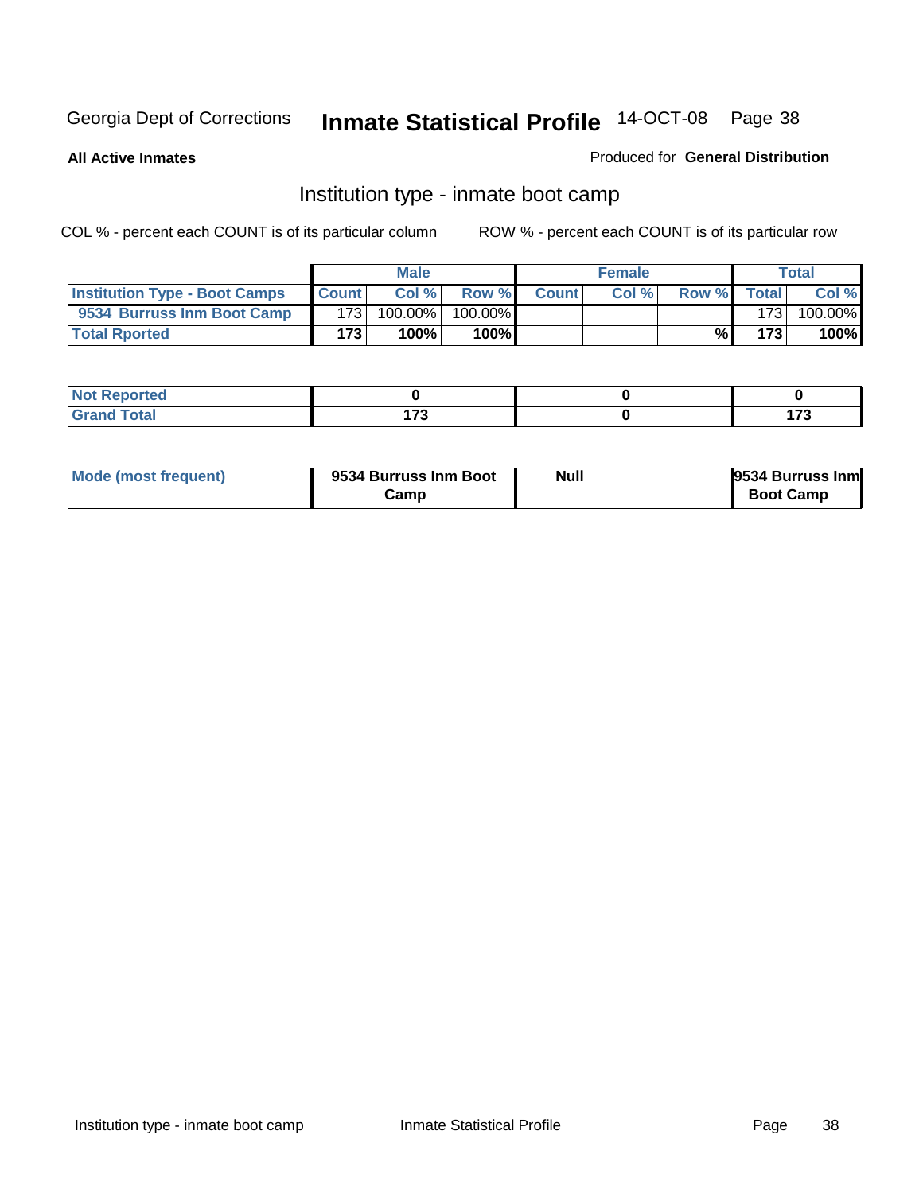Georgia Dept of Corrections **Inmate Statistical Profile** 14-OCT-08

**All Active Inmates**

Produced for **General Distribution**

## Institution type - inmate boot camp

COL % - percent each COUNT is of its particular column

ROW % - percent each COUNT is of its particular row

| | Male | | | Female | | | Total | |
|---|---|---|---|---|---|---|---|---|
| **Institution Type - Boot Camps** | **Count** | **Col %** | **Row %** | **Count** | **Col %** | **Row %** | **Total** | **Col %** |
| **9534 Burruss Inm Boot Camp** | 173 | 100.00% | 100.00% | | | | 173 | 100.00% |
| **Total Rported** | **173** | **100%** | **100%** | | | **%** | **173** | **100%** |

| | Male | Female | Total |
|---|---|---|---|
| **Not Reported** | **0** | **0** | **0** |
| **Grand Total** | **173** | **0** | **173** |

| | Male | Female | Total |
|---|---|---|---|
| **Mode (most frequent)** | **9534 Burruss Inm Boot Camp** | **Null** | **9534 Burruss Inm Boot Camp** |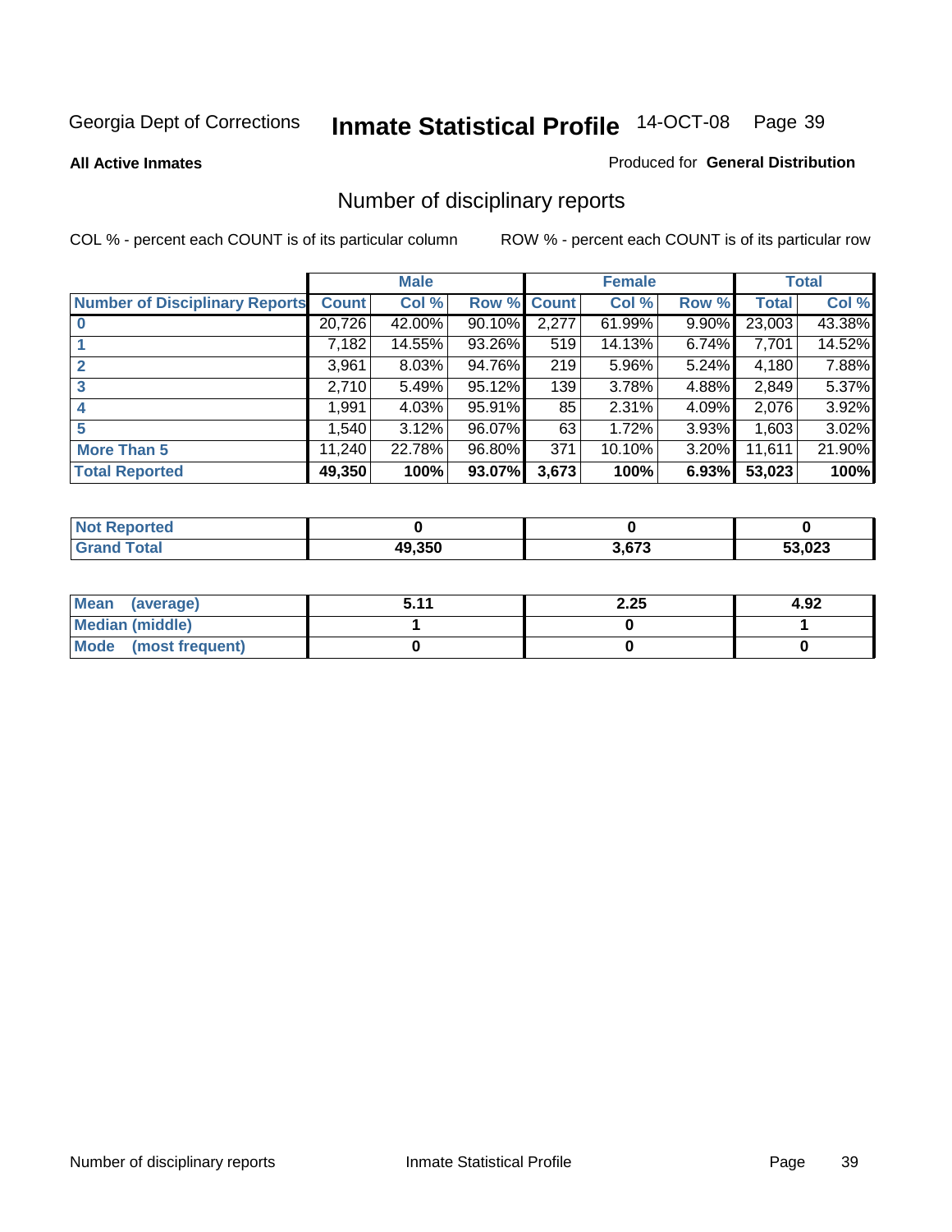Georgia Dept of Corrections **Inmate Statistical Profile** 14-OCT-08 Page 39

**All Active Inmates**

Produced for **General Distribution**

## Number of disciplinary reports

COL % - percent each COUNT is of its particular column

ROW % - percent each COUNT is of its particular row

| | Male | | | Female | | | Total | |
|---|---|---|---|---|---|---|---|---|
| **Number of Disciplinary Reports** | **Count** | **Col %** | **Row %** | **Count** | **Col %** | **Row %** | **Total** | **Col %** |
| **0** | 20,726 | 42.00% | 90.10% | 2,277 | 61.99% | 9.90% | 23,003 | 43.38% |
| **1** | 7,182 | 14.55% | 93.26% | 519 | 14.13% | 6.74% | 7,701 | 14.52% |
| **2** | 3,961 | 8.03% | 94.76% | 219 | 5.96% | 5.24% | 4,180 | 7.88% |
| **3** | 2,710 | 5.49% | 95.12% | 139 | 3.78% | 4.88% | 2,849 | 5.37% |
| **4** | 1,991 | 4.03% | 95.91% | 85 | 2.31% | 4.09% | 2,076 | 3.92% |
| **5** | 1,540 | 3.12% | 96.07% | 63 | 1.72% | 3.93% | 1,603 | 3.02% |
| **More Than 5** | 11,240 | 22.78% | 96.80% | 371 | 10.10% | 3.20% | 11,611 | 21.90% |
| **Total Reported** | **49,350** | **100%** | **93.07%** | **3,673** | **100%** | **6.93%** | **53,023** | **100%** |

| | Male | Female | Total |
|---|---|---|---|
| **Not Reported** | **0** | **0** | **0** |
| **Grand Total** | **49,350** | **3,673** | **53,023** |

| | Male | Female | Total |
|---|---|---|---|
| **Mean (average)** | **5.11** | **2.25** | **4.92** |
| **Median (middle)** | **1** | **0** | **1** |
| **Mode (most frequent)** | **0** | **0** | **0** |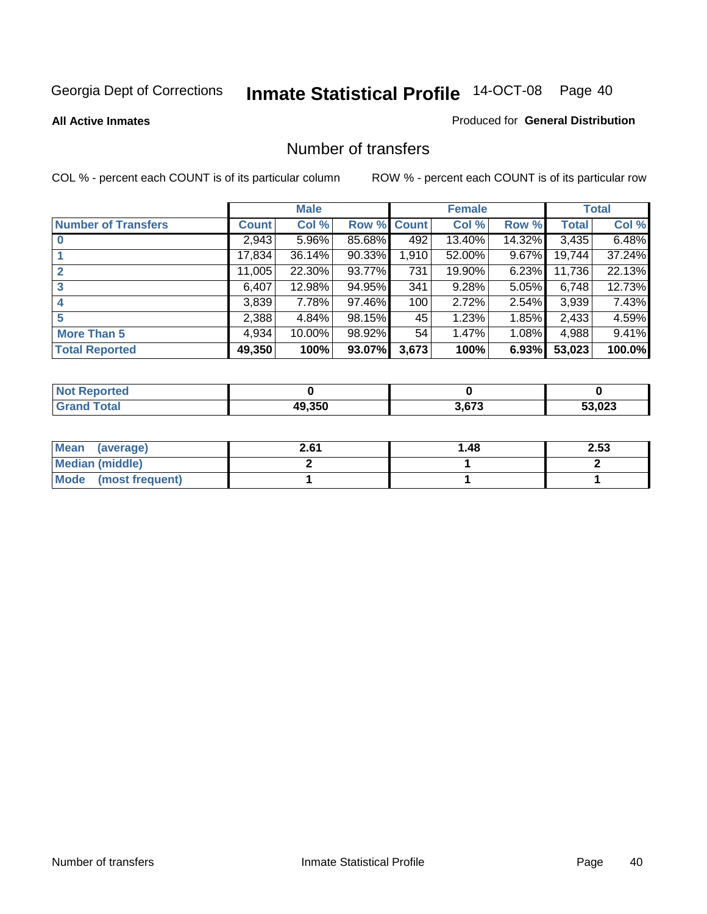Georgia Dept of Corrections **Inmate Statistical Profile** 14-OCT-08 Page 40

**All Active Inmates**

Produced for **General Distribution**

## Number of transfers

COL % - percent each COUNT is of its particular column

ROW % - percent each COUNT is of its particular row

| | Male | | | Female | | | Total | |
|---|---|---|---|---|---|---|---|---|
| **Number of Transfers** | **Count** | **Col %** | **Row %** | **Count** | **Col %** | **Row %** | **Total** | **Col %** |
| **0** | 2,943 | 5.96% | 85.68% | 492 | 13.40% | 14.32% | 3,435 | 6.48% |
| **1** | 17,834 | 36.14% | 90.33% | 1,910 | 52.00% | 9.67% | 19,744 | 37.24% |
| **2** | 11,005 | 22.30% | 93.77% | 731 | 19.90% | 6.23% | 11,736 | 22.13% |
| **3** | 6,407 | 12.98% | 94.95% | 341 | 9.28% | 5.05% | 6,748 | 12.73% |
| **4** | 3,839 | 7.78% | 97.46% | 100 | 2.72% | 2.54% | 3,939 | 7.43% |
| **5** | 2,388 | 4.84% | 98.15% | 45 | 1.23% | 1.85% | 2,433 | 4.59% |
| **More Than 5** | 4,934 | 10.00% | 98.92% | 54 | 1.47% | 1.08% | 4,988 | 9.41% |
| **Total Reported** | **49,350** | **100%** | **93.07%** | **3,673** | **100%** | **6.93%** | **53,023** | **100.0%** |

| | Male | Female | Total |
|---|---|---|---|
| **Not Reported** | **0** | **0** | **0** |
| **Grand Total** | **49,350** | **3,673** | **53,023** |

| | Male | Female | Total |
|---|---|---|---|
| **Mean (average)** | **2.61** | **1.48** | **2.53** |
| **Median (middle)** | **2** | **1** | **2** |
| **Mode (most frequent)** | **1** | **1** | **1** |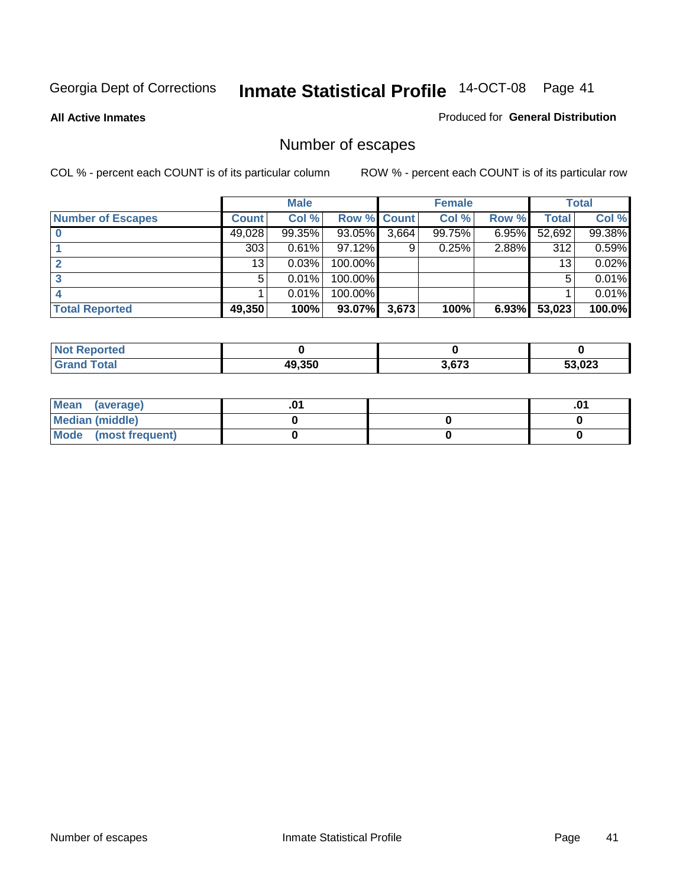Georgia Dept of Corrections **Inmate Statistical Profile** 14-OCT-08

**All Active Inmates**

Produced for **General Distribution**

## Number of escapes

COL % - percent each COUNT is of its particular column

ROW % - percent each COUNT is of its particular row

| | Male | | | Female | | | Total | |
|---|---|---|---|---|---|---|---|---|
| **Number of Escapes** | **Count** | **Col %** | **Row %** | **Count** | **Col %** | **Row %** | **Total** | **Col %** |
| **0** | 49,028 | 99.35% | 93.05% | 3,664 | 99.75% | 6.95% | 52,692 | 99.38% |
| **1** | 303 | 0.61% | 97.12% | 9 | 0.25% | 2.88% | 312 | 0.59% |
| **2** | 13 | 0.03% | 100.00% | | | | 13 | 0.02% |
| **3** | 5 | 0.01% | 100.00% | | | | 5 | 0.01% |
| **4** | 1 | 0.01% | 100.00% | | | | 1 | 0.01% |
| **Total Reported** | **49,350** | **100%** | **93.07%** | **3,673** | **100%** | **6.93%** | **53,023** | **100.0%** |

| | Male | Female | Total |
|---|---|---|---|
| **Not Reported** | **0** | **0** | **0** |
| **Grand Total** | **49,350** | **3,673** | **53,023** |

| | Male | Female | Total |
|---|---|---|---|
| **Mean (average)** | **.01** | | **.01** |
| **Median (middle)** | **0** | **0** | **0** |
| **Mode (most frequent)** | **0** | **0** | **0** |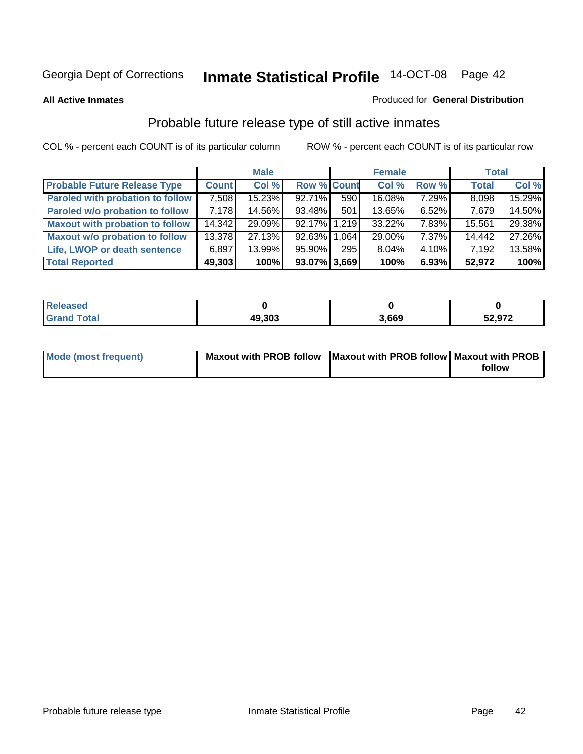Georgia Dept of Corrections **Inmate Statistical Profile** 14-OCT-08 Page 42

**All Active Inmates**

Produced for **General Distribution**

## Probable future release type of still active inmates

COL % - percent each COUNT is of its particular column ROW % - percent each COUNT is of its particular row

| | Male | | | Female | | | Total | |
|---|---|---|---|---|---|---|---|---|
| **Probable Future Release Type** | **Count** | **Col %** | **Row %** | **Count** | **Col %** | **Row %** | **Total** | **Col %** |
| Paroled with probation to follow | 7,508 | 15.23% | 92.71% | 590 | 16.08% | 7.29% | 8,098 | 15.29% |
| Paroled w/o probation to follow | 7,178 | 14.56% | 93.48% | 501 | 13.65% | 6.52% | 7,679 | 14.50% |
| Maxout with probation to follow | 14,342 | 29.09% | 92.17% | 1,219 | 33.22% | 7.83% | 15,561 | 29.38% |
| Maxout w/o probation to follow | 13,378 | 27.13% | 92.63% | 1,064 | 29.00% | 7.37% | 14,442 | 27.26% |
| Life, LWOP or death sentence | 6,897 | 13.99% | 95.90% | 295 | 8.04% | 4.10% | 7,192 | 13.58% |
| **Total Reported** | **49,303** | **100%** | **93.07%** | **3,669** | **100%** | **6.93%** | **52,972** | **100%** |

| | Male | Female | Total |
|---|---|---|---|
| Released | **0** | **0** | **0** |
| Grand Total | **49,303** | **3,669** | **52,972** |

| | Male | Female | Total |
|---|---|---|---|
| Mode (most frequent) | **Maxout with PROB follow** | **Maxout with PROB follow** | **Maxout with PROB follow** |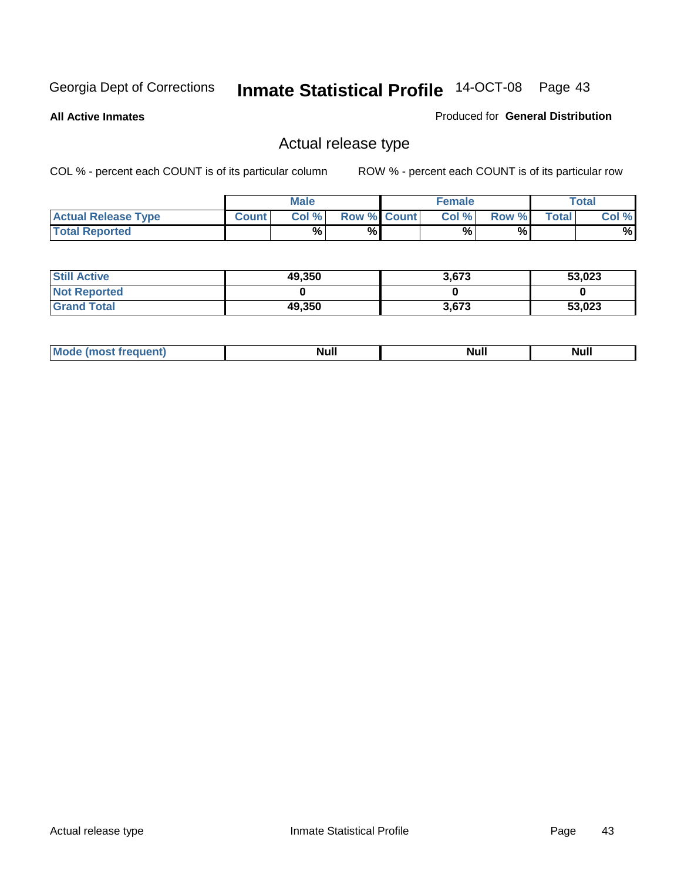Georgia Dept of Corrections **Inmate Statistical Profile** 14-OCT-08

**All Active Inmates**

Produced for **General Distribution**

## Actual release type

COL % - percent each COUNT is of its particular column

ROW % - percent each COUNT is of its particular row

| | Male | | | Female | | | Total | |
|---|---|---|---|---|---|---|---|---|
| **Actual Release Type** | **Count** | **Col %** | **Row %** | **Count** | **Col %** | **Row %** | **Total** | **Col %** |
| **Total Reported** | | % | % | | % | % | | % |
| **Still Active** | 49,350 | | | 3,673 | | | 53,023 | |
| **Not Reported** | 0 | | | 0 | | | 0 | |
| **Grand Total** | 49,350 | | | 3,673 | | | 53,023 | |
| **Mode (most frequent)** | Null | | | Null | | | Null | |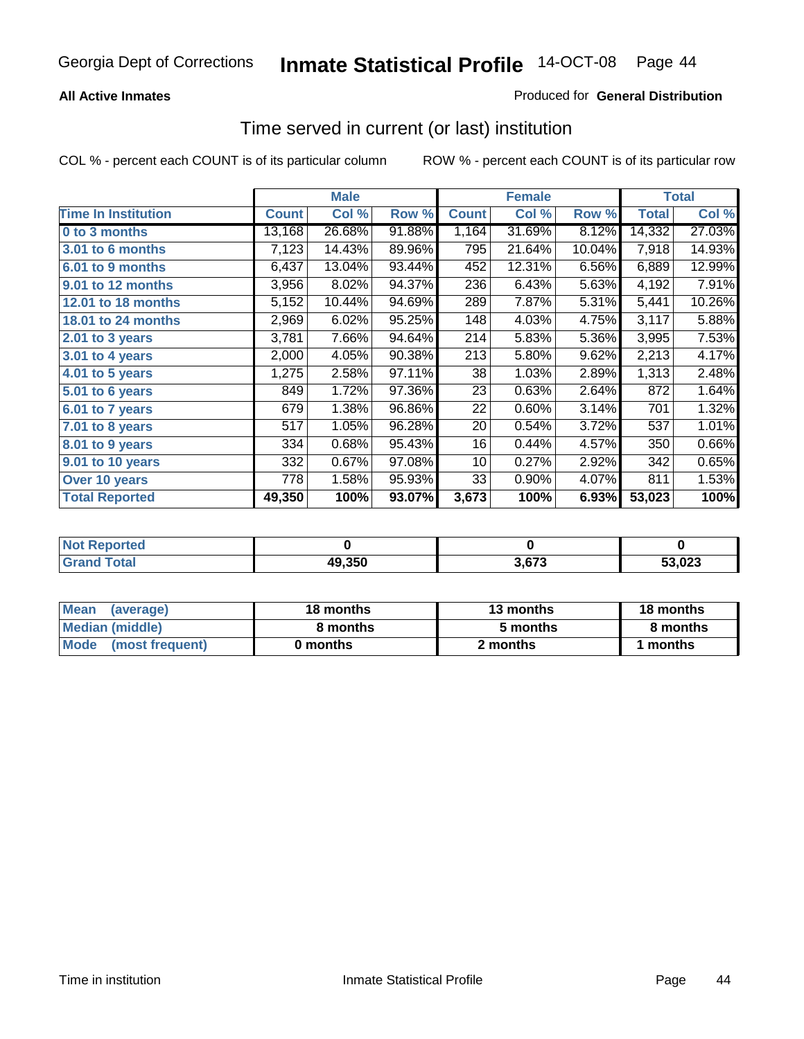Georgia Dept of Corrections **Inmate Statistical Profile** 14-OCT-08

**All Active Inmates** Produced for **General Distribution**

## Time served in current (or last) institution

COL % - percent each COUNT is of its particular column ROW % - percent each COUNT is of its particular row

| | Male | | | Female | | | Total | |
|---|---|---|---|---|---|---|---|---|
| **Time In Institution** | **Count** | **Col %** | **Row %** | **Count** | **Col %** | **Row %** | **Total** | **Col %** |
| **0 to 3 months** | 13,168 | 26.68% | 91.88% | 1,164 | 31.69% | 8.12% | 14,332 | 27.03% |
| **3.01 to 6 months** | 7,123 | 14.43% | 89.96% | 795 | 21.64% | 10.04% | 7,918 | 14.93% |
| **6.01 to 9 months** | 6,437 | 13.04% | 93.44% | 452 | 12.31% | 6.56% | 6,889 | 12.99% |
| **9.01 to 12 months** | 3,956 | 8.02% | 94.37% | 236 | 6.43% | 5.63% | 4,192 | 7.91% |
| **12.01 to 18 months** | 5,152 | 10.44% | 94.69% | 289 | 7.87% | 5.31% | 5,441 | 10.26% |
| **18.01 to 24 months** | 2,969 | 6.02% | 95.25% | 148 | 4.03% | 4.75% | 3,117 | 5.88% |
| **2.01 to 3 years** | 3,781 | 7.66% | 94.64% | 214 | 5.83% | 5.36% | 3,995 | 7.53% |
| **3.01 to 4 years** | 2,000 | 4.05% | 90.38% | 213 | 5.80% | 9.62% | 2,213 | 4.17% |
| **4.01 to 5 years** | 1,275 | 2.58% | 97.11% | 38 | 1.03% | 2.89% | 1,313 | 2.48% |
| **5.01 to 6 years** | 849 | 1.72% | 97.36% | 23 | 0.63% | 2.64% | 872 | 1.64% |
| **6.01 to 7 years** | 679 | 1.38% | 96.86% | 22 | 0.60% | 3.14% | 701 | 1.32% |
| **7.01 to 8 years** | 517 | 1.05% | 96.28% | 20 | 0.54% | 3.72% | 537 | 1.01% |
| **8.01 to 9 years** | 334 | 0.68% | 95.43% | 16 | 0.44% | 4.57% | 350 | 0.66% |
| **9.01 to 10 years** | 332 | 0.67% | 97.08% | 10 | 0.27% | 2.92% | 342 | 0.65% |
| **Over 10 years** | 778 | 1.58% | 95.93% | 33 | 0.90% | 4.07% | 811 | 1.53% |
| **Total Reported** | **49,350** | **100%** | **93.07%** | **3,673** | **100%** | **6.93%** | **53,023** | **100%** |

| | Male | Female | Total |
|---|---|---|---|
| **Not Reported** | **0** | **0** | **0** |
| **Grand Total** | **49,350** | **3,673** | **53,023** |

| | Male | Female | Total |
|---|---|---|---|
| **Mean (average)** | **18 months** | **13 months** | **18 months** |
| **Median (middle)** | **8 months** | **5 months** | **8 months** |
| **Mode (most frequent)** | **0 months** | **2 months** | **1 months** |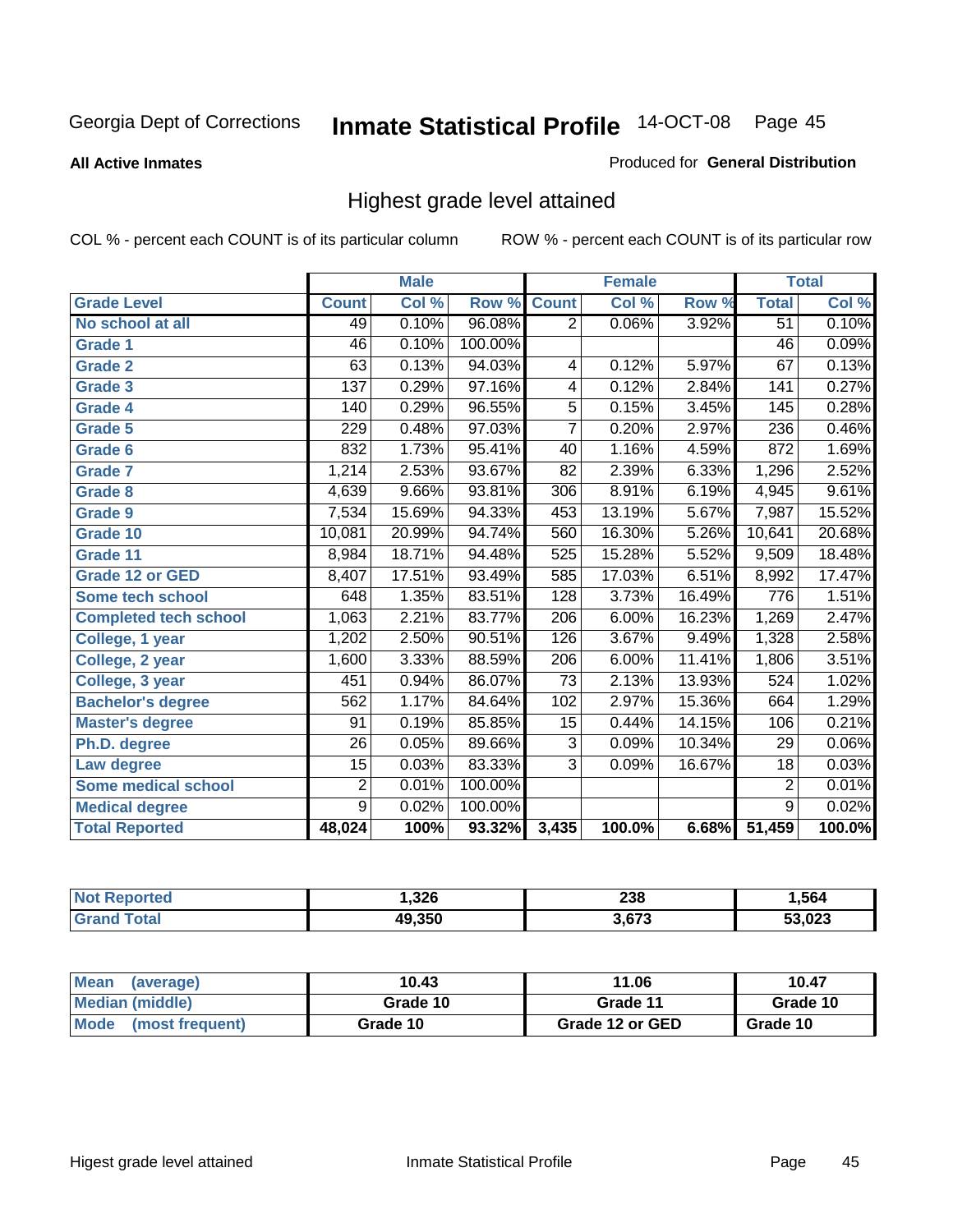Georgia Dept of Corrections **Inmate Statistical Profile** 14-OCT-08

**All Active Inmates**

Produced for **General Distribution**

## Highest grade level attained

COL % - percent each COUNT is of its particular column

ROW % - percent each COUNT is of its particular row

| | Male | | | Female | | | Total | |
|---|---|---|---|---|---|---|---|---|
| **Grade Level** | **Count** | **Col %** | **Row %** | **Count** | **Col %** | **Row %** | **Total** | **Col %** |
| No school at all | 49 | 0.10% | 96.08% | 2 | 0.06% | 3.92% | 51 | 0.10% |
| Grade 1 | 46 | 0.10% | 100.00% | | | | 46 | 0.09% |
| Grade 2 | 63 | 0.13% | 94.03% | 4 | 0.12% | 5.97% | 67 | 0.13% |
| Grade 3 | 137 | 0.29% | 97.16% | 4 | 0.12% | 2.84% | 141 | 0.27% |
| Grade 4 | 140 | 0.29% | 96.55% | 5 | 0.15% | 3.45% | 145 | 0.28% |
| Grade 5 | 229 | 0.48% | 97.03% | 7 | 0.20% | 2.97% | 236 | 0.46% |
| Grade 6 | 832 | 1.73% | 95.41% | 40 | 1.16% | 4.59% | 872 | 1.69% |
| Grade 7 | 1,214 | 2.53% | 93.67% | 82 | 2.39% | 6.33% | 1,296 | 2.52% |
| Grade 8 | 4,639 | 9.66% | 93.81% | 306 | 8.91% | 6.19% | 4,945 | 9.61% |
| Grade 9 | 7,534 | 15.69% | 94.33% | 453 | 13.19% | 5.67% | 7,987 | 15.52% |
| Grade 10 | 10,081 | 20.99% | 94.74% | 560 | 16.30% | 5.26% | 10,641 | 20.68% |
| Grade 11 | 8,984 | 18.71% | 94.48% | 525 | 15.28% | 5.52% | 9,509 | 18.48% |
| Grade 12 or GED | 8,407 | 17.51% | 93.49% | 585 | 17.03% | 6.51% | 8,992 | 17.47% |
| Some tech school | 648 | 1.35% | 83.51% | 128 | 3.73% | 16.49% | 776 | 1.51% |
| Completed tech school | 1,063 | 2.21% | 83.77% | 206 | 6.00% | 16.23% | 1,269 | 2.47% |
| College, 1 year | 1,202 | 2.50% | 90.51% | 126 | 3.67% | 9.49% | 1,328 | 2.58% |
| College, 2 year | 1,600 | 3.33% | 88.59% | 206 | 6.00% | 11.41% | 1,806 | 3.51% |
| College, 3 year | 451 | 0.94% | 86.07% | 73 | 2.13% | 13.93% | 524 | 1.02% |
| Bachelor's degree | 562 | 1.17% | 84.64% | 102 | 2.97% | 15.36% | 664 | 1.29% |
| Master's degree | 91 | 0.19% | 85.85% | 15 | 0.44% | 14.15% | 106 | 0.21% |
| Ph.D. degree | 26 | 0.05% | 89.66% | 3 | 0.09% | 10.34% | 29 | 0.06% |
| Law degree | 15 | 0.03% | 83.33% | 3 | 0.09% | 16.67% | 18 | 0.03% |
| Some medical school | 2 | 0.01% | 100.00% | | | | 2 | 0.01% |
| Medical degree | 9 | 0.02% | 100.00% | | | | 9 | 0.02% |
| **Total Reported** | **48,024** | **100%** | **93.32%** | **3,435** | **100.0%** | **6.68%** | **51,459** | **100.0%** |

| | Male | Female | Total |
|---|---|---|---|
| Not Reported | 1,326 | 238 | 1,564 |
| Grand Total | 49,350 | 3,673 | 53,023 |

| | Male | Female | Total |
|---|---|---|---|
| Mean (average) | 10.43 | 11.06 | 10.47 |
| Median (middle) | Grade 10 | Grade 11 | Grade 10 |
| Mode (most frequent) | Grade 10 | Grade 12 or GED | Grade 10 |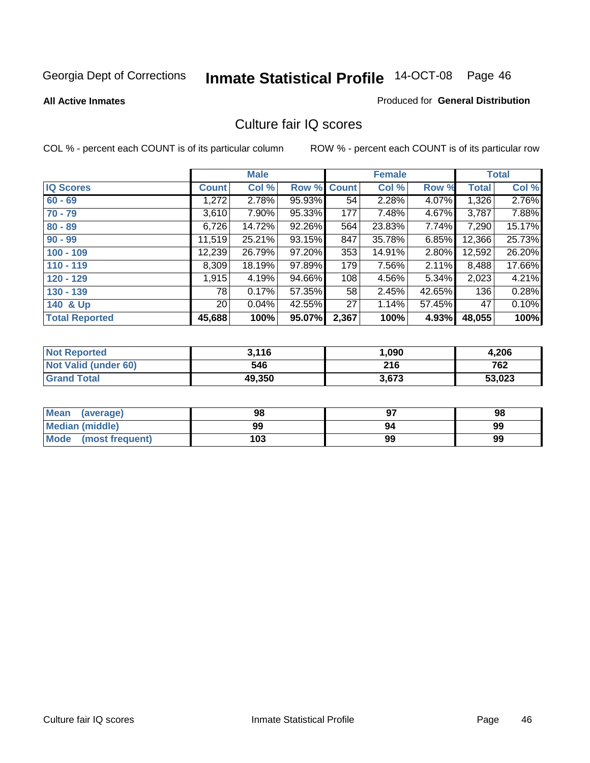Georgia Dept of Corrections **Inmate Statistical Profile** 14-OCT-08

**All Active Inmates**

Produced for **General Distribution**

## Culture fair IQ scores

COL % - percent each COUNT is of its particular column

ROW % - percent each COUNT is of its particular row

| | Male | | | Female | | | Total | |
|---|---|---|---|---|---|---|---|---|
| **IQ Scores** | **Count** | **Col %** | **Row %** | **Count** | **Col %** | **Row %** | **Total** | **Col %** |
| 60 - 69 | 1,272 | 2.78% | 95.93% | 54 | 2.28% | 4.07% | 1,326 | 2.76% |
| 70 - 79 | 3,610 | 7.90% | 95.33% | 177 | 7.48% | 4.67% | 3,787 | 7.88% |
| 80 - 89 | 6,726 | 14.72% | 92.26% | 564 | 23.83% | 7.74% | 7,290 | 15.17% |
| 90 - 99 | 11,519 | 25.21% | 93.15% | 847 | 35.78% | 6.85% | 12,366 | 25.73% |
| 100 - 109 | 12,239 | 26.79% | 97.20% | 353 | 14.91% | 2.80% | 12,592 | 26.20% |
| 110 - 119 | 8,309 | 18.19% | 97.89% | 179 | 7.56% | 2.11% | 8,488 | 17.66% |
| 120 - 129 | 1,915 | 4.19% | 94.66% | 108 | 4.56% | 5.34% | 2,023 | 4.21% |
| 130 - 139 | 78 | 0.17% | 57.35% | 58 | 2.45% | 42.65% | 136 | 0.28% |
| 140 & Up | 20 | 0.04% | 42.55% | 27 | 1.14% | 57.45% | 47 | 0.10% |
| **Total Reported** | **45,688** | **100%** | **95.07%** | **2,367** | **100%** | **4.93%** | **48,055** | **100%** |

| | Male | Female | Total |
|---|---|---|---|
| Not Reported | 3,116 | 1,090 | 4,206 |
| Not Valid (under 60) | 546 | 216 | 762 |
| Grand Total | 49,350 | 3,673 | 53,023 |

| | Male | Female | Total |
|---|---|---|---|
| Mean (average) | 98 | 97 | 98 |
| Median (middle) | 99 | 94 | 99 |
| Mode (most frequent) | 103 | 99 | 99 |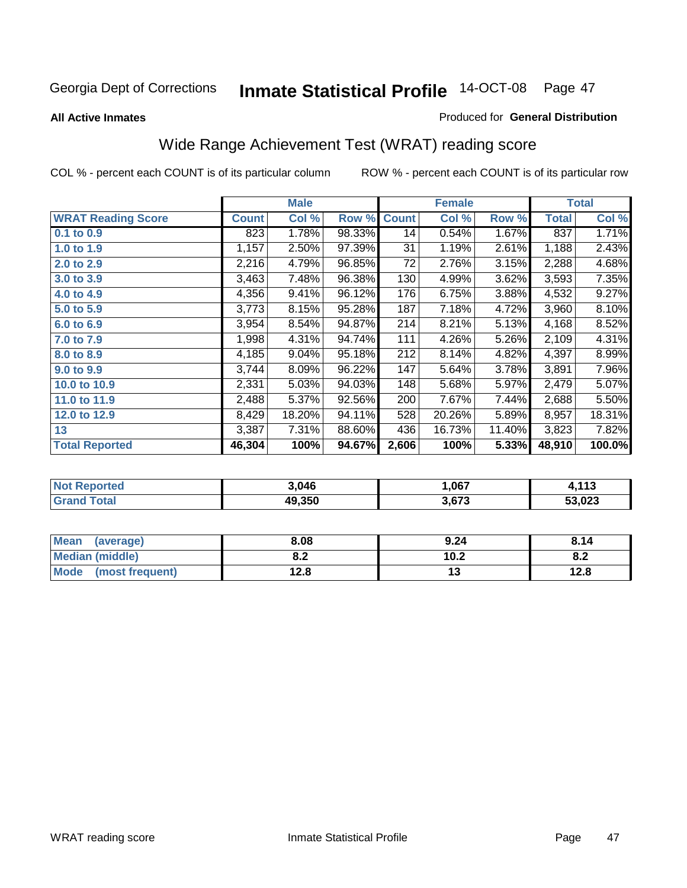Georgia Dept of Corrections **Inmate Statistical Profile** 14-OCT-08

**All Active Inmates**

Produced for **General Distribution**

## Wide Range Achievement Test (WRAT) reading score

COL % - percent each COUNT is of its particular column

ROW % - percent each COUNT is of its particular row

| | Male | | | Female | | | Total | |
|---|---|---|---|---|---|---|---|---|
| **WRAT Reading Score** | **Count** | **Col %** | **Row %** | **Count** | **Col %** | **Row %** | **Total** | **Col %** |
| 0.1 to 0.9 | 823 | 1.78% | 98.33% | 14 | 0.54% | 1.67% | 837 | 1.71% |
| 1.0 to 1.9 | 1,157 | 2.50% | 97.39% | 31 | 1.19% | 2.61% | 1,188 | 2.43% |
| 2.0 to 2.9 | 2,216 | 4.79% | 96.85% | 72 | 2.76% | 3.15% | 2,288 | 4.68% |
| 3.0 to 3.9 | 3,463 | 7.48% | 96.38% | 130 | 4.99% | 3.62% | 3,593 | 7.35% |
| 4.0 to 4.9 | 4,356 | 9.41% | 96.12% | 176 | 6.75% | 3.88% | 4,532 | 9.27% |
| 5.0 to 5.9 | 3,773 | 8.15% | 95.28% | 187 | 7.18% | 4.72% | 3,960 | 8.10% |
| 6.0 to 6.9 | 3,954 | 8.54% | 94.87% | 214 | 8.21% | 5.13% | 4,168 | 8.52% |
| 7.0 to 7.9 | 1,998 | 4.31% | 94.74% | 111 | 4.26% | 5.26% | 2,109 | 4.31% |
| 8.0 to 8.9 | 4,185 | 9.04% | 95.18% | 212 | 8.14% | 4.82% | 4,397 | 8.99% |
| 9.0 to 9.9 | 3,744 | 8.09% | 96.22% | 147 | 5.64% | 3.78% | 3,891 | 7.96% |
| 10.0 to 10.9 | 2,331 | 5.03% | 94.03% | 148 | 5.68% | 5.97% | 2,479 | 5.07% |
| 11.0 to 11.9 | 2,488 | 5.37% | 92.56% | 200 | 7.67% | 7.44% | 2,688 | 5.50% |
| 12.0 to 12.9 | 8,429 | 18.20% | 94.11% | 528 | 20.26% | 5.89% | 8,957 | 18.31% |
| 13 | 3,387 | 7.31% | 88.60% | 436 | 16.73% | 11.40% | 3,823 | 7.82% |
| **Total Reported** | **46,304** | **100%** | **94.67%** | **2,606** | **100%** | **5.33%** | **48,910** | **100.0%** |

| | Male | Female | Total |
|---|---|---|---|
| **Not Reported** | **3,046** | **1,067** | **4,113** |
| **Grand Total** | **49,350** | **3,673** | **53,023** |

| | Male | Female | Total |
|---|---|---|---|
| **Mean (average)** | **8.08** | **9.24** | **8.14** |
| **Median (middle)** | **8.2** | **10.2** | **8.2** |
| **Mode (most frequent)** | **12.8** | **13** | **12.8** |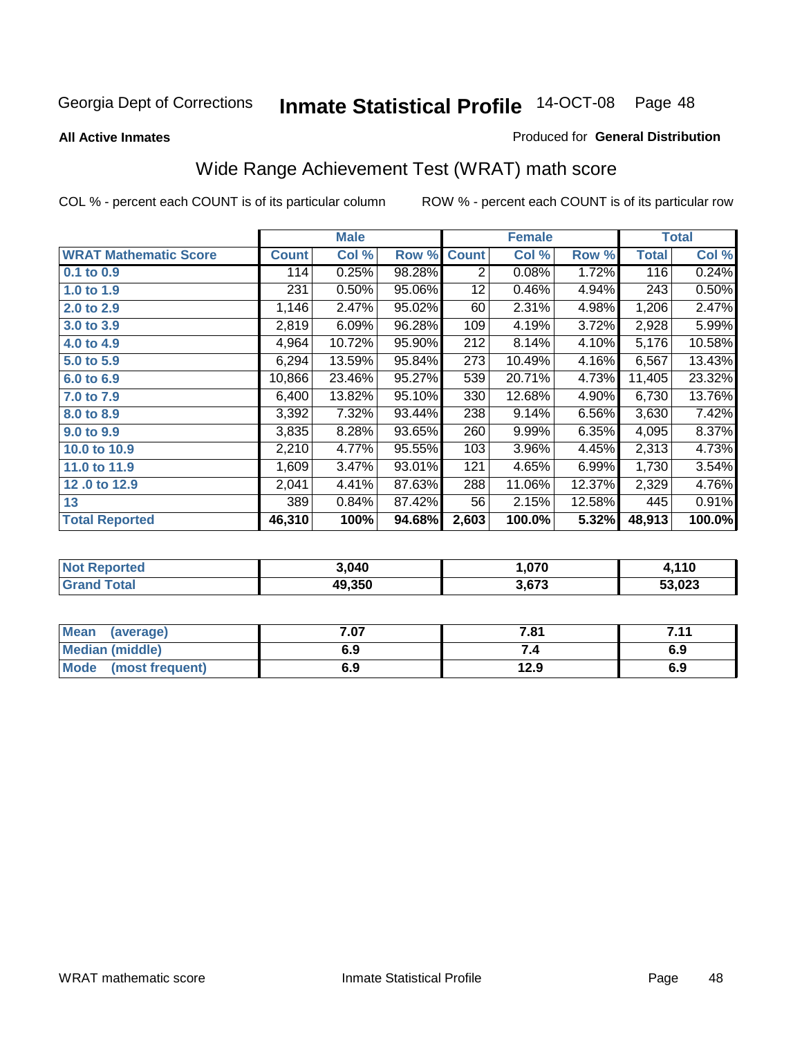**All Active Inmates**

Produced for **General Distribution**

## Wide Range Achievement Test (WRAT) math score

COL % - percent each COUNT is of its particular column

ROW % - percent each COUNT is of its particular row

| | Male | | | Female | | | Total | |
|---|---|---|---|---|---|---|---|---|
| **WRAT Mathematic Score** | **Count** | **Col %** | **Row %** | **Count** | **Col %** | **Row %** | **Total** | **Col %** |
| 0.1 to 0.9 | 114 | 0.25% | 98.28% | 2 | 0.08% | 1.72% | 116 | 0.24% |
| 1.0 to 1.9 | 231 | 0.50% | 95.06% | 12 | 0.46% | 4.94% | 243 | 0.50% |
| 2.0 to 2.9 | 1,146 | 2.47% | 95.02% | 60 | 2.31% | 4.98% | 1,206 | 2.47% |
| 3.0 to 3.9 | 2,819 | 6.09% | 96.28% | 109 | 4.19% | 3.72% | 2,928 | 5.99% |
| 4.0 to 4.9 | 4,964 | 10.72% | 95.90% | 212 | 8.14% | 4.10% | 5,176 | 10.58% |
| 5.0 to 5.9 | 6,294 | 13.59% | 95.84% | 273 | 10.49% | 4.16% | 6,567 | 13.43% |
| 6.0 to 6.9 | 10,866 | 23.46% | 95.27% | 539 | 20.71% | 4.73% | 11,405 | 23.32% |
| 7.0 to 7.9 | 6,400 | 13.82% | 95.10% | 330 | 12.68% | 4.90% | 6,730 | 13.76% |
| 8.0 to 8.9 | 3,392 | 7.32% | 93.44% | 238 | 9.14% | 6.56% | 3,630 | 7.42% |
| 9.0 to 9.9 | 3,835 | 8.28% | 93.65% | 260 | 9.99% | 6.35% | 4,095 | 8.37% |
| 10.0 to 10.9 | 2,210 | 4.77% | 95.55% | 103 | 3.96% | 4.45% | 2,313 | 4.73% |
| 11.0 to 11.9 | 1,609 | 3.47% | 93.01% | 121 | 4.65% | 6.99% | 1,730 | 3.54% |
| 12 .0 to 12.9 | 2,041 | 4.41% | 87.63% | 288 | 11.06% | 12.37% | 2,329 | 4.76% |
| 13 | 389 | 0.84% | 87.42% | 56 | 2.15% | 12.58% | 445 | 0.91% |
| **Total Reported** | **46,310** | **100%** | **94.68%** | **2,603** | **100.0%** | **5.32%** | **48,913** | **100.0%** |

| | Male | Female | Total |
|---|---|---|---|
| Not Reported | 3,040 | 1,070 | 4,110 |
| Grand Total | 49,350 | 3,673 | 53,023 |

| | Male | Female | Total |
|---|---|---|---|
| Mean (average) | 7.07 | 7.81 | 7.11 |
| Median (middle) | 6.9 | 7.4 | 6.9 |
| Mode (most frequent) | 6.9 | 12.9 | 6.9 |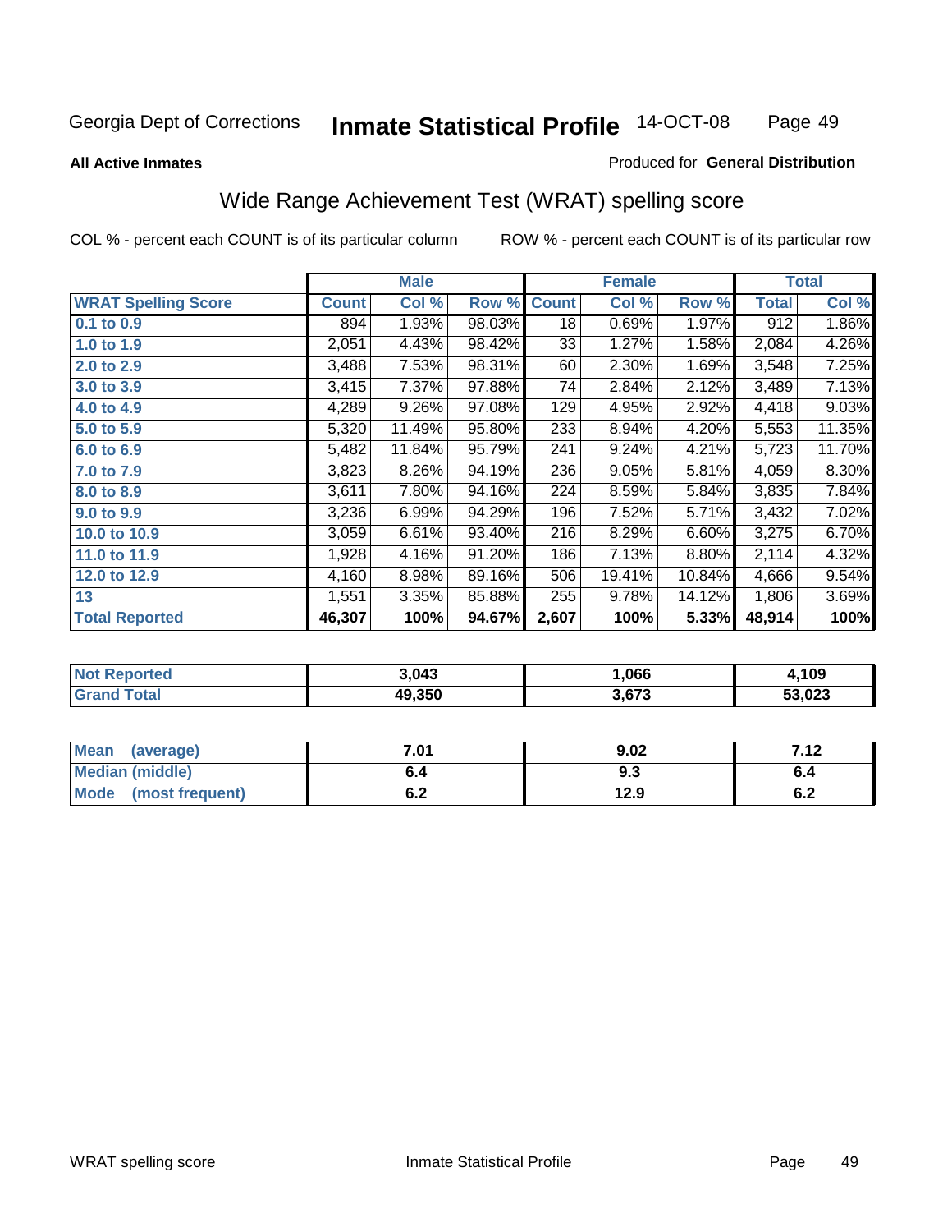Georgia Dept of Corrections **Inmate Statistical Profile** 14-OCT-08

**All Active Inmates**

Produced for **General Distribution**

## Wide Range Achievement Test (WRAT) spelling score

COL % - percent each COUNT is of its particular column

ROW % - percent each COUNT is of its particular row

| | Male | | | Female | | | Total | |
|---|---|---|---|---|---|---|---|---|
| **WRAT Spelling Score** | **Count** | **Col %** | **Row %** | **Count** | **Col %** | **Row %** | **Total** | **Col %** |
| **0.1 to 0.9** | 894 | 1.93% | 98.03% | 18 | 0.69% | 1.97% | 912 | 1.86% |
| **1.0 to 1.9** | 2,051 | 4.43% | 98.42% | 33 | 1.27% | 1.58% | 2,084 | 4.26% |
| **2.0 to 2.9** | 3,488 | 7.53% | 98.31% | 60 | 2.30% | 1.69% | 3,548 | 7.25% |
| **3.0 to 3.9** | 3,415 | 7.37% | 97.88% | 74 | 2.84% | 2.12% | 3,489 | 7.13% |
| **4.0 to 4.9** | 4,289 | 9.26% | 97.08% | 129 | 4.95% | 2.92% | 4,418 | 9.03% |
| **5.0 to 5.9** | 5,320 | 11.49% | 95.80% | 233 | 8.94% | 4.20% | 5,553 | 11.35% |
| **6.0 to 6.9** | 5,482 | 11.84% | 95.79% | 241 | 9.24% | 4.21% | 5,723 | 11.70% |
| **7.0 to 7.9** | 3,823 | 8.26% | 94.19% | 236 | 9.05% | 5.81% | 4,059 | 8.30% |
| **8.0 to 8.9** | 3,611 | 7.80% | 94.16% | 224 | 8.59% | 5.84% | 3,835 | 7.84% |
| **9.0 to 9.9** | 3,236 | 6.99% | 94.29% | 196 | 7.52% | 5.71% | 3,432 | 7.02% |
| **10.0 to 10.9** | 3,059 | 6.61% | 93.40% | 216 | 8.29% | 6.60% | 3,275 | 6.70% |
| **11.0 to 11.9** | 1,928 | 4.16% | 91.20% | 186 | 7.13% | 8.80% | 2,114 | 4.32% |
| **12.0 to 12.9** | 4,160 | 8.98% | 89.16% | 506 | 19.41% | 10.84% | 4,666 | 9.54% |
| **13** | 1,551 | 3.35% | 85.88% | 255 | 9.78% | 14.12% | 1,806 | 3.69% |
| **Total Reported** | **46,307** | **100%** | **94.67%** | **2,607** | **100%** | **5.33%** | **48,914** | **100%** |

| | Male | Female | Total |
|---|---|---|---|
| **Not Reported** | **3,043** | **1,066** | **4,109** |
| **Grand Total** | **49,350** | **3,673** | **53,023** |

| | Male | Female | Total |
|---|---|---|---|
| **Mean (average)** | **7.01** | **9.02** | **7.12** |
| **Median (middle)** | **6.4** | **9.3** | **6.4** |
| **Mode (most frequent)** | **6.2** | **12.9** | **6.2** |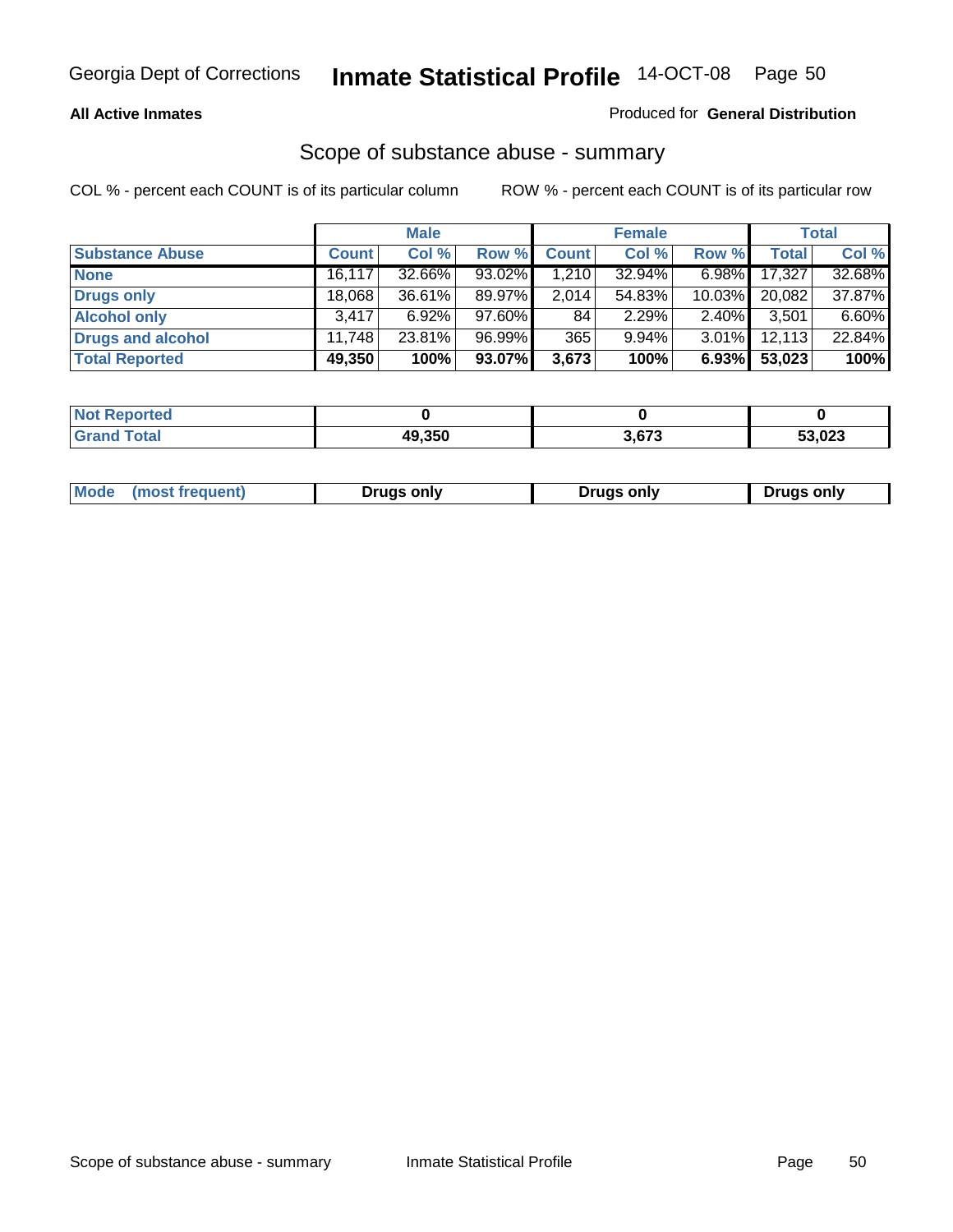**All Active Inmates**

Produced for **General Distribution**

## Scope of substance abuse - summary

COL % - percent each COUNT is of its particular column

ROW % - percent each COUNT is of its particular row

| | Male | | | Female | | | Total | |
|---|---|---|---|---|---|---|---|---|
| **Substance Abuse** | **Count** | **Col %** | **Row %** | **Count** | **Col %** | **Row %** | **Total** | **Col %** |
| **None** | 16,117 | 32.66% | 93.02% | 1,210 | 32.94% | 6.98% | 17,327 | 32.68% |
| **Drugs only** | 18,068 | 36.61% | 89.97% | 2,014 | 54.83% | 10.03% | 20,082 | 37.87% |
| **Alcohol only** | 3,417 | 6.92% | 97.60% | 84 | 2.29% | 2.40% | 3,501 | 6.60% |
| **Drugs and alcohol** | 11,748 | 23.81% | 96.99% | 365 | 9.94% | 3.01% | 12,113 | 22.84% |
| **Total Reported** | **49,350** | **100%** | **93.07%** | **3,673** | **100%** | **6.93%** | **53,023** | **100%** |

| | Male | Female | Total |
|---|---|---|---|
| **Not Reported** | **0** | **0** | **0** |
| **Grand Total** | **49,350** | **3,673** | **53,023** |

| | Male | Female | Total |
|---|---|---|---|
| **Mode (most frequent)** | **Drugs only** | **Drugs only** | **Drugs only** |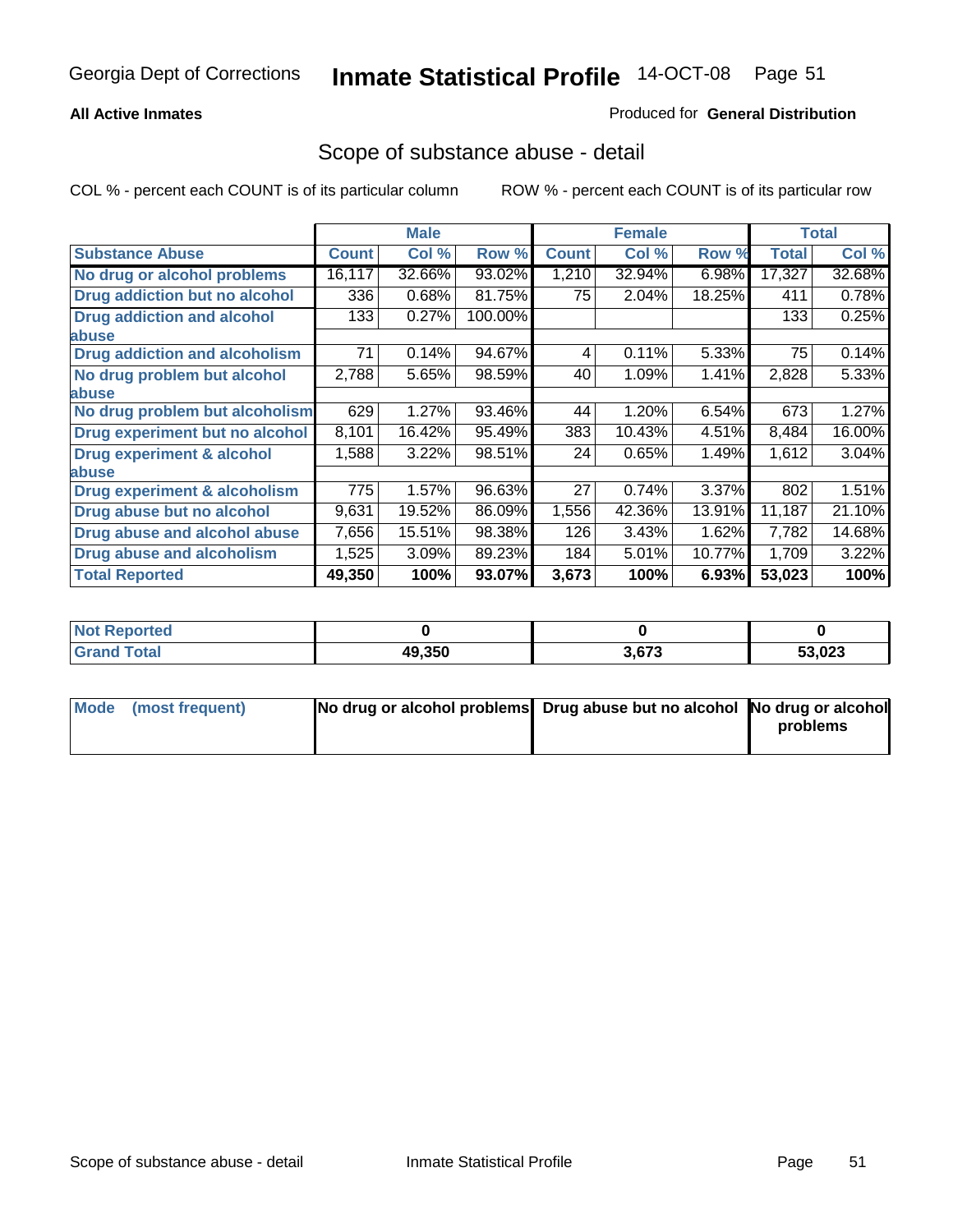Georgia Dept of Corrections **Inmate Statistical Profile** 14-OCT-08

**All Active Inmates**

Produced for **General Distribution**

## Scope of substance abuse - detail

COL % - percent each COUNT is of its particular column ROW % - percent each COUNT is of its particular row

| | Male | | | Female | | | Total | |
|---|---|---|---|---|---|---|---|---|
| **Substance Abuse** | **Count** | **Col %** | **Row %** | **Count** | **Col %** | **Row %** | **Total** | **Col %** |
| **No drug or alcohol problems** | 16,117 | 32.66% | 93.02% | 1,210 | 32.94% | 6.98% | 17,327 | 32.68% |
| **Drug addiction but no alcohol** | 336 | 0.68% | 81.75% | 75 | 2.04% | 18.25% | 411 | 0.78% |
| **Drug addiction and alcohol abuse** | 133 | 0.27% | 100.00% | | | | 133 | 0.25% |
| **Drug addiction and alcoholism** | 71 | 0.14% | 94.67% | 4 | 0.11% | 5.33% | 75 | 0.14% |
| **No drug problem but alcohol abuse** | 2,788 | 5.65% | 98.59% | 40 | 1.09% | 1.41% | 2,828 | 5.33% |
| **No drug problem but alcoholism** | 629 | 1.27% | 93.46% | 44 | 1.20% | 6.54% | 673 | 1.27% |
| **Drug experiment but no alcohol** | 8,101 | 16.42% | 95.49% | 383 | 10.43% | 4.51% | 8,484 | 16.00% |
| **Drug experiment & alcohol abuse** | 1,588 | 3.22% | 98.51% | 24 | 0.65% | 1.49% | 1,612 | 3.04% |
| **Drug experiment & alcoholism** | 775 | 1.57% | 96.63% | 27 | 0.74% | 3.37% | 802 | 1.51% |
| **Drug abuse but no alcohol** | 9,631 | 19.52% | 86.09% | 1,556 | 42.36% | 13.91% | 11,187 | 21.10% |
| **Drug abuse and alcohol abuse** | 7,656 | 15.51% | 98.38% | 126 | 3.43% | 1.62% | 7,782 | 14.68% |
| **Drug abuse and alcoholism** | 1,525 | 3.09% | 89.23% | 184 | 5.01% | 10.77% | 1,709 | 3.22% |
| **Total Reported** | **49,350** | **100%** | **93.07%** | **3,673** | **100%** | **6.93%** | **53,023** | **100%** |

| | Male | Female | Total |
|---|---|---|---|
| **Not Reported** | **0** | **0** | **0** |
| **Grand Total** | **49,350** | **3,673** | **53,023** |

| | Male | Female | Total |
|---|---|---|---|
| **Mode (most frequent)** | **No drug or alcohol problems** | **Drug abuse but no alcohol** | **No drug or alcohol problems** |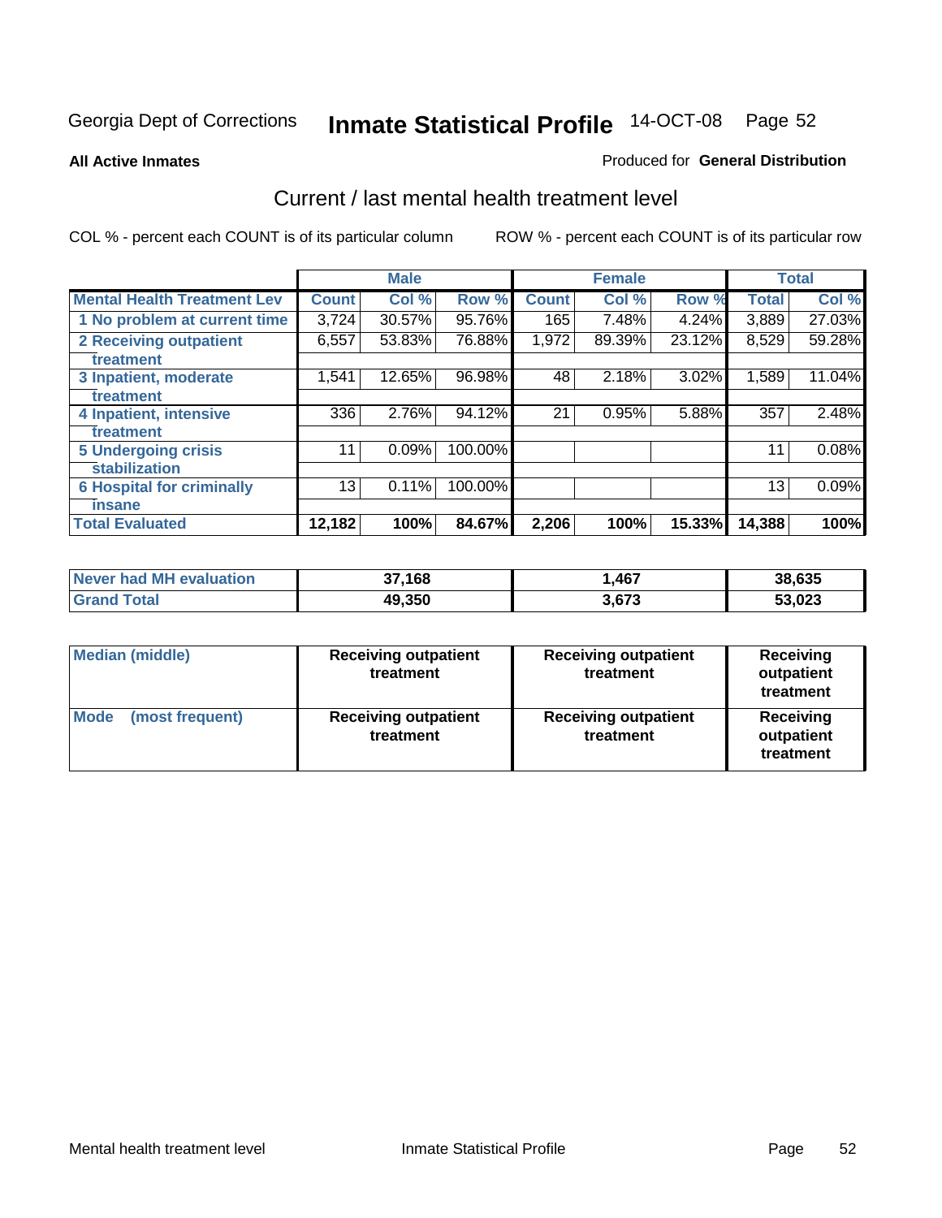Georgia Dept of Corrections **Inmate Statistical Profile** 14-OCT-08

**All Active Inmates**

Produced for **General Distribution**

## Current / last mental health treatment level

COL % - percent each COUNT is of its particular column

ROW % - percent each COUNT is of its particular row

| | Male | | | Female | | | Total | |
|---|---|---|---|---|---|---|---|---|
| **Mental Health Treatment Lev** | **Count** | **Col %** | **Row %** | **Count** | **Col %** | **Row %** | **Total** | **Col %** |
| 1 No problem at current time | 3,724 | 30.57% | 95.76% | 165 | 7.48% | 4.24% | 3,889 | 27.03% |
| 2 Receiving outpatient treatment | 6,557 | 53.83% | 76.88% | 1,972 | 89.39% | 23.12% | 8,529 | 59.28% |
| 3 Inpatient, moderate treatment | 1,541 | 12.65% | 96.98% | 48 | 2.18% | 3.02% | 1,589 | 11.04% |
| 4 Inpatient, intensive treatment | 336 | 2.76% | 94.12% | 21 | 0.95% | 5.88% | 357 | 2.48% |
| 5 Undergoing crisis stabilization | 11 | 0.09% | 100.00% | | | | 11 | 0.08% |
| 6 Hospital for criminally insane | 13 | 0.11% | 100.00% | | | | 13 | 0.09% |
| **Total Evaluated** | **12,182** | **100%** | **84.67%** | **2,206** | **100%** | **15.33%** | **14,388** | **100%** |

| | Male | Female | Total |
|---|---|---|---|
| Never had MH evaluation | 37,168 | 1,467 | 38,635 |
| Grand Total | 49,350 | 3,673 | 53,023 |

| | Male | Female | Total |
|---|---|---|---|
| Median (middle) | Receiving outpatient treatment | Receiving outpatient treatment | Receiving outpatient treatment |
| Mode (most frequent) | Receiving outpatient treatment | Receiving outpatient treatment | Receiving outpatient treatment |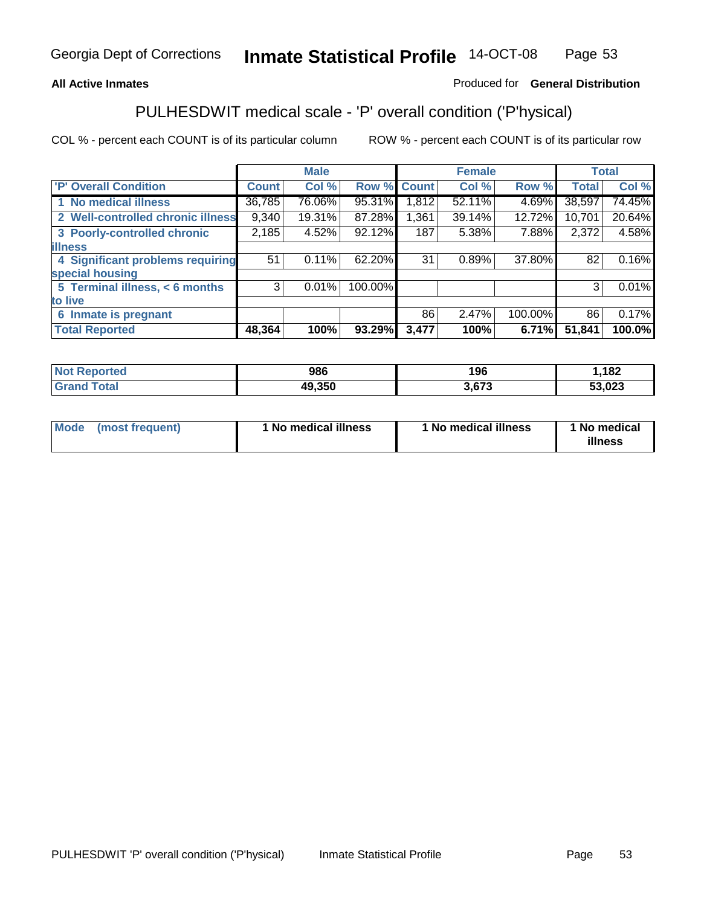Georgia Dept of Corrections **Inmate Statistical Profile** 14-OCT-08

**All Active Inmates** Produced for **General Distribution**

## PULHESDWIT medical scale - 'P' overall condition ('P'hysical)

COL % - percent each COUNT is of its particular column ROW % - percent each COUNT is of its particular row

| | Male | | | Female | | | Total | |
|---|---|---|---|---|---|---|---|---|
| 'P' Overall Condition | Count | Col % | Row % | Count | Col % | Row % | Total | Col % |
| 1 No medical illness | 36,785 | 76.06% | 95.31% | 1,812 | 52.11% | 4.69% | 38,597 | 74.45% |
| 2 Well-controlled chronic illness | 9,340 | 19.31% | 87.28% | 1,361 | 39.14% | 12.72% | 10,701 | 20.64% |
| 3 Poorly-controlled chronic illness | 2,185 | 4.52% | 92.12% | 187 | 5.38% | 7.88% | 2,372 | 4.58% |
| 4 Significant problems requiring special housing | 51 | 0.11% | 62.20% | 31 | 0.89% | 37.80% | 82 | 0.16% |
| 5 Terminal illness, < 6 months to live | 3 | 0.01% | 100.00% | | | | 3 | 0.01% |
| 6 Inmate is pregnant | | | | 86 | 2.47% | 100.00% | 86 | 0.17% |
| **Total Reported** | **48,364** | **100%** | **93.29%** | **3,477** | **100%** | **6.71%** | **51,841** | **100.0%** |

| | Male | Female | Total |
|---|---|---|---|
| Not Reported | 986 | 196 | 1,182 |
| Grand Total | 49,350 | 3,673 | 53,023 |

| | Male | Female | Total |
|---|---|---|---|
| Mode (most frequent) | 1 No medical illness | 1 No medical illness | 1 No medical illness |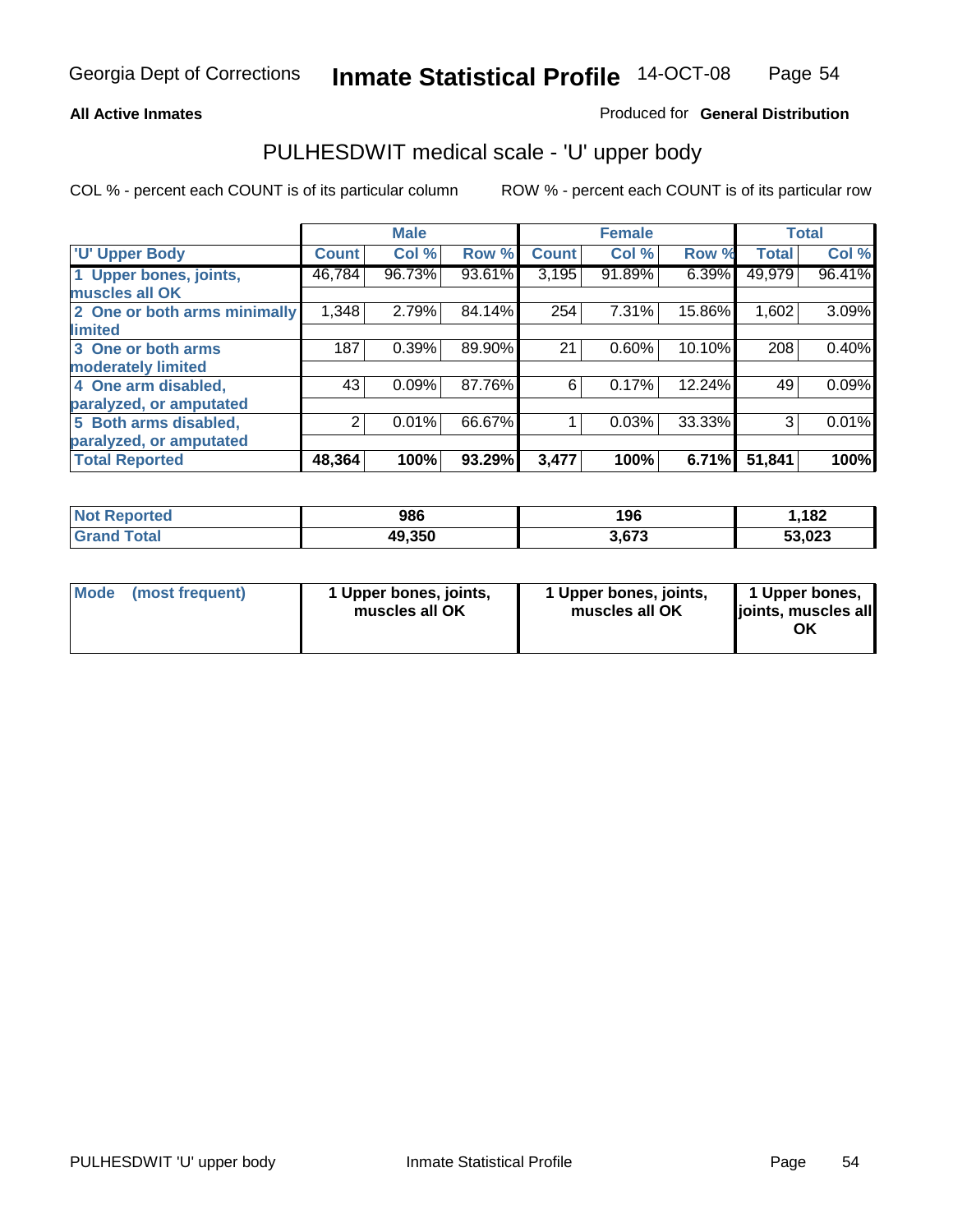**All Active Inmates**

Produced for **General Distribution**

## PULHESDWIT medical scale - 'U' upper body

COL % - percent each COUNT is of its particular column

ROW % - percent each COUNT is of its particular row

| | Male | | | Female | | | Total | |
|---|---|---|---|---|---|---|---|---|
| 'U' Upper Body | Count | Col % | Row % | Count | Col % | Row % | Total | Col % |
| 1 Upper bones, joints, muscles all OK | 46,784 | 96.73% | 93.61% | 3,195 | 91.89% | 6.39% | 49,979 | 96.41% |
| 2 One or both arms minimally limited | 1,348 | 2.79% | 84.14% | 254 | 7.31% | 15.86% | 1,602 | 3.09% |
| 3 One or both arms moderately limited | 187 | 0.39% | 89.90% | 21 | 0.60% | 10.10% | 208 | 0.40% |
| 4 One arm disabled, paralyzed, or amputated | 43 | 0.09% | 87.76% | 6 | 0.17% | 12.24% | 49 | 0.09% |
| 5 Both arms disabled, paralyzed, or amputated | 2 | 0.01% | 66.67% | 1 | 0.03% | 33.33% | 3 | 0.01% |
| **Total Reported** | **48,364** | **100%** | **93.29%** | **3,477** | **100%** | **6.71%** | **51,841** | **100%** |

| | Male | Female | Total |
|---|---|---|---|
| Not Reported | 986 | 196 | 1,182 |
| Grand Total | 49,350 | 3,673 | 53,023 |

| | Male | Female | Total |
|---|---|---|---|
| Mode (most frequent) | 1 Upper bones, joints, muscles all OK | 1 Upper bones, joints, muscles all OK | 1 Upper bones, joints, muscles all OK |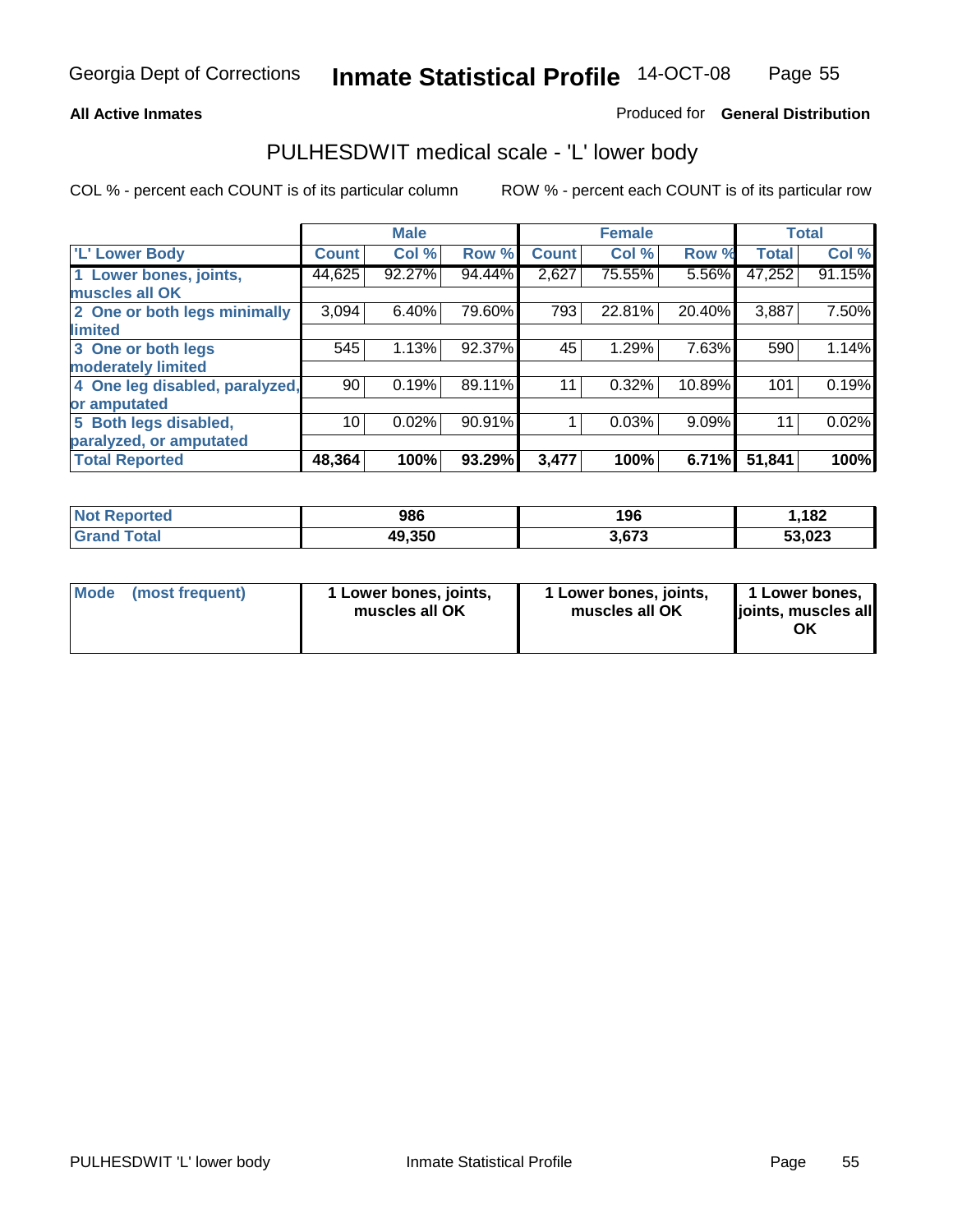**All Active Inmates**

Produced for **General Distribution**

## PULHESDWIT medical scale - 'L' lower body

COL % - percent each COUNT is of its particular column

ROW % - percent each COUNT is of its particular row

| | Male | | | Female | | | Total | |
|---|---|---|---|---|---|---|---|---|
| 'L' Lower Body | Count | Col % | Row % | Count | Col % | Row % | Total | Col % |
| 1 Lower bones, joints, muscles all OK | 44,625 | 92.27% | 94.44% | 2,627 | 75.55% | 5.56% | 47,252 | 91.15% |
| 2 One or both legs minimally limited | 3,094 | 6.40% | 79.60% | 793 | 22.81% | 20.40% | 3,887 | 7.50% |
| 3 One or both legs moderately limited | 545 | 1.13% | 92.37% | 45 | 1.29% | 7.63% | 590 | 1.14% |
| 4 One leg disabled, paralyzed, or amputated | 90 | 0.19% | 89.11% | 11 | 0.32% | 10.89% | 101 | 0.19% |
| 5 Both legs disabled, paralyzed, or amputated | 10 | 0.02% | 90.91% | 1 | 0.03% | 9.09% | 11 | 0.02% |
| **Total Reported** | **48,364** | **100%** | **93.29%** | **3,477** | **100%** | **6.71%** | **51,841** | **100%** |

| | Male | Female | Total |
|---|---|---|---|
| Not Reported | 986 | 196 | 1,182 |
| Grand Total | 49,350 | 3,673 | 53,023 |

| | Male | Female | Total |
|---|---|---|---|
| Mode (most frequent) | 1 Lower bones, joints, muscles all OK | 1 Lower bones, joints, muscles all OK | 1 Lower bones, joints, muscles all OK |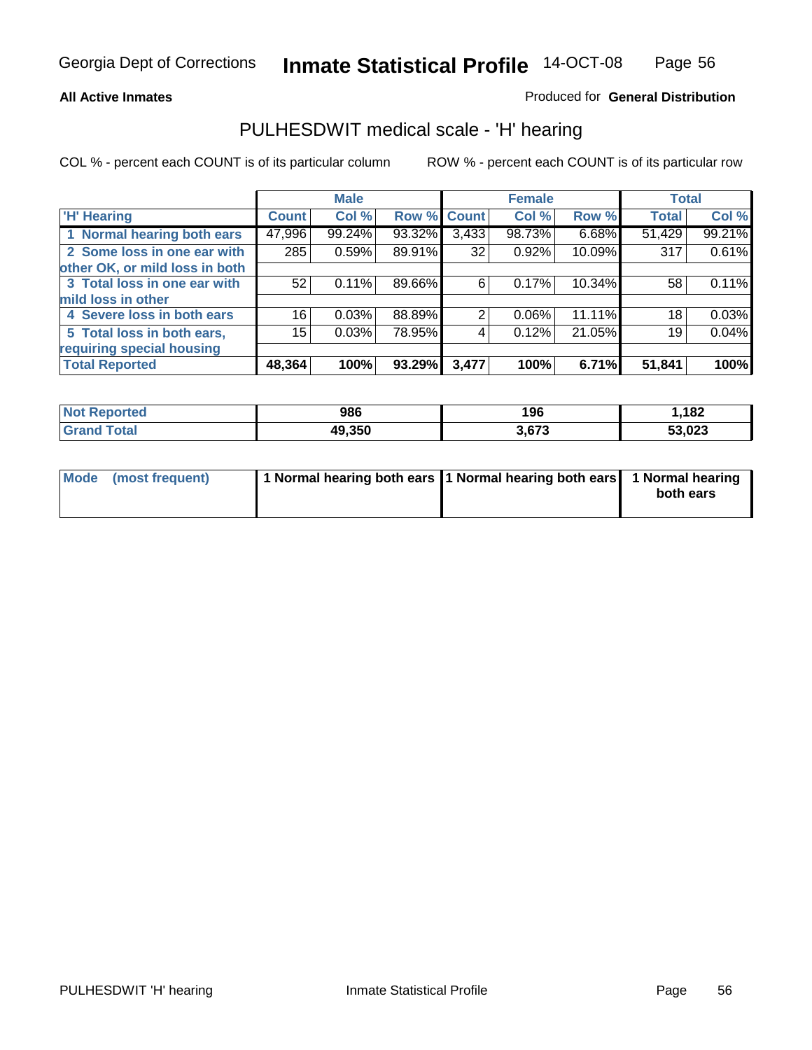Georgia Dept of Corrections **Inmate Statistical Profile** 14-OCT-08

**All Active Inmates**

Produced for **General Distribution**

## PULHESDWIT medical scale - 'H' hearing

COL % - percent each COUNT is of its particular column

ROW % - percent each COUNT is of its particular row

| | Male | | | Female | | | Total | |
|---|---|---|---|---|---|---|---|---|
| **'H' Hearing** | **Count** | **Col %** | **Row %** | **Count** | **Col %** | **Row %** | **Total** | **Col %** |
| **1 Normal hearing both ears** | 47,996 | 99.24% | 93.32% | 3,433 | 98.73% | 6.68% | 51,429 | 99.21% |
| **2 Some loss in one ear with other OK, or mild loss in both** | 285 | 0.59% | 89.91% | 32 | 0.92% | 10.09% | 317 | 0.61% |
| **3 Total loss in one ear with mild loss in other** | 52 | 0.11% | 89.66% | 6 | 0.17% | 10.34% | 58 | 0.11% |
| **4 Severe loss in both ears** | 16 | 0.03% | 88.89% | 2 | 0.06% | 11.11% | 18 | 0.03% |
| **5 Total loss in both ears, requiring special housing** | 15 | 0.03% | 78.95% | 4 | 0.12% | 21.05% | 19 | 0.04% |
| **Total Reported** | **48,364** | **100%** | **93.29%** | **3,477** | **100%** | **6.71%** | **51,841** | **100%** |

| | Male | Female | Total |
|---|---|---|---|
| **Not Reported** | **986** | **196** | **1,182** |
| **Grand Total** | **49,350** | **3,673** | **53,023** |

| | Male | Female | Total |
|---|---|---|---|
| **Mode (most frequent)** | **1 Normal hearing both ears** | **1 Normal hearing both ears** | **1 Normal hearing both ears** |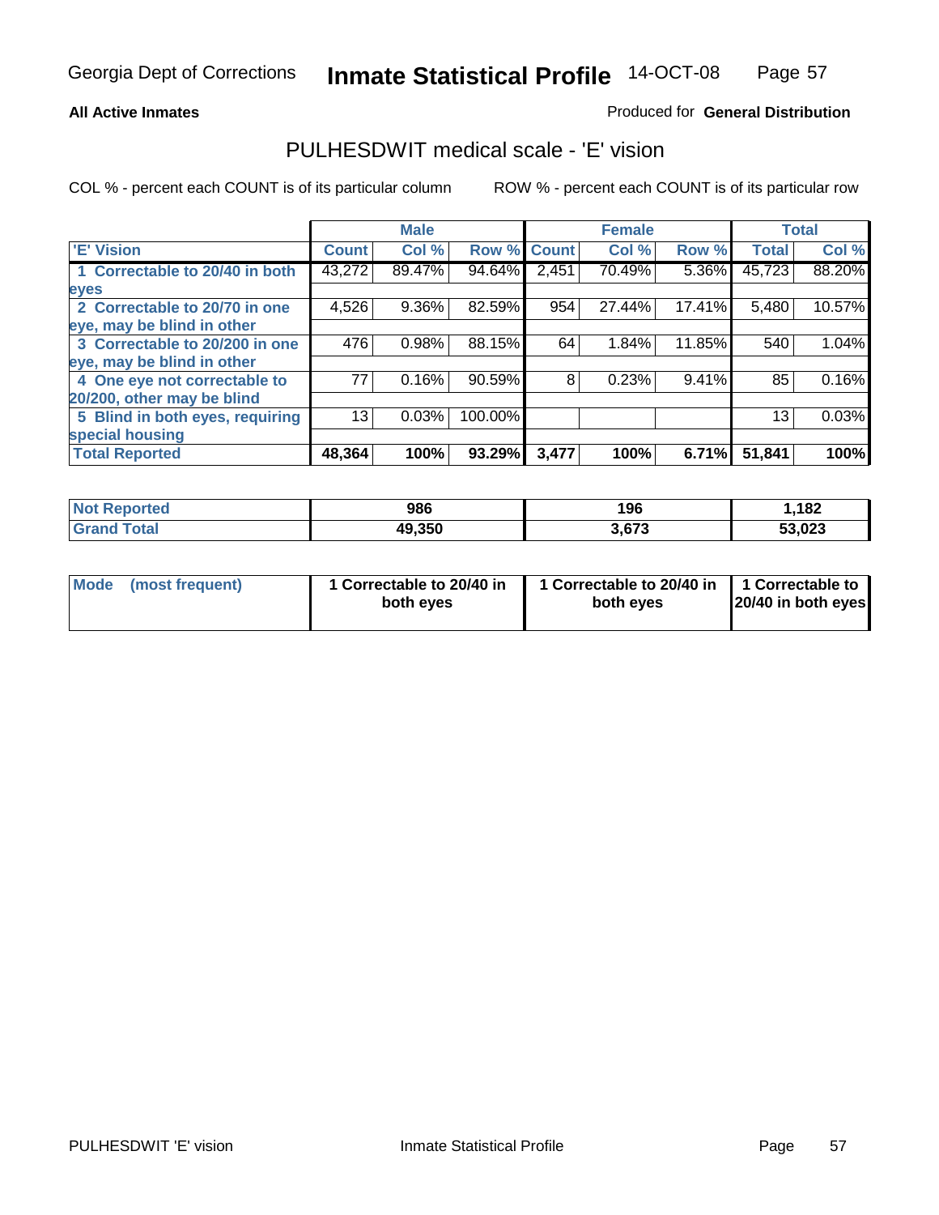**All Active Inmates**

Produced for **General Distribution**

## PULHESDWIT medical scale - 'E' vision

COL % - percent each COUNT is of its particular column

ROW % - percent each COUNT is of its particular row

| | Male | | | Female | | | Total | |
|---|---|---|---|---|---|---|---|---|
| 'E' Vision | Count | Col % | Row % | Count | Col % | Row % | Total | Col % |
| 1 Correctable to 20/40 in both eyes | 43,272 | 89.47% | 94.64% | 2,451 | 70.49% | 5.36% | 45,723 | 88.20% |
| 2 Correctable to 20/70 in one eye, may be blind in other | 4,526 | 9.36% | 82.59% | 954 | 27.44% | 17.41% | 5,480 | 10.57% |
| 3 Correctable to 20/200 in one eye, may be blind in other | 476 | 0.98% | 88.15% | 64 | 1.84% | 11.85% | 540 | 1.04% |
| 4 One eye not correctable to 20/200, other may be blind | 77 | 0.16% | 90.59% | 8 | 0.23% | 9.41% | 85 | 0.16% |
| 5 Blind in both eyes, requiring special housing | 13 | 0.03% | 100.00% | | | | 13 | 0.03% |
| **Total Reported** | **48,364** | **100%** | **93.29%** | **3,477** | **100%** | **6.71%** | **51,841** | **100%** |

| | Male | Female | Total |
|---|---|---|---|
| Not Reported | 986 | 196 | 1,182 |
| Grand Total | 49,350 | 3,673 | 53,023 |

| | Male | Female | Total |
|---|---|---|---|
| Mode (most frequent) | 1 Correctable to 20/40 in both eyes | 1 Correctable to 20/40 in both eyes | 1 Correctable to 20/40 in both eyes |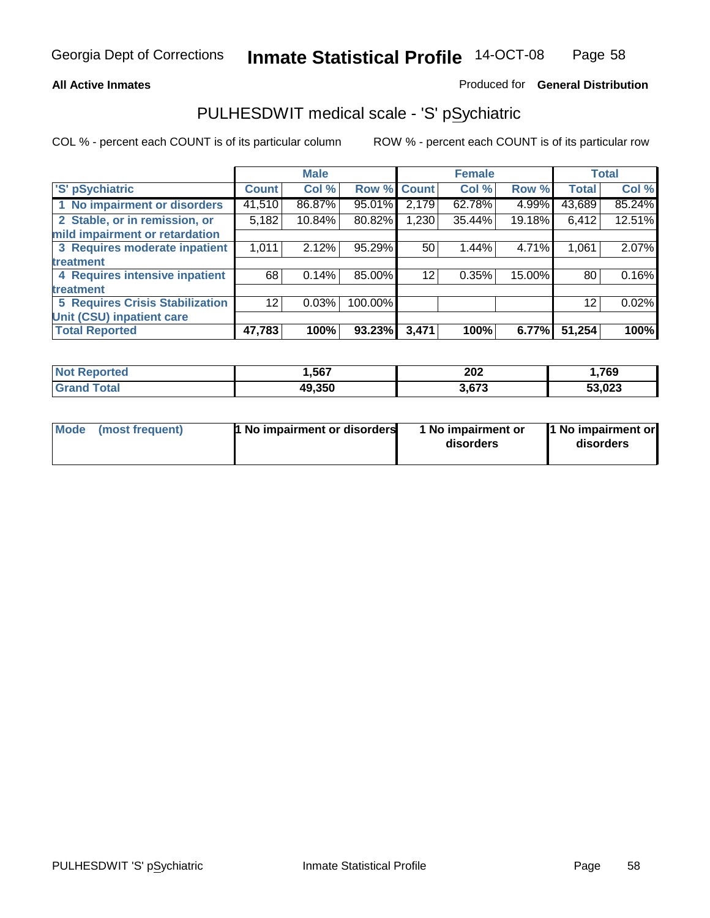Georgia Dept of Corrections **Inmate Statistical Profile** 14-OCT-08

**All Active Inmates** Produced for **General Distribution**

## PULHESDWIT medical scale - 'S' pSychiatric

COL % - percent each COUNT is of its particular column ROW % - percent each COUNT is of its particular row

| | Male | | | Female | | | Total | |
|---|---|---|---|---|---|---|---|---|
| 'S' pSychiatric | Count | Col % | Row % | Count | Col % | Row % | Total | Col % |
| 1 No impairment or disorders | 41,510 | 86.87% | 95.01% | 2,179 | 62.78% | 4.99% | 43,689 | 85.24% |
| 2 Stable, or in remission, or mild impairment or retardation | 5,182 | 10.84% | 80.82% | 1,230 | 35.44% | 19.18% | 6,412 | 12.51% |
| 3 Requires moderate inpatient treatment | 1,011 | 2.12% | 95.29% | 50 | 1.44% | 4.71% | 1,061 | 2.07% |
| 4 Requires intensive inpatient treatment | 68 | 0.14% | 85.00% | 12 | 0.35% | 15.00% | 80 | 0.16% |
| 5 Requires Crisis Stabilization Unit (CSU) inpatient care | 12 | 0.03% | 100.00% | | | | 12 | 0.02% |
| **Total Reported** | **47,783** | **100%** | **93.23%** | **3,471** | **100%** | **6.77%** | **51,254** | **100%** |

| | Male | Female | Total |
|---|---|---|---|
| Not Reported | 1,567 | 202 | 1,769 |
| Grand Total | 49,350 | 3,673 | 53,023 |

| | Male | Female | Total |
|---|---|---|---|
| Mode (most frequent) | 1 No impairment or disorders | 1 No impairment or disorders | 1 No impairment or disorders |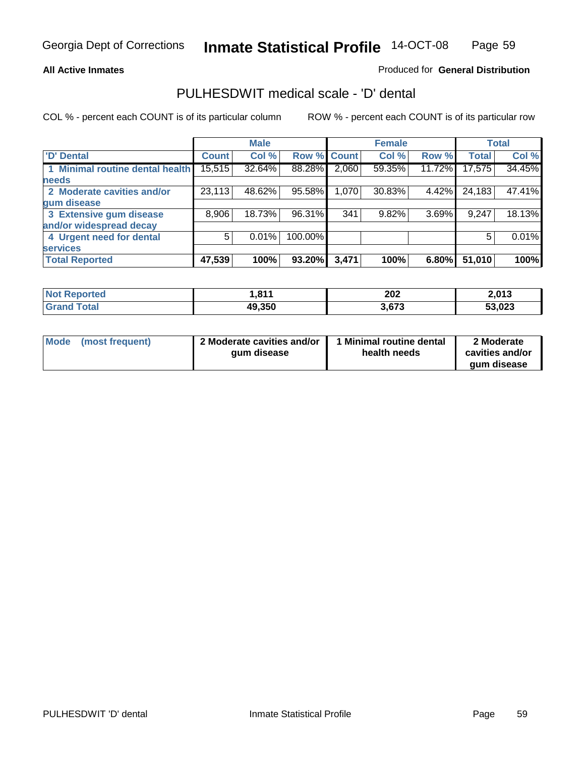**All Active Inmates**

Produced for **General Distribution**

## PULHESDWIT medical scale - 'D' dental

COL % - percent each COUNT is of its particular column

ROW % - percent each COUNT is of its particular row

| 'D' Dental | Male | | | Female | | | Total | |
|---|---|---|---|---|---|---|---|---|
| | Count | Col % | Row % | Count | Col % | Row % | Total | Col % |
| 1 Minimal routine dental health needs | 15,515 | 32.64% | 88.28% | 2,060 | 59.35% | 11.72% | 17,575 | 34.45% |
| 2 Moderate cavities and/or gum disease | 23,113 | 48.62% | 95.58% | 1,070 | 30.83% | 4.42% | 24,183 | 47.41% |
| 3 Extensive gum disease and/or widespread decay | 8,906 | 18.73% | 96.31% | 341 | 9.82% | 3.69% | 9,247 | 18.13% |
| 4 Urgent need for dental services | 5 | 0.01% | 100.00% | | | | 5 | 0.01% |
| **Total Reported** | **47,539** | **100%** | **93.20%** | **3,471** | **100%** | **6.80%** | **51,010** | **100%** |

| | Male | Female | Total |
|---|---|---|---|
| Not Reported | 1,811 | 202 | 2,013 |
| Grand Total | 49,350 | 3,673 | 53,023 |

| | Male | Female | Total |
|---|---|---|---|
| Mode (most frequent) | 2 Moderate cavities and/or gum disease | 1 Minimal routine dental health needs | 2 Moderate cavities and/or gum disease |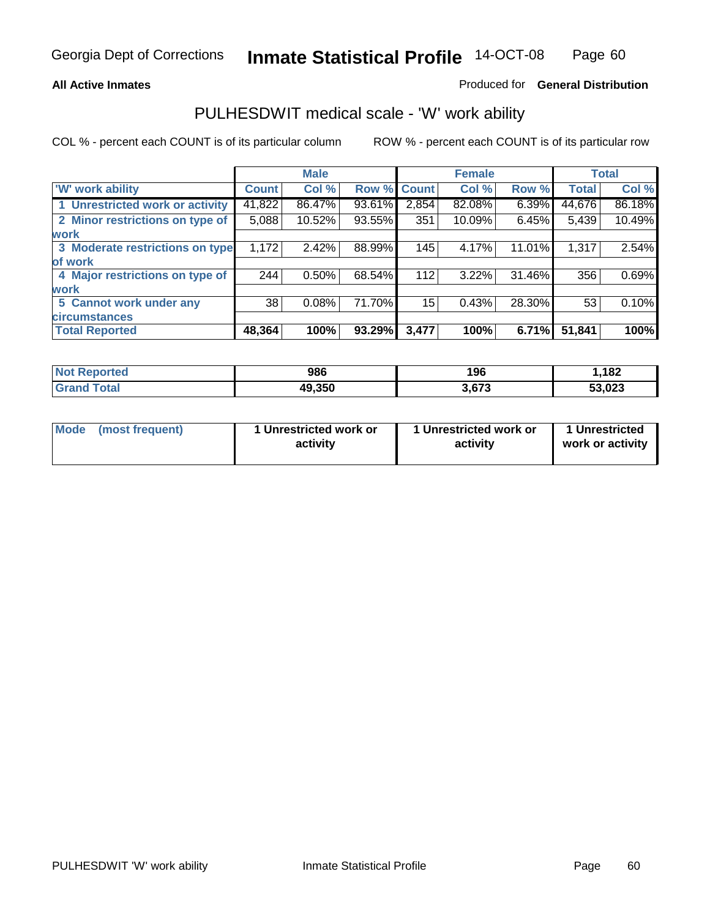**All Active Inmates**

Produced for **General Distribution**

## PULHESDWIT medical scale - 'W' work ability

COL % - percent each COUNT is of its particular column

ROW % - percent each COUNT is of its particular row

| | Male | | | Female | | | Total | |
|---|---|---|---|---|---|---|---|---|
| 'W' work ability | Count | Col % | Row % | Count | Col % | Row % | Total | Col % |
| 1 Unrestricted work or activity | 41,822 | 86.47% | 93.61% | 2,854 | 82.08% | 6.39% | 44,676 | 86.18% |
| 2 Minor restrictions on type of work | 5,088 | 10.52% | 93.55% | 351 | 10.09% | 6.45% | 5,439 | 10.49% |
| 3 Moderate restrictions on type of work | 1,172 | 2.42% | 88.99% | 145 | 4.17% | 11.01% | 1,317 | 2.54% |
| 4 Major restrictions on type of work | 244 | 0.50% | 68.54% | 112 | 3.22% | 31.46% | 356 | 0.69% |
| 5 Cannot work under any circumstances | 38 | 0.08% | 71.70% | 15 | 0.43% | 28.30% | 53 | 0.10% |
| **Total Reported** | **48,364** | **100%** | **93.29%** | **3,477** | **100%** | **6.71%** | **51,841** | **100%** |

| | Male | Female | Total |
|---|---|---|---|
| Not Reported | 986 | 196 | 1,182 |
| Grand Total | 49,350 | 3,673 | 53,023 |

| | Male | Female | Total |
|---|---|---|---|
| Mode (most frequent) | 1 Unrestricted work or activity | 1 Unrestricted work or activity | 1 Unrestricted work or activity |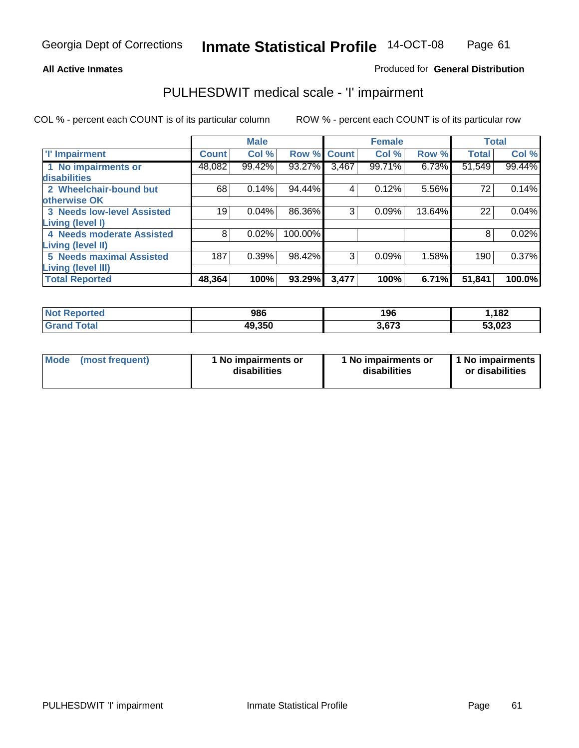**All Active Inmates**

Produced for **General Distribution**

## PULHESDWIT medical scale - 'I' impairment

COL % - percent each COUNT is of its particular column ROW % - percent each COUNT is of its particular row

| | Male | | | Female | | | Total | |
|---|---|---|---|---|---|---|---|---|
| 'I' Impairment | Count | Col % | Row % | Count | Col % | Row % | Total | Col % |
| 1 No impairments or disabilities | 48,082 | 99.42% | 93.27% | 3,467 | 99.71% | 6.73% | 51,549 | 99.44% |
| 2 Wheelchair-bound but otherwise OK | 68 | 0.14% | 94.44% | 4 | 0.12% | 5.56% | 72 | 0.14% |
| 3 Needs low-level Assisted Living (level I) | 19 | 0.04% | 86.36% | 3 | 0.09% | 13.64% | 22 | 0.04% |
| 4 Needs moderate Assisted Living (level II) | 8 | 0.02% | 100.00% | | | | 8 | 0.02% |
| 5 Needs maximal Assisted Living (level III) | 187 | 0.39% | 98.42% | 3 | 0.09% | 1.58% | 190 | 0.37% |
| **Total Reported** | **48,364** | **100%** | **93.29%** | **3,477** | **100%** | **6.71%** | **51,841** | **100.0%** |

| | Male | Female | Total |
|---|---|---|---|
| Not Reported | 986 | 196 | 1,182 |
| Grand Total | 49,350 | 3,673 | 53,023 |

| | Male | Female | Total |
|---|---|---|---|
| Mode (most frequent) | 1 No impairments or disabilities | 1 No impairments or disabilities | 1 No impairments or disabilities |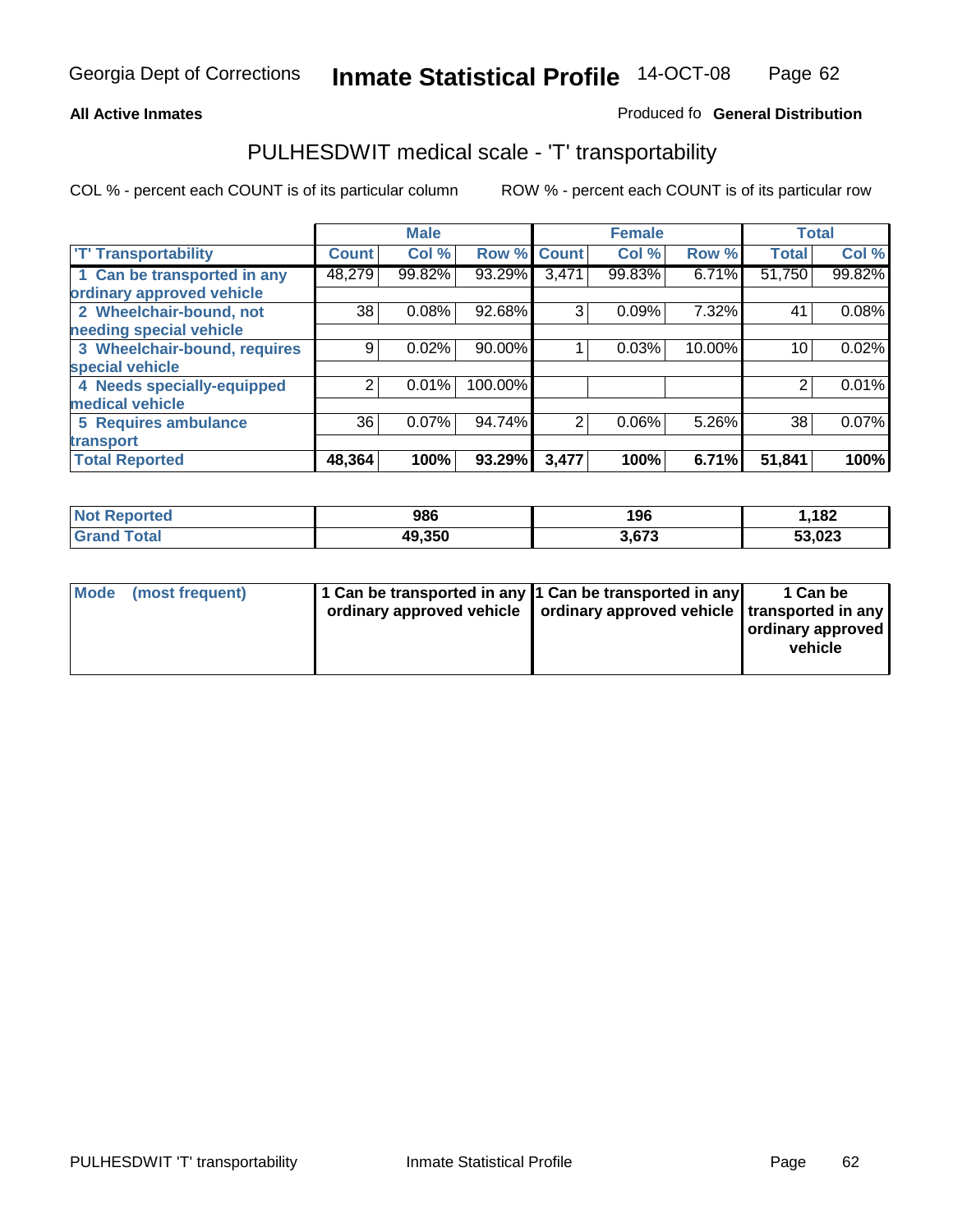**All Active Inmates**

Produced fo **General Distribution**

## PULHESDWIT medical scale - 'T' transportability

COL % - percent each COUNT is of its particular column

ROW % - percent each COUNT is of its particular row

| | Male | | | Female | | | Total | |
|---|---|---|---|---|---|---|---|---|
| 'T' Transportability | Count | Col % | Row % | Count | Col % | Row % | Total | Col % |
| 1 Can be transported in any ordinary approved vehicle | 48,279 | 99.82% | 93.29% | 3,471 | 99.83% | 6.71% | 51,750 | 99.82% |
| 2 Wheelchair-bound, not needing special vehicle | 38 | 0.08% | 92.68% | 3 | 0.09% | 7.32% | 41 | 0.08% |
| 3 Wheelchair-bound, requires special vehicle | 9 | 0.02% | 90.00% | 1 | 0.03% | 10.00% | 10 | 0.02% |
| 4 Needs specially-equipped medical vehicle | 2 | 0.01% | 100.00% | | | | 2 | 0.01% |
| 5 Requires ambulance transport | 36 | 0.07% | 94.74% | 2 | 0.06% | 5.26% | 38 | 0.07% |
| **Total Reported** | **48,364** | **100%** | **93.29%** | **3,477** | **100%** | **6.71%** | **51,841** | **100%** |

| | Male | Female | Total |
|---|---|---|---|
| **Not Reported** | **986** | **196** | **1,182** |
| **Grand Total** | **49,350** | **3,673** | **53,023** |

| | Male | Female | Total |
|---|---|---|---|
| **Mode (most frequent)** | **1 Can be transported in any ordinary approved vehicle** | **1 Can be transported in any ordinary approved vehicle** | **1 Can be transported in any ordinary approved vehicle** |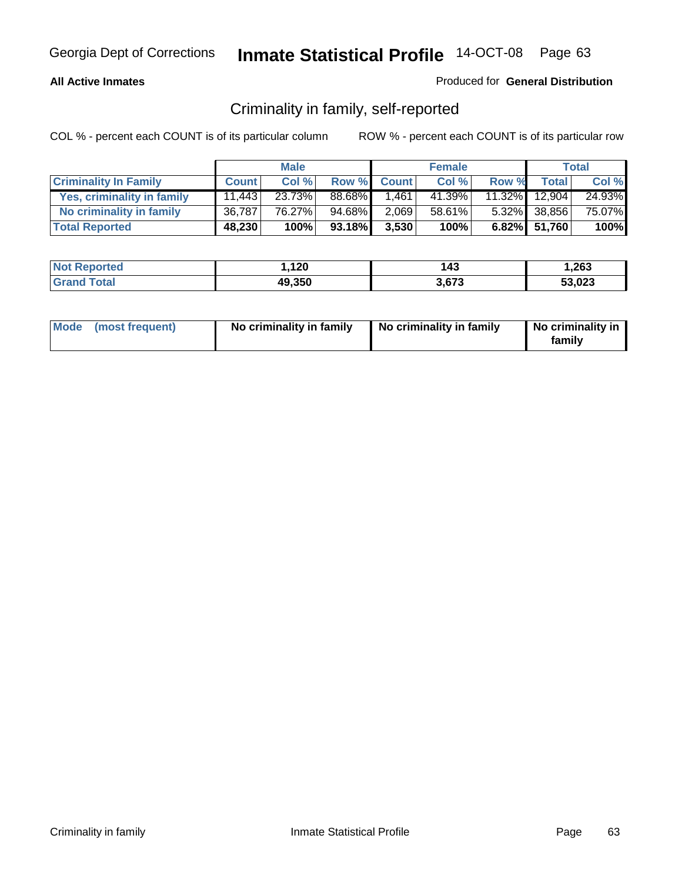**All Active Inmates**

Produced for **General Distribution**

## Criminality in family, self-reported

COL % - percent each COUNT is of its particular column

ROW % - percent each COUNT is of its particular row

| | Male | | | Female | | | Total | |
|---|---|---|---|---|---|---|---|---|
| **Criminality In Family** | **Count** | **Col %** | **Row %** | **Count** | **Col %** | **Row %** | **Total** | **Col %** |
| **Yes, criminality in family** | 11,443 | 23.73% | 88.68% | 1,461 | 41.39% | 11.32% | 12,904 | 24.93% |
| **No criminality in family** | 36,787 | 76.27% | 94.68% | 2,069 | 58.61% | 5.32% | 38,856 | 75.07% |
| **Total Reported** | **48,230** | **100%** | **93.18%** | **3,530** | **100%** | **6.82%** | **51,760** | **100%** |

| | Male | Female | Total |
|---|---|---|---|
| **Not Reported** | **1,120** | **143** | **1,263** |
| **Grand Total** | **49,350** | **3,673** | **53,023** |

| | Male | Female | Total |
|---|---|---|---|
| **Mode (most frequent)** | **No criminality in family** | **No criminality in family** | **No criminality in family** |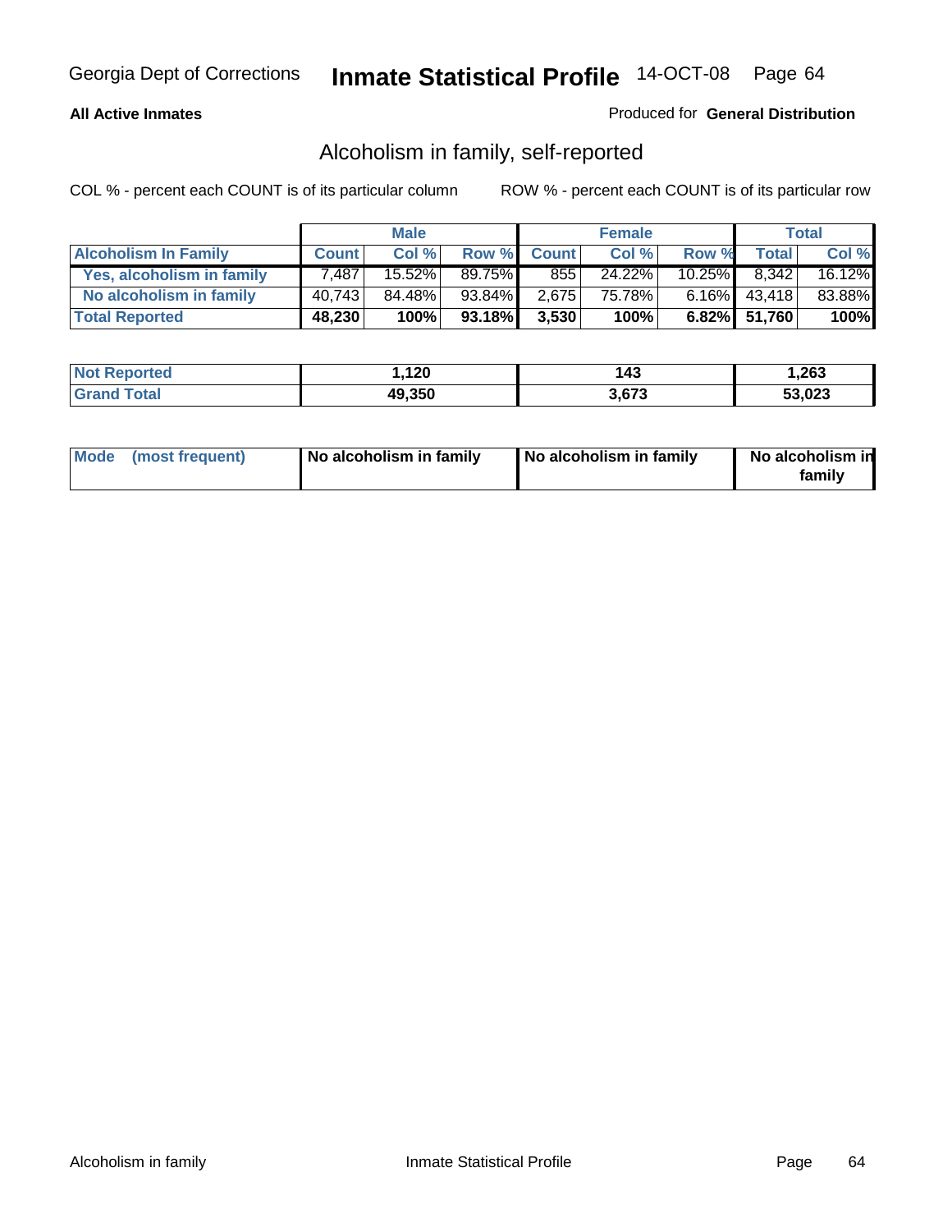**All Active Inmates**

Produced for **General Distribution**

## Alcoholism in family, self-reported

COL % - percent each COUNT is of its particular column

ROW % - percent each COUNT is of its particular row

| | Male | | | Female | | | Total | |
|---|---|---|---|---|---|---|---|---|
| **Alcoholism In Family** | **Count** | **Col %** | **Row %** | **Count** | **Col %** | **Row %** | **Total** | **Col %** |
| **Yes, alcoholism in family** | 7,487 | 15.52% | 89.75% | 855 | 24.22% | 10.25% | 8,342 | 16.12% |
| **No alcoholism in family** | 40,743 | 84.48% | 93.84% | 2,675 | 75.78% | 6.16% | 43,418 | 83.88% |
| **Total Reported** | **48,230** | **100%** | **93.18%** | **3,530** | **100%** | **6.82%** | **51,760** | **100%** |

| | Male | Female | Total |
|---|---|---|---|
| **Not Reported** | **1,120** | **143** | **1,263** |
| **Grand Total** | **49,350** | **3,673** | **53,023** |

| **Mode (most frequent)** | **No alcoholism in family** | **No alcoholism in family** | **No alcoholism in family** |
|---|---|---|---|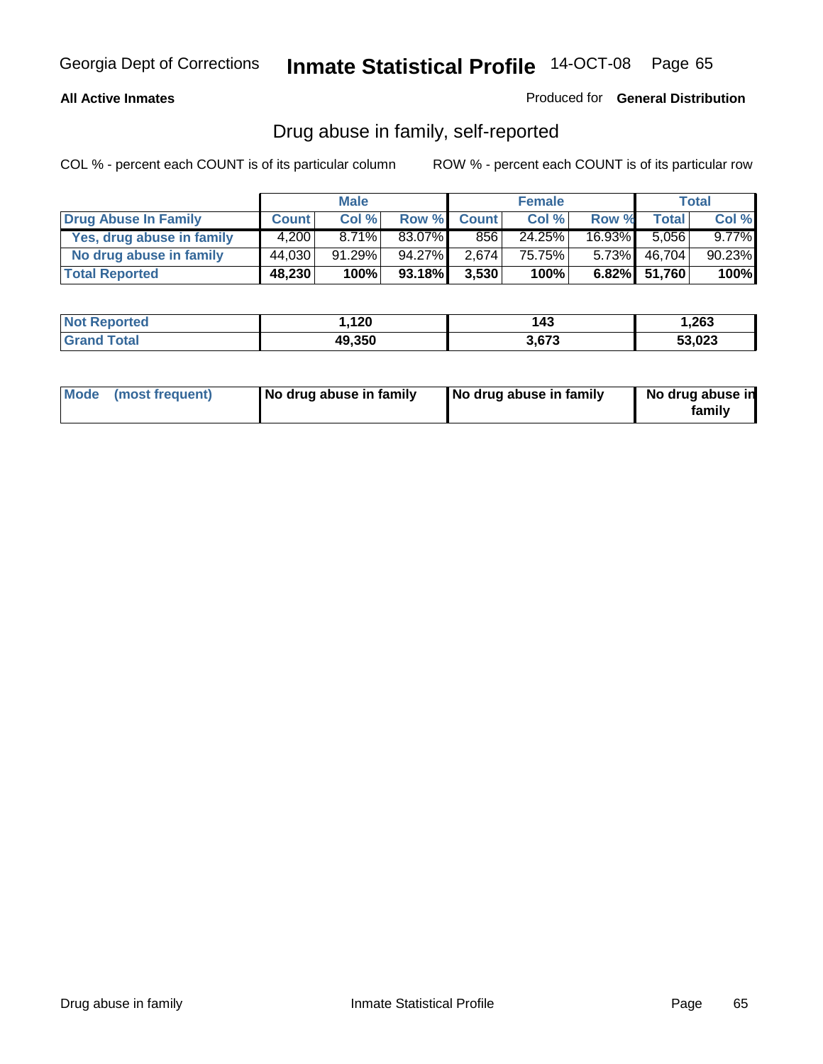Georgia Dept of Corrections **Inmate Statistical Profile** 14-OCT-08

**All Active Inmates**

Produced for **General Distribution**

## Drug abuse in family, self-reported

COL % - percent each COUNT is of its particular column

ROW % - percent each COUNT is of its particular row

| | Male | | | Female | | | Total | |
|---|---|---|---|---|---|---|---|---|
| **Drug Abuse In Family** | **Count** | **Col %** | **Row %** | **Count** | **Col %** | **Row %** | **Total** | **Col %** |
| **Yes, drug abuse in family** | 4,200 | 8.71% | 83.07% | 856 | 24.25% | 16.93% | 5,056 | 9.77% |
| **No drug abuse in family** | 44,030 | 91.29% | 94.27% | 2,674 | 75.75% | 5.73% | 46,704 | 90.23% |
| **Total Reported** | **48,230** | **100%** | **93.18%** | **3,530** | **100%** | **6.82%** | **51,760** | **100%** |

| | Male | Female | Total |
|---|---|---|---|
| **Not Reported** | **1,120** | **143** | **1,263** |
| **Grand Total** | **49,350** | **3,673** | **53,023** |

| | Male | Female | Total |
|---|---|---|---|
| **Mode (most frequent)** | **No drug abuse in family** | **No drug abuse in family** | **No drug abuse in family** |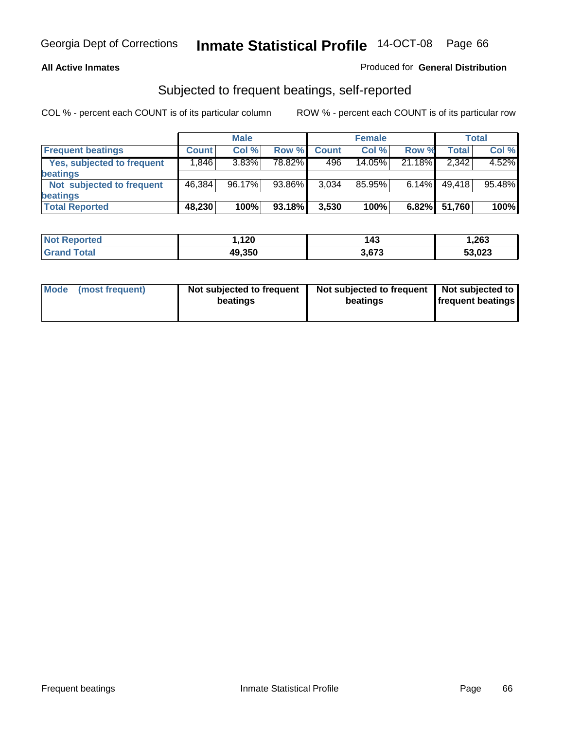**All Active Inmates** Produced for **General Distribution**

## Subjected to frequent beatings, self-reported

COL % - percent each COUNT is of its particular column ROW % - percent each COUNT is of its particular row

| | Male | | | Female | | | Total | |
|---|---|---|---|---|---|---|---|---|
| **Frequent beatings** | **Count** | **Col %** | **Row %** | **Count** | **Col %** | **Row %** | **Total** | **Col %** |
| **Yes, subjected to frequent beatings** | 1,846 | 3.83% | 78.82% | 496 | 14.05% | 21.18% | 2,342 | 4.52% |
| **Not subjected to frequent beatings** | 46,384 | 96.17% | 93.86% | 3,034 | 85.95% | 6.14% | 49,418 | 95.48% |
| **Total Reported** | **48,230** | **100%** | **93.18%** | **3,530** | **100%** | **6.82%** | **51,760** | **100%** |

| | Male | Female | Total |
|---|---|---|---|
| **Not Reported** | **1,120** | **143** | **1,263** |
| **Grand Total** | **49,350** | **3,673** | **53,023** |

| Mode (most frequent) | Male | Female | Total |
|---|---|---|---|
| | **Not subjected to frequent beatings** | **Not subjected to frequent beatings** | **Not subjected to frequent beatings** |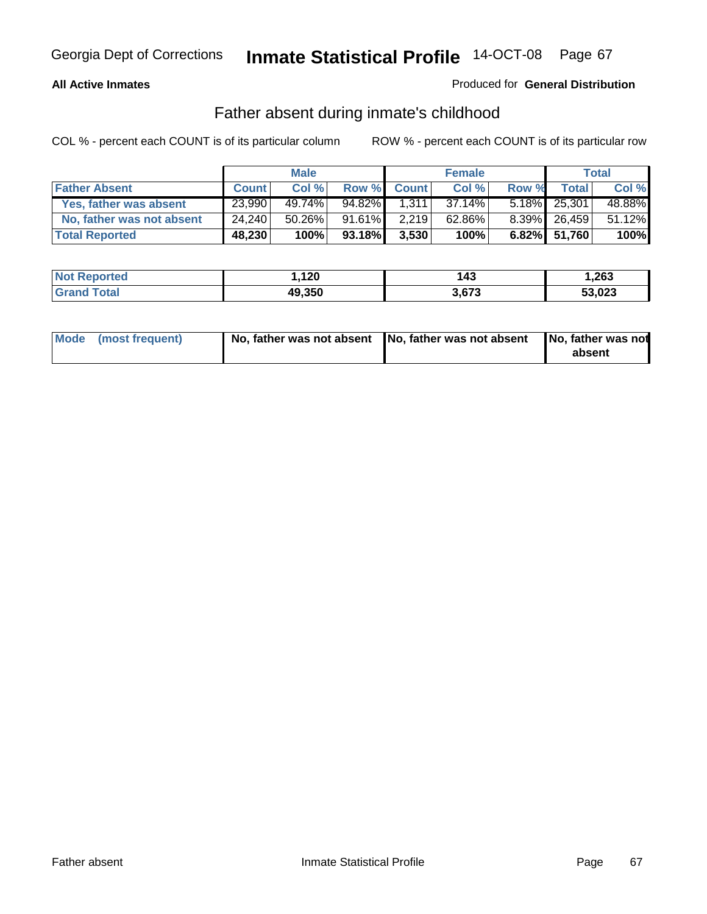Georgia Dept of Corrections **Inmate Statistical Profile** 14-OCT-08

**All Active Inmates**

Produced for **General Distribution**

## Father absent during inmate's childhood

COL % - percent each COUNT is of its particular column ROW % - percent each COUNT is of its particular row

| | Male | | | Female | | | Total | |
|---|---|---|---|---|---|---|---|---|
| **Father Absent** | **Count** | **Col %** | **Row %** | **Count** | **Col %** | **Row %** | **Total** | **Col %** |
| **Yes, father was absent** | 23,990 | 49.74% | 94.82% | 1,311 | 37.14% | 5.18% | 25,301 | 48.88% |
| **No, father was not absent** | 24,240 | 50.26% | 91.61% | 2,219 | 62.86% | 8.39% | 26,459 | 51.12% |
| **Total Reported** | **48,230** | **100%** | **93.18%** | **3,530** | **100%** | **6.82%** | **51,760** | **100%** |

| | Male | Female | Total |
|---|---|---|---|
| **Not Reported** | **1,120** | **143** | **1,263** |
| **Grand Total** | **49,350** | **3,673** | **53,023** |

| | Male | Female | Total |
|---|---|---|---|
| **Mode (most frequent)** | **No, father was not absent** | **No, father was not absent** | **No, father was not absent** |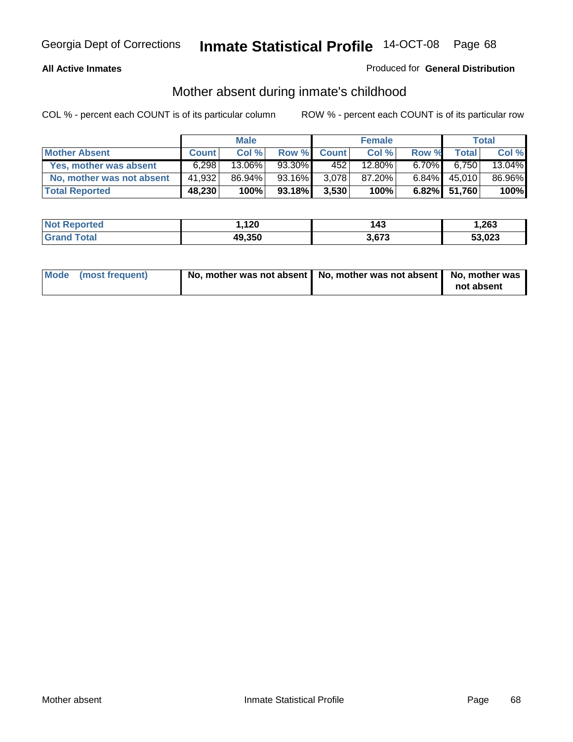**All Active Inmates**

Produced for **General Distribution**

## Mother absent during inmate's childhood

COL % - percent each COUNT is of its particular column

ROW % - percent each COUNT is of its particular row

| | Male | | | Female | | | Total | |
|---|---|---|---|---|---|---|---|---|
| **Mother Absent** | **Count** | **Col %** | **Row %** | **Count** | **Col %** | **Row %** | **Total** | **Col %** |
| **Yes, mother was absent** | 6,298 | 13.06% | 93.30% | 452 | 12.80% | 6.70% | 6,750 | 13.04% |
| **No, mother was not absent** | 41,932 | 86.94% | 93.16% | 3,078 | 87.20% | 6.84% | 45,010 | 86.96% |
| **Total Reported** | **48,230** | **100%** | **93.18%** | **3,530** | **100%** | **6.82%** | **51,760** | **100%** |

| | Male | Female | Total |
|---|---|---|---|
| **Not Reported** | **1,120** | **143** | **1,263** |
| **Grand Total** | **49,350** | **3,673** | **53,023** |

| | Male | Female | Total |
|---|---|---|---|
| **Mode (most frequent)** | **No, mother was not absent** | **No, mother was not absent** | **No, mother was not absent** |

Mother absent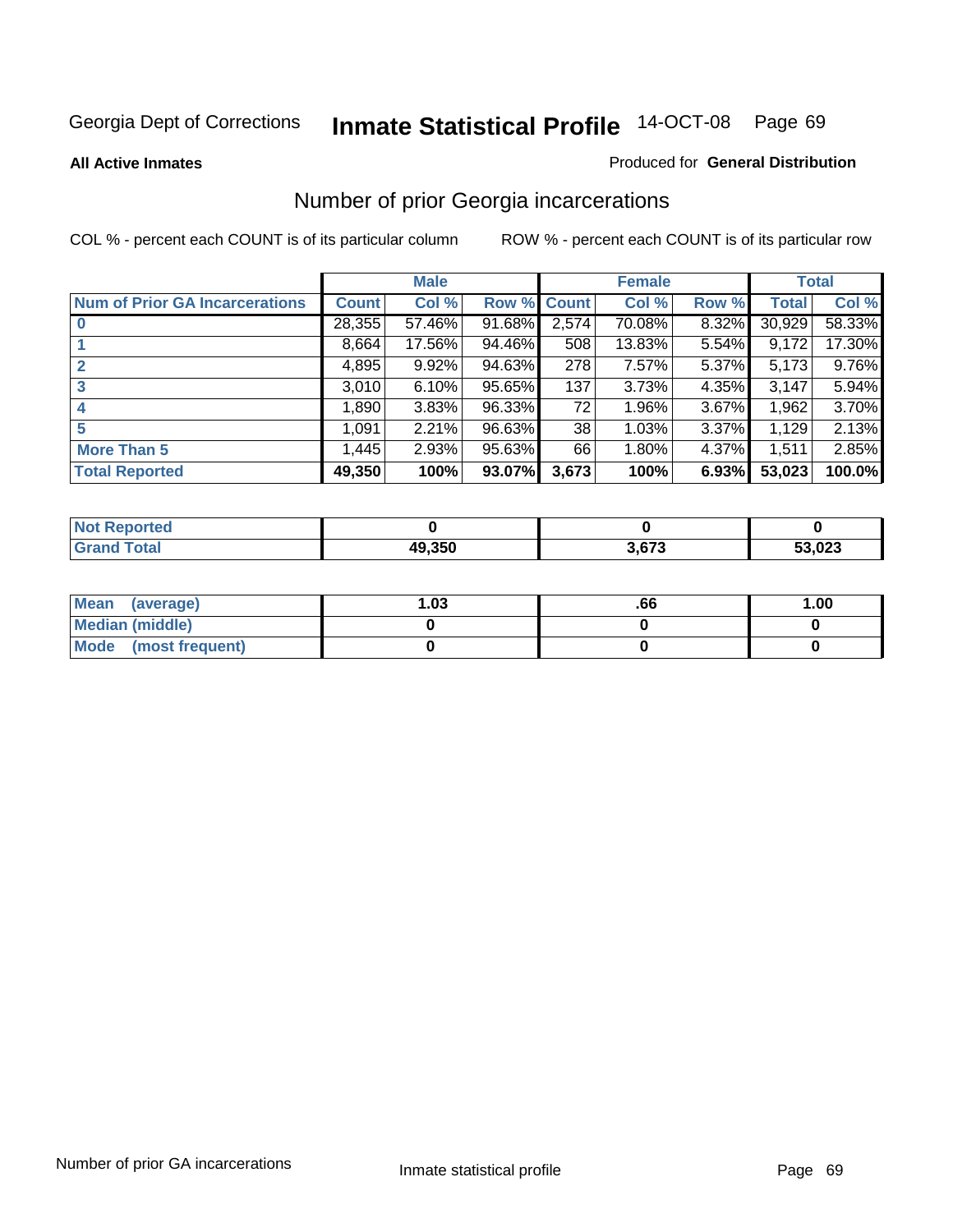Georgia Dept of Corrections **Inmate Statistical Profile** 14-OCT-08

**All Active Inmates**

Produced for **General Distribution**

## Number of prior Georgia incarcerations

COL % - percent each COUNT is of its particular column

ROW % - percent each COUNT is of its particular row

| | Male | | | Female | | | Total | |
|---|---|---|---|---|---|---|---|---|
| **Num of Prior GA Incarcerations** | **Count** | **Col %** | **Row %** | **Count** | **Col %** | **Row %** | **Total** | **Col %** |
| **0** | 28,355 | 57.46% | 91.68% | 2,574 | 70.08% | 8.32% | 30,929 | 58.33% |
| **1** | 8,664 | 17.56% | 94.46% | 508 | 13.83% | 5.54% | 9,172 | 17.30% |
| **2** | 4,895 | 9.92% | 94.63% | 278 | 7.57% | 5.37% | 5,173 | 9.76% |
| **3** | 3,010 | 6.10% | 95.65% | 137 | 3.73% | 4.35% | 3,147 | 5.94% |
| **4** | 1,890 | 3.83% | 96.33% | 72 | 1.96% | 3.67% | 1,962 | 3.70% |
| **5** | 1,091 | 2.21% | 96.63% | 38 | 1.03% | 3.37% | 1,129 | 2.13% |
| **More Than 5** | 1,445 | 2.93% | 95.63% | 66 | 1.80% | 4.37% | 1,511 | 2.85% |
| **Total Reported** | **49,350** | **100%** | **93.07%** | **3,673** | **100%** | **6.93%** | **53,023** | **100.0%** |

| | Male | Female | Total |
|---|---|---|---|
| **Not Reported** | **0** | **0** | **0** |
| **Grand Total** | **49,350** | **3,673** | **53,023** |

| | Male | Female | Total |
|---|---|---|---|
| **Mean (average)** | **1.03** | **.66** | **1.00** |
| **Median (middle)** | **0** | **0** | **0** |
| **Mode (most frequent)** | **0** | **0** | **0** |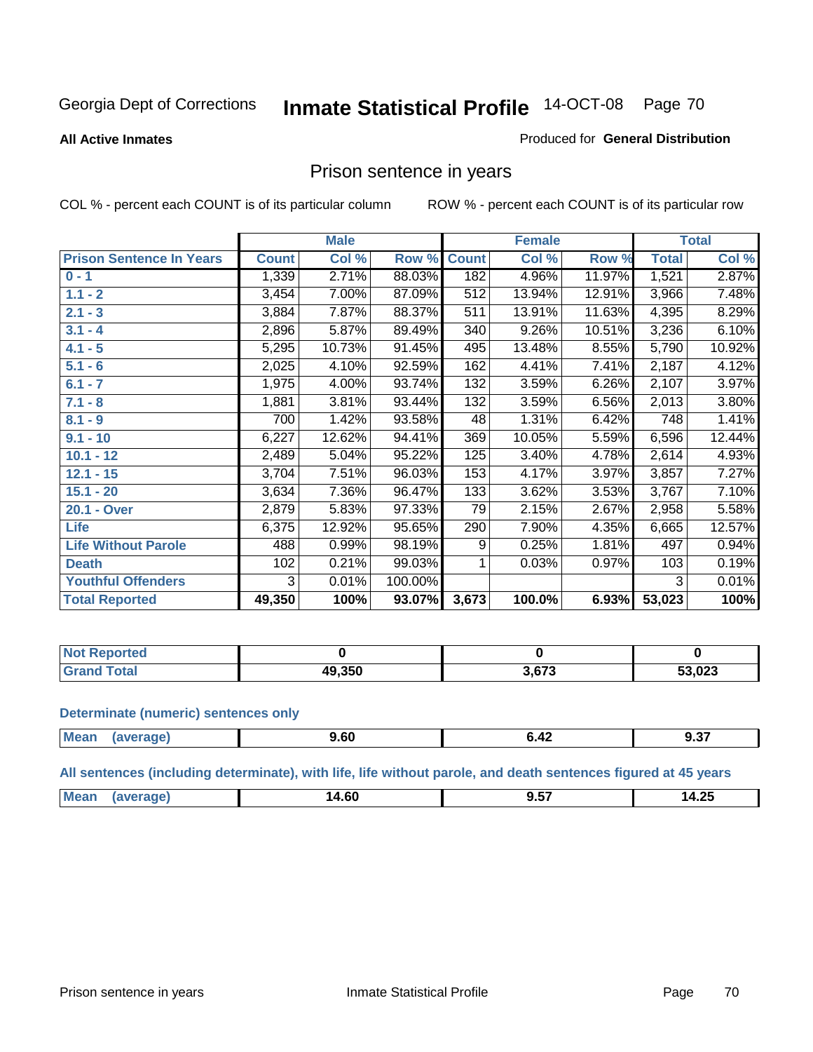Georgia Dept of Corrections **Inmate Statistical Profile** 14-OCT-08

**All Active Inmates**

Produced for **General Distribution**

## Prison sentence in years

COL % - percent each COUNT is of its particular column

ROW % - percent each COUNT is of its particular row

| | Male | | | Female | | | Total | |
|---|---|---|---|---|---|---|---|---|
| **Prison Sentence In Years** | **Count** | **Col %** | **Row %** | **Count** | **Col %** | **Row %** | **Total** | **Col %** |
| **0 - 1** | 1,339 | 2.71% | 88.03% | 182 | 4.96% | 11.97% | 1,521 | 2.87% |
| **1.1 - 2** | 3,454 | 7.00% | 87.09% | 512 | 13.94% | 12.91% | 3,966 | 7.48% |
| **2.1 - 3** | 3,884 | 7.87% | 88.37% | 511 | 13.91% | 11.63% | 4,395 | 8.29% |
| **3.1 - 4** | 2,896 | 5.87% | 89.49% | 340 | 9.26% | 10.51% | 3,236 | 6.10% |
| **4.1 - 5** | 5,295 | 10.73% | 91.45% | 495 | 13.48% | 8.55% | 5,790 | 10.92% |
| **5.1 - 6** | 2,025 | 4.10% | 92.59% | 162 | 4.41% | 7.41% | 2,187 | 4.12% |
| **6.1 - 7** | 1,975 | 4.00% | 93.74% | 132 | 3.59% | 6.26% | 2,107 | 3.97% |
| **7.1 - 8** | 1,881 | 3.81% | 93.44% | 132 | 3.59% | 6.56% | 2,013 | 3.80% |
| **8.1 - 9** | 700 | 1.42% | 93.58% | 48 | 1.31% | 6.42% | 748 | 1.41% |
| **9.1 - 10** | 6,227 | 12.62% | 94.41% | 369 | 10.05% | 5.59% | 6,596 | 12.44% |
| **10.1 - 12** | 2,489 | 5.04% | 95.22% | 125 | 3.40% | 4.78% | 2,614 | 4.93% |
| **12.1 - 15** | 3,704 | 7.51% | 96.03% | 153 | 4.17% | 3.97% | 3,857 | 7.27% |
| **15.1 - 20** | 3,634 | 7.36% | 96.47% | 133 | 3.62% | 3.53% | 3,767 | 7.10% |
| **20.1 - Over** | 2,879 | 5.83% | 97.33% | 79 | 2.15% | 2.67% | 2,958 | 5.58% |
| **Life** | 6,375 | 12.92% | 95.65% | 290 | 7.90% | 4.35% | 6,665 | 12.57% |
| **Life Without Parole** | 488 | 0.99% | 98.19% | 9 | 0.25% | 1.81% | 497 | 0.94% |
| **Death** | 102 | 0.21% | 99.03% | 1 | 0.03% | 0.97% | 103 | 0.19% |
| **Youthful Offenders** | 3 | 0.01% | 100.00% | | | | 3 | 0.01% |
| **Total Reported** | **49,350** | **100%** | **93.07%** | **3,673** | **100.0%** | **6.93%** | **53,023** | **100%** |

| | Male | Female | Total |
|---|---|---|---|
| **Not Reported** | **0** | **0** | **0** |
| **Grand Total** | **49,350** | **3,673** | **53,023** |

**Determinate (numeric) sentences only**

| | Male | Female | Total |
|---|---|---|---|
| **Mean (average)** | **9.60** | **6.42** | **9.37** |

**All sentences (including determinate), with life, life without parole, and death sentences figured at 45 years**

| | Male | Female | Total |
|---|---|---|---|
| **Mean (average)** | **14.60** | **9.57** | **14.25** |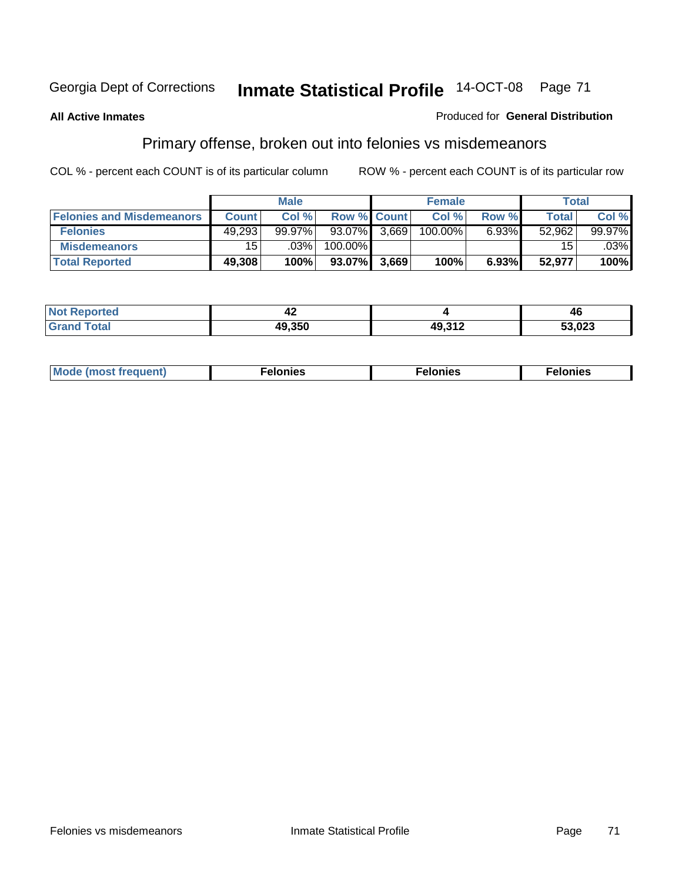Georgia Dept of Corrections **Inmate Statistical Profile** 14-OCT-08 Page 71

**All Active Inmates**

Produced for **General Distribution**

## Primary offense, broken out into felonies vs misdemeanors

COL % - percent each COUNT is of its particular column

ROW % - percent each COUNT is of its particular row

| | Male | | | Female | | | Total | |
|---|---|---|---|---|---|---|---|---|
| **Felonies and Misdemeanors** | **Count** | **Col %** | **Row %** | **Count** | **Col %** | **Row %** | **Total** | **Col %** |
| **Felonies** | 49,293 | 99.97% | 93.07% | 3,669 | 100.00% | 6.93% | 52,962 | 99.97% |
| **Misdemeanors** | 15 | .03% | 100.00% | | | | 15 | .03% |
| **Total Reported** | **49,308** | **100%** | **93.07%** | **3,669** | **100%** | **6.93%** | **52,977** | **100%** |

| | Male | Female | Total |
|---|---|---|---|
| **Not Reported** | **42** | **4** | **46** |
| **Grand Total** | **49,350** | **49,312** | **53,023** |

| | Male | Female | Total |
|---|---|---|---|
| **Mode (most frequent)** | **Felonies** | **Felonies** | **Felonies** |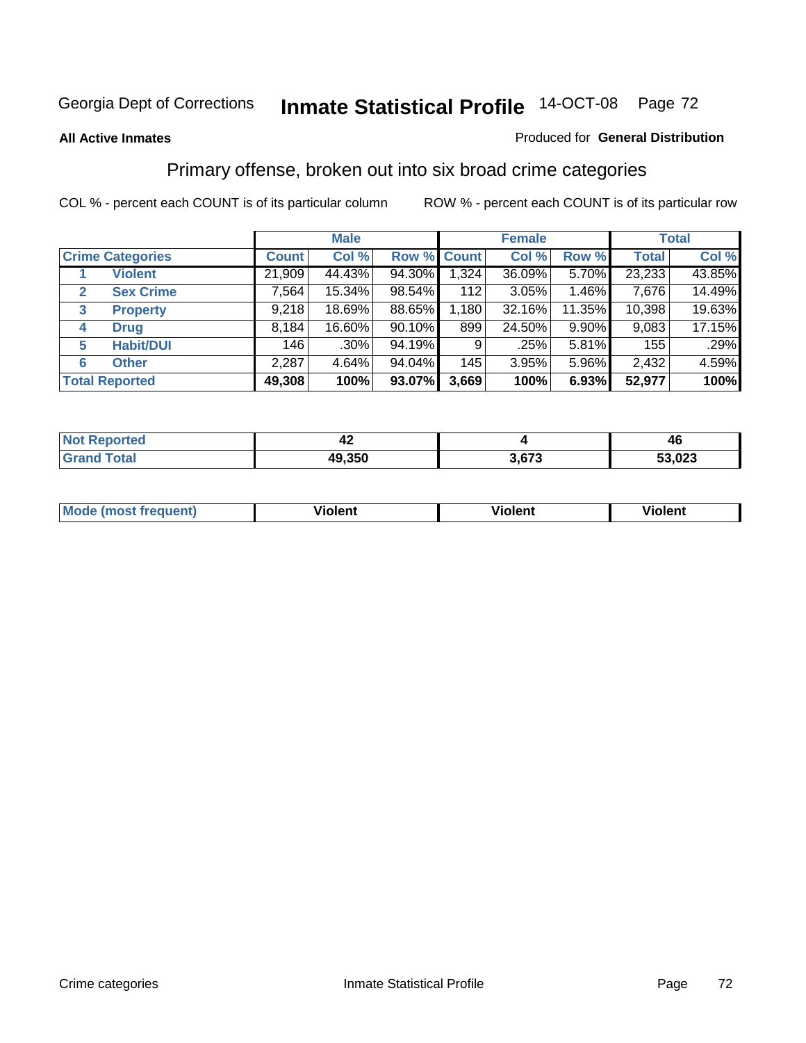Georgia Dept of Corrections **Inmate Statistical Profile** 14-OCT-08

**All Active Inmates**

Produced for **General Distribution**

## Primary offense, broken out into six broad crime categories

COL % - percent each COUNT is of its particular column

ROW % - percent each COUNT is of its particular row

| | | Male | | | Female | | | Total | |
|---|---|---|---|---|---|---|---|---|---|
| **Crime Categories** | | **Count** | **Col %** | **Row %** | **Count** | **Col %** | **Row %** | **Total** | **Col %** |
| 1 | **Violent** | 21,909 | 44.43% | 94.30% | 1,324 | 36.09% | 5.70% | 23,233 | 43.85% |
| 2 | **Sex Crime** | 7,564 | 15.34% | 98.54% | 112 | 3.05% | 1.46% | 7,676 | 14.49% |
| 3 | **Property** | 9,218 | 18.69% | 88.65% | 1,180 | 32.16% | 11.35% | 10,398 | 19.63% |
| 4 | **Drug** | 8,184 | 16.60% | 90.10% | 899 | 24.50% | 9.90% | 9,083 | 17.15% |
| 5 | **Habit/DUI** | 146 | .30% | 94.19% | 9 | .25% | 5.81% | 155 | .29% |
| 6 | **Other** | 2,287 | 4.64% | 94.04% | 145 | 3.95% | 5.96% | 2,432 | 4.59% |
| **Total Reported** | | **49,308** | **100%** | **93.07%** | **3,669** | **100%** | **6.93%** | **52,977** | **100%** |

| | Male | Female | Total |
|---|---|---|---|
| **Not Reported** | **42** | **4** | **46** |
| **Grand Total** | **49,350** | **3,673** | **53,023** |

| | Male | Female | Total |
|---|---|---|---|
| **Mode (most frequent)** | **Violent** | **Violent** | **Violent** |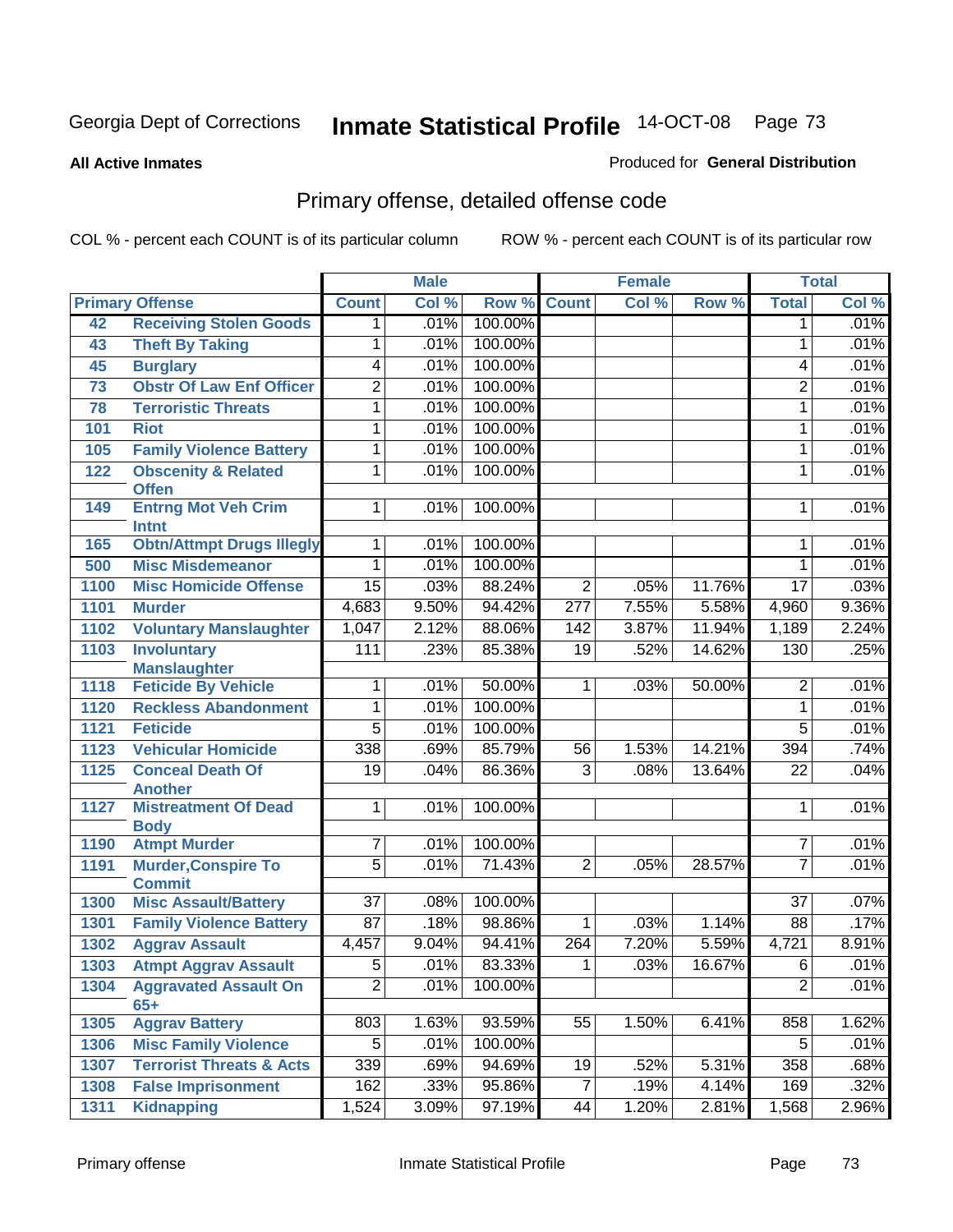Georgia Dept of Corrections **Inmate Statistical Profile** 14-OCT-08

**All Active Inmates**

Produced for **General Distribution**

## Primary offense, detailed offense code

COL % - percent each COUNT is of its particular column

ROW % - percent each COUNT is of its particular row

| Primary Offense | | Male | | | Female | | | Total | |
|---|---|---|---|---|---|---|---|---|---|
| | | Count | Col % | Row % | Count | Col % | Row % | Total | Col % |
| 42 | Receiving Stolen Goods | 1 | .01% | 100.00% | | | | 1 | .01% |
| 43 | Theft By Taking | 1 | .01% | 100.00% | | | | 1 | .01% |
| 45 | Burglary | 4 | .01% | 100.00% | | | | 4 | .01% |
| 73 | Obstr Of Law Enf Officer | 2 | .01% | 100.00% | | | | 2 | .01% |
| 78 | Terroristic Threats | 1 | .01% | 100.00% | | | | 1 | .01% |
| 101 | Riot | 1 | .01% | 100.00% | | | | 1 | .01% |
| 105 | Family Violence Battery | 1 | .01% | 100.00% | | | | 1 | .01% |
| 122 | Obscenity & Related Offen | 1 | .01% | 100.00% | | | | 1 | .01% |
| 149 | Entrng Mot Veh Crim Intnt | 1 | .01% | 100.00% | | | | 1 | .01% |
| 165 | Obtn/Attmpt Drugs Illegly | 1 | .01% | 100.00% | | | | 1 | .01% |
| 500 | Misc Misdemeanor | 1 | .01% | 100.00% | | | | 1 | .01% |
| 1100 | Misc Homicide Offense | 15 | .03% | 88.24% | 2 | .05% | 11.76% | 17 | .03% |
| 1101 | Murder | 4,683 | 9.50% | 94.42% | 277 | 7.55% | 5.58% | 4,960 | 9.36% |
| 1102 | Voluntary Manslaughter | 1,047 | 2.12% | 88.06% | 142 | 3.87% | 11.94% | 1,189 | 2.24% |
| 1103 | Involuntary Manslaughter | 111 | .23% | 85.38% | 19 | .52% | 14.62% | 130 | .25% |
| 1118 | Feticide By Vehicle | 1 | .01% | 50.00% | 1 | .03% | 50.00% | 2 | .01% |
| 1120 | Reckless Abandonment | 1 | .01% | 100.00% | | | | 1 | .01% |
| 1121 | Feticide | 5 | .01% | 100.00% | | | | 5 | .01% |
| 1123 | Vehicular Homicide | 338 | .69% | 85.79% | 56 | 1.53% | 14.21% | 394 | .74% |
| 1125 | Conceal Death Of Another | 19 | .04% | 86.36% | 3 | .08% | 13.64% | 22 | .04% |
| 1127 | Mistreatment Of Dead Body | 1 | .01% | 100.00% | | | | 1 | .01% |
| 1190 | Atmpt Murder | 7 | .01% | 100.00% | | | | 7 | .01% |
| 1191 | Murder,Conspire To Commit | 5 | .01% | 71.43% | 2 | .05% | 28.57% | 7 | .01% |
| 1300 | Misc Assault/Battery | 37 | .08% | 100.00% | | | | 37 | .07% |
| 1301 | Family Violence Battery | 87 | .18% | 98.86% | 1 | .03% | 1.14% | 88 | .17% |
| 1302 | Aggrav Assault | 4,457 | 9.04% | 94.41% | 264 | 7.20% | 5.59% | 4,721 | 8.91% |
| 1303 | Atmpt Aggrav Assault | 5 | .01% | 83.33% | 1 | .03% | 16.67% | 6 | .01% |
| 1304 | Aggravated Assault On 65+ | 2 | .01% | 100.00% | | | | 2 | .01% |
| 1305 | Aggrav Battery | 803 | 1.63% | 93.59% | 55 | 1.50% | 6.41% | 858 | 1.62% |
| 1306 | Misc Family Violence | 5 | .01% | 100.00% | | | | 5 | .01% |
| 1307 | Terrorist Threats & Acts | 339 | .69% | 94.69% | 19 | .52% | 5.31% | 358 | .68% |
| 1308 | False Imprisonment | 162 | .33% | 95.86% | 7 | .19% | 4.14% | 169 | .32% |
| 1311 | Kidnapping | 1,524 | 3.09% | 97.19% | 44 | 1.20% | 2.81% | 1,568 | 2.96% |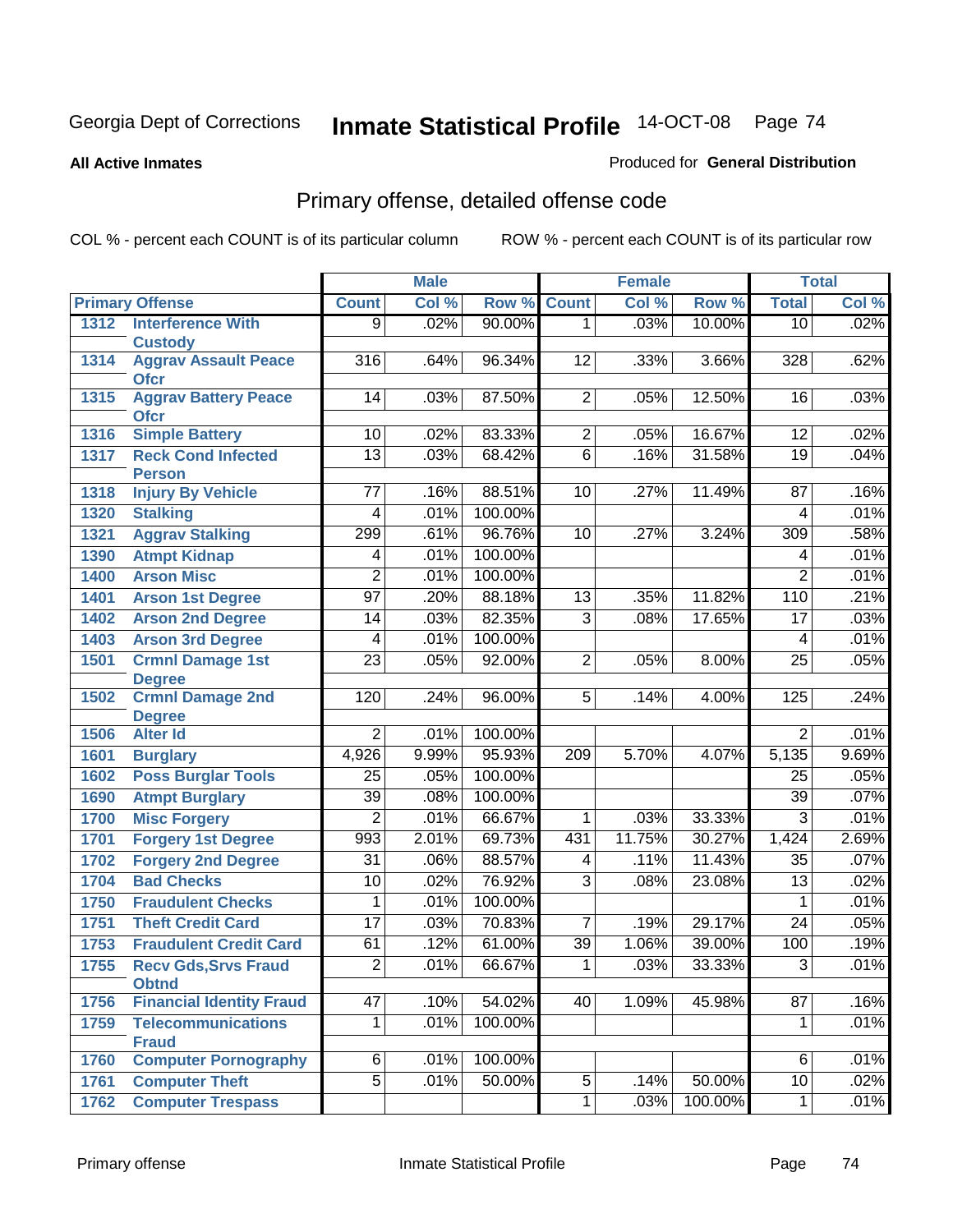Georgia Dept of Corrections **Inmate Statistical Profile** 14-OCT-08

**All Active Inmates**

Produced for **General Distribution**

## Primary offense, detailed offense code

COL % - percent each COUNT is of its particular column ROW % - percent each COUNT is of its particular row

| Primary Offense | | Male | | | Female | | | Total | |
|---|---|---|---|---|---|---|---|---|---|
| | | Count | Col % | Row % | Count | Col % | Row % | Total | Col % |
| 1312 | Interference With Custody | 9 | .02% | 90.00% | 1 | .03% | 10.00% | 10 | .02% |
| 1314 | Aggrav Assault Peace Ofcr | 316 | .64% | 96.34% | 12 | .33% | 3.66% | 328 | .62% |
| 1315 | Aggrav Battery Peace Ofcr | 14 | .03% | 87.50% | 2 | .05% | 12.50% | 16 | .03% |
| 1316 | Simple Battery | 10 | .02% | 83.33% | 2 | .05% | 16.67% | 12 | .02% |
| 1317 | Reck Cond Infected Person | 13 | .03% | 68.42% | 6 | .16% | 31.58% | 19 | .04% |
| 1318 | Injury By Vehicle | 77 | .16% | 88.51% | 10 | .27% | 11.49% | 87 | .16% |
| 1320 | Stalking | 4 | .01% | 100.00% | | | | 4 | .01% |
| 1321 | Aggrav Stalking | 299 | .61% | 96.76% | 10 | .27% | 3.24% | 309 | .58% |
| 1390 | Atmpt Kidnap | 4 | .01% | 100.00% | | | | 4 | .01% |
| 1400 | Arson Misc | 2 | .01% | 100.00% | | | | 2 | .01% |
| 1401 | Arson 1st Degree | 97 | .20% | 88.18% | 13 | .35% | 11.82% | 110 | .21% |
| 1402 | Arson 2nd Degree | 14 | .03% | 82.35% | 3 | .08% | 17.65% | 17 | .03% |
| 1403 | Arson 3rd Degree | 4 | .01% | 100.00% | | | | 4 | .01% |
| 1501 | Crmnl Damage 1st Degree | 23 | .05% | 92.00% | 2 | .05% | 8.00% | 25 | .05% |
| 1502 | Crmnl Damage 2nd Degree | 120 | .24% | 96.00% | 5 | .14% | 4.00% | 125 | .24% |
| 1506 | Alter Id | 2 | .01% | 100.00% | | | | 2 | .01% |
| 1601 | Burglary | 4,926 | 9.99% | 95.93% | 209 | 5.70% | 4.07% | 5,135 | 9.69% |
| 1602 | Poss Burglar Tools | 25 | .05% | 100.00% | | | | 25 | .05% |
| 1690 | Atmpt Burglary | 39 | .08% | 100.00% | | | | 39 | .07% |
| 1700 | Misc Forgery | 2 | .01% | 66.67% | 1 | .03% | 33.33% | 3 | .01% |
| 1701 | Forgery 1st Degree | 993 | 2.01% | 69.73% | 431 | 11.75% | 30.27% | 1,424 | 2.69% |
| 1702 | Forgery 2nd Degree | 31 | .06% | 88.57% | 4 | .11% | 11.43% | 35 | .07% |
| 1704 | Bad Checks | 10 | .02% | 76.92% | 3 | .08% | 23.08% | 13 | .02% |
| 1750 | Fraudulent Checks | 1 | .01% | 100.00% | | | | 1 | .01% |
| 1751 | Theft Credit Card | 17 | .03% | 70.83% | 7 | .19% | 29.17% | 24 | .05% |
| 1753 | Fraudulent Credit Card | 61 | .12% | 61.00% | 39 | 1.06% | 39.00% | 100 | .19% |
| 1755 | Recv Gds,Srvs Fraud Obtnd | 2 | .01% | 66.67% | 1 | .03% | 33.33% | 3 | .01% |
| 1756 | Financial Identity Fraud | 47 | .10% | 54.02% | 40 | 1.09% | 45.98% | 87 | .16% |
| 1759 | Telecommunications Fraud | 1 | .01% | 100.00% | | | | 1 | .01% |
| 1760 | Computer Pornography | 6 | .01% | 100.00% | | | | 6 | .01% |
| 1761 | Computer Theft | 5 | .01% | 50.00% | 5 | .14% | 50.00% | 10 | .02% |
| 1762 | Computer Trespass | | | | 1 | .03% | 100.00% | 1 | .01% |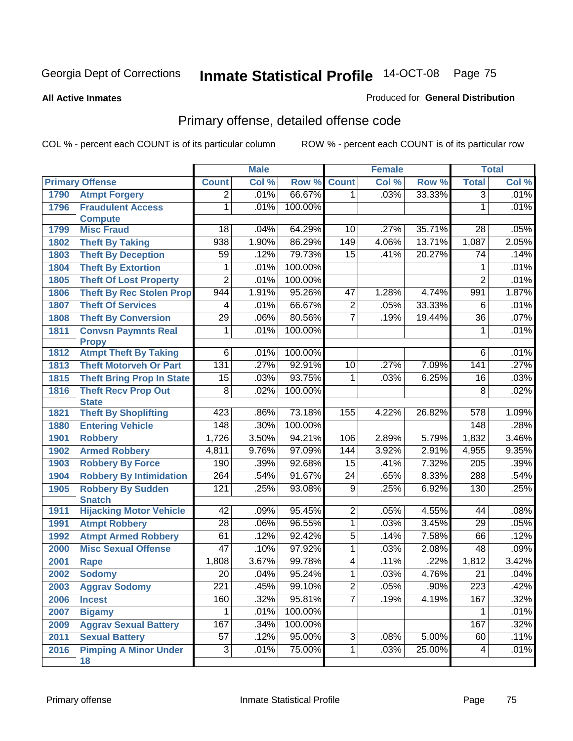Georgia Dept of Corrections

# Inmate Statistical Profile

14-OCT-08

**All Active Inmates**

Produced for **General Distribution**

## Primary offense, detailed offense code

COL % - percent each COUNT is of its particular column

ROW % - percent each COUNT is of its particular row

| Primary Offense | | Male | | | Female | | | Total | |
|---|---|---|---|---|---|---|---|---|---|
| | | Count | Col % | Row % | Count | Col % | Row % | Total | Col % |
| 1790 | Atmpt Forgery | 2 | .01% | 66.67% | 1 | .03% | 33.33% | 3 | .01% |
| 1796 | Fraudulent Access Compute | 1 | .01% | 100.00% | | | | 1 | .01% |
| 1799 | Misc Fraud | 18 | .04% | 64.29% | 10 | .27% | 35.71% | 28 | .05% |
| 1802 | Theft By Taking | 938 | 1.90% | 86.29% | 149 | 4.06% | 13.71% | 1,087 | 2.05% |
| 1803 | Theft By Deception | 59 | .12% | 79.73% | 15 | .41% | 20.27% | 74 | .14% |
| 1804 | Theft By Extortion | 1 | .01% | 100.00% | | | | 1 | .01% |
| 1805 | Theft Of Lost Property | 2 | .01% | 100.00% | | | | 2 | .01% |
| 1806 | Theft By Rec Stolen Prop | 944 | 1.91% | 95.26% | 47 | 1.28% | 4.74% | 991 | 1.87% |
| 1807 | Theft Of Services | 4 | .01% | 66.67% | 2 | .05% | 33.33% | 6 | .01% |
| 1808 | Theft By Conversion | 29 | .06% | 80.56% | 7 | .19% | 19.44% | 36 | .07% |
| 1811 | Convsn Paymnts Real Propy | 1 | .01% | 100.00% | | | | 1 | .01% |
| 1812 | Atmpt Theft By Taking | 6 | .01% | 100.00% | | | | 6 | .01% |
| 1813 | Theft Motorveh Or Part | 131 | .27% | 92.91% | 10 | .27% | 7.09% | 141 | .27% |
| 1815 | Theft Bring Prop In State | 15 | .03% | 93.75% | 1 | .03% | 6.25% | 16 | .03% |
| 1816 | Theft Recv Prop Out State | 8 | .02% | 100.00% | | | | 8 | .02% |
| 1821 | Theft By Shoplifting | 423 | .86% | 73.18% | 155 | 4.22% | 26.82% | 578 | 1.09% |
| 1880 | Entering Vehicle | 148 | .30% | 100.00% | | | | 148 | .28% |
| 1901 | Robbery | 1,726 | 3.50% | 94.21% | 106 | 2.89% | 5.79% | 1,832 | 3.46% |
| 1902 | Armed Robbery | 4,811 | 9.76% | 97.09% | 144 | 3.92% | 2.91% | 4,955 | 9.35% |
| 1903 | Robbery By Force | 190 | .39% | 92.68% | 15 | .41% | 7.32% | 205 | .39% |
| 1904 | Robbery By Intimidation | 264 | .54% | 91.67% | 24 | .65% | 8.33% | 288 | .54% |
| 1905 | Robbery By Sudden Snatch | 121 | .25% | 93.08% | 9 | .25% | 6.92% | 130 | .25% |
| 1911 | Hijacking Motor Vehicle | 42 | .09% | 95.45% | 2 | .05% | 4.55% | 44 | .08% |
| 1991 | Atmpt Robbery | 28 | .06% | 96.55% | 1 | .03% | 3.45% | 29 | .05% |
| 1992 | Atmpt Armed Robbery | 61 | .12% | 92.42% | 5 | .14% | 7.58% | 66 | .12% |
| 2000 | Misc Sexual Offense | 47 | .10% | 97.92% | 1 | .03% | 2.08% | 48 | .09% |
| 2001 | Rape | 1,808 | 3.67% | 99.78% | 4 | .11% | .22% | 1,812 | 3.42% |
| 2002 | Sodomy | 20 | .04% | 95.24% | 1 | .03% | 4.76% | 21 | .04% |
| 2003 | Aggrav Sodomy | 221 | .45% | 99.10% | 2 | .05% | .90% | 223 | .42% |
| 2006 | Incest | 160 | .32% | 95.81% | 7 | .19% | 4.19% | 167 | .32% |
| 2007 | Bigamy | 1 | .01% | 100.00% | | | | 1 | .01% |
| 2009 | Aggrav Sexual Battery | 167 | .34% | 100.00% | | | | 167 | .32% |
| 2011 | Sexual Battery | 57 | .12% | 95.00% | 3 | .08% | 5.00% | 60 | .11% |
| 2016 | Pimping A Minor Under 18 | 3 | .01% | 75.00% | 1 | .03% | 25.00% | 4 | .01% |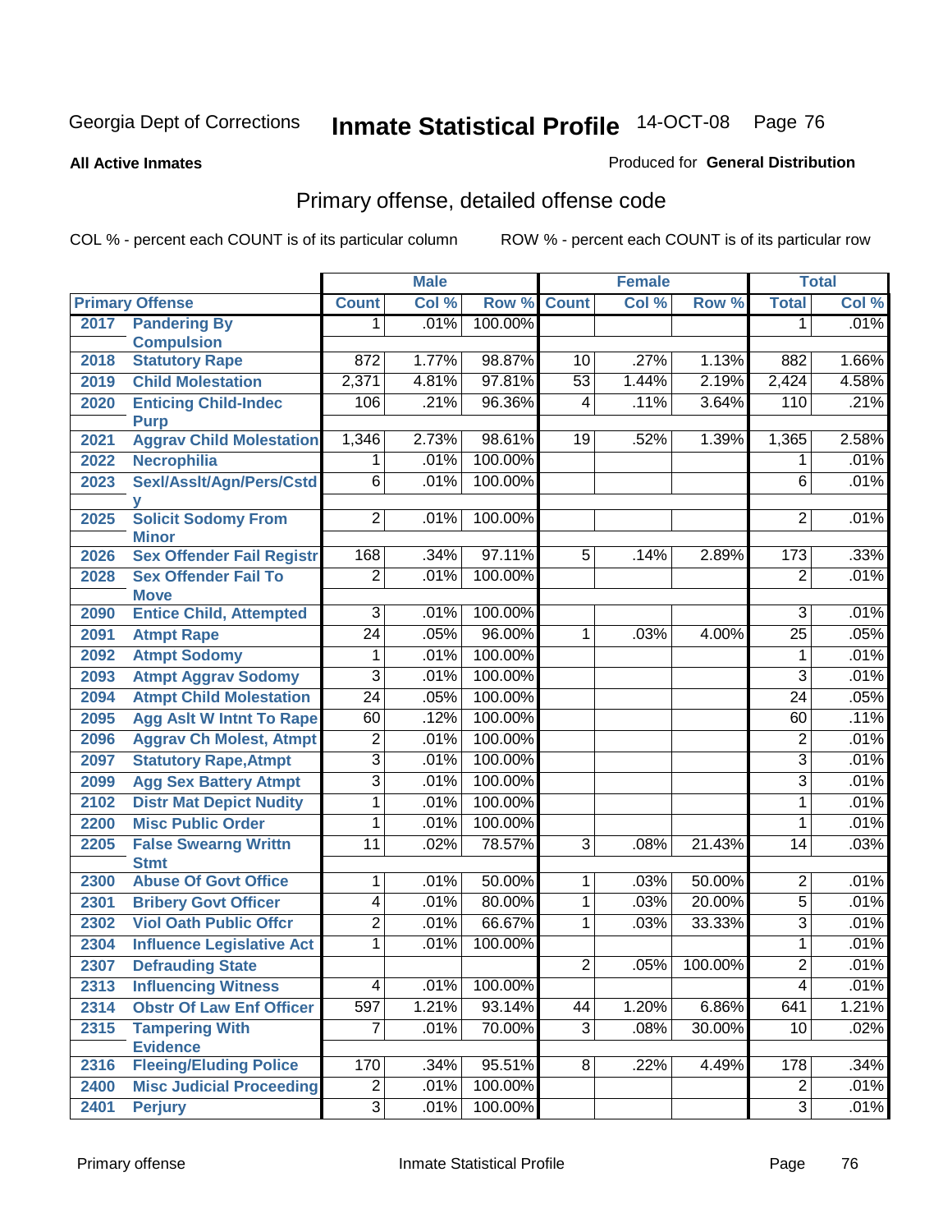Georgia Dept of Corrections **Inmate Statistical Profile** 14-OCT-08

**All Active Inmates** Produced for **General Distribution**

## Primary offense, detailed offense code

COL % - percent each COUNT is of its particular column ROW % - percent each COUNT is of its particular row

| Primary Offense | | Male | | | Female | | | Total | |
|---|---|---|---|---|---|---|---|---|---|
| | | Count | Col % | Row % | Count | Col % | Row % | Total | Col % |
| 2017 | Pandering By Compulsion | 1 | .01% | 100.00% | | | | 1 | .01% |
| 2018 | Statutory Rape | 872 | 1.77% | 98.87% | 10 | .27% | 1.13% | 882 | 1.66% |
| 2019 | Child Molestation | 2,371 | 4.81% | 97.81% | 53 | 1.44% | 2.19% | 2,424 | 4.58% |
| 2020 | Enticing Child-Indec Purp | 106 | .21% | 96.36% | 4 | .11% | 3.64% | 110 | .21% |
| 2021 | Aggrav Child Molestation | 1,346 | 2.73% | 98.61% | 19 | .52% | 1.39% | 1,365 | 2.58% |
| 2022 | Necrophilia | 1 | .01% | 100.00% | | | | 1 | .01% |
| 2023 | Sexl/Asslt/Agn/Pers/Cstdy | 6 | .01% | 100.00% | | | | 6 | .01% |
| 2025 | Solicit Sodomy From Minor | 2 | .01% | 100.00% | | | | 2 | .01% |
| 2026 | Sex Offender Fail Registr | 168 | .34% | 97.11% | 5 | .14% | 2.89% | 173 | .33% |
| 2028 | Sex Offender Fail To Move | 2 | .01% | 100.00% | | | | 2 | .01% |
| 2090 | Entice Child, Attempted | 3 | .01% | 100.00% | | | | 3 | .01% |
| 2091 | Atmpt Rape | 24 | .05% | 96.00% | 1 | .03% | 4.00% | 25 | .05% |
| 2092 | Atmpt Sodomy | 1 | .01% | 100.00% | | | | 1 | .01% |
| 2093 | Atmpt Aggrav Sodomy | 3 | .01% | 100.00% | | | | 3 | .01% |
| 2094 | Atmpt Child Molestation | 24 | .05% | 100.00% | | | | 24 | .05% |
| 2095 | Agg Aslt W Intnt To Rape | 60 | .12% | 100.00% | | | | 60 | .11% |
| 2096 | Aggrav Ch Molest, Atmpt | 2 | .01% | 100.00% | | | | 2 | .01% |
| 2097 | Statutory Rape,Atmpt | 3 | .01% | 100.00% | | | | 3 | .01% |
| 2099 | Agg Sex Battery Atmpt | 3 | .01% | 100.00% | | | | 3 | .01% |
| 2102 | Distr Mat Depict Nudity | 1 | .01% | 100.00% | | | | 1 | .01% |
| 2200 | Misc Public Order | 1 | .01% | 100.00% | | | | 1 | .01% |
| 2205 | False Swearng Writtn Stmt | 11 | .02% | 78.57% | 3 | .08% | 21.43% | 14 | .03% |
| 2300 | Abuse Of Govt Office | 1 | .01% | 50.00% | 1 | .03% | 50.00% | 2 | .01% |
| 2301 | Bribery Govt Officer | 4 | .01% | 80.00% | 1 | .03% | 20.00% | 5 | .01% |
| 2302 | Viol Oath Public Offcr | 2 | .01% | 66.67% | 1 | .03% | 33.33% | 3 | .01% |
| 2304 | Influence Legislative Act | 1 | .01% | 100.00% | | | | 1 | .01% |
| 2307 | Defrauding State | | | | 2 | .05% | 100.00% | 2 | .01% |
| 2313 | Influencing Witness | 4 | .01% | 100.00% | | | | 4 | .01% |
| 2314 | Obstr Of Law Enf Officer | 597 | 1.21% | 93.14% | 44 | 1.20% | 6.86% | 641 | 1.21% |
| 2315 | Tampering With Evidence | 7 | .01% | 70.00% | 3 | .08% | 30.00% | 10 | .02% |
| 2316 | Fleeing/Eluding Police | 170 | .34% | 95.51% | 8 | .22% | 4.49% | 178 | .34% |
| 2400 | Misc Judicial Proceeding | 2 | .01% | 100.00% | | | | 2 | .01% |
| 2401 | Perjury | 3 | .01% | 100.00% | | | | 3 | .01% |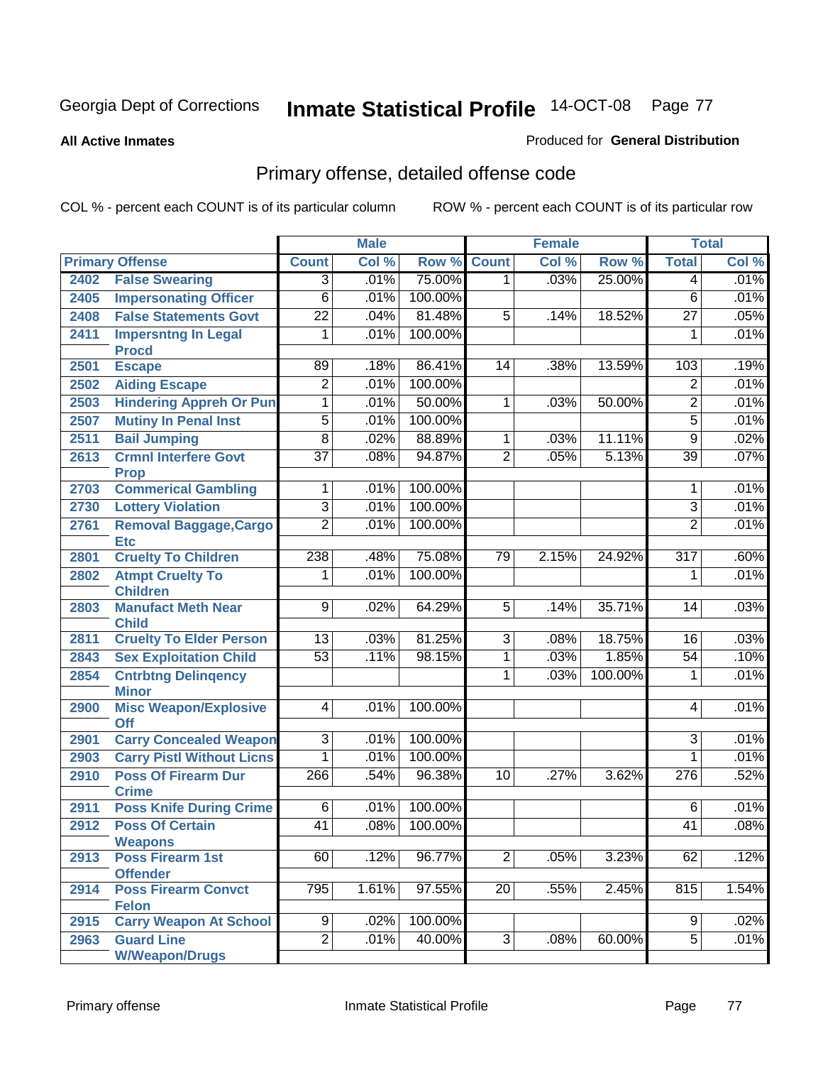Georgia Dept of Corrections **Inmate Statistical Profile** 14-OCT-08

**All Active Inmates** Produced for **General Distribution**

## Primary offense, detailed offense code

COL % - percent each COUNT is of its particular column ROW % - percent each COUNT is of its particular row

| Primary Offense | | Male | | | Female | | | Total | |
|---|---|---|---|---|---|---|---|---|---|
| | | Count | Col % | Row % | Count | Col % | Row % | Total | Col % |
| 2402 | False Swearing | 3 | .01% | 75.00% | 1 | .03% | 25.00% | 4 | .01% |
| 2405 | Impersonating Officer | 6 | .01% | 100.00% | | | | 6 | .01% |
| 2408 | False Statements Govt | 22 | .04% | 81.48% | 5 | .14% | 18.52% | 27 | .05% |
| 2411 | Impersntng In Legal Procd | 1 | .01% | 100.00% | | | | 1 | .01% |
| 2501 | Escape | 89 | .18% | 86.41% | 14 | .38% | 13.59% | 103 | .19% |
| 2502 | Aiding Escape | 2 | .01% | 100.00% | | | | 2 | .01% |
| 2503 | Hindering Appreh Or Pun | 1 | .01% | 50.00% | 1 | .03% | 50.00% | 2 | .01% |
| 2507 | Mutiny In Penal Inst | 5 | .01% | 100.00% | | | | 5 | .01% |
| 2511 | Bail Jumping | 8 | .02% | 88.89% | 1 | .03% | 11.11% | 9 | .02% |
| 2613 | Crmnl Interfere Govt Prop | 37 | .08% | 94.87% | 2 | .05% | 5.13% | 39 | .07% |
| 2703 | Commerical Gambling | 1 | .01% | 100.00% | | | | 1 | .01% |
| 2730 | Lottery Violation | 3 | .01% | 100.00% | | | | 3 | .01% |
| 2761 | Removal Baggage,Cargo Etc | 2 | .01% | 100.00% | | | | 2 | .01% |
| 2801 | Cruelty To Children | 238 | .48% | 75.08% | 79 | 2.15% | 24.92% | 317 | .60% |
| 2802 | Atmpt Cruelty To Children | 1 | .01% | 100.00% | | | | 1 | .01% |
| 2803 | Manufact Meth Near Child | 9 | .02% | 64.29% | 5 | .14% | 35.71% | 14 | .03% |
| 2811 | Cruelty To Elder Person | 13 | .03% | 81.25% | 3 | .08% | 18.75% | 16 | .03% |
| 2843 | Sex Exploitation Child | 53 | .11% | 98.15% | 1 | .03% | 1.85% | 54 | .10% |
| 2854 | Cntrbtng Delinqency Minor | | | | 1 | .03% | 100.00% | 1 | .01% |
| 2900 | Misc Weapon/Explosive Off | 4 | .01% | 100.00% | | | | 4 | .01% |
| 2901 | Carry Concealed Weapon | 3 | .01% | 100.00% | | | | 3 | .01% |
| 2903 | Carry Pistl Without Licns | 1 | .01% | 100.00% | | | | 1 | .01% |
| 2910 | Poss Of Firearm Dur Crime | 266 | .54% | 96.38% | 10 | .27% | 3.62% | 276 | .52% |
| 2911 | Poss Knife During Crime | 6 | .01% | 100.00% | | | | 6 | .01% |
| 2912 | Poss Of Certain Weapons | 41 | .08% | 100.00% | | | | 41 | .08% |
| 2913 | Poss Firearm 1st Offender | 60 | .12% | 96.77% | 2 | .05% | 3.23% | 62 | .12% |
| 2914 | Poss Firearm Convct Felon | 795 | 1.61% | 97.55% | 20 | .55% | 2.45% | 815 | 1.54% |
| 2915 | Carry Weapon At School | 9 | .02% | 100.00% | | | | 9 | .02% |
| 2963 | Guard Line W/Weapon/Drugs | 2 | .01% | 40.00% | 3 | .08% | 60.00% | 5 | .01% |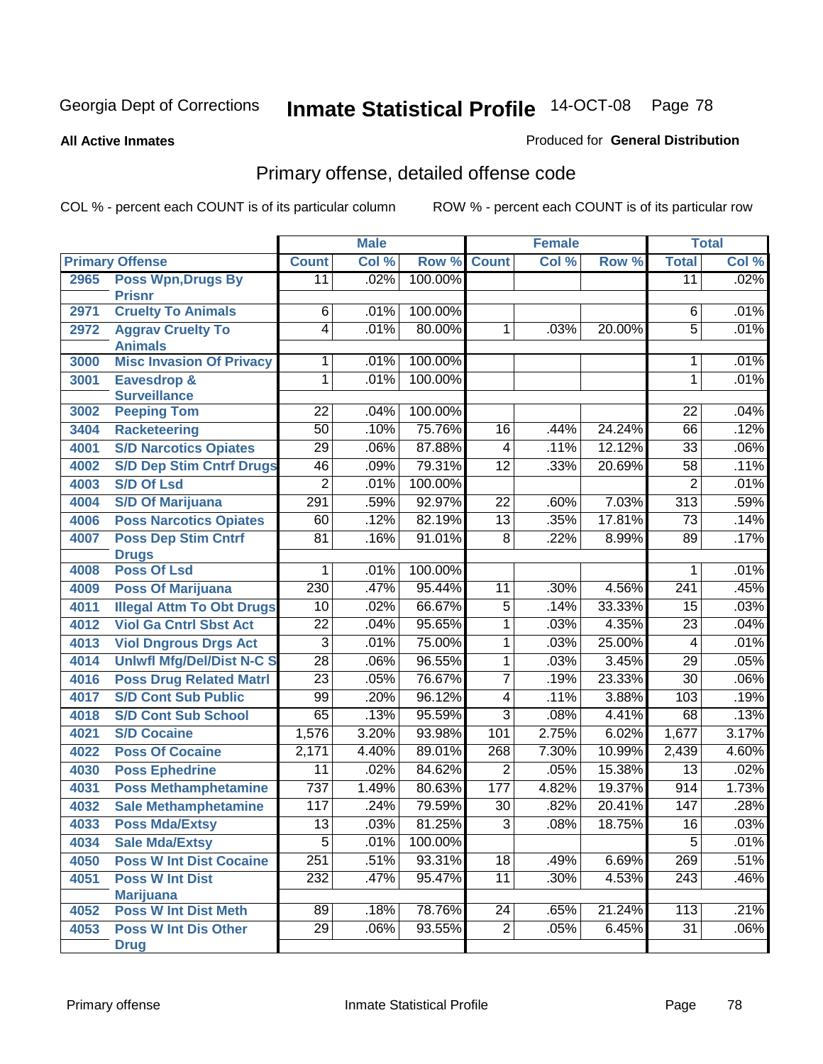Georgia Dept of Corrections **Inmate Statistical Profile** 14-OCT-08

**All Active Inmates**

Produced for **General Distribution**

## Primary offense, detailed offense code

COL % - percent each COUNT is of its particular column

ROW % - percent each COUNT is of its particular row

| Primary Offense | | Male | | | Female | | | Total | |
|---|---|---|---|---|---|---|---|---|---|
| | | Count | Col % | Row % | Count | Col % | Row % | Total | Col % |
| 2965 | Poss Wpn,Drugs By Prisnr | 11 | .02% | 100.00% | | | | 11 | .02% |
| 2971 | Cruelty To Animals | 6 | .01% | 100.00% | | | | 6 | .01% |
| 2972 | Aggrav Cruelty To Animals | 4 | .01% | 80.00% | 1 | .03% | 20.00% | 5 | .01% |
| 3000 | Misc Invasion Of Privacy | 1 | .01% | 100.00% | | | | 1 | .01% |
| 3001 | Eavesdrop & Surveillance | 1 | .01% | 100.00% | | | | 1 | .01% |
| 3002 | Peeping Tom | 22 | .04% | 100.00% | | | | 22 | .04% |
| 3404 | Racketeering | 50 | .10% | 75.76% | 16 | .44% | 24.24% | 66 | .12% |
| 4001 | S/D Narcotics Opiates | 29 | .06% | 87.88% | 4 | .11% | 12.12% | 33 | .06% |
| 4002 | S/D Dep Stim Cntrf Drugs | 46 | .09% | 79.31% | 12 | .33% | 20.69% | 58 | .11% |
| 4003 | S/D Of Lsd | 2 | .01% | 100.00% | | | | 2 | .01% |
| 4004 | S/D Of Marijuana | 291 | .59% | 92.97% | 22 | .60% | 7.03% | 313 | .59% |
| 4006 | Poss Narcotics Opiates | 60 | .12% | 82.19% | 13 | .35% | 17.81% | 73 | .14% |
| 4007 | Poss Dep Stim Cntrf Drugs | 81 | .16% | 91.01% | 8 | .22% | 8.99% | 89 | .17% |
| 4008 | Poss Of Lsd | 1 | .01% | 100.00% | | | | 1 | .01% |
| 4009 | Poss Of Marijuana | 230 | .47% | 95.44% | 11 | .30% | 4.56% | 241 | .45% |
| 4011 | Illegal Attm To Obt Drugs | 10 | .02% | 66.67% | 5 | .14% | 33.33% | 15 | .03% |
| 4012 | Viol Ga Cntrl Sbst Act | 22 | .04% | 95.65% | 1 | .03% | 4.35% | 23 | .04% |
| 4013 | Viol Dngrous Drgs Act | 3 | .01% | 75.00% | 1 | .03% | 25.00% | 4 | .01% |
| 4014 | Unlwfl Mfg/Del/Dist N-C S | 28 | .06% | 96.55% | 1 | .03% | 3.45% | 29 | .05% |
| 4016 | Poss Drug Related Matrl | 23 | .05% | 76.67% | 7 | .19% | 23.33% | 30 | .06% |
| 4017 | S/D Cont Sub Public | 99 | .20% | 96.12% | 4 | .11% | 3.88% | 103 | .19% |
| 4018 | S/D Cont Sub School | 65 | .13% | 95.59% | 3 | .08% | 4.41% | 68 | .13% |
| 4021 | S/D Cocaine | 1,576 | 3.20% | 93.98% | 101 | 2.75% | 6.02% | 1,677 | 3.17% |
| 4022 | Poss Of Cocaine | 2,171 | 4.40% | 89.01% | 268 | 7.30% | 10.99% | 2,439 | 4.60% |
| 4030 | Poss Ephedrine | 11 | .02% | 84.62% | 2 | .05% | 15.38% | 13 | .02% |
| 4031 | Poss Methamphetamine | 737 | 1.49% | 80.63% | 177 | 4.82% | 19.37% | 914 | 1.73% |
| 4032 | Sale Methamphetamine | 117 | .24% | 79.59% | 30 | .82% | 20.41% | 147 | .28% |
| 4033 | Poss Mda/Extsy | 13 | .03% | 81.25% | 3 | .08% | 18.75% | 16 | .03% |
| 4034 | Sale Mda/Extsy | 5 | .01% | 100.00% | | | | 5 | .01% |
| 4050 | Poss W Int Dist Cocaine | 251 | .51% | 93.31% | 18 | .49% | 6.69% | 269 | .51% |
| 4051 | Poss W Int Dist Marijuana | 232 | .47% | 95.47% | 11 | .30% | 4.53% | 243 | .46% |
| 4052 | Poss W Int Dist Meth | 89 | .18% | 78.76% | 24 | .65% | 21.24% | 113 | .21% |
| 4053 | Poss W Int Dis Other Drug | 29 | .06% | 93.55% | 2 | .05% | 6.45% | 31 | .06% |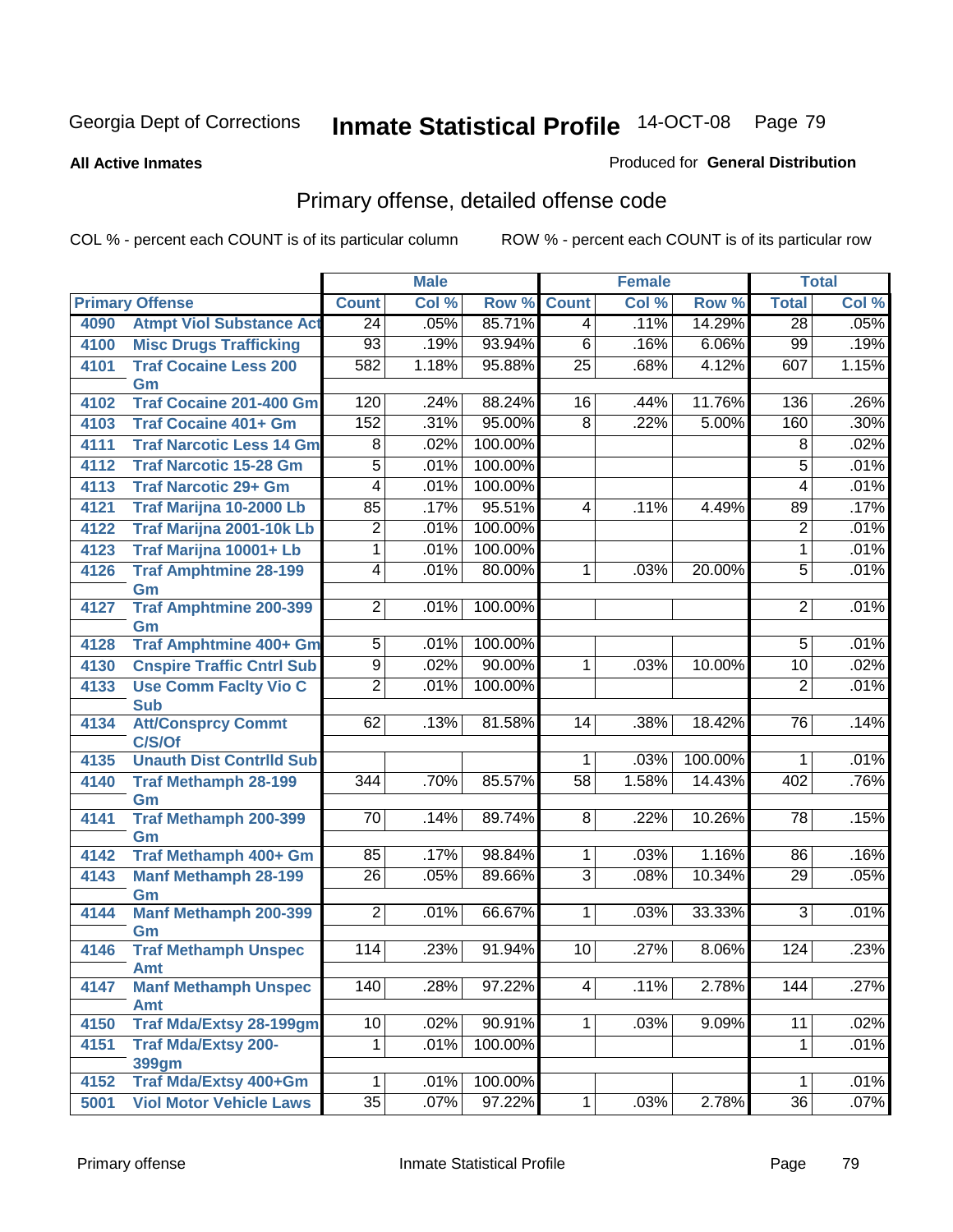Georgia Dept of Corrections **Inmate Statistical Profile** 14-OCT-08

**All Active Inmates**

Produced for **General Distribution**

## Primary offense, detailed offense code

COL % - percent each COUNT is of its particular column    ROW % - percent each COUNT is of its particular row

| Primary Offense | | Male | | | Female | | | Total | |
|---|---|---|---|---|---|---|---|---|---|
| | | Count | Col % | Row % | Count | Col % | Row % | Total | Col % |
| 4090 | Atmpt Viol Substance Act | 24 | .05% | 85.71% | 4 | .11% | 14.29% | 28 | .05% |
| 4100 | Misc Drugs Trafficking | 93 | .19% | 93.94% | 6 | .16% | 6.06% | 99 | .19% |
| 4101 | Traf Cocaine Less 200 Gm | 582 | 1.18% | 95.88% | 25 | .68% | 4.12% | 607 | 1.15% |
| 4102 | Traf Cocaine 201-400 Gm | 120 | .24% | 88.24% | 16 | .44% | 11.76% | 136 | .26% |
| 4103 | Traf Cocaine 401+ Gm | 152 | .31% | 95.00% | 8 | .22% | 5.00% | 160 | .30% |
| 4111 | Traf Narcotic Less 14 Gm | 8 | .02% | 100.00% | | | | 8 | .02% |
| 4112 | Traf Narcotic 15-28 Gm | 5 | .01% | 100.00% | | | | 5 | .01% |
| 4113 | Traf Narcotic 29+ Gm | 4 | .01% | 100.00% | | | | 4 | .01% |
| 4121 | Traf Marijna 10-2000 Lb | 85 | .17% | 95.51% | 4 | .11% | 4.49% | 89 | .17% |
| 4122 | Traf Marijna 2001-10k Lb | 2 | .01% | 100.00% | | | | 2 | .01% |
| 4123 | Traf Marijna 10001+ Lb | 1 | .01% | 100.00% | | | | 1 | .01% |
| 4126 | Traf Amphtmine 28-199 Gm | 4 | .01% | 80.00% | 1 | .03% | 20.00% | 5 | .01% |
| 4127 | Traf Amphtmine 200-399 Gm | 2 | .01% | 100.00% | | | | 2 | .01% |
| 4128 | Traf Amphtmine 400+ Gm | 5 | .01% | 100.00% | | | | 5 | .01% |
| 4130 | Cnspire Traffic Cntrl Sub | 9 | .02% | 90.00% | 1 | .03% | 10.00% | 10 | .02% |
| 4133 | Use Comm Faclty Vio C Sub | 2 | .01% | 100.00% | | | | 2 | .01% |
| 4134 | Att/Consprcy Commt C/S/Of | 62 | .13% | 81.58% | 14 | .38% | 18.42% | 76 | .14% |
| 4135 | Unauth Dist Contrlld Sub | | | | 1 | .03% | 100.00% | 1 | .01% |
| 4140 | Traf Methamph 28-199 Gm | 344 | .70% | 85.57% | 58 | 1.58% | 14.43% | 402 | .76% |
| 4141 | Traf Methamph 200-399 Gm | 70 | .14% | 89.74% | 8 | .22% | 10.26% | 78 | .15% |
| 4142 | Traf Methamph 400+ Gm | 85 | .17% | 98.84% | 1 | .03% | 1.16% | 86 | .16% |
| 4143 | Manf Methamph 28-199 Gm | 26 | .05% | 89.66% | 3 | .08% | 10.34% | 29 | .05% |
| 4144 | Manf Methamph 200-399 Gm | 2 | .01% | 66.67% | 1 | .03% | 33.33% | 3 | .01% |
| 4146 | Traf Methamph Unspec Amt | 114 | .23% | 91.94% | 10 | .27% | 8.06% | 124 | .23% |
| 4147 | Manf Methamph Unspec Amt | 140 | .28% | 97.22% | 4 | .11% | 2.78% | 144 | .27% |
| 4150 | Traf Mda/Extsy 28-199gm | 10 | .02% | 90.91% | 1 | .03% | 9.09% | 11 | .02% |
| 4151 | Traf Mda/Extsy 200-399gm | 1 | .01% | 100.00% | | | | 1 | .01% |
| 4152 | Traf Mda/Extsy 400+Gm | 1 | .01% | 100.00% | | | | 1 | .01% |
| 5001 | Viol Motor Vehicle Laws | 35 | .07% | 97.22% | 1 | .03% | 2.78% | 36 | .07% |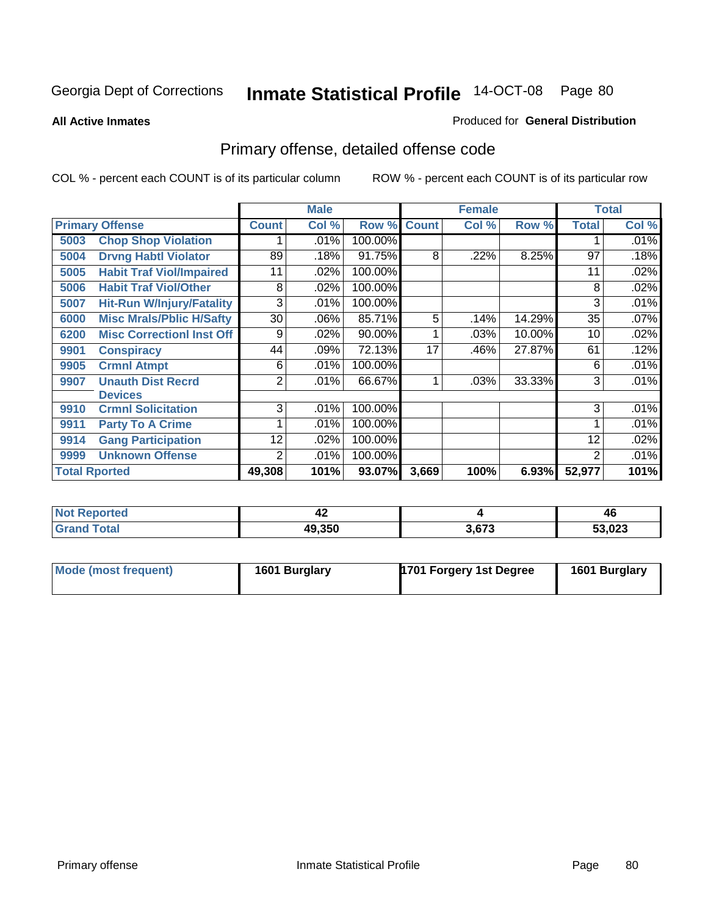Georgia Dept of Corrections **Inmate Statistical Profile** 14-OCT-08

**All Active Inmates**

Produced for **General Distribution**

## Primary offense, detailed offense code

COL % - percent each COUNT is of its particular column

ROW % - percent each COUNT is of its particular row

| Primary Offense | | Male | | | Female | | | Total | |
|---|---|---|---|---|---|---|---|---|---|
| | | Count | Col % | Row % | Count | Col % | Row % | Total | Col % |
| 5003 | Chop Shop Violation | 1 | .01% | 100.00% | | | | 1 | .01% |
| 5004 | Drvng Habtl Violator | 89 | .18% | 91.75% | 8 | .22% | 8.25% | 97 | .18% |
| 5005 | Habit Traf Viol/Impaired | 11 | .02% | 100.00% | | | | 11 | .02% |
| 5006 | Habit Traf Viol/Other | 8 | .02% | 100.00% | | | | 8 | .02% |
| 5007 | Hit-Run W/Injury/Fatality | 3 | .01% | 100.00% | | | | 3 | .01% |
| 6000 | Misc Mrals/Pblic H/Safty | 30 | .06% | 85.71% | 5 | .14% | 14.29% | 35 | .07% |
| 6200 | Misc Correctionl Inst Off | 9 | .02% | 90.00% | 1 | .03% | 10.00% | 10 | .02% |
| 9901 | Conspiracy | 44 | .09% | 72.13% | 17 | .46% | 27.87% | 61 | .12% |
| 9905 | Crmnl Atmpt | 6 | .01% | 100.00% | | | | 6 | .01% |
| 9907 | Unauth Dist Recrd Devices | 2 | .01% | 66.67% | 1 | .03% | 33.33% | 3 | .01% |
| 9910 | Crmnl Solicitation | 3 | .01% | 100.00% | | | | 3 | .01% |
| 9911 | Party To A Crime | 1 | .01% | 100.00% | | | | 1 | .01% |
| 9914 | Gang Participation | 12 | .02% | 100.00% | | | | 12 | .02% |
| 9999 | Unknown Offense | 2 | .01% | 100.00% | | | | 2 | .01% |
| **Total Rported** | | **49,308** | **101%** | **93.07%** | **3,669** | **100%** | **6.93%** | **52,977** | **101%** |

| | Male | Female | Total |
|---|---|---|---|
| Not Reported | 42 | 4 | 46 |
| Grand Total | 49,350 | 3,673 | 53,023 |

| | Male | Female | Total |
|---|---|---|---|
| Mode (most frequent) | 1601 Burglary | 1701 Forgery 1st Degree | 1601 Burglary |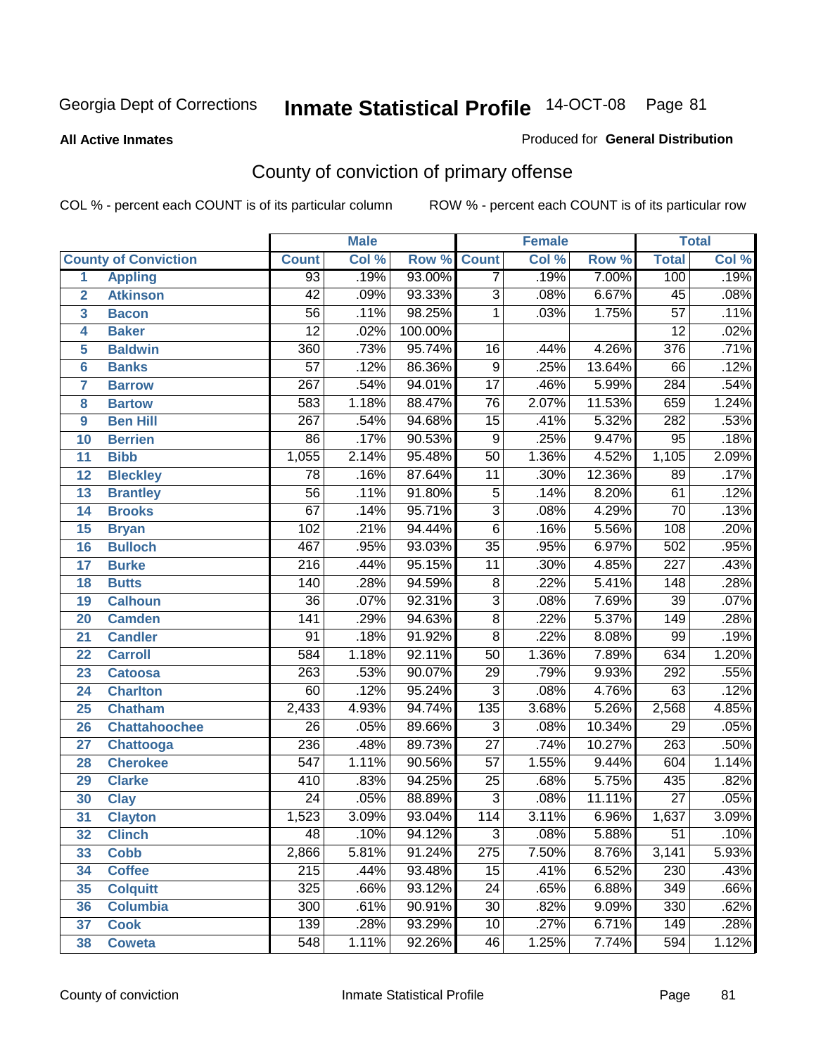Georgia Dept of Corrections

# Inmate Statistical Profile

14-OCT-08

**All Active Inmates**

Produced for **General Distribution**

## County of conviction of primary offense

COL % - percent each COUNT is of its particular column

ROW % - percent each COUNT is of its particular row

| County of Conviction | | Male | | | Female | | | Total | |
|---|---|---|---|---|---|---|---|---|---|
| | | Count | Col % | Row % | Count | Col % | Row % | Total | Col % |
| 1 | Appling | 93 | .19% | 93.00% | 7 | .19% | 7.00% | 100 | .19% |
| 2 | Atkinson | 42 | .09% | 93.33% | 3 | .08% | 6.67% | 45 | .08% |
| 3 | Bacon | 56 | .11% | 98.25% | 1 | .03% | 1.75% | 57 | .11% |
| 4 | Baker | 12 | .02% | 100.00% | | | | 12 | .02% |
| 5 | Baldwin | 360 | .73% | 95.74% | 16 | .44% | 4.26% | 376 | .71% |
| 6 | Banks | 57 | .12% | 86.36% | 9 | .25% | 13.64% | 66 | .12% |
| 7 | Barrow | 267 | .54% | 94.01% | 17 | .46% | 5.99% | 284 | .54% |
| 8 | Bartow | 583 | 1.18% | 88.47% | 76 | 2.07% | 11.53% | 659 | 1.24% |
| 9 | Ben Hill | 267 | .54% | 94.68% | 15 | .41% | 5.32% | 282 | .53% |
| 10 | Berrien | 86 | .17% | 90.53% | 9 | .25% | 9.47% | 95 | .18% |
| 11 | Bibb | 1,055 | 2.14% | 95.48% | 50 | 1.36% | 4.52% | 1,105 | 2.09% |
| 12 | Bleckley | 78 | .16% | 87.64% | 11 | .30% | 12.36% | 89 | .17% |
| 13 | Brantley | 56 | .11% | 91.80% | 5 | .14% | 8.20% | 61 | .12% |
| 14 | Brooks | 67 | .14% | 95.71% | 3 | .08% | 4.29% | 70 | .13% |
| 15 | Bryan | 102 | .21% | 94.44% | 6 | .16% | 5.56% | 108 | .20% |
| 16 | Bulloch | 467 | .95% | 93.03% | 35 | .95% | 6.97% | 502 | .95% |
| 17 | Burke | 216 | .44% | 95.15% | 11 | .30% | 4.85% | 227 | .43% |
| 18 | Butts | 140 | .28% | 94.59% | 8 | .22% | 5.41% | 148 | .28% |
| 19 | Calhoun | 36 | .07% | 92.31% | 3 | .08% | 7.69% | 39 | .07% |
| 20 | Camden | 141 | .29% | 94.63% | 8 | .22% | 5.37% | 149 | .28% |
| 21 | Candler | 91 | .18% | 91.92% | 8 | .22% | 8.08% | 99 | .19% |
| 22 | Carroll | 584 | 1.18% | 92.11% | 50 | 1.36% | 7.89% | 634 | 1.20% |
| 23 | Catoosa | 263 | .53% | 90.07% | 29 | .79% | 9.93% | 292 | .55% |
| 24 | Charlton | 60 | .12% | 95.24% | 3 | .08% | 4.76% | 63 | .12% |
| 25 | Chatham | 2,433 | 4.93% | 94.74% | 135 | 3.68% | 5.26% | 2,568 | 4.85% |
| 26 | Chattahoochee | 26 | .05% | 89.66% | 3 | .08% | 10.34% | 29 | .05% |
| 27 | Chattooga | 236 | .48% | 89.73% | 27 | .74% | 10.27% | 263 | .50% |
| 28 | Cherokee | 547 | 1.11% | 90.56% | 57 | 1.55% | 9.44% | 604 | 1.14% |
| 29 | Clarke | 410 | .83% | 94.25% | 25 | .68% | 5.75% | 435 | .82% |
| 30 | Clay | 24 | .05% | 88.89% | 3 | .08% | 11.11% | 27 | .05% |
| 31 | Clayton | 1,523 | 3.09% | 93.04% | 114 | 3.11% | 6.96% | 1,637 | 3.09% |
| 32 | Clinch | 48 | .10% | 94.12% | 3 | .08% | 5.88% | 51 | .10% |
| 33 | Cobb | 2,866 | 5.81% | 91.24% | 275 | 7.50% | 8.76% | 3,141 | 5.93% |
| 34 | Coffee | 215 | .44% | 93.48% | 15 | .41% | 6.52% | 230 | .43% |
| 35 | Colquitt | 325 | .66% | 93.12% | 24 | .65% | 6.88% | 349 | .66% |
| 36 | Columbia | 300 | .61% | 90.91% | 30 | .82% | 9.09% | 330 | .62% |
| 37 | Cook | 139 | .28% | 93.29% | 10 | .27% | 6.71% | 149 | .28% |
| 38 | Coweta | 548 | 1.11% | 92.26% | 46 | 1.25% | 7.74% | 594 | 1.12% |

County of conviction

Inmate Statistical Profile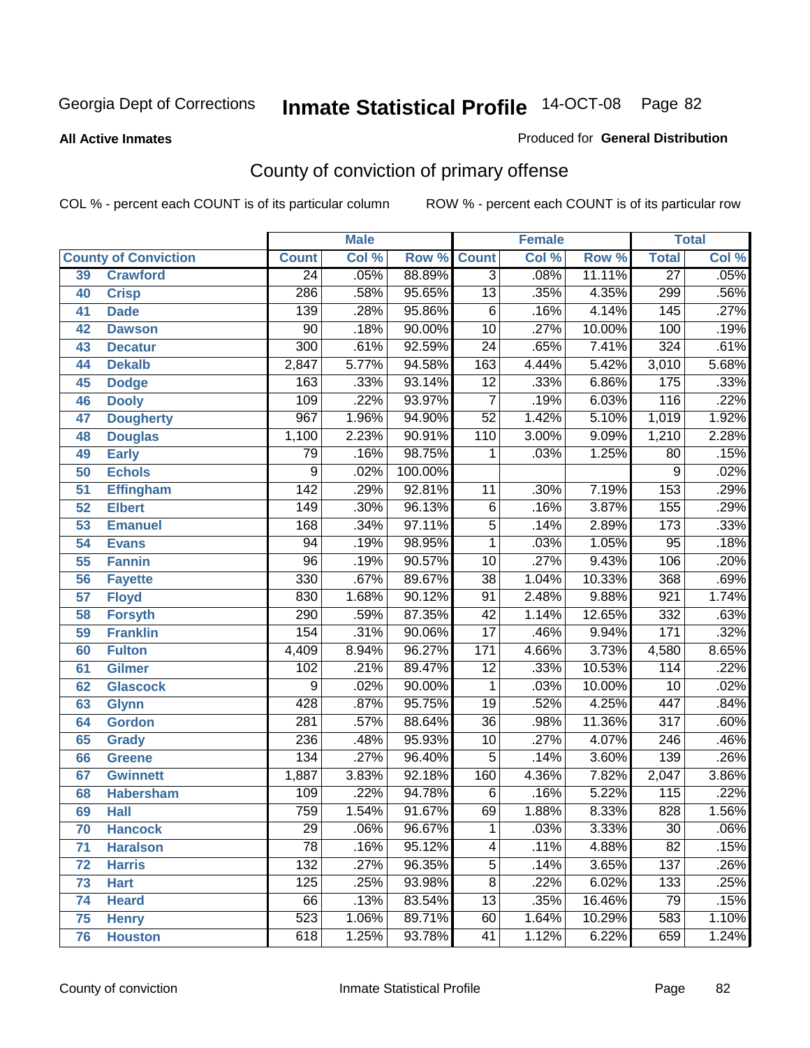Georgia Dept of Corrections **Inmate Statistical Profile** 14-OCT-08

**All Active Inmates**

Produced for **General Distribution**

## County of conviction of primary offense

COL % - percent each COUNT is of its particular column    ROW % - percent each COUNT is of its particular row

| County of Conviction | | Male | | | Female | | | Total | |
|---|---|---|---|---|---|---|---|---|---|
| | | Count | Col % | Row % | Count | Col % | Row % | Total | Col % |
| 39 | Crawford | 24 | .05% | 88.89% | 3 | .08% | 11.11% | 27 | .05% |
| 40 | Crisp | 286 | .58% | 95.65% | 13 | .35% | 4.35% | 299 | .56% |
| 41 | Dade | 139 | .28% | 95.86% | 6 | .16% | 4.14% | 145 | .27% |
| 42 | Dawson | 90 | .18% | 90.00% | 10 | .27% | 10.00% | 100 | .19% |
| 43 | Decatur | 300 | .61% | 92.59% | 24 | .65% | 7.41% | 324 | .61% |
| 44 | Dekalb | 2,847 | 5.77% | 94.58% | 163 | 4.44% | 5.42% | 3,010 | 5.68% |
| 45 | Dodge | 163 | .33% | 93.14% | 12 | .33% | 6.86% | 175 | .33% |
| 46 | Dooly | 109 | .22% | 93.97% | 7 | .19% | 6.03% | 116 | .22% |
| 47 | Dougherty | 967 | 1.96% | 94.90% | 52 | 1.42% | 5.10% | 1,019 | 1.92% |
| 48 | Douglas | 1,100 | 2.23% | 90.91% | 110 | 3.00% | 9.09% | 1,210 | 2.28% |
| 49 | Early | 79 | .16% | 98.75% | 1 | .03% | 1.25% | 80 | .15% |
| 50 | Echols | 9 | .02% | 100.00% | | | | 9 | .02% |
| 51 | Effingham | 142 | .29% | 92.81% | 11 | .30% | 7.19% | 153 | .29% |
| 52 | Elbert | 149 | .30% | 96.13% | 6 | .16% | 3.87% | 155 | .29% |
| 53 | Emanuel | 168 | .34% | 97.11% | 5 | .14% | 2.89% | 173 | .33% |
| 54 | Evans | 94 | .19% | 98.95% | 1 | .03% | 1.05% | 95 | .18% |
| 55 | Fannin | 96 | .19% | 90.57% | 10 | .27% | 9.43% | 106 | .20% |
| 56 | Fayette | 330 | .67% | 89.67% | 38 | 1.04% | 10.33% | 368 | .69% |
| 57 | Floyd | 830 | 1.68% | 90.12% | 91 | 2.48% | 9.88% | 921 | 1.74% |
| 58 | Forsyth | 290 | .59% | 87.35% | 42 | 1.14% | 12.65% | 332 | .63% |
| 59 | Franklin | 154 | .31% | 90.06% | 17 | .46% | 9.94% | 171 | .32% |
| 60 | Fulton | 4,409 | 8.94% | 96.27% | 171 | 4.66% | 3.73% | 4,580 | 8.65% |
| 61 | Gilmer | 102 | .21% | 89.47% | 12 | .33% | 10.53% | 114 | .22% |
| 62 | Glascock | 9 | .02% | 90.00% | 1 | .03% | 10.00% | 10 | .02% |
| 63 | Glynn | 428 | .87% | 95.75% | 19 | .52% | 4.25% | 447 | .84% |
| 64 | Gordon | 281 | .57% | 88.64% | 36 | .98% | 11.36% | 317 | .60% |
| 65 | Grady | 236 | .48% | 95.93% | 10 | .27% | 4.07% | 246 | .46% |
| 66 | Greene | 134 | .27% | 96.40% | 5 | .14% | 3.60% | 139 | .26% |
| 67 | Gwinnett | 1,887 | 3.83% | 92.18% | 160 | 4.36% | 7.82% | 2,047 | 3.86% |
| 68 | Habersham | 109 | .22% | 94.78% | 6 | .16% | 5.22% | 115 | .22% |
| 69 | Hall | 759 | 1.54% | 91.67% | 69 | 1.88% | 8.33% | 828 | 1.56% |
| 70 | Hancock | 29 | .06% | 96.67% | 1 | .03% | 3.33% | 30 | .06% |
| 71 | Haralson | 78 | .16% | 95.12% | 4 | .11% | 4.88% | 82 | .15% |
| 72 | Harris | 132 | .27% | 96.35% | 5 | .14% | 3.65% | 137 | .26% |
| 73 | Hart | 125 | .25% | 93.98% | 8 | .22% | 6.02% | 133 | .25% |
| 74 | Heard | 66 | .13% | 83.54% | 13 | .35% | 16.46% | 79 | .15% |
| 75 | Henry | 523 | 1.06% | 89.71% | 60 | 1.64% | 10.29% | 583 | 1.10% |
| 76 | Houston | 618 | 1.25% | 93.78% | 41 | 1.12% | 6.22% | 659 | 1.24% |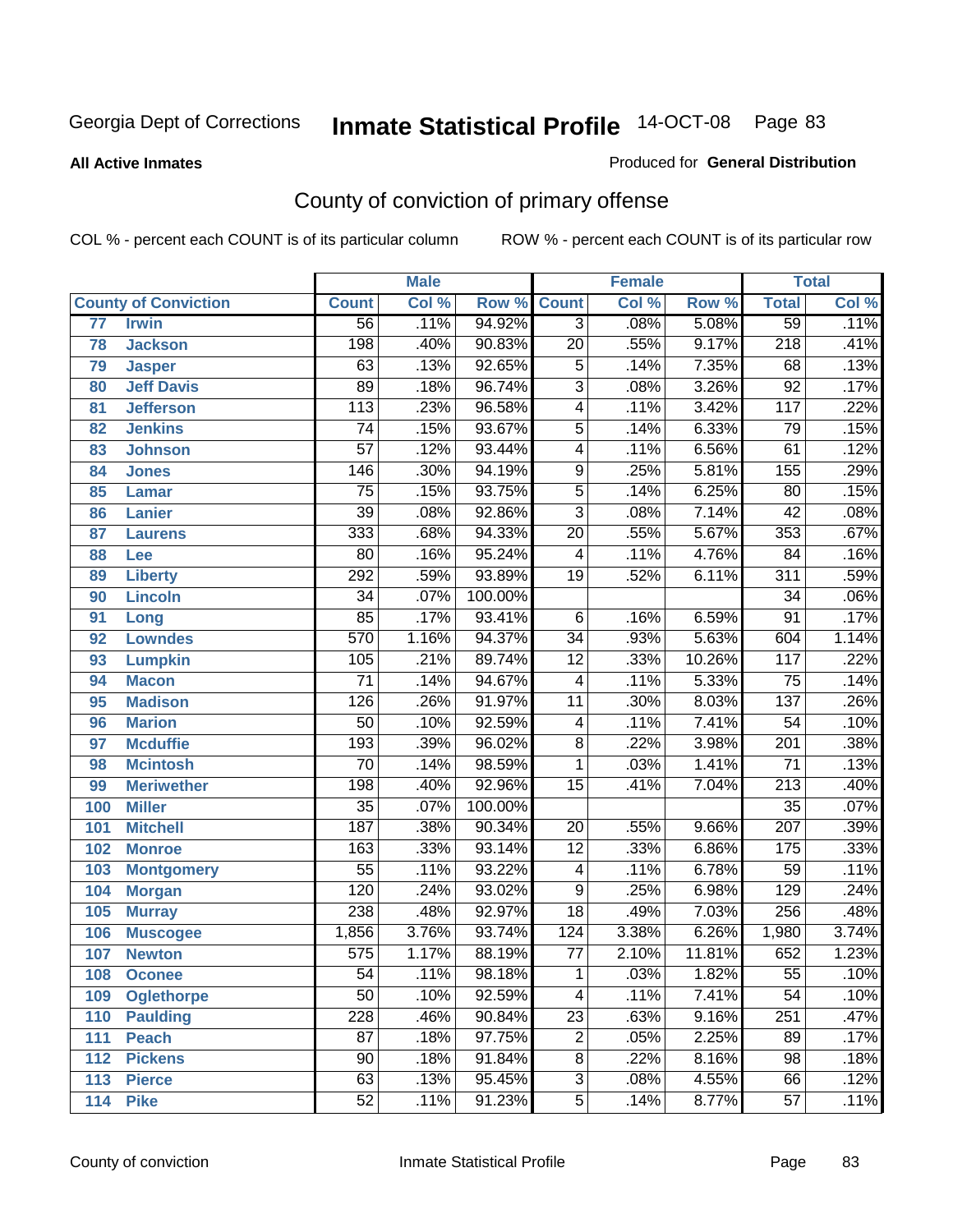# Inmate Statistical Profile

**All Active Inmates**

Produced for **General Distribution**

## County of conviction of primary offense

COL % - percent each COUNT is of its particular column

ROW % - percent each COUNT is of its particular row

| County of Conviction | | Male | | | Female | | | Total | |
|---|---|---|---|---|---|---|---|---|---|
| | | Count | Col % | Row % | Count | Col % | Row % | Total | Col % |
| 77 | Irwin | 56 | .11% | 94.92% | 3 | .08% | 5.08% | 59 | .11% |
| 78 | Jackson | 198 | .40% | 90.83% | 20 | .55% | 9.17% | 218 | .41% |
| 79 | Jasper | 63 | .13% | 92.65% | 5 | .14% | 7.35% | 68 | .13% |
| 80 | Jeff Davis | 89 | .18% | 96.74% | 3 | .08% | 3.26% | 92 | .17% |
| 81 | Jefferson | 113 | .23% | 96.58% | 4 | .11% | 3.42% | 117 | .22% |
| 82 | Jenkins | 74 | .15% | 93.67% | 5 | .14% | 6.33% | 79 | .15% |
| 83 | Johnson | 57 | .12% | 93.44% | 4 | .11% | 6.56% | 61 | .12% |
| 84 | Jones | 146 | .30% | 94.19% | 9 | .25% | 5.81% | 155 | .29% |
| 85 | Lamar | 75 | .15% | 93.75% | 5 | .14% | 6.25% | 80 | .15% |
| 86 | Lanier | 39 | .08% | 92.86% | 3 | .08% | 7.14% | 42 | .08% |
| 87 | Laurens | 333 | .68% | 94.33% | 20 | .55% | 5.67% | 353 | .67% |
| 88 | Lee | 80 | .16% | 95.24% | 4 | .11% | 4.76% | 84 | .16% |
| 89 | Liberty | 292 | .59% | 93.89% | 19 | .52% | 6.11% | 311 | .59% |
| 90 | Lincoln | 34 | .07% | 100.00% | | | | 34 | .06% |
| 91 | Long | 85 | .17% | 93.41% | 6 | .16% | 6.59% | 91 | .17% |
| 92 | Lowndes | 570 | 1.16% | 94.37% | 34 | .93% | 5.63% | 604 | 1.14% |
| 93 | Lumpkin | 105 | .21% | 89.74% | 12 | .33% | 10.26% | 117 | .22% |
| 94 | Macon | 71 | .14% | 94.67% | 4 | .11% | 5.33% | 75 | .14% |
| 95 | Madison | 126 | .26% | 91.97% | 11 | .30% | 8.03% | 137 | .26% |
| 96 | Marion | 50 | .10% | 92.59% | 4 | .11% | 7.41% | 54 | .10% |
| 97 | Mcduffie | 193 | .39% | 96.02% | 8 | .22% | 3.98% | 201 | .38% |
| 98 | Mcintosh | 70 | .14% | 98.59% | 1 | .03% | 1.41% | 71 | .13% |
| 99 | Meriwether | 198 | .40% | 92.96% | 15 | .41% | 7.04% | 213 | .40% |
| 100 | Miller | 35 | .07% | 100.00% | | | | 35 | .07% |
| 101 | Mitchell | 187 | .38% | 90.34% | 20 | .55% | 9.66% | 207 | .39% |
| 102 | Monroe | 163 | .33% | 93.14% | 12 | .33% | 6.86% | 175 | .33% |
| 103 | Montgomery | 55 | .11% | 93.22% | 4 | .11% | 6.78% | 59 | .11% |
| 104 | Morgan | 120 | .24% | 93.02% | 9 | .25% | 6.98% | 129 | .24% |
| 105 | Murray | 238 | .48% | 92.97% | 18 | .49% | 7.03% | 256 | .48% |
| 106 | Muscogee | 1,856 | 3.76% | 93.74% | 124 | 3.38% | 6.26% | 1,980 | 3.74% |
| 107 | Newton | 575 | 1.17% | 88.19% | 77 | 2.10% | 11.81% | 652 | 1.23% |
| 108 | Oconee | 54 | .11% | 98.18% | 1 | .03% | 1.82% | 55 | .10% |
| 109 | Oglethorpe | 50 | .10% | 92.59% | 4 | .11% | 7.41% | 54 | .10% |
| 110 | Paulding | 228 | .46% | 90.84% | 23 | .63% | 9.16% | 251 | .47% |
| 111 | Peach | 87 | .18% | 97.75% | 2 | .05% | 2.25% | 89 | .17% |
| 112 | Pickens | 90 | .18% | 91.84% | 8 | .22% | 8.16% | 98 | .18% |
| 113 | Pierce | 63 | .13% | 95.45% | 3 | .08% | 4.55% | 66 | .12% |
| 114 | Pike | 52 | .11% | 91.23% | 5 | .14% | 8.77% | 57 | .11% |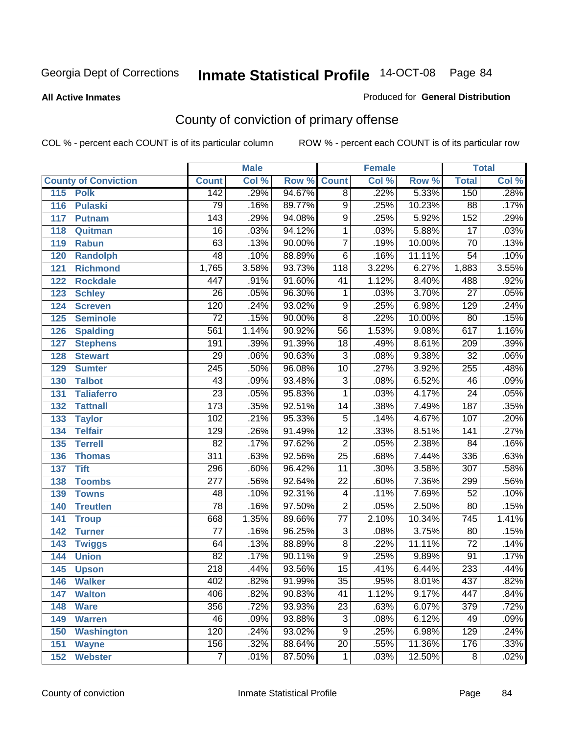Georgia Dept of Corrections **Inmate Statistical Profile** 14-OCT-08

**All Active Inmates**

Produced for **General Distribution**

## County of conviction of primary offense

COL % - percent each COUNT is of its particular column ROW % - percent each COUNT is of its particular row

| County of Conviction | | Male | | | Female | | | Total | |
|---|---|---|---|---|---|---|---|---|---|
| | | Count | Col % | Row % | Count | Col % | Row % | Total | Col % |
| 115 | Polk | 142 | .29% | 94.67% | 8 | .22% | 5.33% | 150 | .28% |
| 116 | Pulaski | 79 | .16% | 89.77% | 9 | .25% | 10.23% | 88 | .17% |
| 117 | Putnam | 143 | .29% | 94.08% | 9 | .25% | 5.92% | 152 | .29% |
| 118 | Quitman | 16 | .03% | 94.12% | 1 | .03% | 5.88% | 17 | .03% |
| 119 | Rabun | 63 | .13% | 90.00% | 7 | .19% | 10.00% | 70 | .13% |
| 120 | Randolph | 48 | .10% | 88.89% | 6 | .16% | 11.11% | 54 | .10% |
| 121 | Richmond | 1,765 | 3.58% | 93.73% | 118 | 3.22% | 6.27% | 1,883 | 3.55% |
| 122 | Rockdale | 447 | .91% | 91.60% | 41 | 1.12% | 8.40% | 488 | .92% |
| 123 | Schley | 26 | .05% | 96.30% | 1 | .03% | 3.70% | 27 | .05% |
| 124 | Screven | 120 | .24% | 93.02% | 9 | .25% | 6.98% | 129 | .24% |
| 125 | Seminole | 72 | .15% | 90.00% | 8 | .22% | 10.00% | 80 | .15% |
| 126 | Spalding | 561 | 1.14% | 90.92% | 56 | 1.53% | 9.08% | 617 | 1.16% |
| 127 | Stephens | 191 | .39% | 91.39% | 18 | .49% | 8.61% | 209 | .39% |
| 128 | Stewart | 29 | .06% | 90.63% | 3 | .08% | 9.38% | 32 | .06% |
| 129 | Sumter | 245 | .50% | 96.08% | 10 | .27% | 3.92% | 255 | .48% |
| 130 | Talbot | 43 | .09% | 93.48% | 3 | .08% | 6.52% | 46 | .09% |
| 131 | Taliaferro | 23 | .05% | 95.83% | 1 | .03% | 4.17% | 24 | .05% |
| 132 | Tattnall | 173 | .35% | 92.51% | 14 | .38% | 7.49% | 187 | .35% |
| 133 | Taylor | 102 | .21% | 95.33% | 5 | .14% | 4.67% | 107 | .20% |
| 134 | Telfair | 129 | .26% | 91.49% | 12 | .33% | 8.51% | 141 | .27% |
| 135 | Terrell | 82 | .17% | 97.62% | 2 | .05% | 2.38% | 84 | .16% |
| 136 | Thomas | 311 | .63% | 92.56% | 25 | .68% | 7.44% | 336 | .63% |
| 137 | Tift | 296 | .60% | 96.42% | 11 | .30% | 3.58% | 307 | .58% |
| 138 | Toombs | 277 | .56% | 92.64% | 22 | .60% | 7.36% | 299 | .56% |
| 139 | Towns | 48 | .10% | 92.31% | 4 | .11% | 7.69% | 52 | .10% |
| 140 | Treutlen | 78 | .16% | 97.50% | 2 | .05% | 2.50% | 80 | .15% |
| 141 | Troup | 668 | 1.35% | 89.66% | 77 | 2.10% | 10.34% | 745 | 1.41% |
| 142 | Turner | 77 | .16% | 96.25% | 3 | .08% | 3.75% | 80 | .15% |
| 143 | Twiggs | 64 | .13% | 88.89% | 8 | .22% | 11.11% | 72 | .14% |
| 144 | Union | 82 | .17% | 90.11% | 9 | .25% | 9.89% | 91 | .17% |
| 145 | Upson | 218 | .44% | 93.56% | 15 | .41% | 6.44% | 233 | .44% |
| 146 | Walker | 402 | .82% | 91.99% | 35 | .95% | 8.01% | 437 | .82% |
| 147 | Walton | 406 | .82% | 90.83% | 41 | 1.12% | 9.17% | 447 | .84% |
| 148 | Ware | 356 | .72% | 93.93% | 23 | .63% | 6.07% | 379 | .72% |
| 149 | Warren | 46 | .09% | 93.88% | 3 | .08% | 6.12% | 49 | .09% |
| 150 | Washington | 120 | .24% | 93.02% | 9 | .25% | 6.98% | 129 | .24% |
| 151 | Wayne | 156 | .32% | 88.64% | 20 | .55% | 11.36% | 176 | .33% |
| 152 | Webster | 7 | .01% | 87.50% | 1 | .03% | 12.50% | 8 | .02% |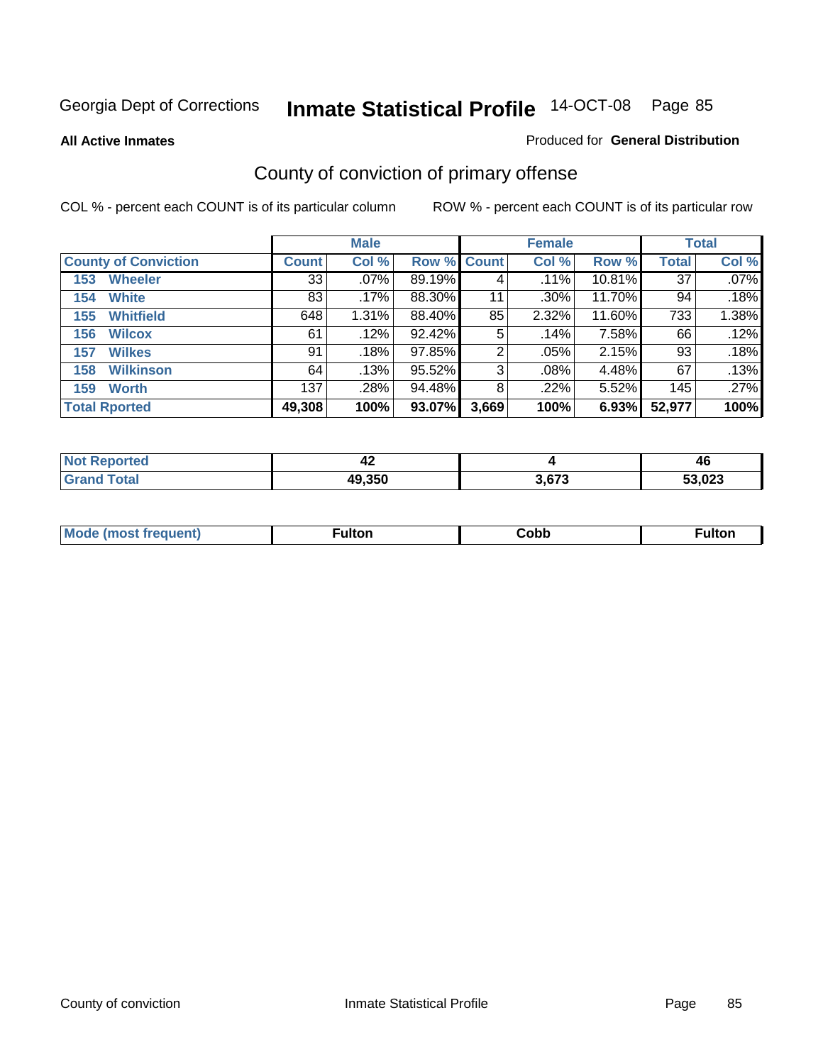# Inmate Statistical Profile

Georgia Dept of Corrections — 14-OCT-08

**All Active Inmates** — Produced for **General Distribution**

## County of conviction of primary offense

COL % - percent each COUNT is of its particular column    ROW % - percent each COUNT is of its particular row

| County of Conviction | Male | | | Female | | | Total | |
|---|---|---|---|---|---|---|---|---|
| | Count | Col % | Row % | Count | Col % | Row % | Total | Col % |
| 153 Wheeler | 33 | .07% | 89.19% | 4 | .11% | 10.81% | 37 | .07% |
| 154 White | 83 | .17% | 88.30% | 11 | .30% | 11.70% | 94 | .18% |
| 155 Whitfield | 648 | 1.31% | 88.40% | 85 | 2.32% | 11.60% | 733 | 1.38% |
| 156 Wilcox | 61 | .12% | 92.42% | 5 | .14% | 7.58% | 66 | .12% |
| 157 Wilkes | 91 | .18% | 97.85% | 2 | .05% | 2.15% | 93 | .18% |
| 158 Wilkinson | 64 | .13% | 95.52% | 3 | .08% | 4.48% | 67 | .13% |
| 159 Worth | 137 | .28% | 94.48% | 8 | .22% | 5.52% | 145 | .27% |
| **Total Rported** | **49,308** | **100%** | **93.07%** | **3,669** | **100%** | **6.93%** | **52,977** | **100%** |

| | Male | Female | Total |
|---|---|---|---|
| Not Reported | 42 | 4 | 46 |
| Grand Total | 49,350 | 3,673 | 53,023 |

| | Male | Female | Total |
|---|---|---|---|
| Mode (most frequent) | Fulton | Cobb | Fulton |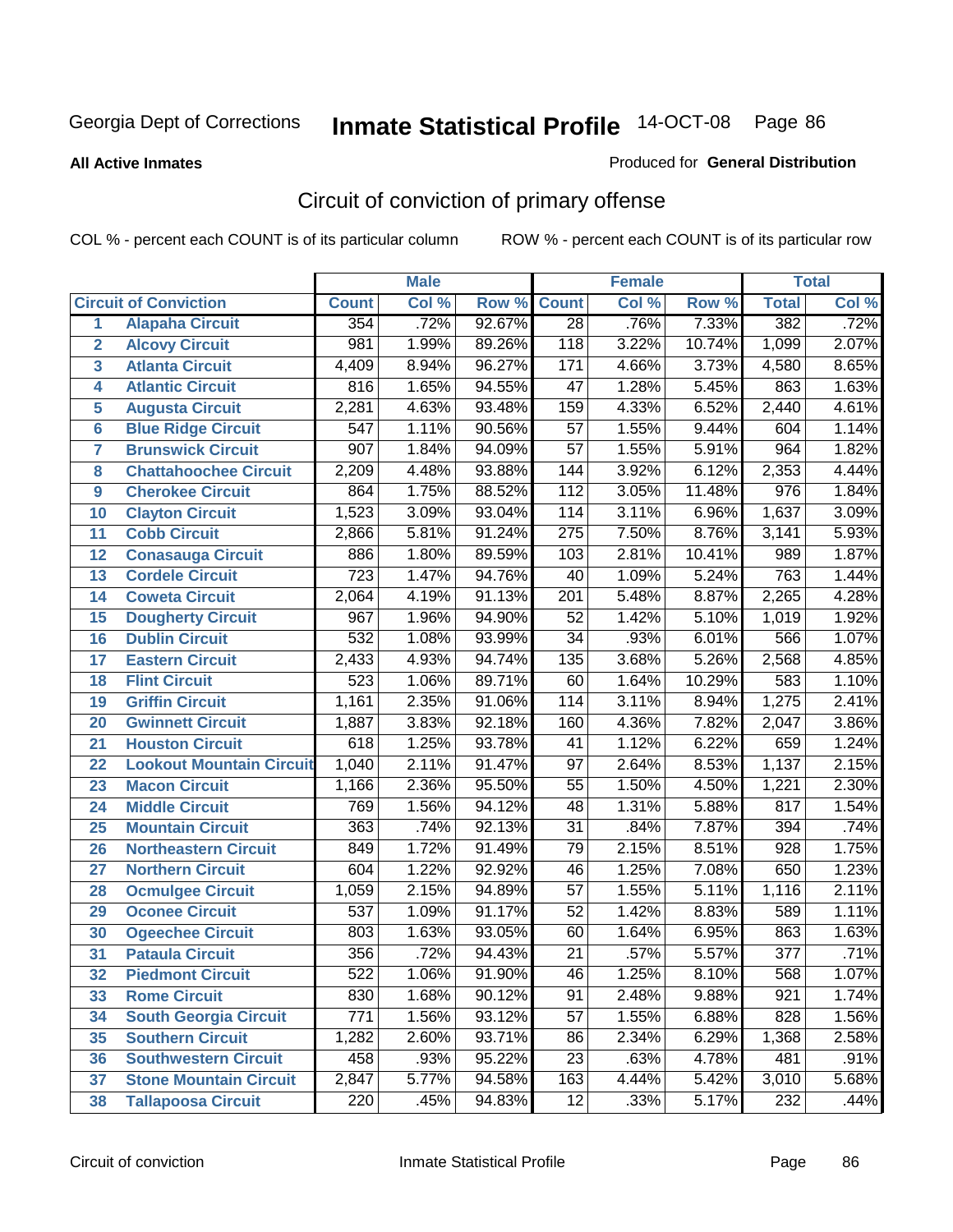Georgia Dept of Corrections **Inmate Statistical Profile** 14-OCT-08

**All Active Inmates** Produced for **General Distribution**

## Circuit of conviction of primary offense

COL % - percent each COUNT is of its particular column ROW % - percent each COUNT is of its particular row

| | | Male | | | Female | | | Total | |
|---|---|---|---|---|---|---|---|---|---|
| | **Circuit of Conviction** | **Count** | **Col %** | **Row %** | **Count** | **Col %** | **Row %** | **Total** | **Col %** |
| 1 | Alapaha Circuit | 354 | .72% | 92.67% | 28 | .76% | 7.33% | 382 | .72% |
| 2 | Alcovy Circuit | 981 | 1.99% | 89.26% | 118 | 3.22% | 10.74% | 1,099 | 2.07% |
| 3 | Atlanta Circuit | 4,409 | 8.94% | 96.27% | 171 | 4.66% | 3.73% | 4,580 | 8.65% |
| 4 | Atlantic Circuit | 816 | 1.65% | 94.55% | 47 | 1.28% | 5.45% | 863 | 1.63% |
| 5 | Augusta Circuit | 2,281 | 4.63% | 93.48% | 159 | 4.33% | 6.52% | 2,440 | 4.61% |
| 6 | Blue Ridge Circuit | 547 | 1.11% | 90.56% | 57 | 1.55% | 9.44% | 604 | 1.14% |
| 7 | Brunswick Circuit | 907 | 1.84% | 94.09% | 57 | 1.55% | 5.91% | 964 | 1.82% |
| 8 | Chattahoochee Circuit | 2,209 | 4.48% | 93.88% | 144 | 3.92% | 6.12% | 2,353 | 4.44% |
| 9 | Cherokee Circuit | 864 | 1.75% | 88.52% | 112 | 3.05% | 11.48% | 976 | 1.84% |
| 10 | Clayton Circuit | 1,523 | 3.09% | 93.04% | 114 | 3.11% | 6.96% | 1,637 | 3.09% |
| 11 | Cobb Circuit | 2,866 | 5.81% | 91.24% | 275 | 7.50% | 8.76% | 3,141 | 5.93% |
| 12 | Conasauga Circuit | 886 | 1.80% | 89.59% | 103 | 2.81% | 10.41% | 989 | 1.87% |
| 13 | Cordele Circuit | 723 | 1.47% | 94.76% | 40 | 1.09% | 5.24% | 763 | 1.44% |
| 14 | Coweta Circuit | 2,064 | 4.19% | 91.13% | 201 | 5.48% | 8.87% | 2,265 | 4.28% |
| 15 | Dougherty Circuit | 967 | 1.96% | 94.90% | 52 | 1.42% | 5.10% | 1,019 | 1.92% |
| 16 | Dublin Circuit | 532 | 1.08% | 93.99% | 34 | .93% | 6.01% | 566 | 1.07% |
| 17 | Eastern Circuit | 2,433 | 4.93% | 94.74% | 135 | 3.68% | 5.26% | 2,568 | 4.85% |
| 18 | Flint Circuit | 523 | 1.06% | 89.71% | 60 | 1.64% | 10.29% | 583 | 1.10% |
| 19 | Griffin Circuit | 1,161 | 2.35% | 91.06% | 114 | 3.11% | 8.94% | 1,275 | 2.41% |
| 20 | Gwinnett Circuit | 1,887 | 3.83% | 92.18% | 160 | 4.36% | 7.82% | 2,047 | 3.86% |
| 21 | Houston Circuit | 618 | 1.25% | 93.78% | 41 | 1.12% | 6.22% | 659 | 1.24% |
| 22 | Lookout Mountain Circuit | 1,040 | 2.11% | 91.47% | 97 | 2.64% | 8.53% | 1,137 | 2.15% |
| 23 | Macon Circuit | 1,166 | 2.36% | 95.50% | 55 | 1.50% | 4.50% | 1,221 | 2.30% |
| 24 | Middle Circuit | 769 | 1.56% | 94.12% | 48 | 1.31% | 5.88% | 817 | 1.54% |
| 25 | Mountain Circuit | 363 | .74% | 92.13% | 31 | .84% | 7.87% | 394 | .74% |
| 26 | Northeastern Circuit | 849 | 1.72% | 91.49% | 79 | 2.15% | 8.51% | 928 | 1.75% |
| 27 | Northern Circuit | 604 | 1.22% | 92.92% | 46 | 1.25% | 7.08% | 650 | 1.23% |
| 28 | Ocmulgee Circuit | 1,059 | 2.15% | 94.89% | 57 | 1.55% | 5.11% | 1,116 | 2.11% |
| 29 | Oconee Circuit | 537 | 1.09% | 91.17% | 52 | 1.42% | 8.83% | 589 | 1.11% |
| 30 | Ogeechee Circuit | 803 | 1.63% | 93.05% | 60 | 1.64% | 6.95% | 863 | 1.63% |
| 31 | Pataula Circuit | 356 | .72% | 94.43% | 21 | .57% | 5.57% | 377 | .71% |
| 32 | Piedmont Circuit | 522 | 1.06% | 91.90% | 46 | 1.25% | 8.10% | 568 | 1.07% |
| 33 | Rome Circuit | 830 | 1.68% | 90.12% | 91 | 2.48% | 9.88% | 921 | 1.74% |
| 34 | South Georgia Circuit | 771 | 1.56% | 93.12% | 57 | 1.55% | 6.88% | 828 | 1.56% |
| 35 | Southern Circuit | 1,282 | 2.60% | 93.71% | 86 | 2.34% | 6.29% | 1,368 | 2.58% |
| 36 | Southwestern Circuit | 458 | .93% | 95.22% | 23 | .63% | 4.78% | 481 | .91% |
| 37 | Stone Mountain Circuit | 2,847 | 5.77% | 94.58% | 163 | 4.44% | 5.42% | 3,010 | 5.68% |
| 38 | Tallapoosa Circuit | 220 | .45% | 94.83% | 12 | .33% | 5.17% | 232 | .44% |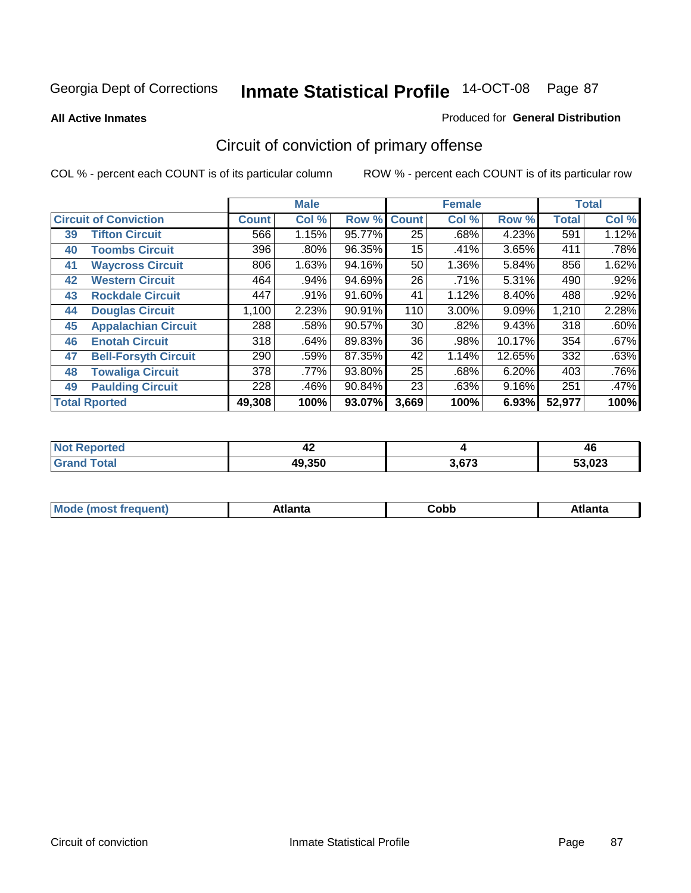Georgia Dept of Corrections **Inmate Statistical Profile** 14-OCT-08

**All Active Inmates** Produced for **General Distribution**

## Circuit of conviction of primary offense

COL % - percent each COUNT is of its particular column ROW % - percent each COUNT is of its particular row

| | | Male | | | Female | | | Total | |
|---|---|---|---|---|---|---|---|---|---|
| **Circuit of Conviction** | | **Count** | **Col %** | **Row %** | **Count** | **Col %** | **Row %** | **Total** | **Col %** |
| 39 | **Tifton Circuit** | 566 | 1.15% | 95.77% | 25 | .68% | 4.23% | 591 | 1.12% |
| 40 | **Toombs Circuit** | 396 | .80% | 96.35% | 15 | .41% | 3.65% | 411 | .78% |
| 41 | **Waycross Circuit** | 806 | 1.63% | 94.16% | 50 | 1.36% | 5.84% | 856 | 1.62% |
| 42 | **Western Circuit** | 464 | .94% | 94.69% | 26 | .71% | 5.31% | 490 | .92% |
| 43 | **Rockdale Circuit** | 447 | .91% | 91.60% | 41 | 1.12% | 8.40% | 488 | .92% |
| 44 | **Douglas Circuit** | 1,100 | 2.23% | 90.91% | 110 | 3.00% | 9.09% | 1,210 | 2.28% |
| 45 | **Appalachian Circuit** | 288 | .58% | 90.57% | 30 | .82% | 9.43% | 318 | .60% |
| 46 | **Enotah Circuit** | 318 | .64% | 89.83% | 36 | .98% | 10.17% | 354 | .67% |
| 47 | **Bell-Forsyth Circuit** | 290 | .59% | 87.35% | 42 | 1.14% | 12.65% | 332 | .63% |
| 48 | **Towaliga Circuit** | 378 | .77% | 93.80% | 25 | .68% | 6.20% | 403 | .76% |
| 49 | **Paulding Circuit** | 228 | .46% | 90.84% | 23 | .63% | 9.16% | 251 | .47% |
| **Total Rported** | | **49,308** | **100%** | **93.07%** | **3,669** | **100%** | **6.93%** | **52,977** | **100%** |

| | Male | Female | Total |
|---|---|---|---|
| **Not Reported** | **42** | **4** | **46** |
| **Grand Total** | **49,350** | **3,673** | **53,023** |

| | Male | Female | Total |
|---|---|---|---|
| **Mode (most frequent)** | **Atlanta** | **Cobb** | **Atlanta** |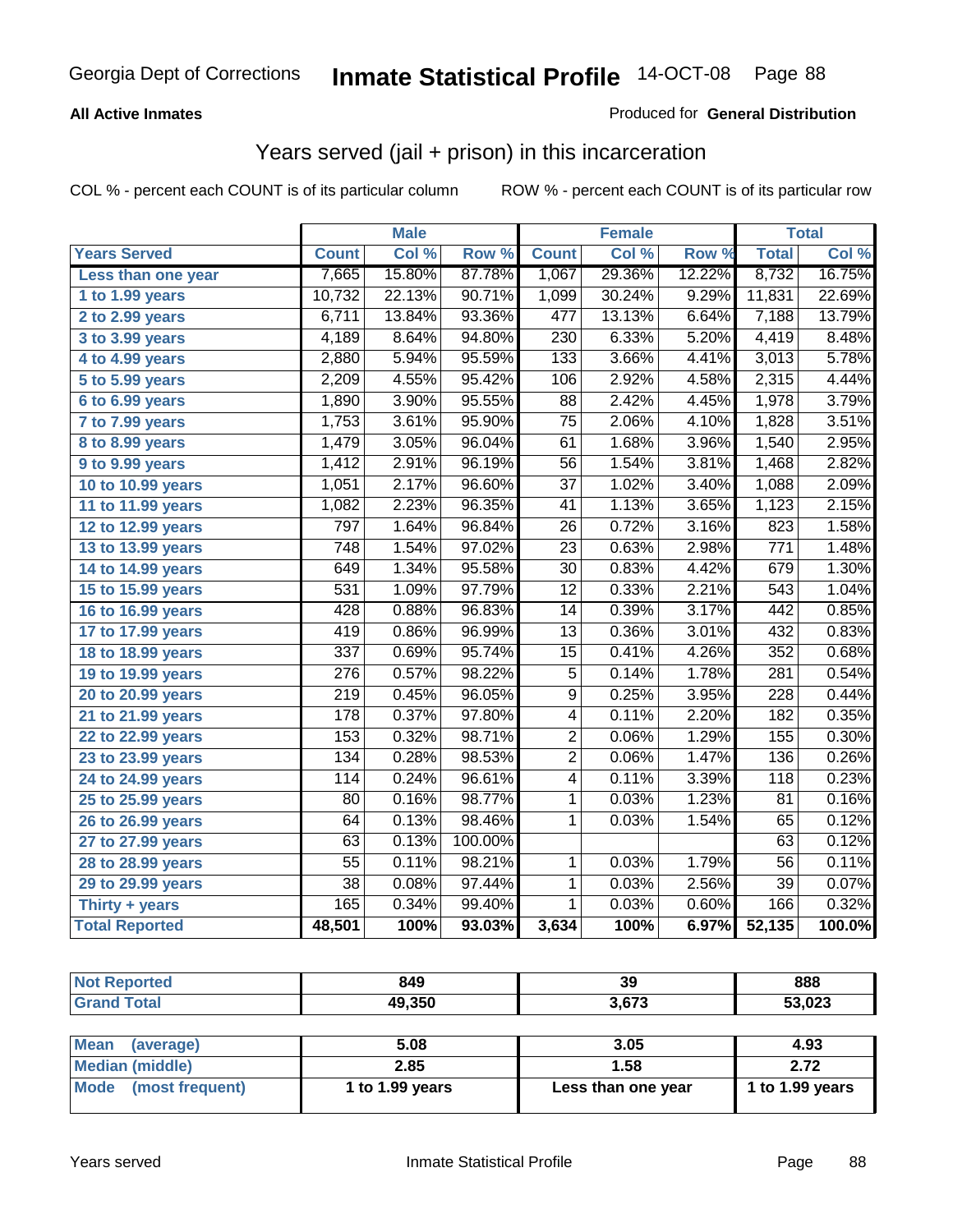Georgia Dept of Corrections **Inmate Statistical Profile** 14-OCT-08

**All Active Inmates**

Produced for **General Distribution**

## Years served (jail + prison) in this incarceration

COL % - percent each COUNT is of its particular column

ROW % - percent each COUNT is of its particular row

| | Male | | | Female | | | Total | |
|---|---|---|---|---|---|---|---|---|
| Years Served | Count | Col % | Row % | Count | Col % | Row % | Total | Col % |
| Less than one year | 7,665 | 15.80% | 87.78% | 1,067 | 29.36% | 12.22% | 8,732 | 16.75% |
| 1 to 1.99 years | 10,732 | 22.13% | 90.71% | 1,099 | 30.24% | 9.29% | 11,831 | 22.69% |
| 2 to 2.99 years | 6,711 | 13.84% | 93.36% | 477 | 13.13% | 6.64% | 7,188 | 13.79% |
| 3 to 3.99 years | 4,189 | 8.64% | 94.80% | 230 | 6.33% | 5.20% | 4,419 | 8.48% |
| 4 to 4.99 years | 2,880 | 5.94% | 95.59% | 133 | 3.66% | 4.41% | 3,013 | 5.78% |
| 5 to 5.99 years | 2,209 | 4.55% | 95.42% | 106 | 2.92% | 4.58% | 2,315 | 4.44% |
| 6 to 6.99 years | 1,890 | 3.90% | 95.55% | 88 | 2.42% | 4.45% | 1,978 | 3.79% |
| 7 to 7.99 years | 1,753 | 3.61% | 95.90% | 75 | 2.06% | 4.10% | 1,828 | 3.51% |
| 8 to 8.99 years | 1,479 | 3.05% | 96.04% | 61 | 1.68% | 3.96% | 1,540 | 2.95% |
| 9 to 9.99 years | 1,412 | 2.91% | 96.19% | 56 | 1.54% | 3.81% | 1,468 | 2.82% |
| 10 to 10.99 years | 1,051 | 2.17% | 96.60% | 37 | 1.02% | 3.40% | 1,088 | 2.09% |
| 11 to 11.99 years | 1,082 | 2.23% | 96.35% | 41 | 1.13% | 3.65% | 1,123 | 2.15% |
| 12 to 12.99 years | 797 | 1.64% | 96.84% | 26 | 0.72% | 3.16% | 823 | 1.58% |
| 13 to 13.99 years | 748 | 1.54% | 97.02% | 23 | 0.63% | 2.98% | 771 | 1.48% |
| 14 to 14.99 years | 649 | 1.34% | 95.58% | 30 | 0.83% | 4.42% | 679 | 1.30% |
| 15 to 15.99 years | 531 | 1.09% | 97.79% | 12 | 0.33% | 2.21% | 543 | 1.04% |
| 16 to 16.99 years | 428 | 0.88% | 96.83% | 14 | 0.39% | 3.17% | 442 | 0.85% |
| 17 to 17.99 years | 419 | 0.86% | 96.99% | 13 | 0.36% | 3.01% | 432 | 0.83% |
| 18 to 18.99 years | 337 | 0.69% | 95.74% | 15 | 0.41% | 4.26% | 352 | 0.68% |
| 19 to 19.99 years | 276 | 0.57% | 98.22% | 5 | 0.14% | 1.78% | 281 | 0.54% |
| 20 to 20.99 years | 219 | 0.45% | 96.05% | 9 | 0.25% | 3.95% | 228 | 0.44% |
| 21 to 21.99 years | 178 | 0.37% | 97.80% | 4 | 0.11% | 2.20% | 182 | 0.35% |
| 22 to 22.99 years | 153 | 0.32% | 98.71% | 2 | 0.06% | 1.29% | 155 | 0.30% |
| 23 to 23.99 years | 134 | 0.28% | 98.53% | 2 | 0.06% | 1.47% | 136 | 0.26% |
| 24 to 24.99 years | 114 | 0.24% | 96.61% | 4 | 0.11% | 3.39% | 118 | 0.23% |
| 25 to 25.99 years | 80 | 0.16% | 98.77% | 1 | 0.03% | 1.23% | 81 | 0.16% |
| 26 to 26.99 years | 64 | 0.13% | 98.46% | 1 | 0.03% | 1.54% | 65 | 0.12% |
| 27 to 27.99 years | 63 | 0.13% | 100.00% | | | | 63 | 0.12% |
| 28 to 28.99 years | 55 | 0.11% | 98.21% | 1 | 0.03% | 1.79% | 56 | 0.11% |
| 29 to 29.99 years | 38 | 0.08% | 97.44% | 1 | 0.03% | 2.56% | 39 | 0.07% |
| Thirty + years | 165 | 0.34% | 99.40% | 1 | 0.03% | 0.60% | 166 | 0.32% |
| **Total Reported** | **48,501** | **100%** | **93.03%** | **3,634** | **100%** | **6.97%** | **52,135** | **100.0%** |

| | Male | Female | Total |
|---|---|---|---|
| Not Reported | 849 | 39 | 888 |
| Grand Total | 49,350 | 3,673 | 53,023 |

| | Male | Female | Total |
|---|---|---|---|
| Mean (average) | 5.08 | 3.05 | 4.93 |
| Median (middle) | 2.85 | 1.58 | 2.72 |
| Mode (most frequent) | 1 to 1.99 years | Less than one year | 1 to 1.99 years |

Years served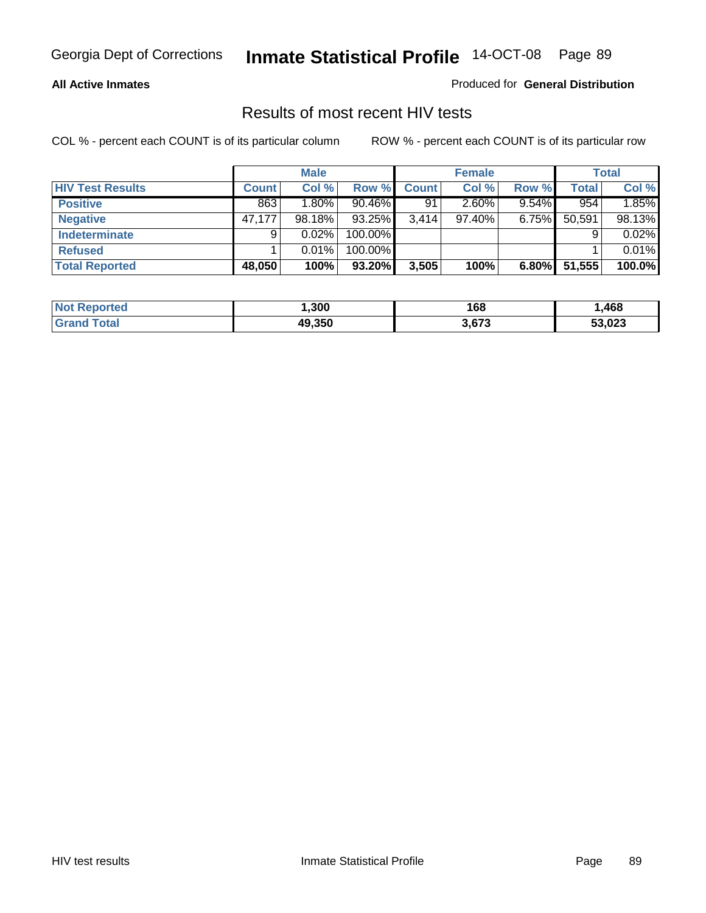**All Active Inmates**

Produced for **General Distribution**

## Results of most recent HIV tests

COL % - percent each COUNT is of its particular column

ROW % - percent each COUNT is of its particular row

| | Male | | | Female | | | Total | |
|---|---|---|---|---|---|---|---|---|
| **HIV Test Results** | **Count** | **Col %** | **Row %** | **Count** | **Col %** | **Row %** | **Total** | **Col %** |
| **Positive** | 863 | 1.80% | 90.46% | 91 | 2.60% | 9.54% | 954 | 1.85% |
| **Negative** | 47,177 | 98.18% | 93.25% | 3,414 | 97.40% | 6.75% | 50,591 | 98.13% |
| **Indeterminate** | 9 | 0.02% | 100.00% | | | | 9 | 0.02% |
| **Refused** | 1 | 0.01% | 100.00% | | | | 1 | 0.01% |
| **Total Reported** | **48,050** | **100%** | **93.20%** | **3,505** | **100%** | **6.80%** | **51,555** | **100.0%** |

| | Male | Female | Total |
|---|---|---|---|
| **Not Reported** | **1,300** | **168** | **1,468** |
| **Grand Total** | **49,350** | **3,673** | **53,023** |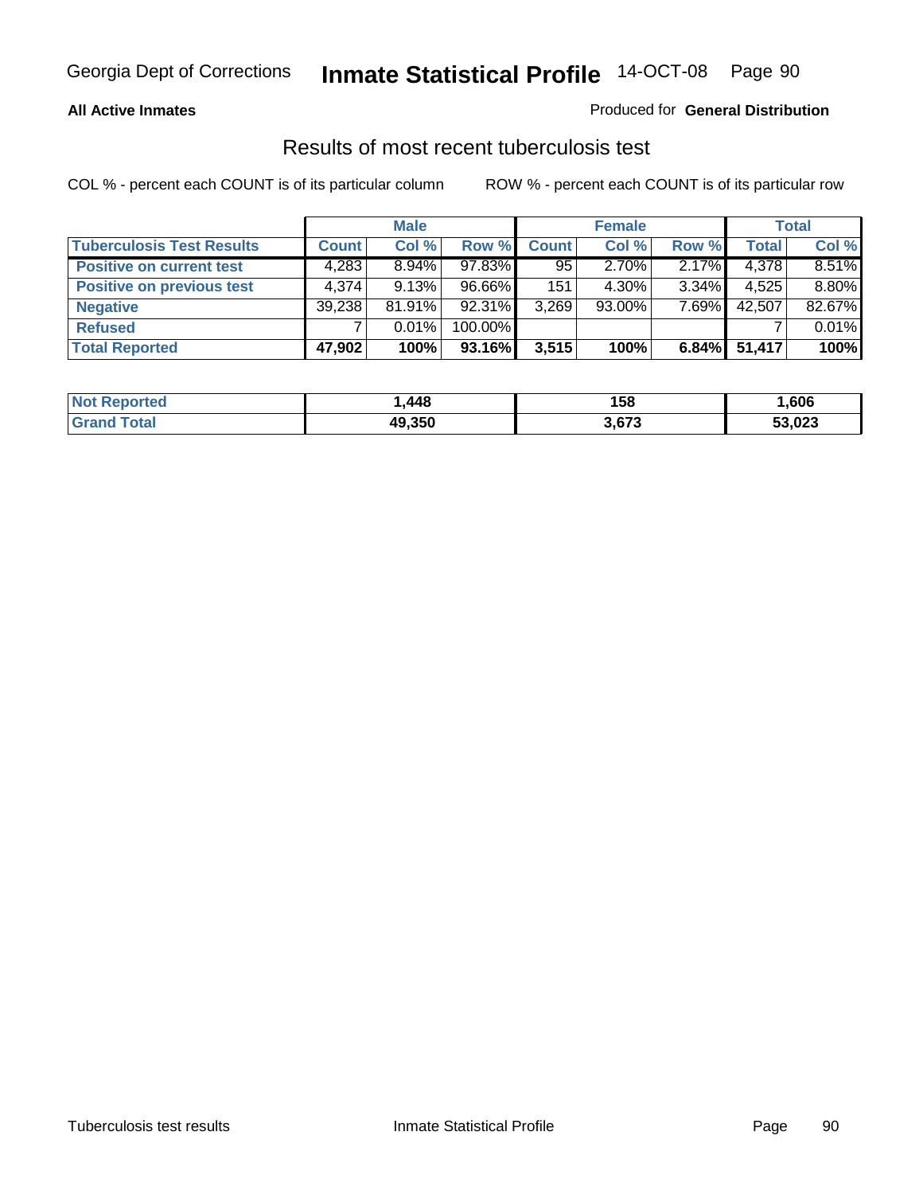**All Active Inmates** — Produced for **General Distribution**

## Results of most recent tuberculosis test

COL % - percent each COUNT is of its particular column ROW % - percent each COUNT is of its particular row

| | Male | | | Female | | | Total | |
|---|---|---|---|---|---|---|---|---|
| **Tuberculosis Test Results** | **Count** | **Col %** | **Row %** | **Count** | **Col %** | **Row %** | **Total** | **Col %** |
| **Positive on current test** | 4,283 | 8.94% | 97.83% | 95 | 2.70% | 2.17% | 4,378 | 8.51% |
| **Positive on previous test** | 4,374 | 9.13% | 96.66% | 151 | 4.30% | 3.34% | 4,525 | 8.80% |
| **Negative** | 39,238 | 81.91% | 92.31% | 3,269 | 93.00% | 7.69% | 42,507 | 82.67% |
| **Refused** | 7 | 0.01% | 100.00% | | | | 7 | 0.01% |
| **Total Reported** | **47,902** | **100%** | **93.16%** | **3,515** | **100%** | **6.84%** | **51,417** | **100%** |

| | Male | Female | Total |
|---|---|---|---|
| **Not Reported** | **1,448** | **158** | **1,606** |
| **Grand Total** | **49,350** | **3,673** | **53,023** |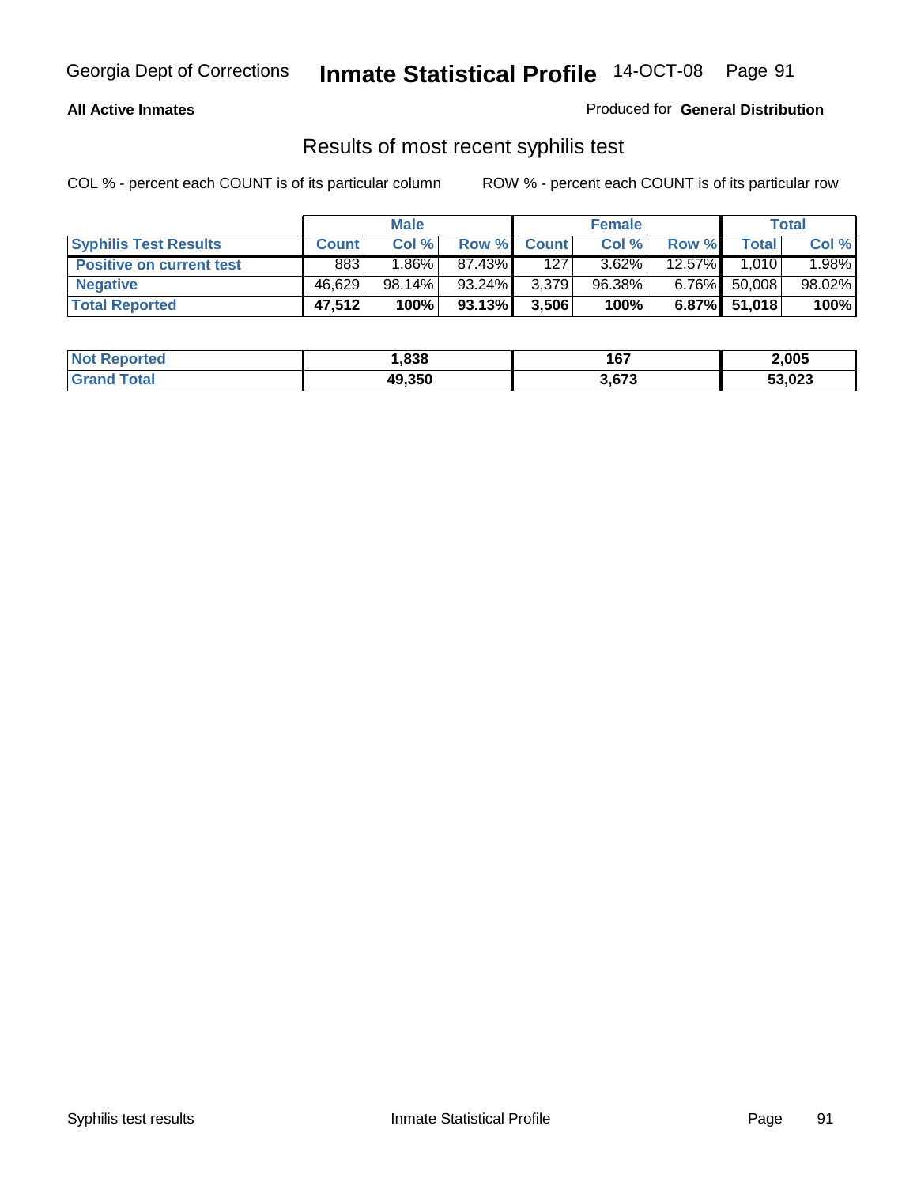**All Active Inmates**

Produced for **General Distribution**

## Results of most recent syphilis test

COL % - percent each COUNT is of its particular column     ROW % - percent each COUNT is of its particular row

| | Male | | | Female | | | Total | |
|---|---|---|---|---|---|---|---|---|
| **Syphilis Test Results** | **Count** | **Col %** | **Row %** | **Count** | **Col %** | **Row %** | **Total** | **Col %** |
| **Positive on current test** | 883 | 1.86% | 87.43% | 127 | 3.62% | 12.57% | 1,010 | 1.98% |
| **Negative** | 46,629 | 98.14% | 93.24% | 3,379 | 96.38% | 6.76% | 50,008 | 98.02% |
| **Total Reported** | **47,512** | **100%** | **93.13%** | **3,506** | **100%** | **6.87%** | **51,018** | **100%** |

| | Male | Female | Total |
|---|---|---|---|
| **Not Reported** | **1,838** | **167** | **2,005** |
| **Grand Total** | **49,350** | **3,673** | **53,023** |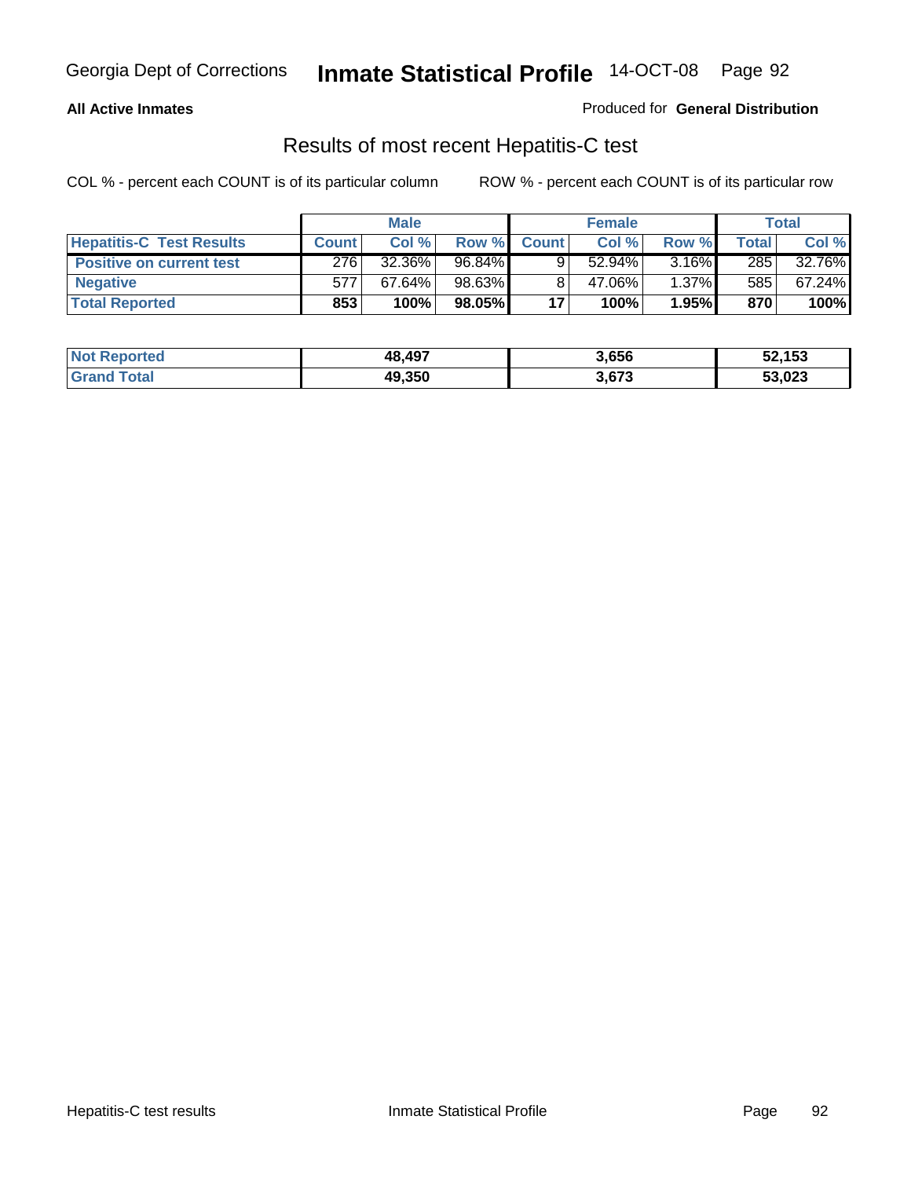**All Active Inmates**

Produced for **General Distribution**

## Results of most recent Hepatitis-C test

COL % - percent each COUNT is of its particular column    ROW % - percent each COUNT is of its particular row

| | Male | | | Female | | | Total | |
|---|---|---|---|---|---|---|---|---|
| **Hepatitis-C Test Results** | **Count** | **Col %** | **Row %** | **Count** | **Col %** | **Row %** | **Total** | **Col %** |
| **Positive on current test** | 276 | 32.36% | 96.84% | 9 | 52.94% | 3.16% | 285 | 32.76% |
| **Negative** | 577 | 67.64% | 98.63% | 8 | 47.06% | 1.37% | 585 | 67.24% |
| **Total Reported** | **853** | **100%** | **98.05%** | **17** | **100%** | **1.95%** | **870** | **100%** |

| | Male | Female | Total |
|---|---|---|---|
| **Not Reported** | **48,497** | **3,656** | **52,153** |
| **Grand Total** | **49,350** | **3,673** | **53,023** |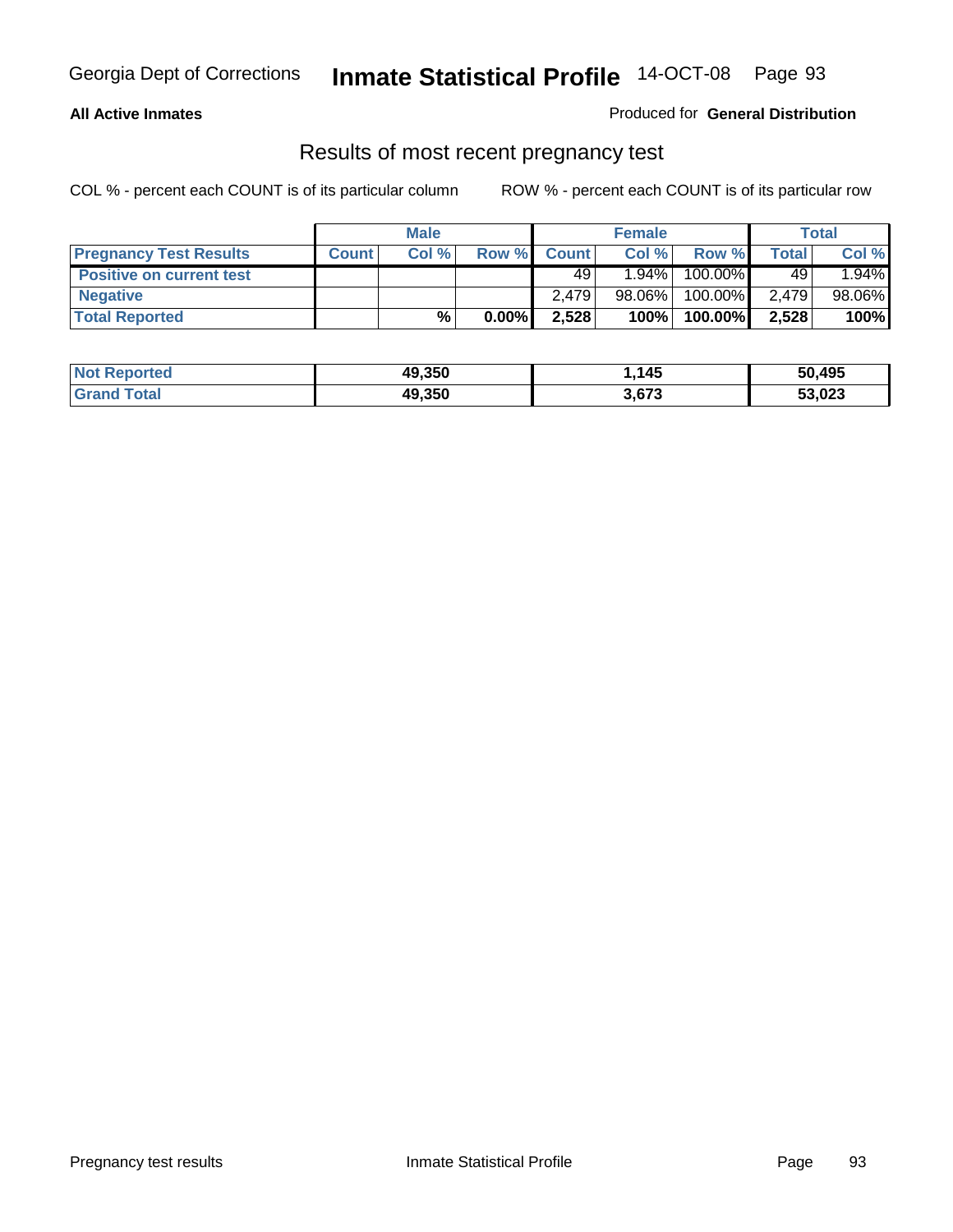**All Active Inmates**

Produced for **General Distribution**

## Results of most recent pregnancy test

COL % - percent each COUNT is of its particular column

ROW % - percent each COUNT is of its particular row

| | Male | | | Female | | | Total | |
|---|---|---|---|---|---|---|---|---|
| **Pregnancy Test Results** | **Count** | **Col %** | **Row %** | **Count** | **Col %** | **Row %** | **Total** | **Col %** |
| **Positive on current test** | | | | 49 | 1.94% | 100.00% | 49 | 1.94% |
| **Negative** | | | | 2,479 | 98.06% | 100.00% | 2,479 | 98.06% |
| **Total Reported** | | **%** | **0.00%** | **2,528** | **100%** | **100.00%** | **2,528** | **100%** |

| | Male | Female | Total |
|---|---|---|---|
| **Not Reported** | **49,350** | **1,145** | **50,495** |
| **Grand Total** | **49,350** | **3,673** | **53,023** |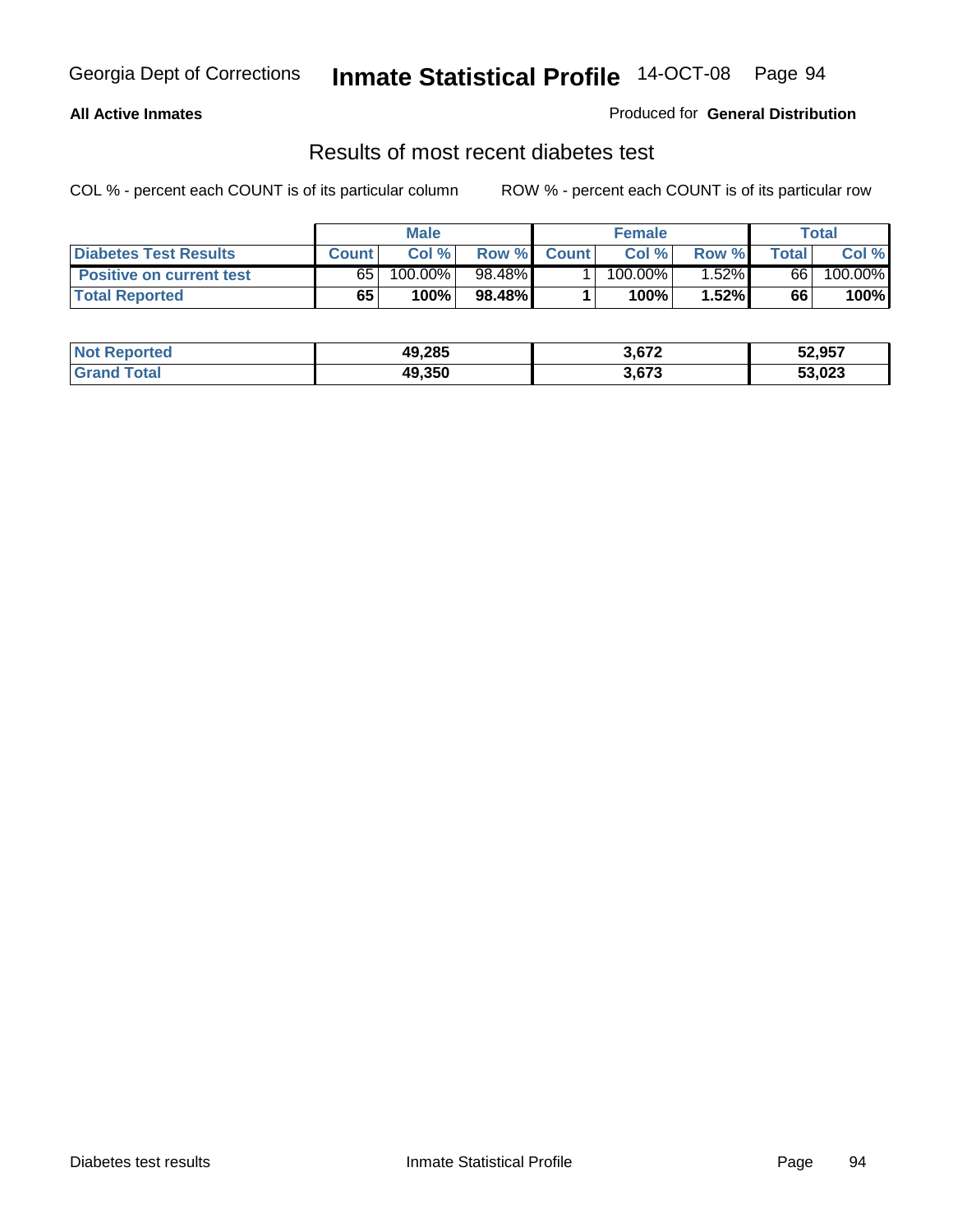Georgia Dept of Corrections **Inmate Statistical Profile** 14-OCT-08

**All Active Inmates**

Produced for **General Distribution**

## Results of most recent diabetes test

COL % - percent each COUNT is of its particular column  ROW % - percent each COUNT is of its particular row

| | Male | | | Female | | | Total | |
|---|---|---|---|---|---|---|---|---|
| **Diabetes Test Results** | **Count** | **Col %** | **Row %** | **Count** | **Col %** | **Row %** | **Total** | **Col %** |
| **Positive on current test** | 65 | 100.00% | 98.48% | 1 | 100.00% | 1.52% | 66 | 100.00% |
| **Total Reported** | **65** | **100%** | **98.48%** | **1** | **100%** | **1.52%** | **66** | **100%** |

| | Male | Female | Total |
|---|---|---|---|
| **Not Reported** | **49,285** | **3,672** | **52,957** |
| **Grand Total** | **49,350** | **3,673** | **53,023** |

Diabetes test results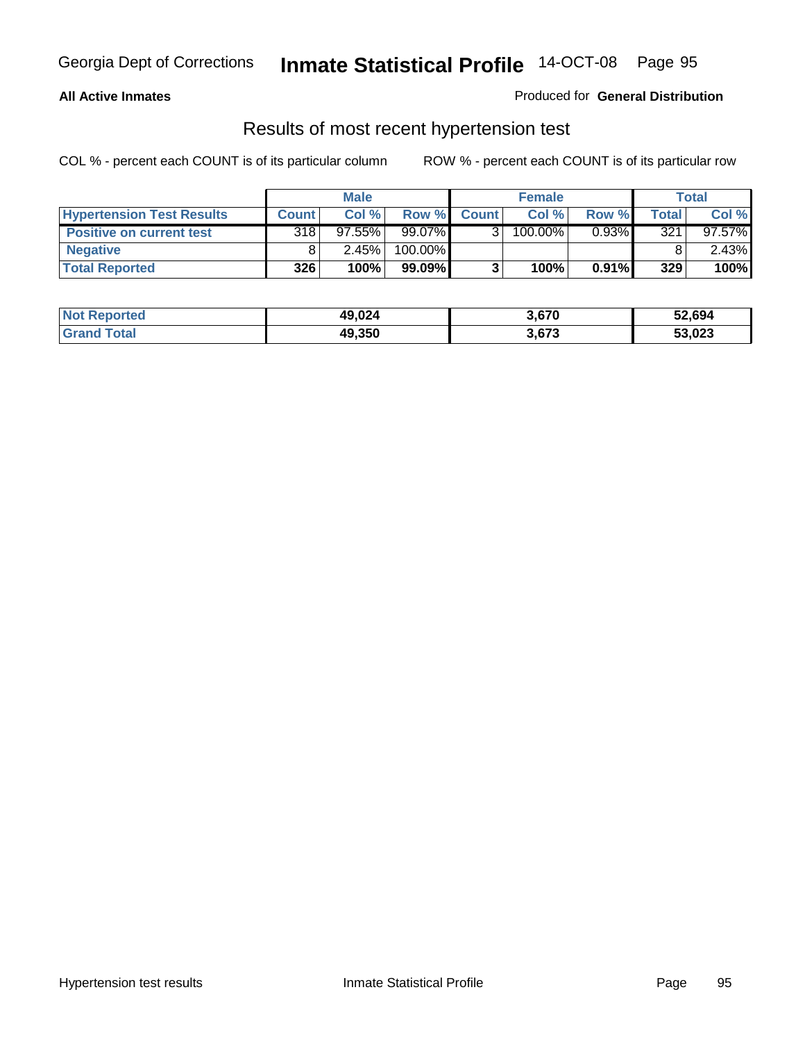**All Active Inmates**

Produced for **General Distribution**

## Results of most recent hypertension test

COL % - percent each COUNT is of its particular column

ROW % - percent each COUNT is of its particular row

| | Male | | | Female | | | Total | |
|---|---|---|---|---|---|---|---|---|
| **Hypertension Test Results** | **Count** | **Col %** | **Row %** | **Count** | **Col %** | **Row %** | **Total** | **Col %** |
| **Positive on current test** | 318 | 97.55% | 99.07% | 3 | 100.00% | 0.93% | 321 | 97.57% |
| **Negative** | 8 | 2.45% | 100.00% | | | | 8 | 2.43% |
| **Total Reported** | **326** | **100%** | **99.09%** | **3** | **100%** | **0.91%** | **329** | **100%** |

| | Male | Female | Total |
|---|---|---|---|
| **Not Reported** | **49,024** | **3,670** | **52,694** |
| **Grand Total** | **49,350** | **3,673** | **53,023** |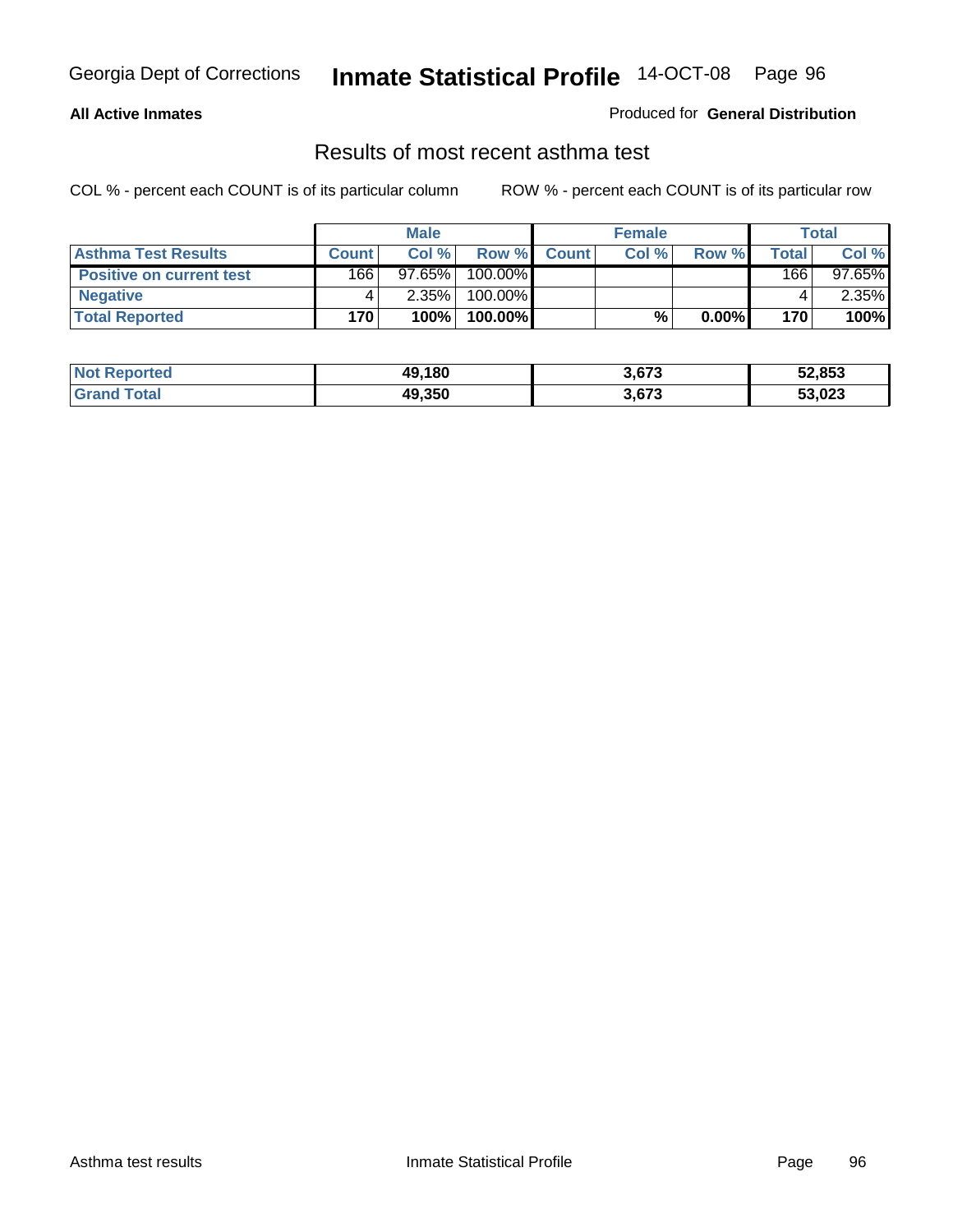**All Active Inmates**

Produced for **General Distribution**

## Results of most recent asthma test

COL % - percent each COUNT is of its particular column

ROW % - percent each COUNT is of its particular row

| | Male | | | Female | | | Total | |
|---|---|---|---|---|---|---|---|---|
| **Asthma Test Results** | **Count** | **Col %** | **Row %** | **Count** | **Col %** | **Row %** | **Total** | **Col %** |
| **Positive on current test** | 166 | 97.65% | 100.00% | | | | 166 | 97.65% |
| **Negative** | 4 | 2.35% | 100.00% | | | | 4 | 2.35% |
| **Total Reported** | **170** | **100%** | **100.00%** | | **%** | **0.00%** | **170** | **100%** |

| | Male | Female | Total |
|---|---|---|---|
| **Not Reported** | **49,180** | **3,673** | **52,853** |
| **Grand Total** | **49,350** | **3,673** | **53,023** |